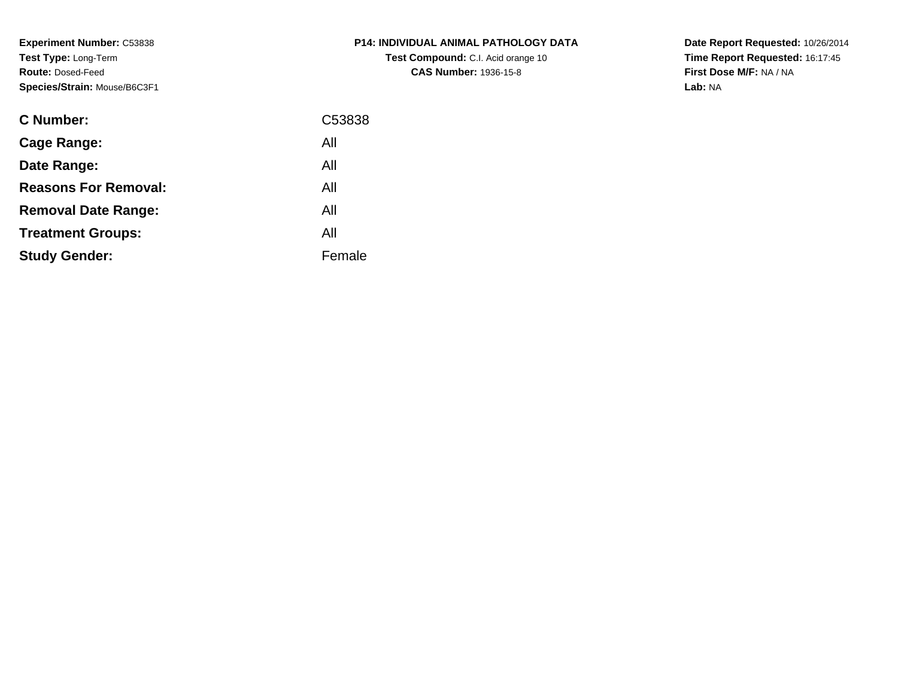**Experiment Number:** C53838
**Test Type:** Long-Term
**Route:** Dosed-Feed
**Species/Strain:** Mouse/B6C3F1

**P14: INDIVIDUAL ANIMAL PATHOLOGY DATA**
**Test Compound:** C.I. Acid orange 10
**CAS Number:** 1936-15-8

**Date Report Requested:** 10/26/2014
**Time Report Requested:** 16:17:45
**First Dose M/F:** NA / NA
**Lab:** NA

| | |
|---|---|
| **C Number:** | C53838 |
| **Cage Range:** | All |
| **Date Range:** | All |
| **Reasons For Removal:** | All |
| **Removal Date Range:** | All |
| **Treatment Groups:** | All |
| **Study Gender:** | Female |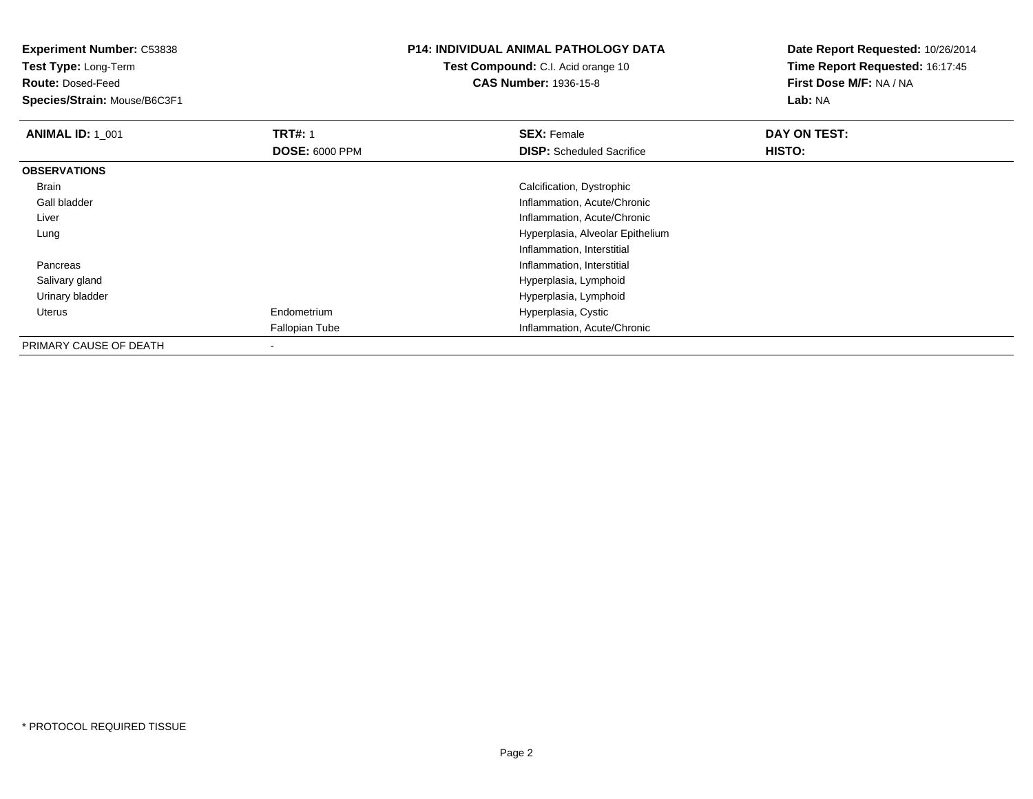**Experiment Number:** C53838
**Test Type:** Long-Term
**Route:** Dosed-Feed
**Species/Strain:** Mouse/B6C3F1

**P14: INDIVIDUAL ANIMAL PATHOLOGY DATA**
**Test Compound:** C.I. Acid orange 10
**CAS Number:** 1936-15-8

**Date Report Requested:** 10/26/2014
**Time Report Requested:** 16:17:45
**First Dose M/F:** NA / NA
**Lab:** NA

| **ANIMAL ID:** 1_001 | **TRT#:** 1 | **SEX:** Female | **DAY ON TEST:** |
|---|---|---|---|
| | **DOSE:** 6000 PPM | **DISP:** Scheduled Sacrifice | **HISTO:** |
| **OBSERVATIONS** | | | |
| Brain | | Calcification, Dystrophic | |
| Gall bladder | | Inflammation, Acute/Chronic | |
| Liver | | Inflammation, Acute/Chronic | |
| Lung | | Hyperplasia, Alveolar Epithelium | |
| | | Inflammation, Interstitial | |
| Pancreas | | Inflammation, Interstitial | |
| Salivary gland | | Hyperplasia, Lymphoid | |
| Urinary bladder | | Hyperplasia, Lymphoid | |
| Uterus | Endometrium | Hyperplasia, Cystic | |
| | Fallopian Tube | Inflammation, Acute/Chronic | |
| PRIMARY CAUSE OF DEATH | - | | |

* PROTOCOL REQUIRED TISSUE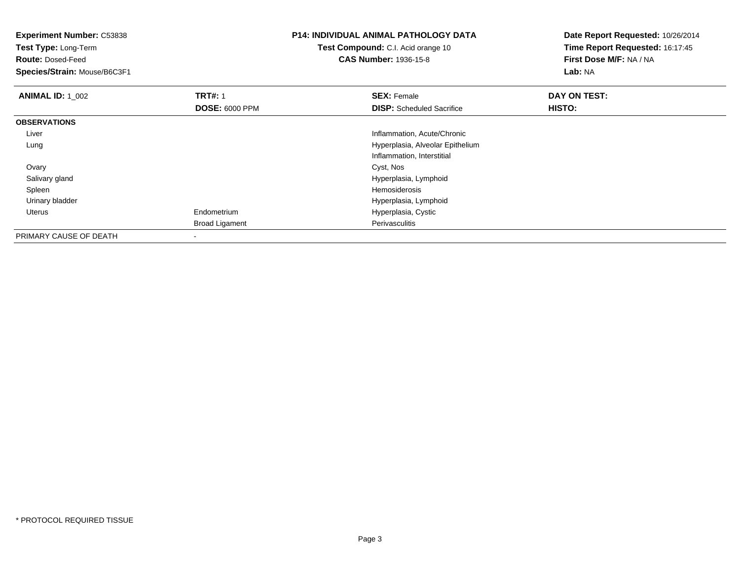**Experiment Number:** C53838
**Test Type:** Long-Term
**Route:** Dosed-Feed
**Species/Strain:** Mouse/B6C3F1

**P14: INDIVIDUAL ANIMAL PATHOLOGY DATA**
**Test Compound:** C.I. Acid orange 10
**CAS Number:** 1936-15-8

**Date Report Requested:** 10/26/2014
**Time Report Requested:** 16:17:45
**First Dose M/F:** NA / NA
**Lab:** NA

| **ANIMAL ID:** 1_002 | **TRT#:** 1 | **SEX:** Female | **DAY ON TEST:** |
|---|---|---|---|
| | **DOSE:** 6000 PPM | **DISP:** Scheduled Sacrifice | **HISTO:** |
| **OBSERVATIONS** | | | |
| Liver | | Inflammation, Acute/Chronic | |
| Lung | | Hyperplasia, Alveolar Epithelium | |
| | | Inflammation, Interstitial | |
| Ovary | | Cyst, Nos | |
| Salivary gland | | Hyperplasia, Lymphoid | |
| Spleen | | Hemosiderosis | |
| Urinary bladder | | Hyperplasia, Lymphoid | |
| Uterus | Endometrium | Hyperplasia, Cystic | |
| | Broad Ligament | Perivasculitis | |
| PRIMARY CAUSE OF DEATH | - | | |

* PROTOCOL REQUIRED TISSUE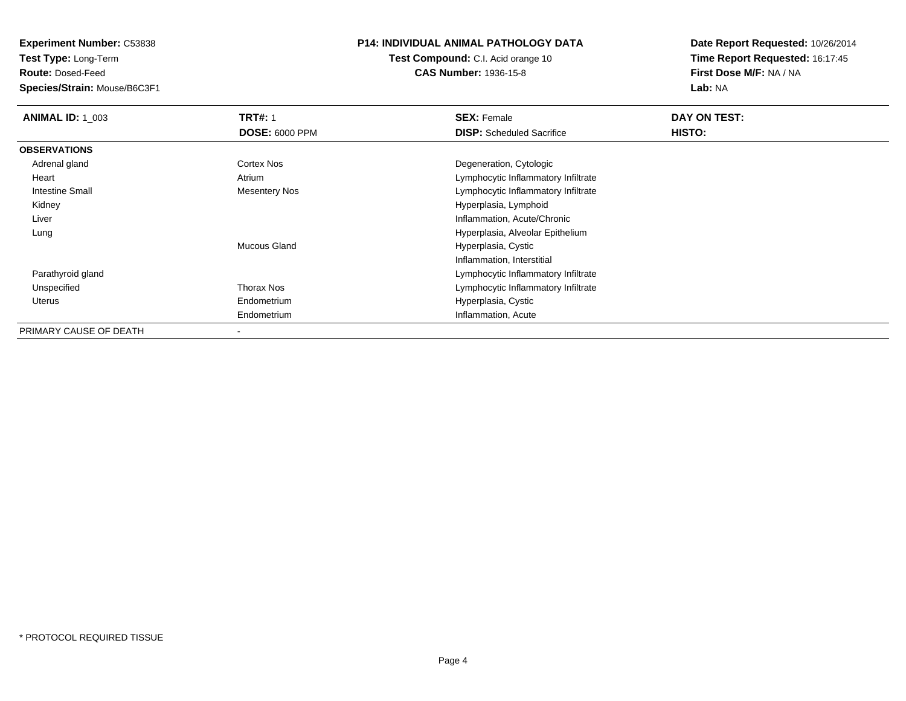**Experiment Number:** C53838
**Test Type:** Long-Term
**Route:** Dosed-Feed
**Species/Strain:** Mouse/B6C3F1

**P14: INDIVIDUAL ANIMAL PATHOLOGY DATA**
**Test Compound:** C.I. Acid orange 10
**CAS Number:** 1936-15-8

**Date Report Requested:** 10/26/2014
**Time Report Requested:** 16:17:45
**First Dose M/F:** NA / NA
**Lab:** NA

| **ANIMAL ID:** 1_003 | **TRT#:** 1 | **SEX:** Female | **DAY ON TEST:** |
|---|---|---|---|
| | **DOSE:** 6000 PPM | **DISP:** Scheduled Sacrifice | **HISTO:** |
| **OBSERVATIONS** | | | |
| Adrenal gland | Cortex Nos | Degeneration, Cytologic | |
| Heart | Atrium | Lymphocytic Inflammatory Infiltrate | |
| Intestine Small | Mesentery Nos | Lymphocytic Inflammatory Infiltrate | |
| Kidney | | Hyperplasia, Lymphoid | |
| Liver | | Inflammation, Acute/Chronic | |
| Lung | | Hyperplasia, Alveolar Epithelium | |
| | Mucous Gland | Hyperplasia, Cystic | |
| | | Inflammation, Interstitial | |
| Parathyroid gland | | Lymphocytic Inflammatory Infiltrate | |
| Unspecified | Thorax Nos | Lymphocytic Inflammatory Infiltrate | |
| Uterus | Endometrium | Hyperplasia, Cystic | |
| | Endometrium | Inflammation, Acute | |
| PRIMARY CAUSE OF DEATH | - | | |

* PROTOCOL REQUIRED TISSUE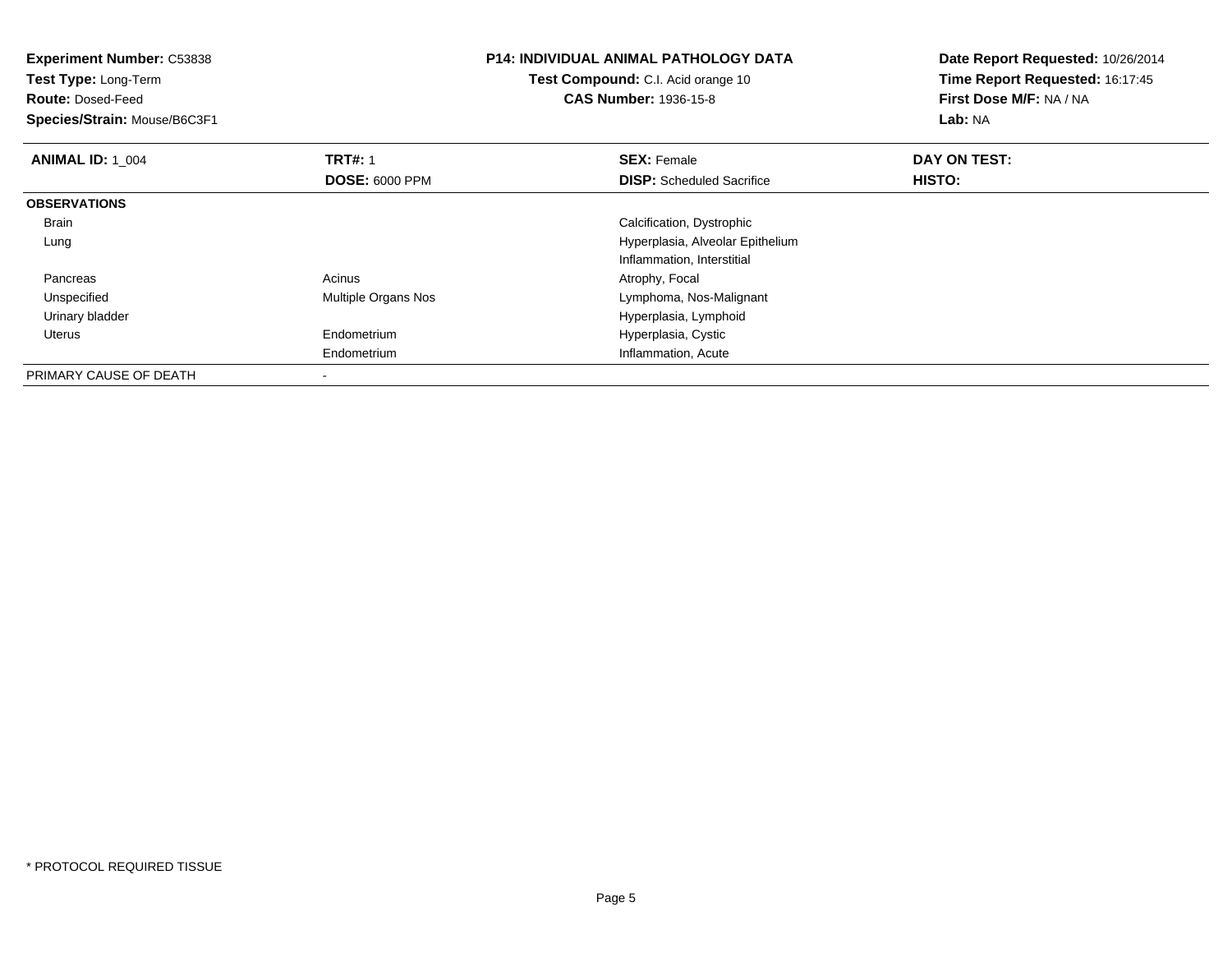**Experiment Number:** C53838
**Test Type:** Long-Term
**Route:** Dosed-Feed
**Species/Strain:** Mouse/B6C3F1

**P14: INDIVIDUAL ANIMAL PATHOLOGY DATA**
**Test Compound:** C.I. Acid orange 10
**CAS Number:** 1936-15-8

**Date Report Requested:** 10/26/2014
**Time Report Requested:** 16:17:45
**First Dose M/F:** NA / NA
**Lab:** NA

| **ANIMAL ID:** 1_004 | **TRT#:** 1 | **SEX:** Female | **DAY ON TEST:** |
|---|---|---|---|
| | **DOSE:** 6000 PPM | **DISP:** Scheduled Sacrifice | **HISTO:** |
| **OBSERVATIONS** | | | |
| Brain | | Calcification, Dystrophic | |
| Lung | | Hyperplasia, Alveolar Epithelium | |
| | | Inflammation, Interstitial | |
| Pancreas | Acinus | Atrophy, Focal | |
| Unspecified | Multiple Organs Nos | Lymphoma, Nos-Malignant | |
| Urinary bladder | | Hyperplasia, Lymphoid | |
| Uterus | Endometrium | Hyperplasia, Cystic | |
| | Endometrium | Inflammation, Acute | |
| PRIMARY CAUSE OF DEATH | - | | |

* PROTOCOL REQUIRED TISSUE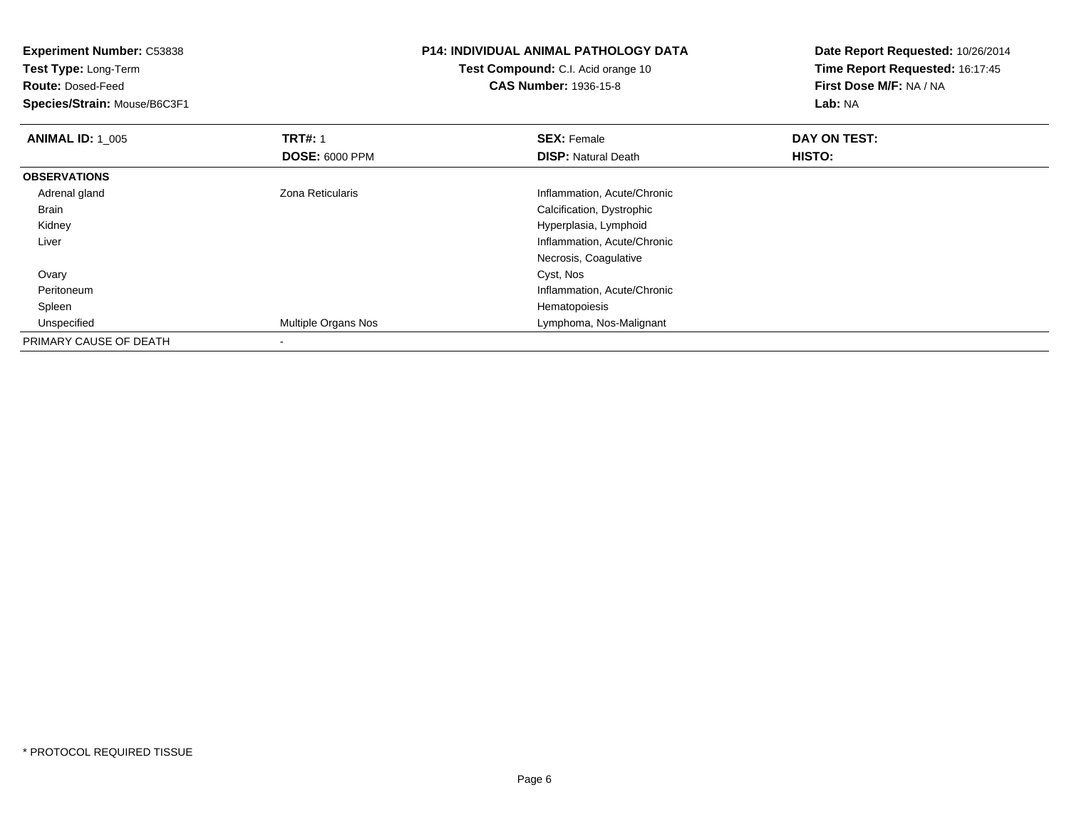**Experiment Number:** C53838
**Test Type:** Long-Term
**Route:** Dosed-Feed
**Species/Strain:** Mouse/B6C3F1

**P14: INDIVIDUAL ANIMAL PATHOLOGY DATA**
**Test Compound:** C.I. Acid orange 10
**CAS Number:** 1936-15-8

**Date Report Requested:** 10/26/2014
**Time Report Requested:** 16:17:45
**First Dose M/F:** NA / NA
**Lab:** NA

| **ANIMAL ID:** 1_005 | **TRT#:** 1 | **SEX:** Female | **DAY ON TEST:** |
|---|---|---|---|
| | **DOSE:** 6000 PPM | **DISP:** Natural Death | **HISTO:** |
| **OBSERVATIONS** | | | |
| Adrenal gland | Zona Reticularis | Inflammation, Acute/Chronic | |
| Brain | | Calcification, Dystrophic | |
| Kidney | | Hyperplasia, Lymphoid | |
| Liver | | Inflammation, Acute/Chronic | |
| | | Necrosis, Coagulative | |
| Ovary | | Cyst, Nos | |
| Peritoneum | | Inflammation, Acute/Chronic | |
| Spleen | | Hematopoiesis | |
| Unspecified | Multiple Organs Nos | Lymphoma, Nos-Malignant | |
| PRIMARY CAUSE OF DEATH | - | | |

* PROTOCOL REQUIRED TISSUE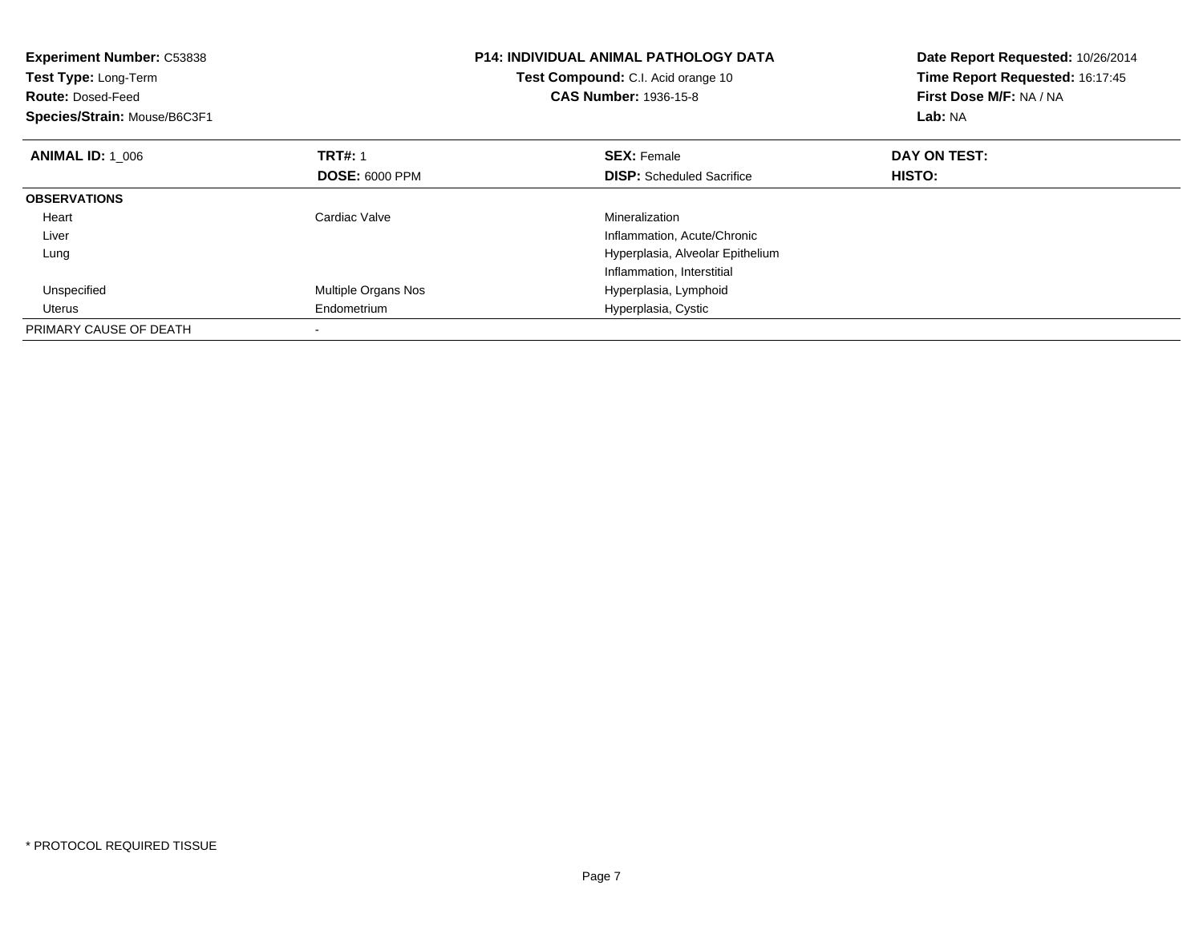**Experiment Number:** C53838
**Test Type:** Long-Term
**Route:** Dosed-Feed
**Species/Strain:** Mouse/B6C3F1

**P14: INDIVIDUAL ANIMAL PATHOLOGY DATA**
**Test Compound:** C.I. Acid orange 10
**CAS Number:** 1936-15-8

**Date Report Requested:** 10/26/2014
**Time Report Requested:** 16:17:45
**First Dose M/F:** NA / NA
**Lab:** NA

| **ANIMAL ID:** 1_006 | **TRT#:** 1 | **SEX:** Female | **DAY ON TEST:** |
|---|---|---|---|
| | **DOSE:** 6000 PPM | **DISP:** Scheduled Sacrifice | **HISTO:** |
| **OBSERVATIONS** | | | |
| Heart | Cardiac Valve | Mineralization | |
| Liver | | Inflammation, Acute/Chronic | |
| Lung | | Hyperplasia, Alveolar Epithelium | |
| | | Inflammation, Interstitial | |
| Unspecified | Multiple Organs Nos | Hyperplasia, Lymphoid | |
| Uterus | Endometrium | Hyperplasia, Cystic | |
| PRIMARY CAUSE OF DEATH | - | | |

\* PROTOCOL REQUIRED TISSUE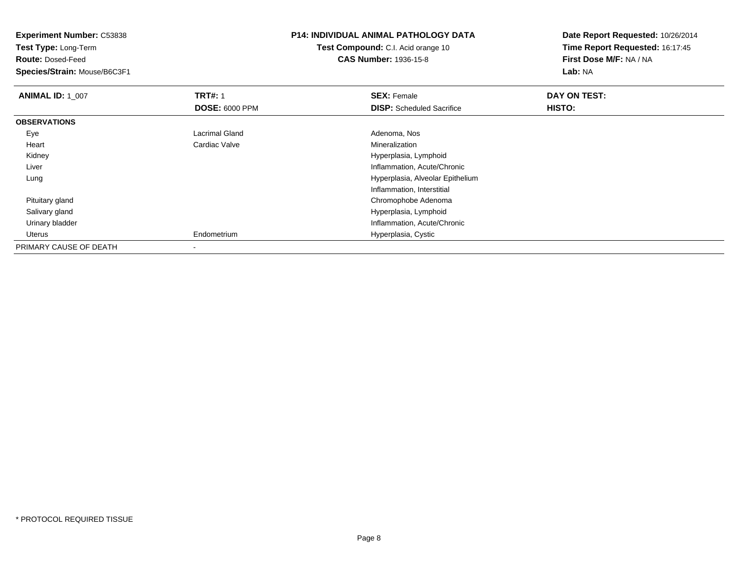**Experiment Number:** C53838
**Test Type:** Long-Term
**Route:** Dosed-Feed
**Species/Strain:** Mouse/B6C3F1

**P14: INDIVIDUAL ANIMAL PATHOLOGY DATA**
**Test Compound:** C.I. Acid orange 10
**CAS Number:** 1936-15-8

**Date Report Requested:** 10/26/2014
**Time Report Requested:** 16:17:45
**First Dose M/F:** NA / NA
**Lab:** NA

| **ANIMAL ID:** 1_007 | **TRT#:** 1 | **SEX:** Female | **DAY ON TEST:** |
|---|---|---|---|
| | **DOSE:** 6000 PPM | **DISP:** Scheduled Sacrifice | **HISTO:** |
| **OBSERVATIONS** | | | |
| Eye | Lacrimal Gland | Adenoma, Nos | |
| Heart | Cardiac Valve | Mineralization | |
| Kidney | | Hyperplasia, Lymphoid | |
| Liver | | Inflammation, Acute/Chronic | |
| Lung | | Hyperplasia, Alveolar Epithelium | |
| | | Inflammation, Interstitial | |
| Pituitary gland | | Chromophobe Adenoma | |
| Salivary gland | | Hyperplasia, Lymphoid | |
| Urinary bladder | | Inflammation, Acute/Chronic | |
| Uterus | Endometrium | Hyperplasia, Cystic | |
| PRIMARY CAUSE OF DEATH | - | | |

* PROTOCOL REQUIRED TISSUE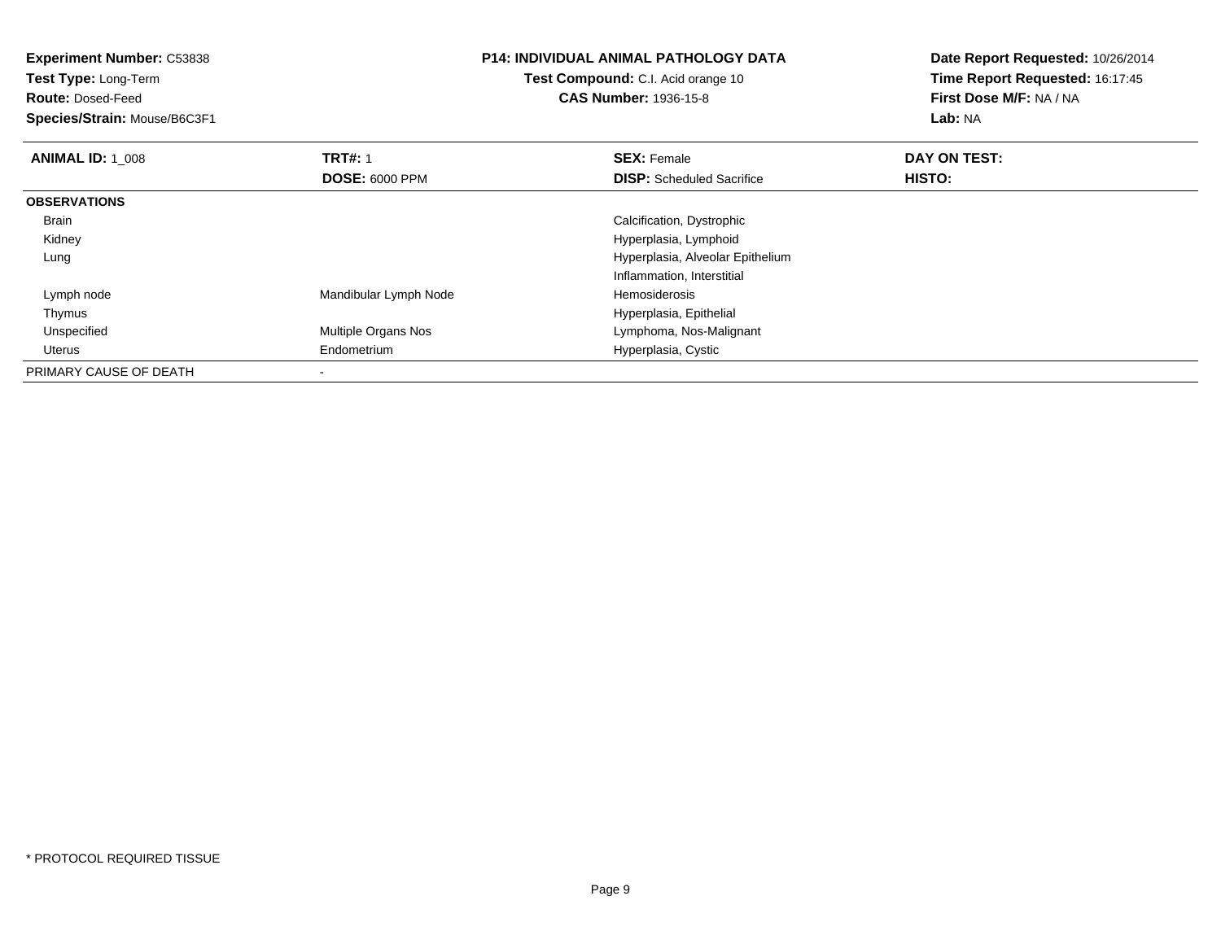**Experiment Number:** C53838
**Test Type:** Long-Term
**Route:** Dosed-Feed
**Species/Strain:** Mouse/B6C3F1

**P14: INDIVIDUAL ANIMAL PATHOLOGY DATA**
**Test Compound:** C.I. Acid orange 10
**CAS Number:** 1936-15-8

**Date Report Requested:** 10/26/2014
**Time Report Requested:** 16:17:45
**First Dose M/F:** NA / NA
**Lab:** NA

| **ANIMAL ID:** 1_008 | **TRT#:** 1 | **SEX:** Female | **DAY ON TEST:** |
|---|---|---|---|
| | **DOSE:** 6000 PPM | **DISP:** Scheduled Sacrifice | **HISTO:** |
| **OBSERVATIONS** | | | |
| Brain | | Calcification, Dystrophic | |
| Kidney | | Hyperplasia, Lymphoid | |
| Lung | | Hyperplasia, Alveolar Epithelium | |
| | | Inflammation, Interstitial | |
| Lymph node | Mandibular Lymph Node | Hemosiderosis | |
| Thymus | | Hyperplasia, Epithelial | |
| Unspecified | Multiple Organs Nos | Lymphoma, Nos-Malignant | |
| Uterus | Endometrium | Hyperplasia, Cystic | |
| PRIMARY CAUSE OF DEATH | - | | |

* PROTOCOL REQUIRED TISSUE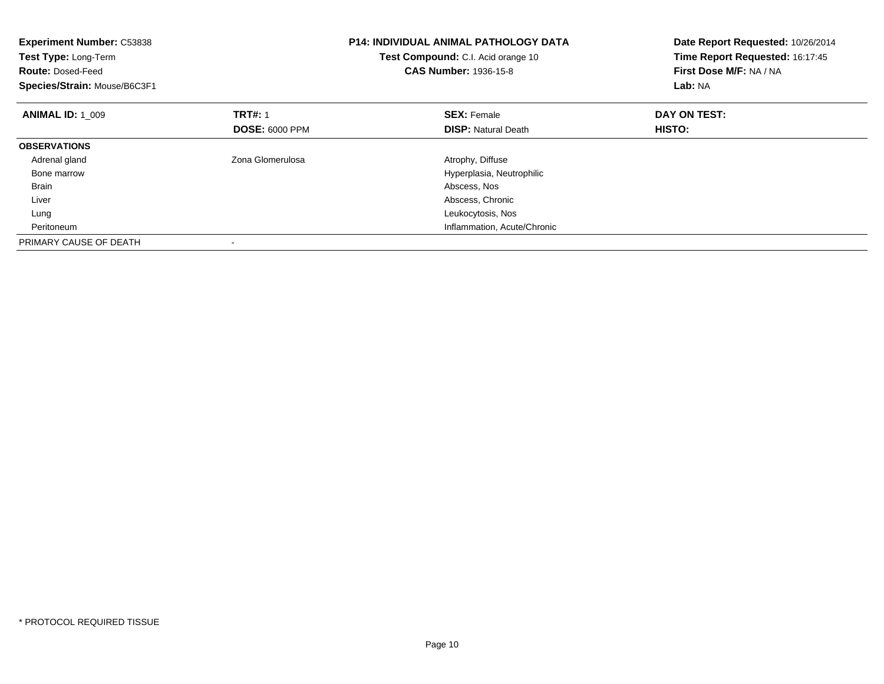**Experiment Number:** C53838
**Test Type:** Long-Term
**Route:** Dosed-Feed
**Species/Strain:** Mouse/B6C3F1

**P14: INDIVIDUAL ANIMAL PATHOLOGY DATA**
**Test Compound:** C.I. Acid orange 10
**CAS Number:** 1936-15-8

**Date Report Requested:** 10/26/2014
**Time Report Requested:** 16:17:45
**First Dose M/F:** NA / NA
**Lab:** NA

| **ANIMAL ID:** 1_009 | **TRT#:** 1 | **SEX:** Female | **DAY ON TEST:** |
|---|---|---|---|
| | **DOSE:** 6000 PPM | **DISP:** Natural Death | **HISTO:** |
| **OBSERVATIONS** | | | |
| Adrenal gland | Zona Glomerulosa | Atrophy, Diffuse | |
| Bone marrow | | Hyperplasia, Neutrophilic | |
| Brain | | Abscess, Nos | |
| Liver | | Abscess, Chronic | |
| Lung | | Leukocytosis, Nos | |
| Peritoneum | | Inflammation, Acute/Chronic | |
| PRIMARY CAUSE OF DEATH | - | | |

* PROTOCOL REQUIRED TISSUE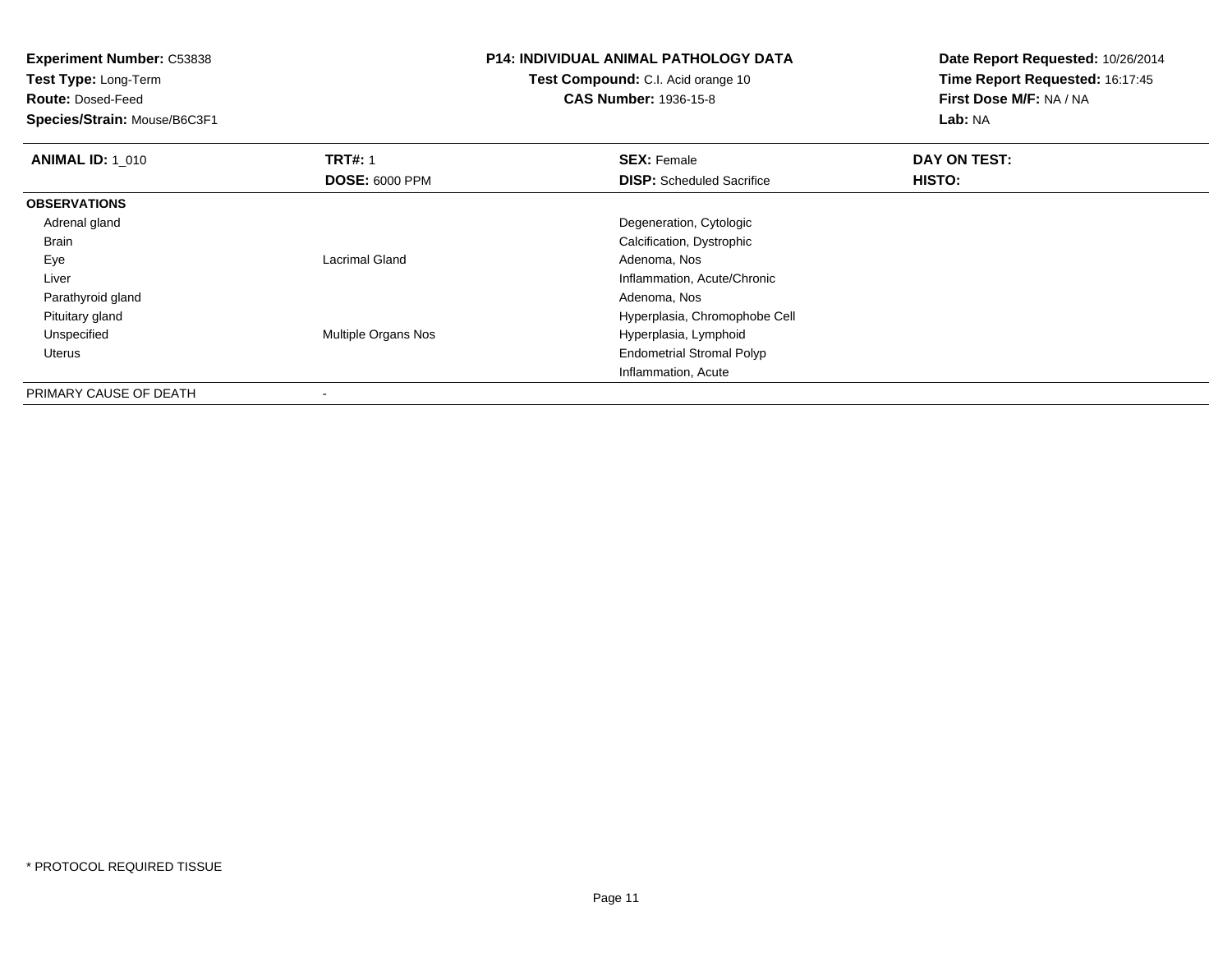**Experiment Number:** C53838
**Test Type:** Long-Term
**Route:** Dosed-Feed
**Species/Strain:** Mouse/B6C3F1

**P14: INDIVIDUAL ANIMAL PATHOLOGY DATA**
**Test Compound:** C.I. Acid orange 10
**CAS Number:** 1936-15-8

**Date Report Requested:** 10/26/2014
**Time Report Requested:** 16:17:45
**First Dose M/F:** NA / NA
**Lab:** NA

| **ANIMAL ID:** 1_010 | **TRT#:** 1 | **SEX:** Female | **DAY ON TEST:** |
|---|---|---|---|
| | **DOSE:** 6000 PPM | **DISP:** Scheduled Sacrifice | **HISTO:** |
| **OBSERVATIONS** | | | |
| Adrenal gland | | Degeneration, Cytologic | |
| Brain | | Calcification, Dystrophic | |
| Eye | Lacrimal Gland | Adenoma, Nos | |
| Liver | | Inflammation, Acute/Chronic | |
| Parathyroid gland | | Adenoma, Nos | |
| Pituitary gland | | Hyperplasia, Chromophobe Cell | |
| Unspecified | Multiple Organs Nos | Hyperplasia, Lymphoid | |
| Uterus | | Endometrial Stromal Polyp | |
| | | Inflammation, Acute | |
| PRIMARY CAUSE OF DEATH | - | | |

* PROTOCOL REQUIRED TISSUE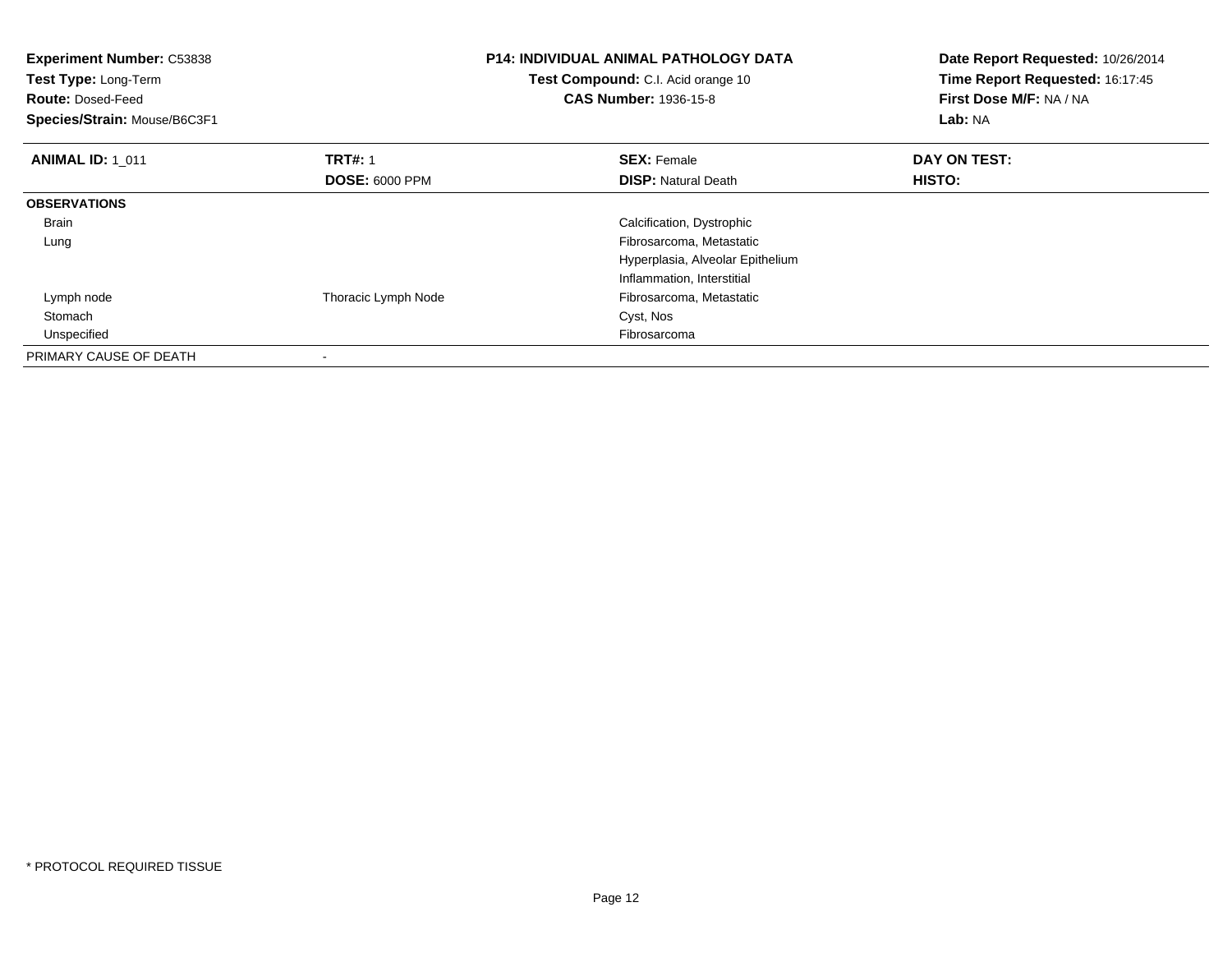**Experiment Number:** C53838
**Test Type:** Long-Term
**Route:** Dosed-Feed
**Species/Strain:** Mouse/B6C3F1

**P14: INDIVIDUAL ANIMAL PATHOLOGY DATA**
**Test Compound:** C.I. Acid orange 10
**CAS Number:** 1936-15-8

**Date Report Requested:** 10/26/2014
**Time Report Requested:** 16:17:45
**First Dose M/F:** NA / NA
**Lab:** NA

| **ANIMAL ID:** 1_011 | **TRT#:** 1 | **SEX:** Female | **DAY ON TEST:** |
|---|---|---|---|
| | **DOSE:** 6000 PPM | **DISP:** Natural Death | **HISTO:** |
| **OBSERVATIONS** | | | |
| Brain | | Calcification, Dystrophic | |
| Lung | | Fibrosarcoma, Metastatic | |
| | | Hyperplasia, Alveolar Epithelium | |
| | | Inflammation, Interstitial | |
| Lymph node | Thoracic Lymph Node | Fibrosarcoma, Metastatic | |
| Stomach | | Cyst, Nos | |
| Unspecified | | Fibrosarcoma | |
| PRIMARY CAUSE OF DEATH | - | | |

\* PROTOCOL REQUIRED TISSUE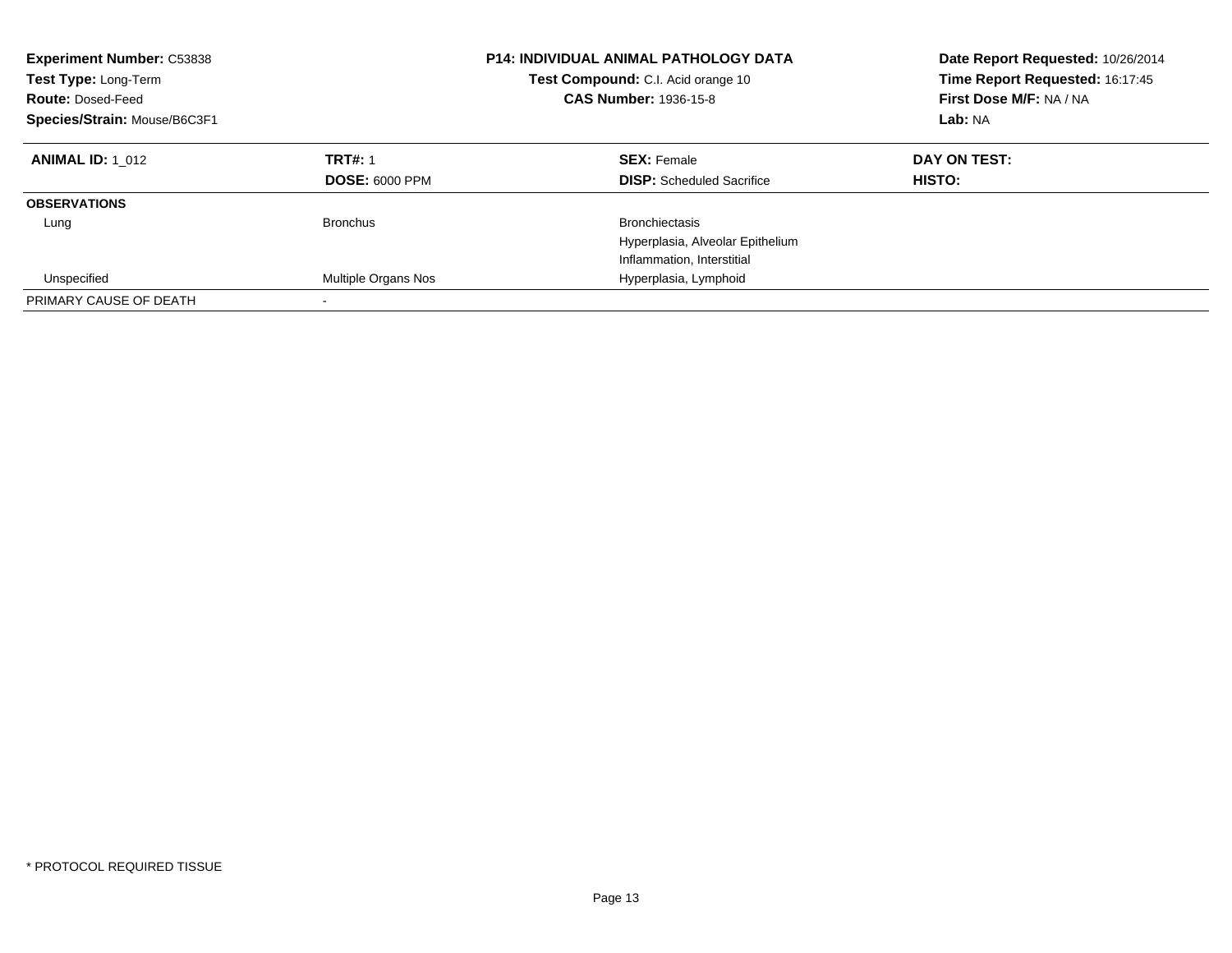**Experiment Number:** C53838
**Test Type:** Long-Term
**Route:** Dosed-Feed
**Species/Strain:** Mouse/B6C3F1

**P14: INDIVIDUAL ANIMAL PATHOLOGY DATA**
**Test Compound:** C.I. Acid orange 10
**CAS Number:** 1936-15-8

**Date Report Requested:** 10/26/2014
**Time Report Requested:** 16:17:45
**First Dose M/F:** NA / NA
**Lab:** NA

| **ANIMAL ID:** 1_012 | **TRT#:** 1 | **SEX:** Female | **DAY ON TEST:** |
|---|---|---|---|
| | **DOSE:** 6000 PPM | **DISP:** Scheduled Sacrifice | **HISTO:** |
| **OBSERVATIONS** | | | |
| Lung | Bronchus | Bronchiectasis | |
| | | Hyperplasia, Alveolar Epithelium | |
| | | Inflammation, Interstitial | |
| Unspecified | Multiple Organs Nos | Hyperplasia, Lymphoid | |
| PRIMARY CAUSE OF DEATH | - | | |

* PROTOCOL REQUIRED TISSUE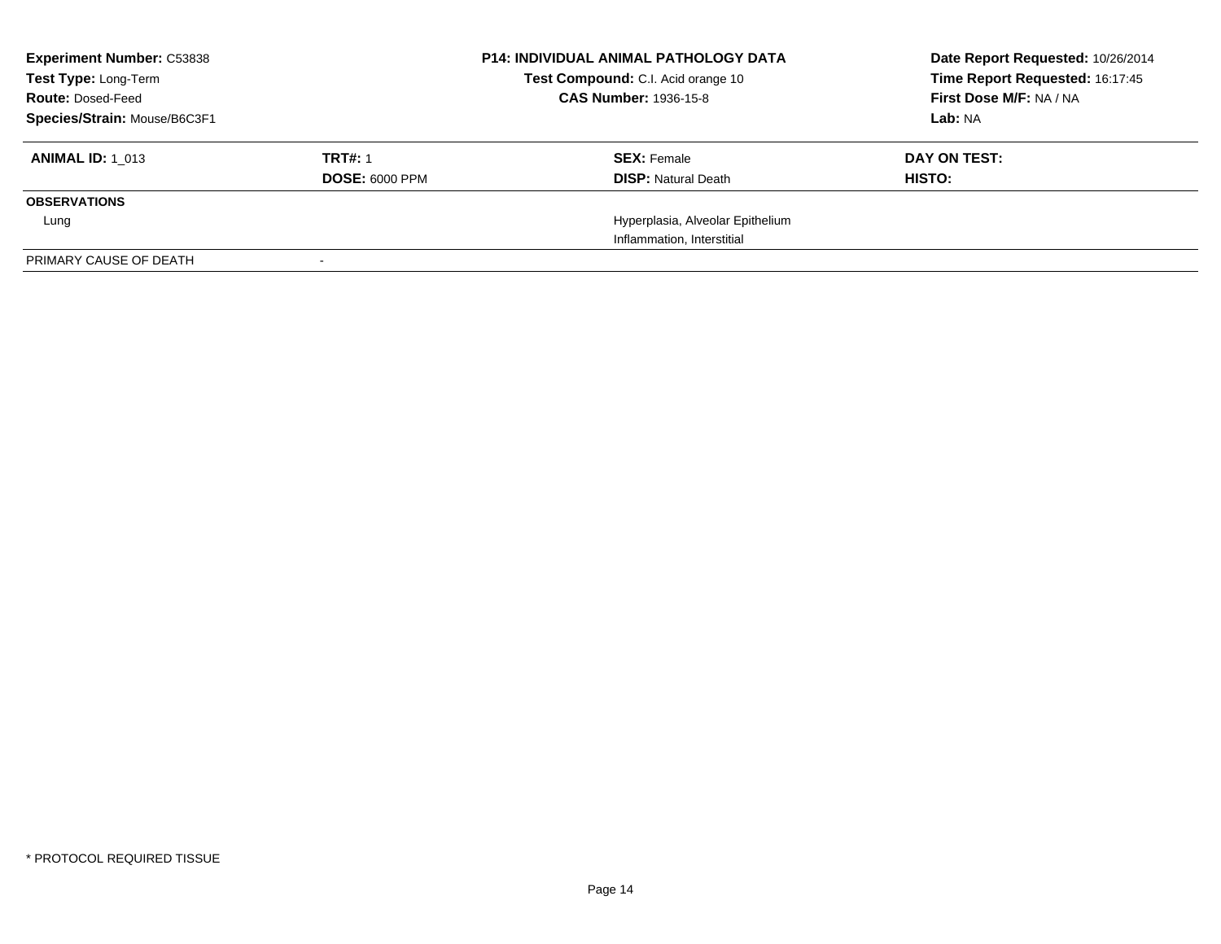**Experiment Number:** C53838
**Test Type:** Long-Term
**Route:** Dosed-Feed
**Species/Strain:** Mouse/B6C3F1

**P14: INDIVIDUAL ANIMAL PATHOLOGY DATA**
**Test Compound:** C.I. Acid orange 10
**CAS Number:** 1936-15-8

**Date Report Requested:** 10/26/2014
**Time Report Requested:** 16:17:45
**First Dose M/F:** NA / NA
**Lab:** NA

| **ANIMAL ID:** 1_013 | **TRT#:** 1 | **SEX:** Female | **DAY ON TEST:** |
|---|---|---|---|
| | **DOSE:** 6000 PPM | **DISP:** Natural Death | **HISTO:** |
| **OBSERVATIONS** | | | |
| Lung | | Hyperplasia, Alveolar Epithelium | |
| | | Inflammation, Interstitial | |
| PRIMARY CAUSE OF DEATH | - | | |

* PROTOCOL REQUIRED TISSUE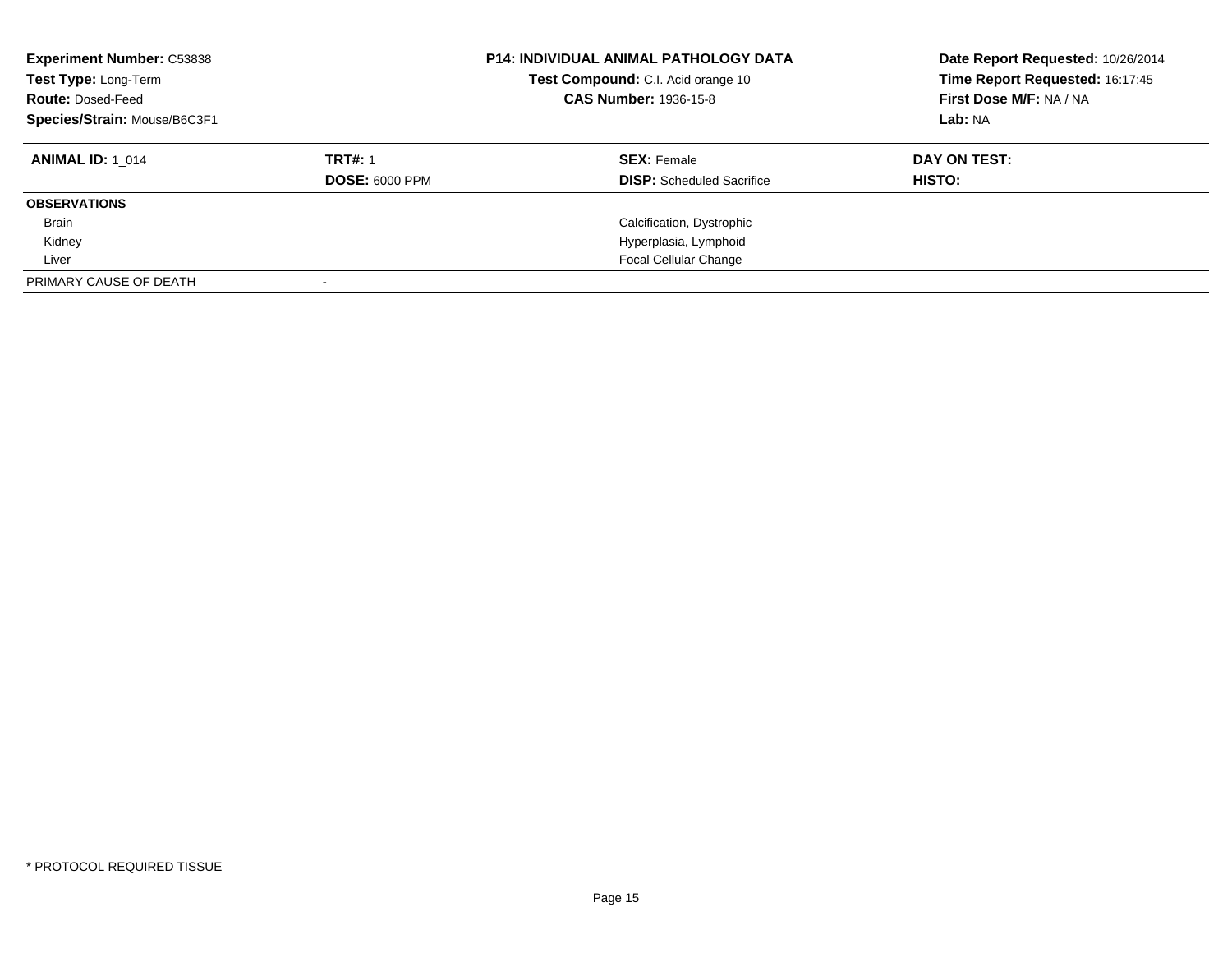**Experiment Number:** C53838
**Test Type:** Long-Term
**Route:** Dosed-Feed
**Species/Strain:** Mouse/B6C3F1

**P14: INDIVIDUAL ANIMAL PATHOLOGY DATA**
**Test Compound:** C.I. Acid orange 10
**CAS Number:** 1936-15-8

**Date Report Requested:** 10/26/2014
**Time Report Requested:** 16:17:45
**First Dose M/F:** NA / NA
**Lab:** NA

| **ANIMAL ID:** 1_014 | **TRT#:** 1 | **SEX:** Female | **DAY ON TEST:** |
|---|---|---|---|
| | **DOSE:** 6000 PPM | **DISP:** Scheduled Sacrifice | **HISTO:** |
| **OBSERVATIONS** | | | |
| Brain | | Calcification, Dystrophic | |
| Kidney | | Hyperplasia, Lymphoid | |
| Liver | | Focal Cellular Change | |
| PRIMARY CAUSE OF DEATH | - | | |

* PROTOCOL REQUIRED TISSUE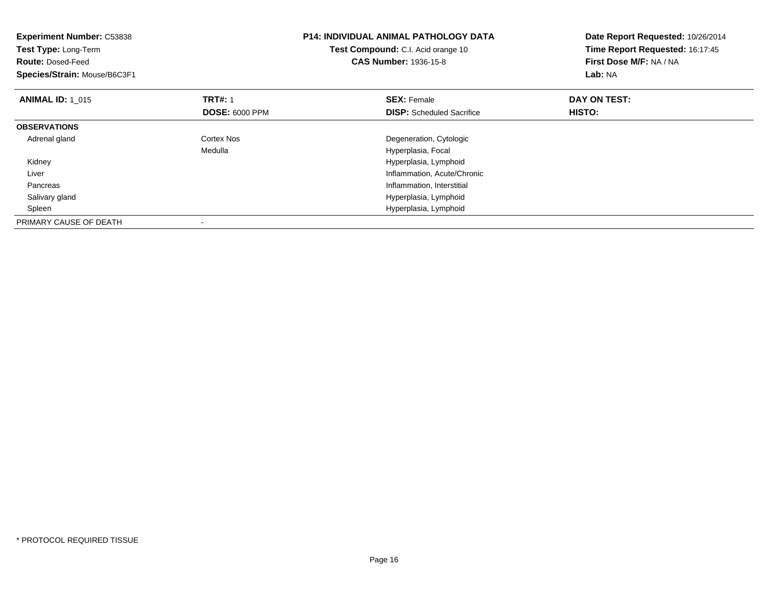**Experiment Number:** C53838
**Test Type:** Long-Term
**Route:** Dosed-Feed
**Species/Strain:** Mouse/B6C3F1

**P14: INDIVIDUAL ANIMAL PATHOLOGY DATA**
**Test Compound:** C.I. Acid orange 10
**CAS Number:** 1936-15-8

**Date Report Requested:** 10/26/2014
**Time Report Requested:** 16:17:45
**First Dose M/F:** NA / NA
**Lab:** NA

| **ANIMAL ID:** 1_015 | **TRT#:** 1 | **SEX:** Female | **DAY ON TEST:** |
|---|---|---|---|
| | **DOSE:** 6000 PPM | **DISP:** Scheduled Sacrifice | **HISTO:** |
| **OBSERVATIONS** | | | |
| Adrenal gland | Cortex Nos | Degeneration, Cytologic | |
| | Medulla | Hyperplasia, Focal | |
| Kidney | | Hyperplasia, Lymphoid | |
| Liver | | Inflammation, Acute/Chronic | |
| Pancreas | | Inflammation, Interstitial | |
| Salivary gland | | Hyperplasia, Lymphoid | |
| Spleen | | Hyperplasia, Lymphoid | |
| PRIMARY CAUSE OF DEATH | - | | |

* PROTOCOL REQUIRED TISSUE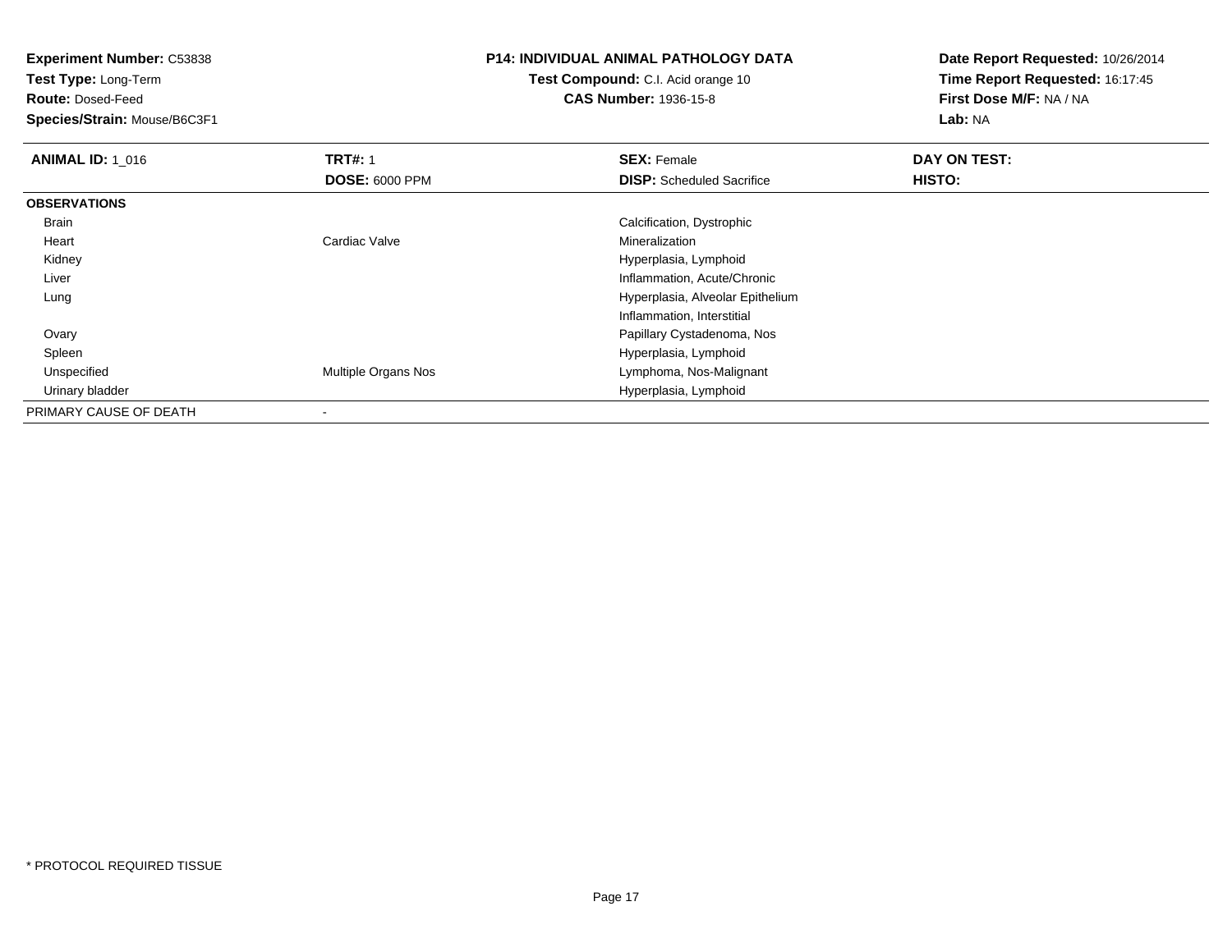**Experiment Number:** C53838
**Test Type:** Long-Term
**Route:** Dosed-Feed
**Species/Strain:** Mouse/B6C3F1

**P14: INDIVIDUAL ANIMAL PATHOLOGY DATA**
**Test Compound:** C.I. Acid orange 10
**CAS Number:** 1936-15-8

**Date Report Requested:** 10/26/2014
**Time Report Requested:** 16:17:45
**First Dose M/F:** NA / NA
**Lab:** NA

| **ANIMAL ID:** 1_016 | **TRT#:** 1 | **SEX:** Female | **DAY ON TEST:** |
|---|---|---|---|
| | **DOSE:** 6000 PPM | **DISP:** Scheduled Sacrifice | **HISTO:** |
| **OBSERVATIONS** | | | |
| Brain | | Calcification, Dystrophic | |
| Heart | Cardiac Valve | Mineralization | |
| Kidney | | Hyperplasia, Lymphoid | |
| Liver | | Inflammation, Acute/Chronic | |
| Lung | | Hyperplasia, Alveolar Epithelium | |
| | | Inflammation, Interstitial | |
| Ovary | | Papillary Cystadenoma, Nos | |
| Spleen | | Hyperplasia, Lymphoid | |
| Unspecified | Multiple Organs Nos | Lymphoma, Nos-Malignant | |
| Urinary bladder | | Hyperplasia, Lymphoid | |
| PRIMARY CAUSE OF DEATH | - | | |

* PROTOCOL REQUIRED TISSUE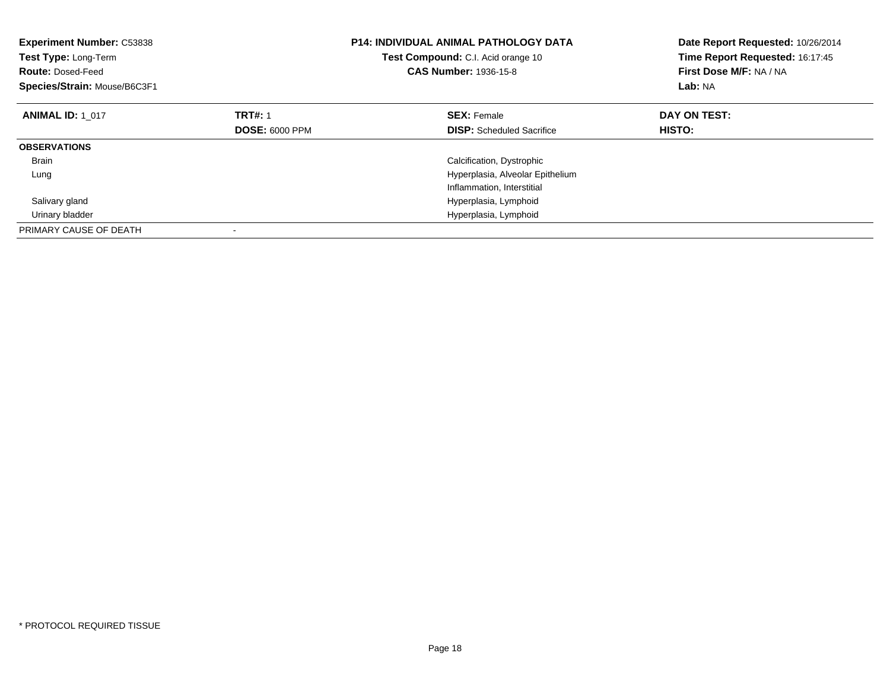**Experiment Number:** C53838
**Test Type:** Long-Term
**Route:** Dosed-Feed
**Species/Strain:** Mouse/B6C3F1

**P14: INDIVIDUAL ANIMAL PATHOLOGY DATA**
**Test Compound:** C.I. Acid orange 10
**CAS Number:** 1936-15-8

**Date Report Requested:** 10/26/2014
**Time Report Requested:** 16:17:45
**First Dose M/F:** NA / NA
**Lab:** NA

| **ANIMAL ID:** 1_017 | **TRT#:** 1 | **SEX:** Female | **DAY ON TEST:** |
|---|---|---|---|
| | **DOSE:** 6000 PPM | **DISP:** Scheduled Sacrifice | **HISTO:** |
| **OBSERVATIONS** | | | |
| Brain | | Calcification, Dystrophic | |
| Lung | | Hyperplasia, Alveolar Epithelium | |
| | | Inflammation, Interstitial | |
| Salivary gland | | Hyperplasia, Lymphoid | |
| Urinary bladder | | Hyperplasia, Lymphoid | |
| PRIMARY CAUSE OF DEATH | - | | |

* PROTOCOL REQUIRED TISSUE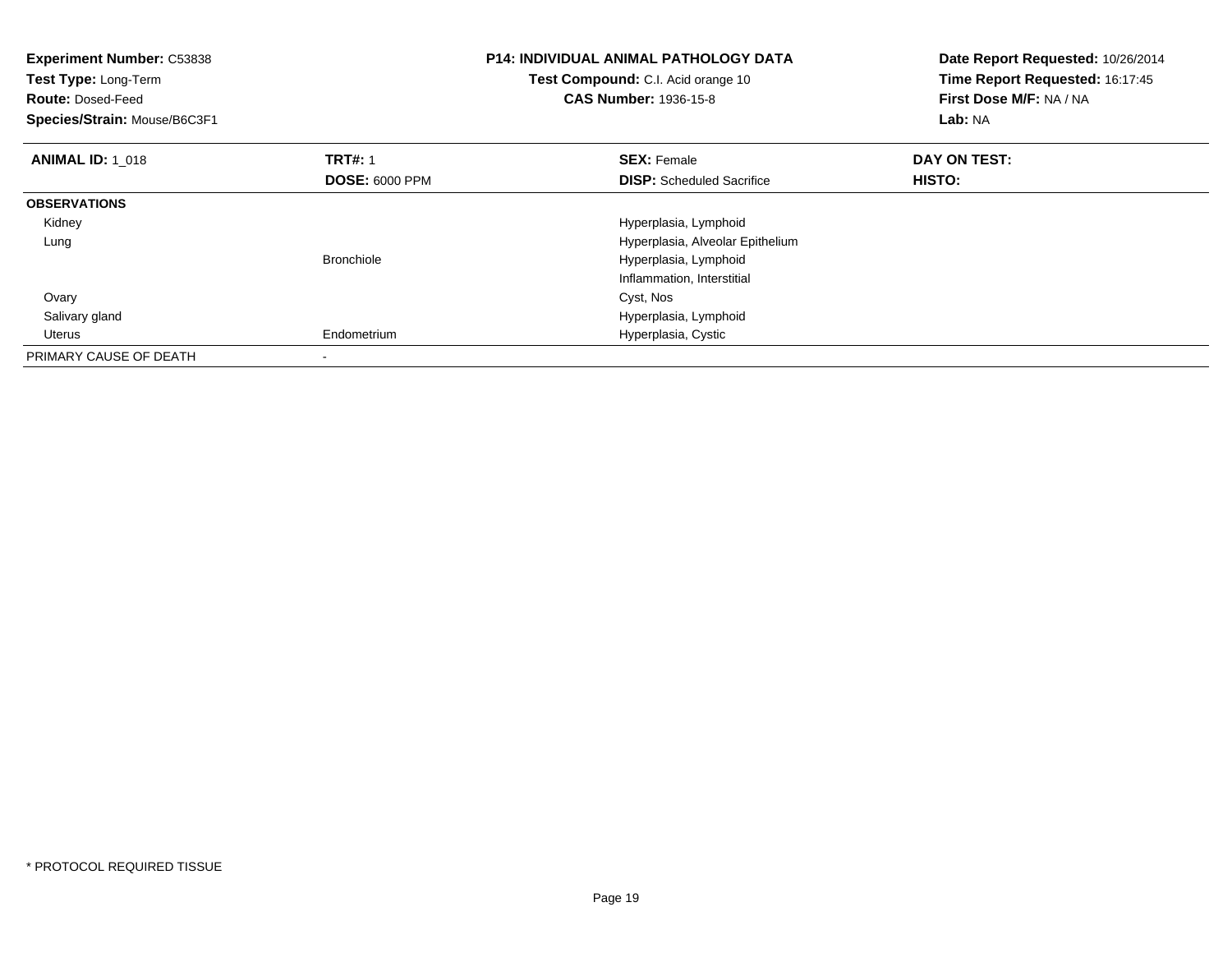**Experiment Number:** C53838
**Test Type:** Long-Term
**Route:** Dosed-Feed
**Species/Strain:** Mouse/B6C3F1

**P14: INDIVIDUAL ANIMAL PATHOLOGY DATA**
**Test Compound:** C.I. Acid orange 10
**CAS Number:** 1936-15-8

**Date Report Requested:** 10/26/2014
**Time Report Requested:** 16:17:45
**First Dose M/F:** NA / NA
**Lab:** NA

| **ANIMAL ID:** 1_018 | **TRT#:** 1 | **SEX:** Female | **DAY ON TEST:** |
|---|---|---|---|
| | **DOSE:** 6000 PPM | **DISP:** Scheduled Sacrifice | **HISTO:** |
| **OBSERVATIONS** | | | |
| Kidney | | Hyperplasia, Lymphoid | |
| Lung | | Hyperplasia, Alveolar Epithelium | |
| | Bronchiole | Hyperplasia, Lymphoid | |
| | | Inflammation, Interstitial | |
| Ovary | | Cyst, Nos | |
| Salivary gland | | Hyperplasia, Lymphoid | |
| Uterus | Endometrium | Hyperplasia, Cystic | |
| PRIMARY CAUSE OF DEATH | - | | |

* PROTOCOL REQUIRED TISSUE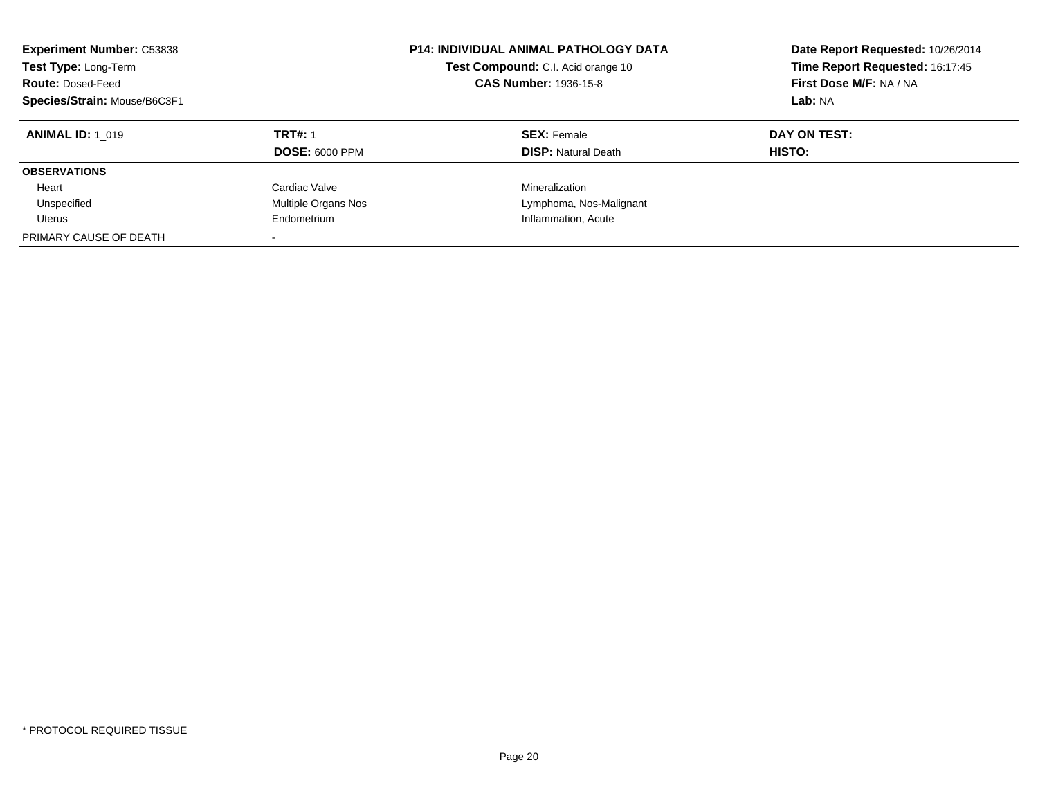**Experiment Number:** C53838
**Test Type:** Long-Term
**Route:** Dosed-Feed
**Species/Strain:** Mouse/B6C3F1

**P14: INDIVIDUAL ANIMAL PATHOLOGY DATA**
**Test Compound:** C.I. Acid orange 10
**CAS Number:** 1936-15-8

**Date Report Requested:** 10/26/2014
**Time Report Requested:** 16:17:45
**First Dose M/F:** NA / NA
**Lab:** NA

| **ANIMAL ID:** 1_019 | **TRT#:** 1 | **SEX:** Female | **DAY ON TEST:** |
|---|---|---|---|
| | **DOSE:** 6000 PPM | **DISP:** Natural Death | **HISTO:** |
| **OBSERVATIONS** | | | |
| Heart | Cardiac Valve | Mineralization | |
| Unspecified | Multiple Organs Nos | Lymphoma, Nos-Malignant | |
| Uterus | Endometrium | Inflammation, Acute | |
| PRIMARY CAUSE OF DEATH | - | | |

* PROTOCOL REQUIRED TISSUE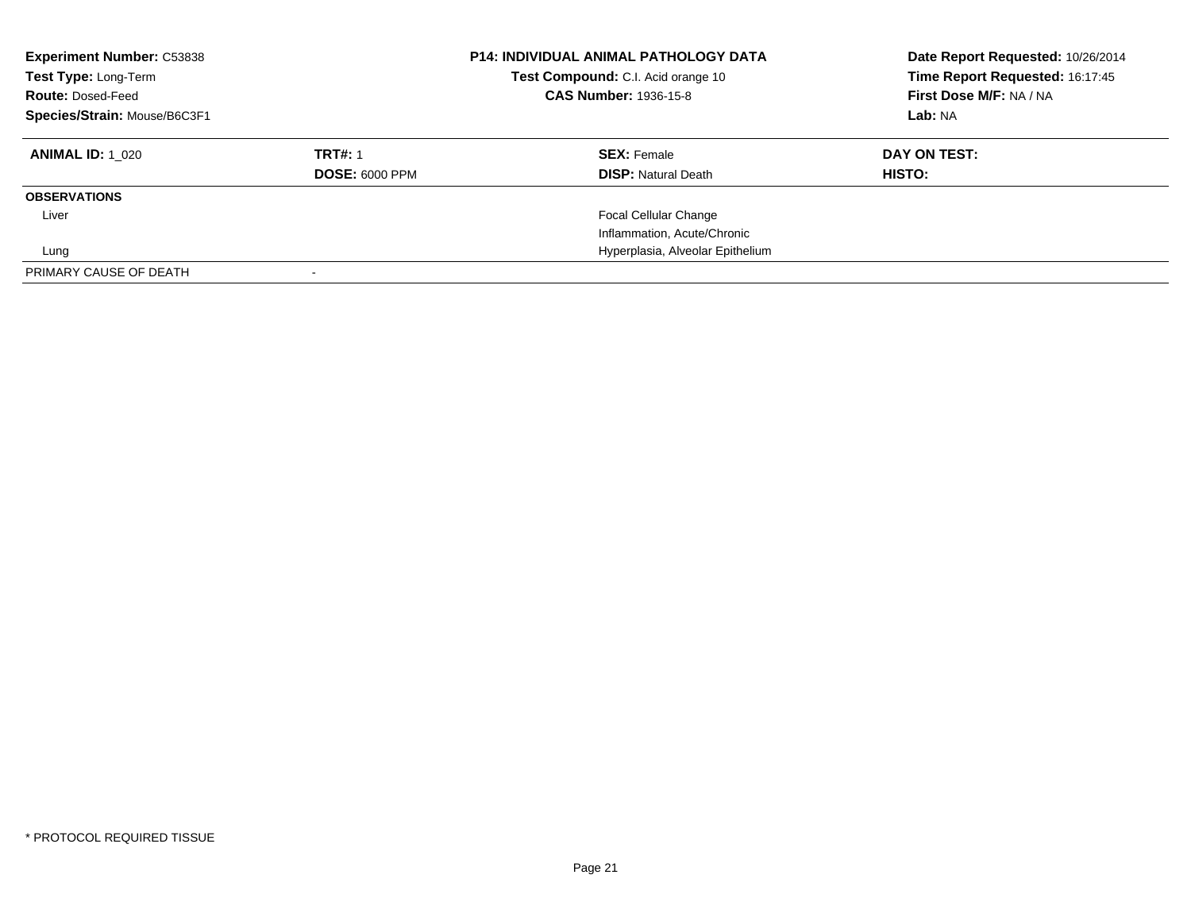**Experiment Number:** C53838
**Test Type:** Long-Term
**Route:** Dosed-Feed
**Species/Strain:** Mouse/B6C3F1

**P14: INDIVIDUAL ANIMAL PATHOLOGY DATA**
**Test Compound:** C.I. Acid orange 10
**CAS Number:** 1936-15-8

**Date Report Requested:** 10/26/2014
**Time Report Requested:** 16:17:45
**First Dose M/F:** NA / NA
**Lab:** NA

| **ANIMAL ID:** 1_020 | **TRT#:** 1 | **SEX:** Female | **DAY ON TEST:** |
|---|---|---|---|
| | **DOSE:** 6000 PPM | **DISP:** Natural Death | **HISTO:** |
| **OBSERVATIONS** | | | |
| Liver | | Focal Cellular Change | |
| | | Inflammation, Acute/Chronic | |
| Lung | | Hyperplasia, Alveolar Epithelium | |
| PRIMARY CAUSE OF DEATH | - | | |

* PROTOCOL REQUIRED TISSUE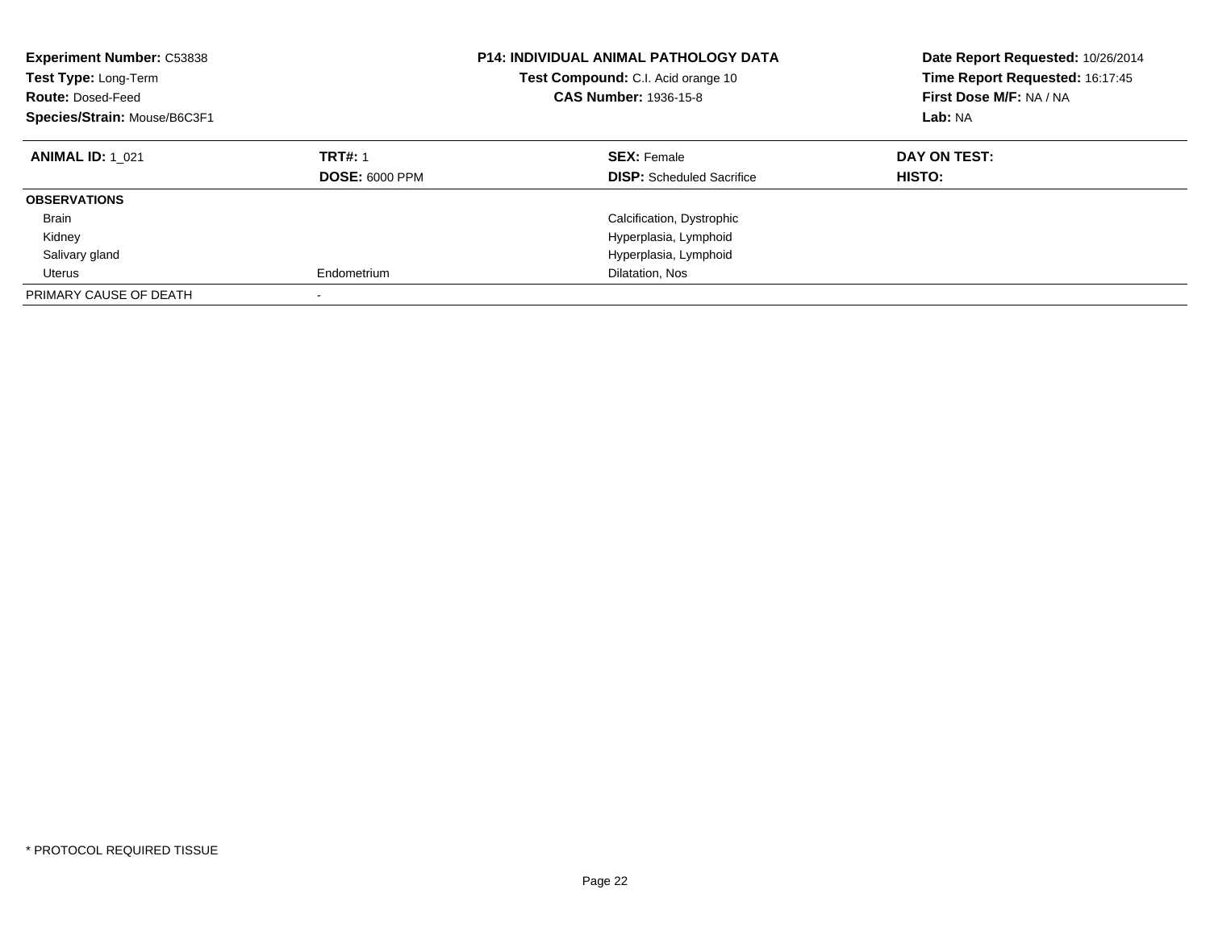**Experiment Number:** C53838
**Test Type:** Long-Term
**Route:** Dosed-Feed
**Species/Strain:** Mouse/B6C3F1

**P14: INDIVIDUAL ANIMAL PATHOLOGY DATA**
**Test Compound:** C.I. Acid orange 10
**CAS Number:** 1936-15-8

**Date Report Requested:** 10/26/2014
**Time Report Requested:** 16:17:45
**First Dose M/F:** NA / NA
**Lab:** NA

| **ANIMAL ID:** 1_021 | **TRT#:** 1 | **SEX:** Female | **DAY ON TEST:** |
|---|---|---|---|
| | **DOSE:** 6000 PPM | **DISP:** Scheduled Sacrifice | **HISTO:** |
| **OBSERVATIONS** | | | |
| Brain | | Calcification, Dystrophic | |
| Kidney | | Hyperplasia, Lymphoid | |
| Salivary gland | | Hyperplasia, Lymphoid | |
| Uterus | Endometrium | Dilatation, Nos | |
| PRIMARY CAUSE OF DEATH | - | | |

* PROTOCOL REQUIRED TISSUE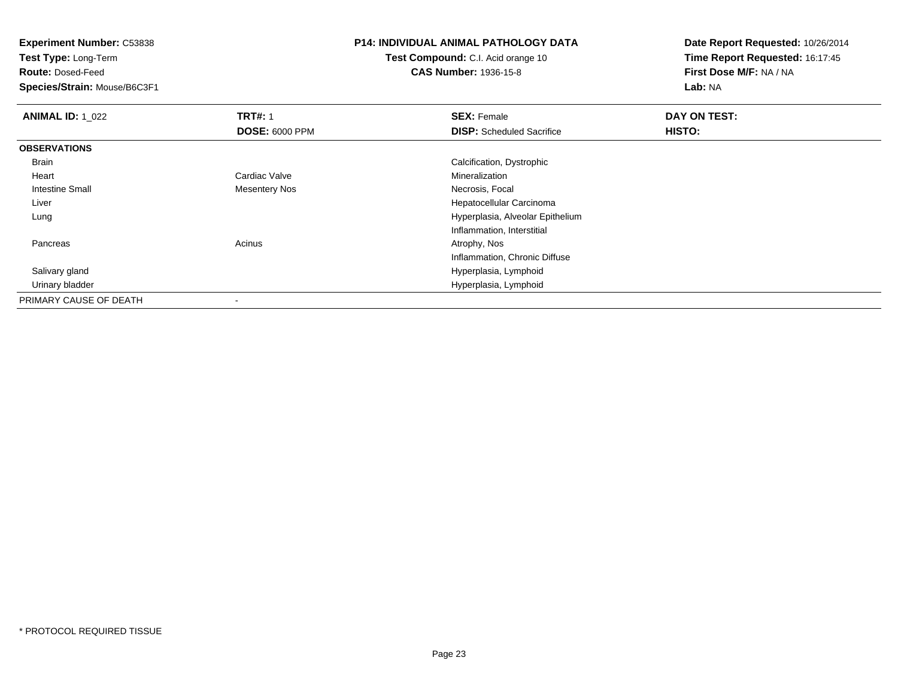**Experiment Number:** C53838
**Test Type:** Long-Term
**Route:** Dosed-Feed
**Species/Strain:** Mouse/B6C3F1

**P14: INDIVIDUAL ANIMAL PATHOLOGY DATA**
**Test Compound:** C.I. Acid orange 10
**CAS Number:** 1936-15-8

**Date Report Requested:** 10/26/2014
**Time Report Requested:** 16:17:45
**First Dose M/F:** NA / NA
**Lab:** NA

| **ANIMAL ID:** 1_022 | **TRT#:** 1 | **SEX:** Female | **DAY ON TEST:** |
|---|---|---|---|
| | **DOSE:** 6000 PPM | **DISP:** Scheduled Sacrifice | **HISTO:** |
| **OBSERVATIONS** | | | |
| Brain | | Calcification, Dystrophic | |
| Heart | Cardiac Valve | Mineralization | |
| Intestine Small | Mesentery Nos | Necrosis, Focal | |
| Liver | | Hepatocellular Carcinoma | |
| Lung | | Hyperplasia, Alveolar Epithelium | |
| | | Inflammation, Interstitial | |
| Pancreas | Acinus | Atrophy, Nos | |
| | | Inflammation, Chronic Diffuse | |
| Salivary gland | | Hyperplasia, Lymphoid | |
| Urinary bladder | | Hyperplasia, Lymphoid | |
| PRIMARY CAUSE OF DEATH | - | | |

* PROTOCOL REQUIRED TISSUE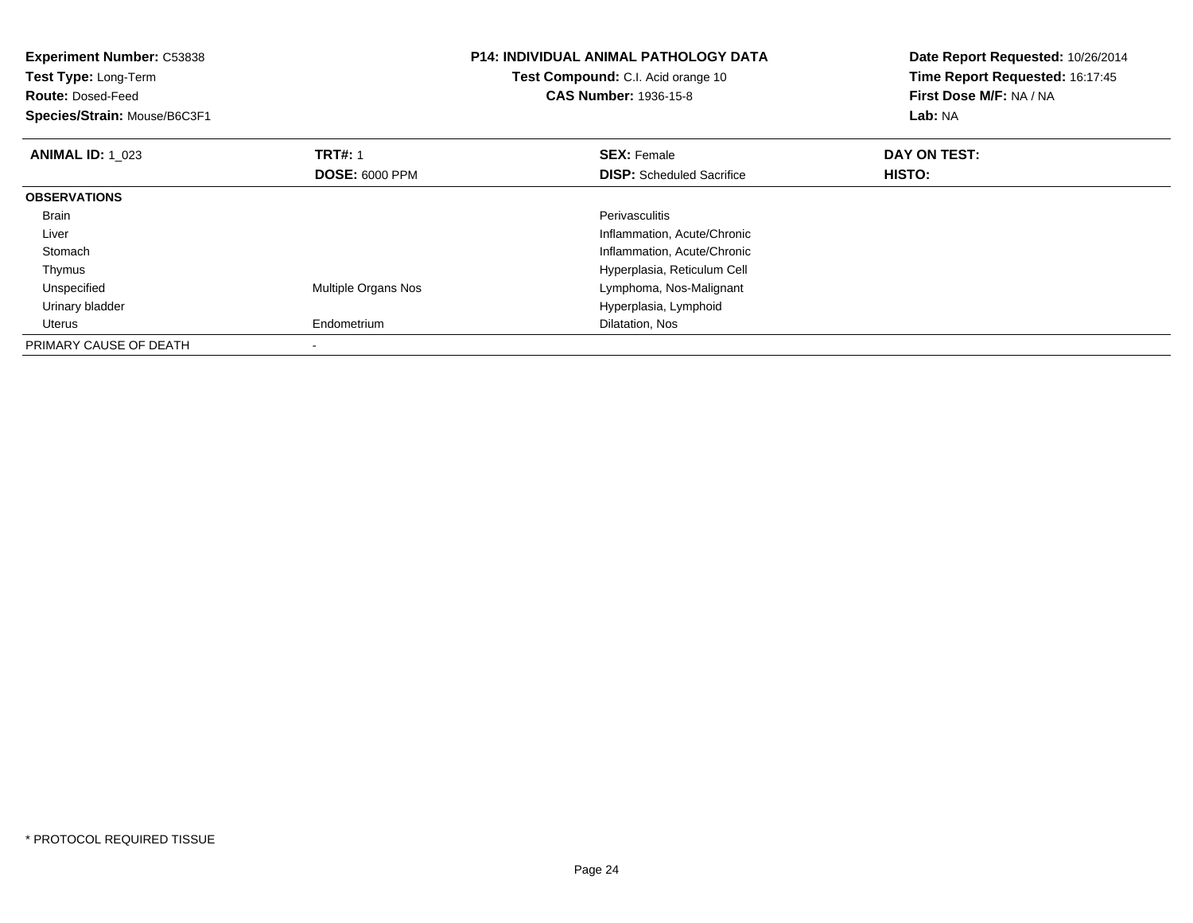**Experiment Number:** C53838
**Test Type:** Long-Term
**Route:** Dosed-Feed
**Species/Strain:** Mouse/B6C3F1

**P14: INDIVIDUAL ANIMAL PATHOLOGY DATA**
**Test Compound:** C.I. Acid orange 10
**CAS Number:** 1936-15-8

**Date Report Requested:** 10/26/2014
**Time Report Requested:** 16:17:45
**First Dose M/F:** NA / NA
**Lab:** NA

| **ANIMAL ID:** 1_023 | **TRT#:** 1 | **SEX:** Female | **DAY ON TEST:** |
|---|---|---|---|
| | **DOSE:** 6000 PPM | **DISP:** Scheduled Sacrifice | **HISTO:** |
| **OBSERVATIONS** | | | |
| Brain | | Perivasculitis | |
| Liver | | Inflammation, Acute/Chronic | |
| Stomach | | Inflammation, Acute/Chronic | |
| Thymus | | Hyperplasia, Reticulum Cell | |
| Unspecified | Multiple Organs Nos | Lymphoma, Nos-Malignant | |
| Urinary bladder | | Hyperplasia, Lymphoid | |
| Uterus | Endometrium | Dilatation, Nos | |
| PRIMARY CAUSE OF DEATH | - | | |

* PROTOCOL REQUIRED TISSUE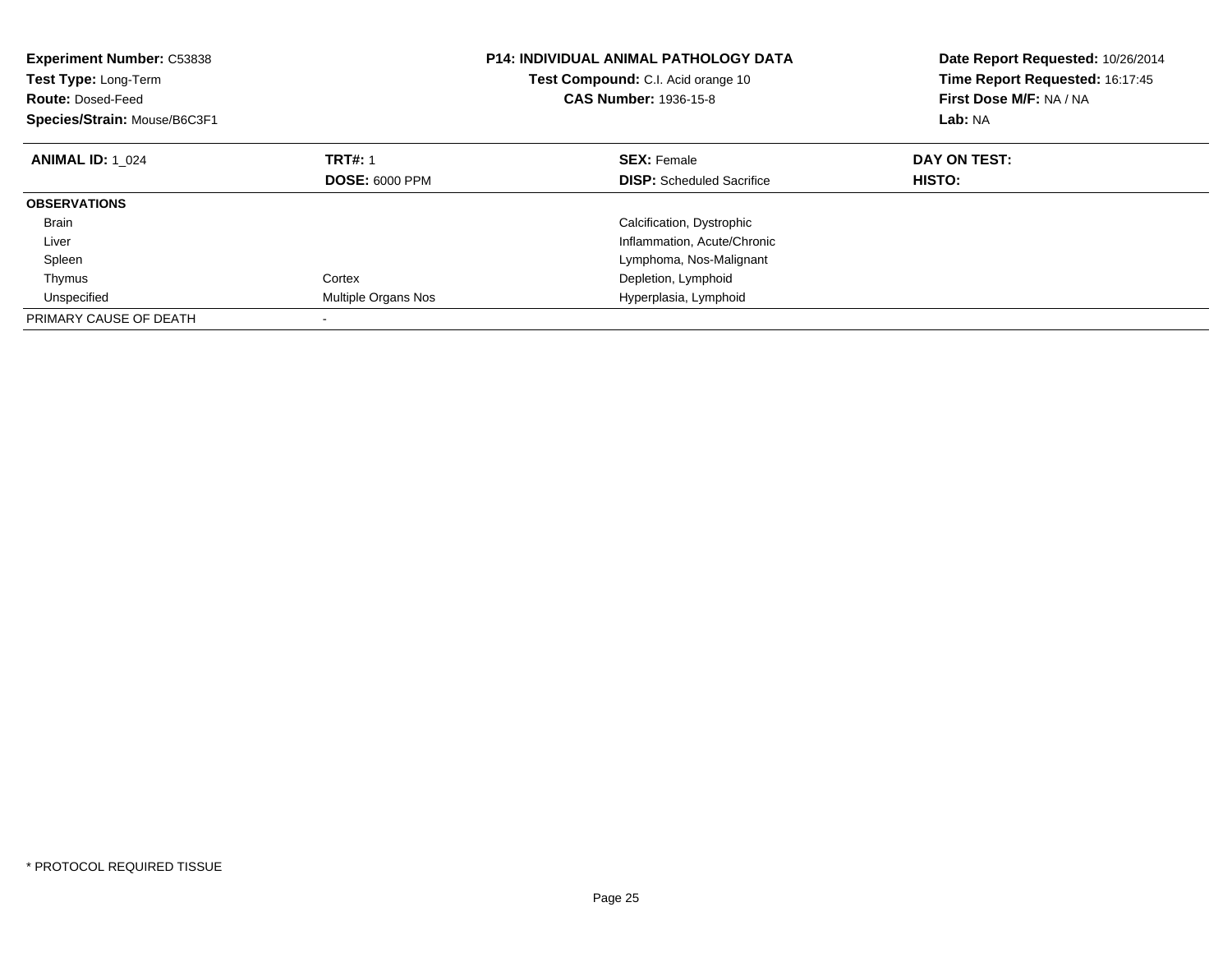**Experiment Number:** C53838
**Test Type:** Long-Term
**Route:** Dosed-Feed
**Species/Strain:** Mouse/B6C3F1

**P14: INDIVIDUAL ANIMAL PATHOLOGY DATA**
**Test Compound:** C.I. Acid orange 10
**CAS Number:** 1936-15-8

**Date Report Requested:** 10/26/2014
**Time Report Requested:** 16:17:45
**First Dose M/F:** NA / NA
**Lab:** NA

| **ANIMAL ID:** 1_024 | **TRT#:** 1 | **SEX:** Female | **DAY ON TEST:** |
|---|---|---|---|
| | **DOSE:** 6000 PPM | **DISP:** Scheduled Sacrifice | **HISTO:** |
| **OBSERVATIONS** | | | |
| Brain | | Calcification, Dystrophic | |
| Liver | | Inflammation, Acute/Chronic | |
| Spleen | | Lymphoma, Nos-Malignant | |
| Thymus | Cortex | Depletion, Lymphoid | |
| Unspecified | Multiple Organs Nos | Hyperplasia, Lymphoid | |
| PRIMARY CAUSE OF DEATH | - | | |

* PROTOCOL REQUIRED TISSUE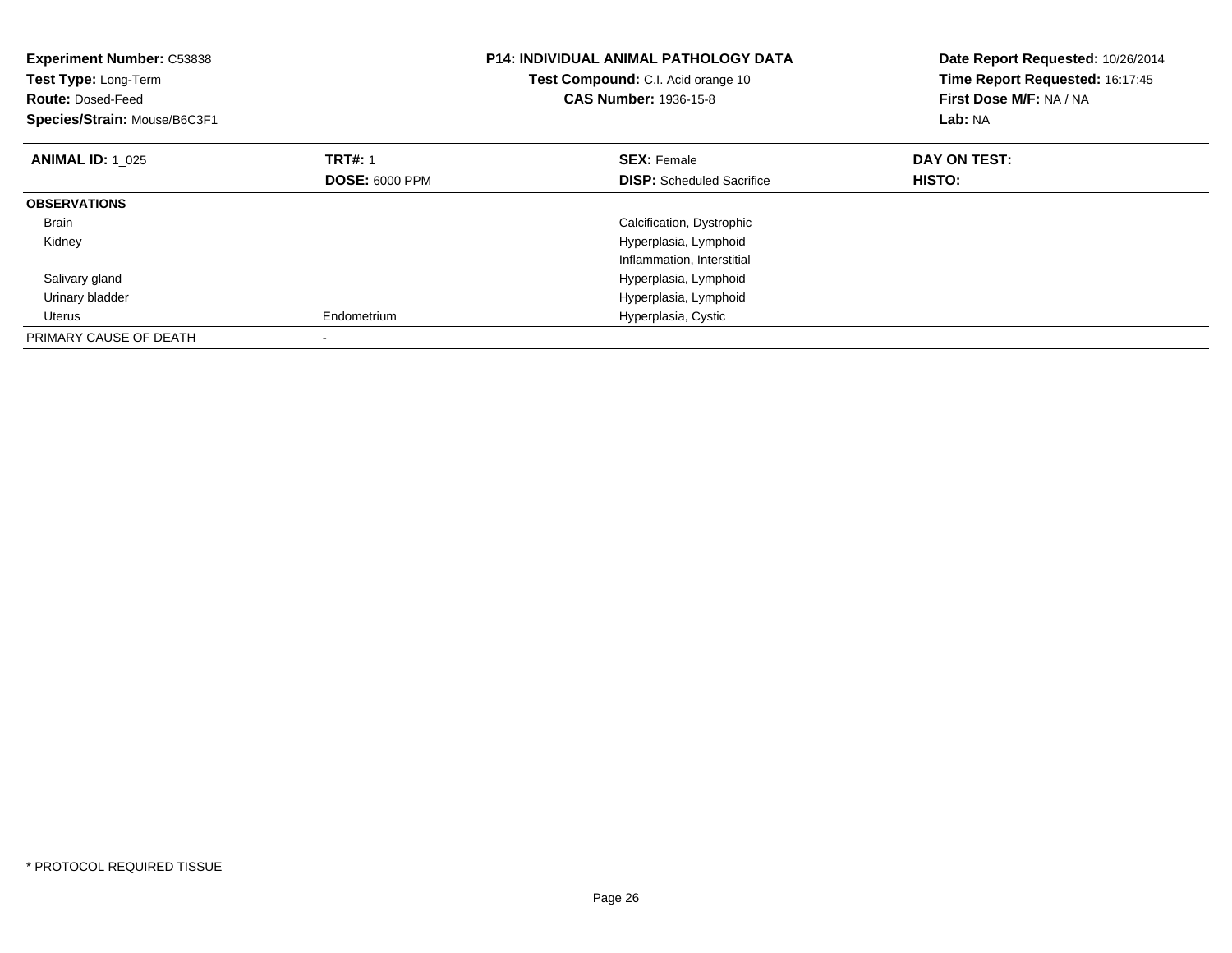**Experiment Number:** C53838
**Test Type:** Long-Term
**Route:** Dosed-Feed
**Species/Strain:** Mouse/B6C3F1

**P14: INDIVIDUAL ANIMAL PATHOLOGY DATA**
**Test Compound:** C.I. Acid orange 10
**CAS Number:** 1936-15-8

**Date Report Requested:** 10/26/2014
**Time Report Requested:** 16:17:45
**First Dose M/F:** NA / NA
**Lab:** NA

| **ANIMAL ID:** 1_025 | **TRT#:** 1 | **SEX:** Female | **DAY ON TEST:** |
|---|---|---|---|
| | **DOSE:** 6000 PPM | **DISP:** Scheduled Sacrifice | **HISTO:** |
| **OBSERVATIONS** | | | |
| Brain | | Calcification, Dystrophic | |
| Kidney | | Hyperplasia, Lymphoid | |
| | | Inflammation, Interstitial | |
| Salivary gland | | Hyperplasia, Lymphoid | |
| Urinary bladder | | Hyperplasia, Lymphoid | |
| Uterus | Endometrium | Hyperplasia, Cystic | |
| PRIMARY CAUSE OF DEATH | - | | |

* PROTOCOL REQUIRED TISSUE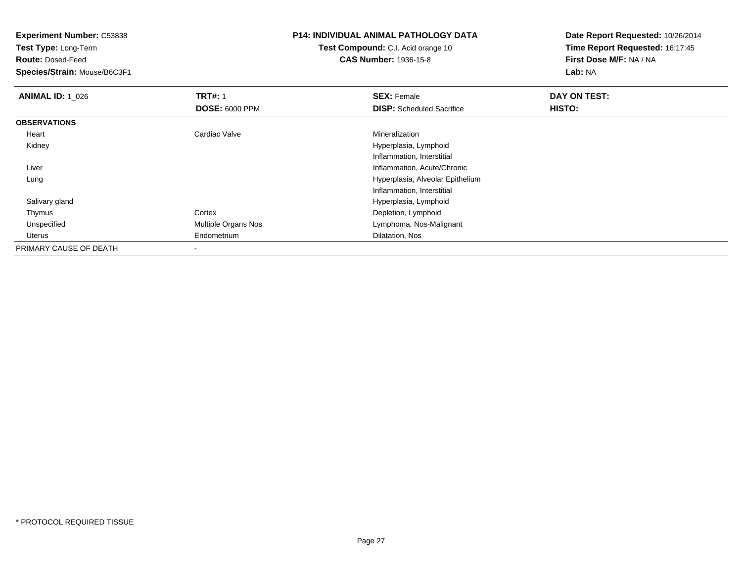**Experiment Number:** C53838
**Test Type:** Long-Term
**Route:** Dosed-Feed
**Species/Strain:** Mouse/B6C3F1

**P14: INDIVIDUAL ANIMAL PATHOLOGY DATA**
**Test Compound:** C.I. Acid orange 10
**CAS Number:** 1936-15-8

**Date Report Requested:** 10/26/2014
**Time Report Requested:** 16:17:45
**First Dose M/F:** NA / NA
**Lab:** NA

| **ANIMAL ID:** 1_026 | **TRT#:** 1 | **SEX:** Female | **DAY ON TEST:** |
|---|---|---|---|
| | **DOSE:** 6000 PPM | **DISP:** Scheduled Sacrifice | **HISTO:** |
| **OBSERVATIONS** | | | |
| Heart | Cardiac Valve | Mineralization | |
| Kidney | | Hyperplasia, Lymphoid | |
| | | Inflammation, Interstitial | |
| Liver | | Inflammation, Acute/Chronic | |
| Lung | | Hyperplasia, Alveolar Epithelium | |
| | | Inflammation, Interstitial | |
| Salivary gland | | Hyperplasia, Lymphoid | |
| Thymus | Cortex | Depletion, Lymphoid | |
| Unspecified | Multiple Organs Nos | Lymphoma, Nos-Malignant | |
| Uterus | Endometrium | Dilatation, Nos | |
| PRIMARY CAUSE OF DEATH | - | | |

* PROTOCOL REQUIRED TISSUE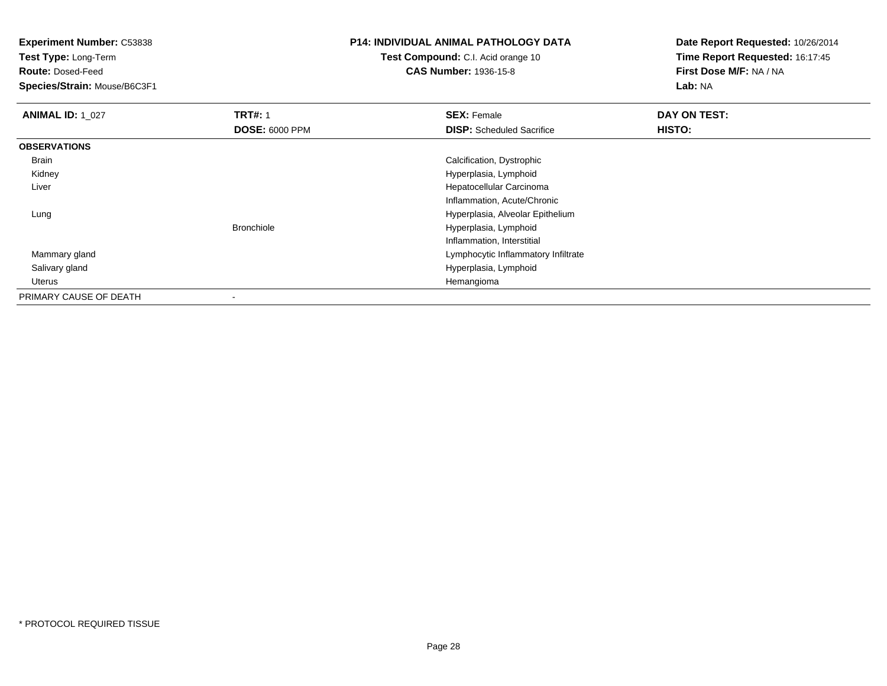**Experiment Number:** C53838
**Test Type:** Long-Term
**Route:** Dosed-Feed
**Species/Strain:** Mouse/B6C3F1

**P14: INDIVIDUAL ANIMAL PATHOLOGY DATA**
**Test Compound:** C.I. Acid orange 10
**CAS Number:** 1936-15-8

**Date Report Requested:** 10/26/2014
**Time Report Requested:** 16:17:45
**First Dose M/F:** NA / NA
**Lab:** NA

| **ANIMAL ID:** 1_027 | **TRT#:** 1 | **SEX:** Female | **DAY ON TEST:** |
|---|---|---|---|
| | **DOSE:** 6000 PPM | **DISP:** Scheduled Sacrifice | **HISTO:** |
| **OBSERVATIONS** | | | |
| Brain | | Calcification, Dystrophic | |
| Kidney | | Hyperplasia, Lymphoid | |
| Liver | | Hepatocellular Carcinoma | |
| | | Inflammation, Acute/Chronic | |
| Lung | | Hyperplasia, Alveolar Epithelium | |
| | Bronchiole | Hyperplasia, Lymphoid | |
| | | Inflammation, Interstitial | |
| Mammary gland | | Lymphocytic Inflammatory Infiltrate | |
| Salivary gland | | Hyperplasia, Lymphoid | |
| Uterus | | Hemangioma | |
| PRIMARY CAUSE OF DEATH | - | | |

* PROTOCOL REQUIRED TISSUE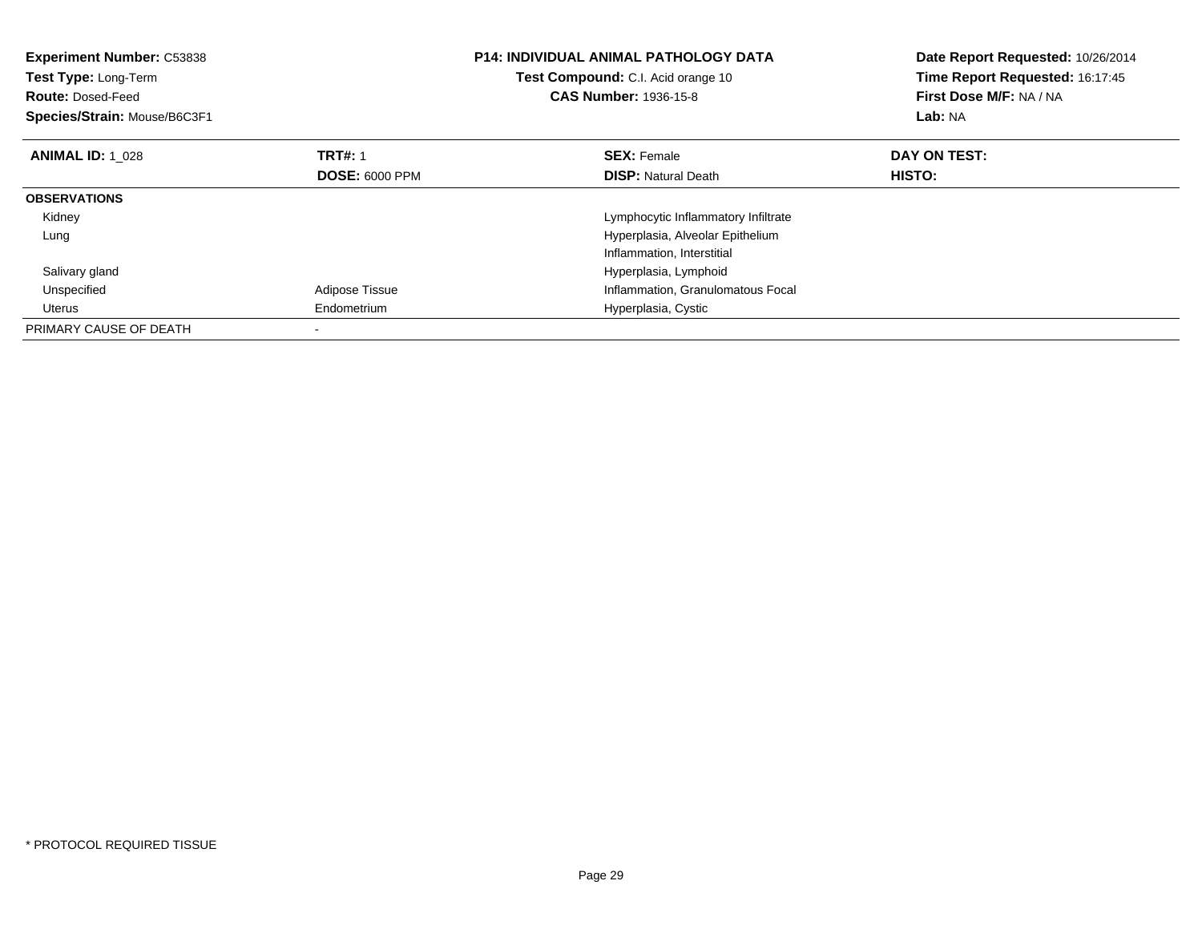**Experiment Number:** C53838
**Test Type:** Long-Term
**Route:** Dosed-Feed
**Species/Strain:** Mouse/B6C3F1

**P14: INDIVIDUAL ANIMAL PATHOLOGY DATA**
**Test Compound:** C.I. Acid orange 10
**CAS Number:** 1936-15-8

**Date Report Requested:** 10/26/2014
**Time Report Requested:** 16:17:45
**First Dose M/F:** NA / NA
**Lab:** NA

| **ANIMAL ID:** 1_028 | **TRT#:** 1 | **SEX:** Female | **DAY ON TEST:** |
|---|---|---|---|
| | **DOSE:** 6000 PPM | **DISP:** Natural Death | **HISTO:** |
| **OBSERVATIONS** | | | |
| Kidney | | Lymphocytic Inflammatory Infiltrate | |
| Lung | | Hyperplasia, Alveolar Epithelium | |
| | | Inflammation, Interstitial | |
| Salivary gland | | Hyperplasia, Lymphoid | |
| Unspecified | Adipose Tissue | Inflammation, Granulomatous Focal | |
| Uterus | Endometrium | Hyperplasia, Cystic | |
| PRIMARY CAUSE OF DEATH | - | | |

* PROTOCOL REQUIRED TISSUE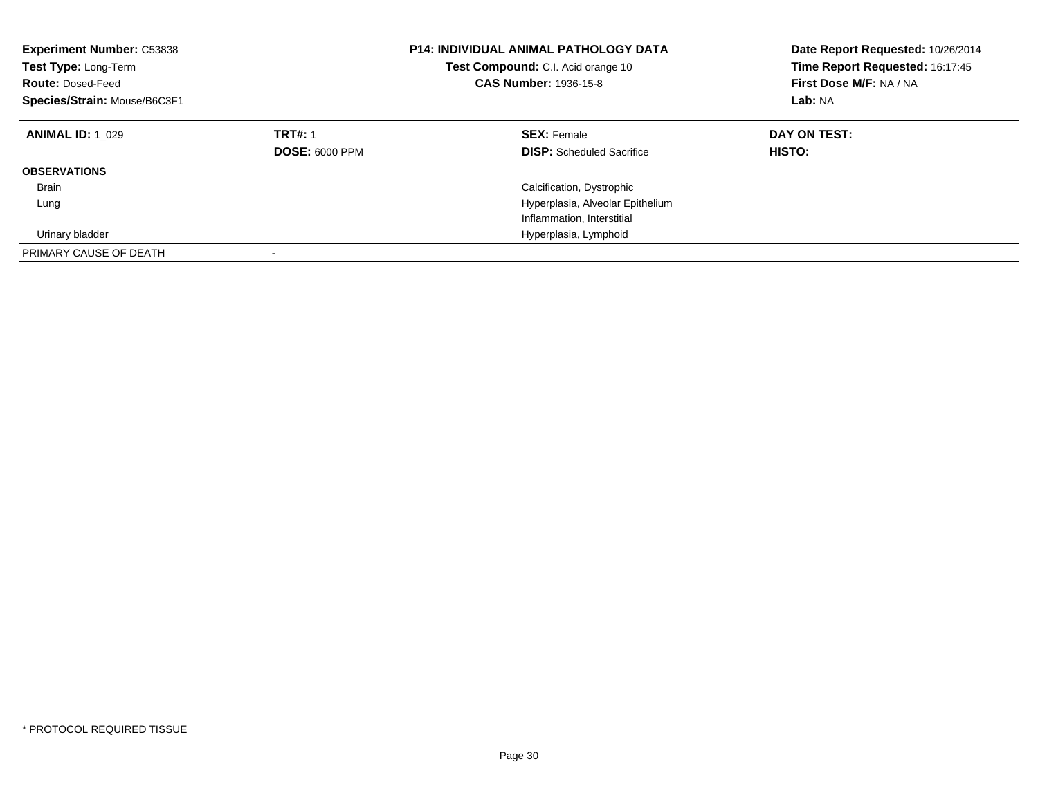**Experiment Number:** C53838
**Test Type:** Long-Term
**Route:** Dosed-Feed
**Species/Strain:** Mouse/B6C3F1

**P14: INDIVIDUAL ANIMAL PATHOLOGY DATA**
**Test Compound:** C.I. Acid orange 10
**CAS Number:** 1936-15-8

**Date Report Requested:** 10/26/2014
**Time Report Requested:** 16:17:45
**First Dose M/F:** NA / NA
**Lab:** NA

| **ANIMAL ID:** 1_029 | **TRT#:** 1 | **SEX:** Female | **DAY ON TEST:** |
|---|---|---|---|
| | **DOSE:** 6000 PPM | **DISP:** Scheduled Sacrifice | **HISTO:** |
| **OBSERVATIONS** | | | |
| Brain | | Calcification, Dystrophic | |
| Lung | | Hyperplasia, Alveolar Epithelium | |
| | | Inflammation, Interstitial | |
| Urinary bladder | | Hyperplasia, Lymphoid | |
| PRIMARY CAUSE OF DEATH | - | | |

* PROTOCOL REQUIRED TISSUE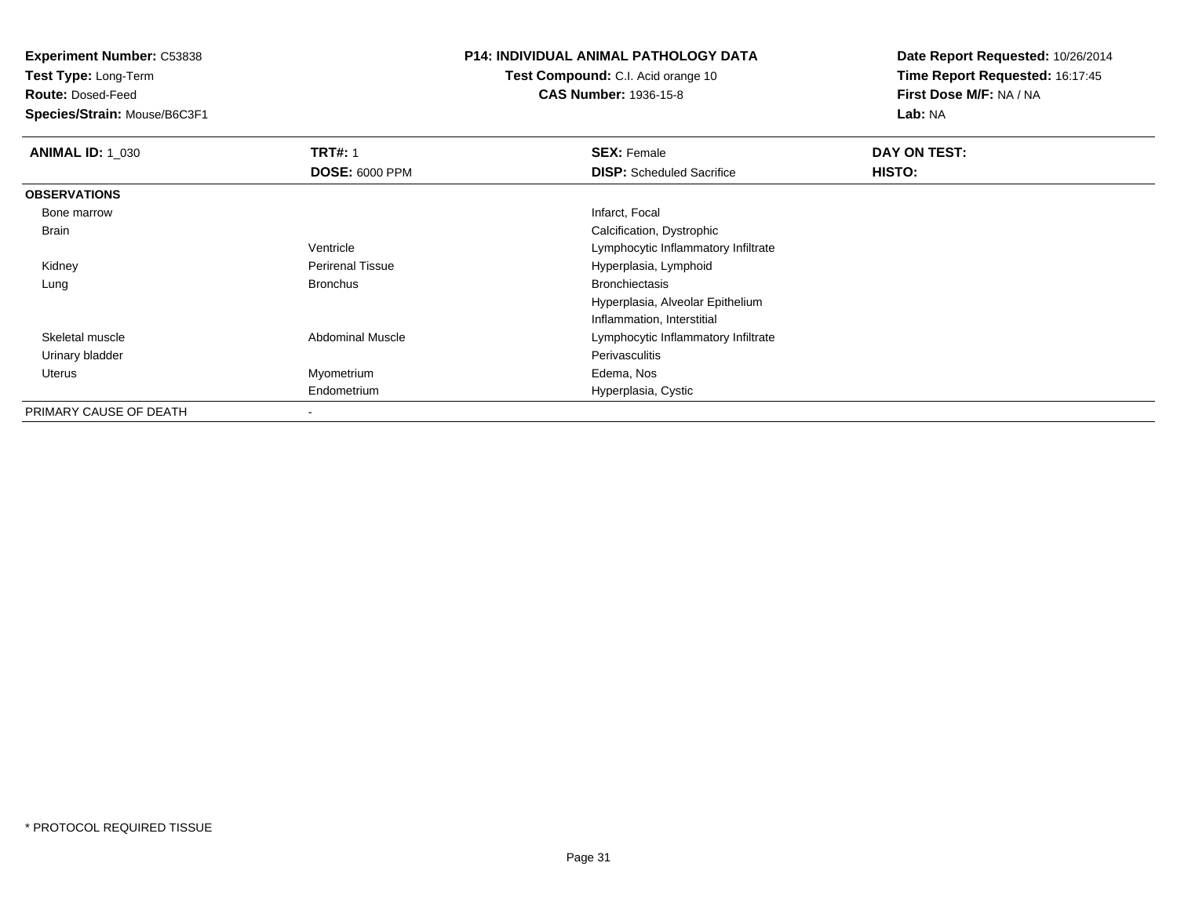**Experiment Number:** C53838
**Test Type:** Long-Term
**Route:** Dosed-Feed
**Species/Strain:** Mouse/B6C3F1

**P14: INDIVIDUAL ANIMAL PATHOLOGY DATA**
**Test Compound:** C.I. Acid orange 10
**CAS Number:** 1936-15-8

**Date Report Requested:** 10/26/2014
**Time Report Requested:** 16:17:45
**First Dose M/F:** NA / NA
**Lab:** NA

| **ANIMAL ID:** 1_030 | **TRT#:** 1 | **SEX:** Female | **DAY ON TEST:** |
|---|---|---|---|
| | **DOSE:** 6000 PPM | **DISP:** Scheduled Sacrifice | **HISTO:** |
| **OBSERVATIONS** | | | |
| Bone marrow | | Infarct, Focal | |
| Brain | | Calcification, Dystrophic | |
| | Ventricle | Lymphocytic Inflammatory Infiltrate | |
| Kidney | Perirenal Tissue | Hyperplasia, Lymphoid | |
| Lung | Bronchus | Bronchiectasis | |
| | | Hyperplasia, Alveolar Epithelium | |
| | | Inflammation, Interstitial | |
| Skeletal muscle | Abdominal Muscle | Lymphocytic Inflammatory Infiltrate | |
| Urinary bladder | | Perivasculitis | |
| Uterus | Myometrium | Edema, Nos | |
| | Endometrium | Hyperplasia, Cystic | |
| PRIMARY CAUSE OF DEATH | - | | |

* PROTOCOL REQUIRED TISSUE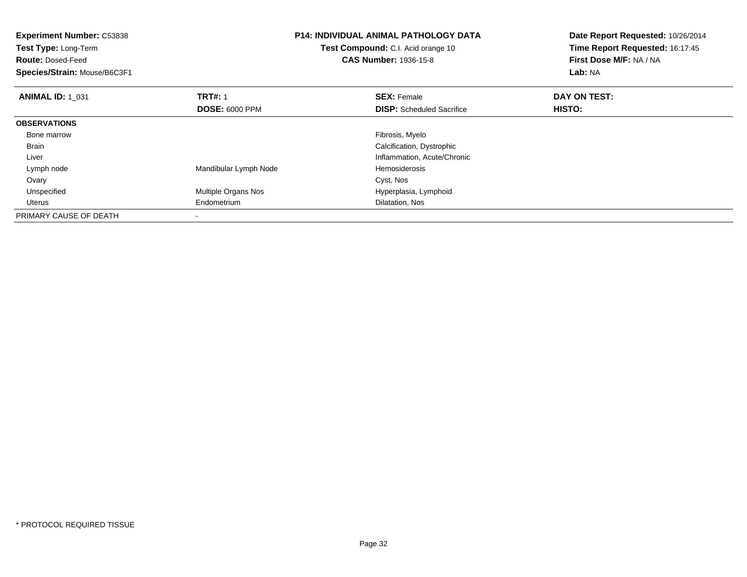**Experiment Number:** C53838
**Test Type:** Long-Term
**Route:** Dosed-Feed
**Species/Strain:** Mouse/B6C3F1

**P14: INDIVIDUAL ANIMAL PATHOLOGY DATA**
**Test Compound:** C.I. Acid orange 10
**CAS Number:** 1936-15-8

**Date Report Requested:** 10/26/2014
**Time Report Requested:** 16:17:45
**First Dose M/F:** NA / NA
**Lab:** NA

| **ANIMAL ID:** 1_031 | **TRT#:** 1 | **SEX:** Female | **DAY ON TEST:** |
|---|---|---|---|
| | **DOSE:** 6000 PPM | **DISP:** Scheduled Sacrifice | **HISTO:** |
| **OBSERVATIONS** | | | |
| Bone marrow | | Fibrosis, Myelo | |
| Brain | | Calcification, Dystrophic | |
| Liver | | Inflammation, Acute/Chronic | |
| Lymph node | Mandibular Lymph Node | Hemosiderosis | |
| Ovary | | Cyst, Nos | |
| Unspecified | Multiple Organs Nos | Hyperplasia, Lymphoid | |
| Uterus | Endometrium | Dilatation, Nos | |
| PRIMARY CAUSE OF DEATH | - | | |

* PROTOCOL REQUIRED TISSUE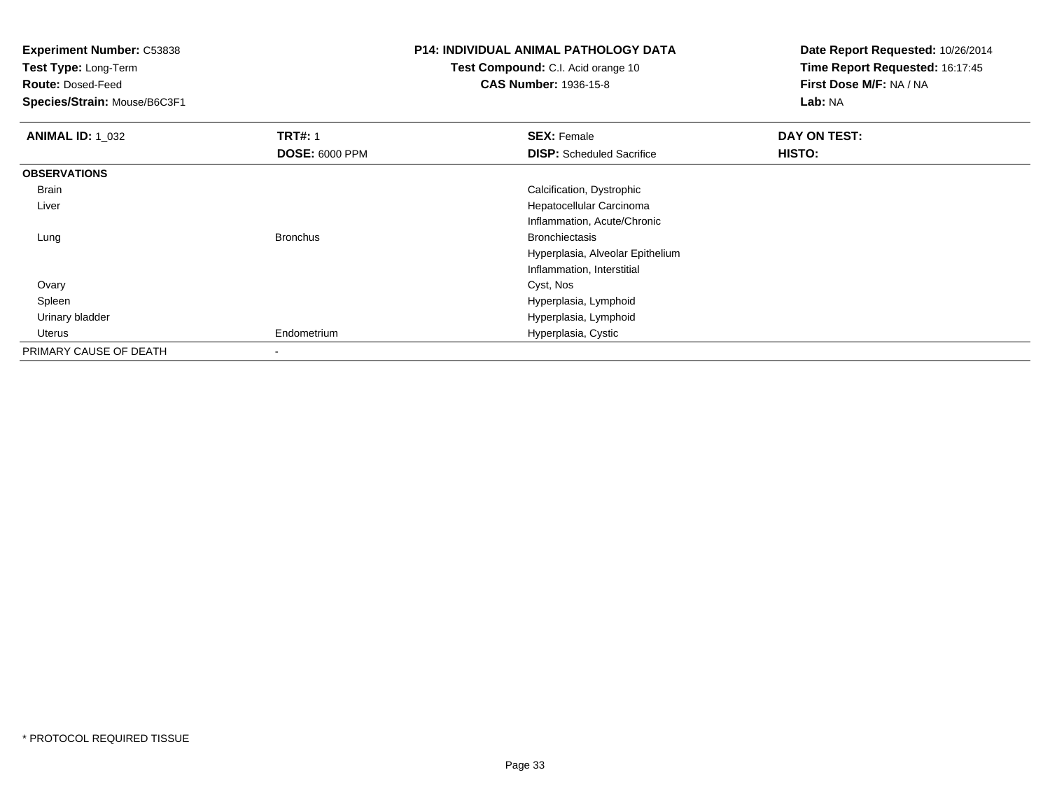**Experiment Number:** C53838
**Test Type:** Long-Term
**Route:** Dosed-Feed
**Species/Strain:** Mouse/B6C3F1

**P14: INDIVIDUAL ANIMAL PATHOLOGY DATA**
**Test Compound:** C.I. Acid orange 10
**CAS Number:** 1936-15-8

**Date Report Requested:** 10/26/2014
**Time Report Requested:** 16:17:45
**First Dose M/F:** NA / NA
**Lab:** NA

| **ANIMAL ID:** 1_032 | **TRT#:** 1 | **SEX:** Female | **DAY ON TEST:** |
|---|---|---|---|
| | **DOSE:** 6000 PPM | **DISP:** Scheduled Sacrifice | **HISTO:** |
| **OBSERVATIONS** | | | |
| Brain | | Calcification, Dystrophic | |
| Liver | | Hepatocellular Carcinoma | |
| | | Inflammation, Acute/Chronic | |
| Lung | Bronchus | Bronchiectasis | |
| | | Hyperplasia, Alveolar Epithelium | |
| | | Inflammation, Interstitial | |
| Ovary | | Cyst, Nos | |
| Spleen | | Hyperplasia, Lymphoid | |
| Urinary bladder | | Hyperplasia, Lymphoid | |
| Uterus | Endometrium | Hyperplasia, Cystic | |
| PRIMARY CAUSE OF DEATH | - | | |

* PROTOCOL REQUIRED TISSUE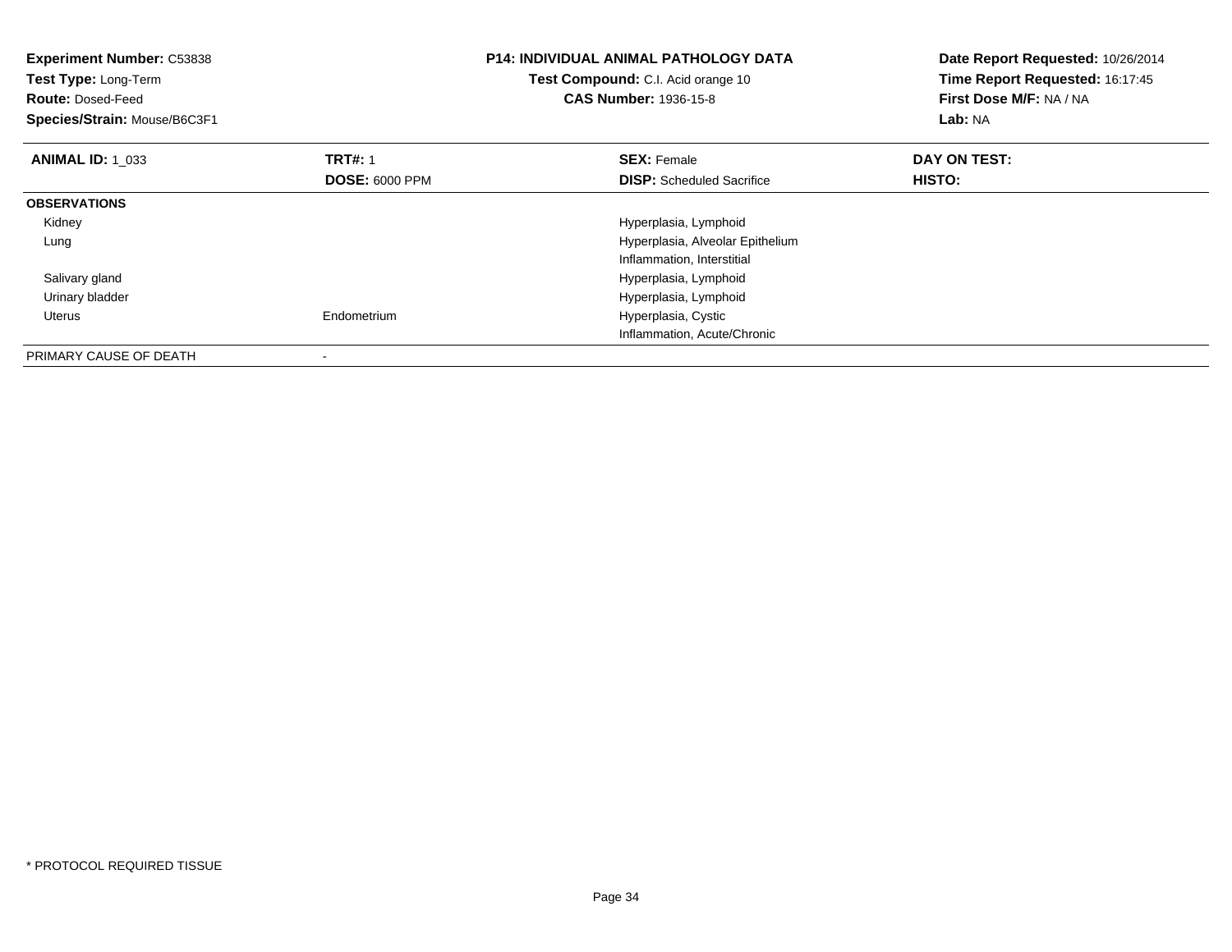**Experiment Number:** C53838
**Test Type:** Long-Term
**Route:** Dosed-Feed
**Species/Strain:** Mouse/B6C3F1

**P14: INDIVIDUAL ANIMAL PATHOLOGY DATA**
**Test Compound:** C.I. Acid orange 10
**CAS Number:** 1936-15-8

**Date Report Requested:** 10/26/2014
**Time Report Requested:** 16:17:45
**First Dose M/F:** NA / NA
**Lab:** NA

| **ANIMAL ID:** 1_033 | **TRT#:** 1<br>**DOSE:** 6000 PPM | **SEX:** Female<br>**DISP:** Scheduled Sacrifice | **DAY ON TEST:**<br>**HISTO:** |
|---|---|---|---|
| **OBSERVATIONS** | | | |
| Kidney | | Hyperplasia, Lymphoid | |
| Lung | | Hyperplasia, Alveolar Epithelium | |
| | | Inflammation, Interstitial | |
| Salivary gland | | Hyperplasia, Lymphoid | |
| Urinary bladder | | Hyperplasia, Lymphoid | |
| Uterus | Endometrium | Hyperplasia, Cystic | |
| | | Inflammation, Acute/Chronic | |
| PRIMARY CAUSE OF DEATH | - | | |

* PROTOCOL REQUIRED TISSUE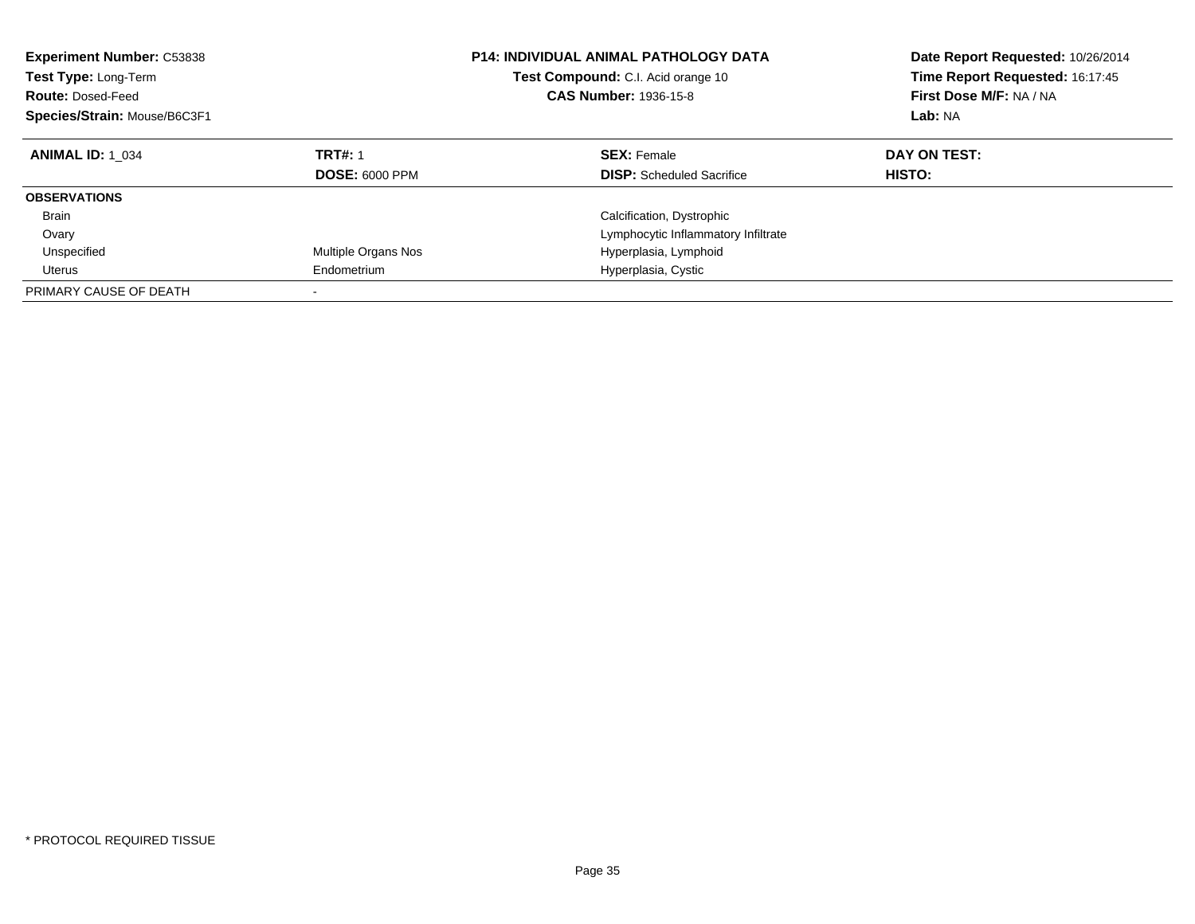**Experiment Number:** C53838
**Test Type:** Long-Term
**Route:** Dosed-Feed
**Species/Strain:** Mouse/B6C3F1

**P14: INDIVIDUAL ANIMAL PATHOLOGY DATA**
**Test Compound:** C.I. Acid orange 10
**CAS Number:** 1936-15-8

**Date Report Requested:** 10/26/2014
**Time Report Requested:** 16:17:45
**First Dose M/F:** NA / NA
**Lab:** NA

| **ANIMAL ID:** 1_034 | **TRT#:** 1 | **SEX:** Female | **DAY ON TEST:** |
|---|---|---|---|
| | **DOSE:** 6000 PPM | **DISP:** Scheduled Sacrifice | **HISTO:** |
| **OBSERVATIONS** | | | |
| Brain | | Calcification, Dystrophic | |
| Ovary | | Lymphocytic Inflammatory Infiltrate | |
| Unspecified | Multiple Organs Nos | Hyperplasia, Lymphoid | |
| Uterus | Endometrium | Hyperplasia, Cystic | |
| PRIMARY CAUSE OF DEATH | - | | |

* PROTOCOL REQUIRED TISSUE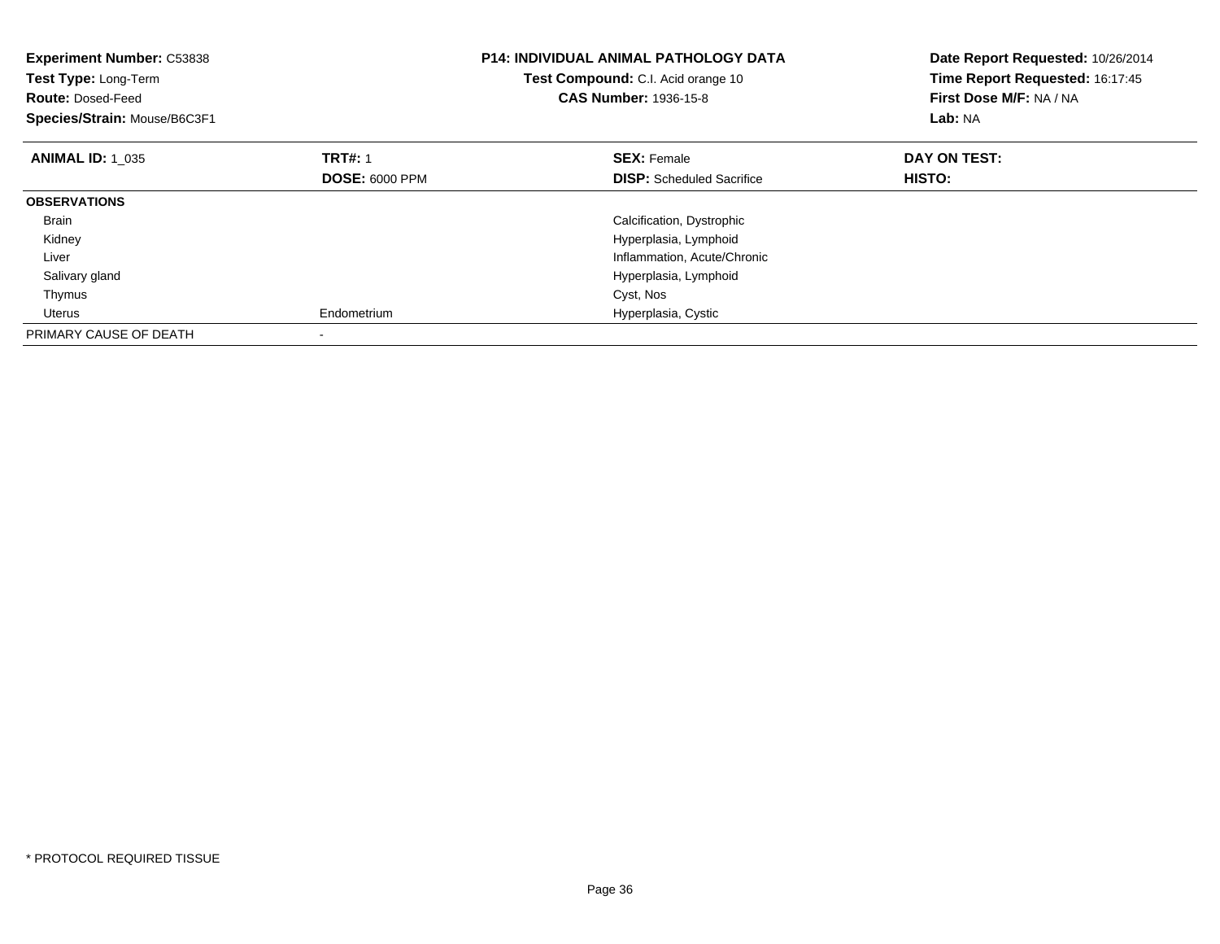**Experiment Number:** C53838
**Test Type:** Long-Term
**Route:** Dosed-Feed
**Species/Strain:** Mouse/B6C3F1

**P14: INDIVIDUAL ANIMAL PATHOLOGY DATA**
**Test Compound:** C.I. Acid orange 10
**CAS Number:** 1936-15-8

**Date Report Requested:** 10/26/2014
**Time Report Requested:** 16:17:45
**First Dose M/F:** NA / NA
**Lab:** NA

| **ANIMAL ID:** 1_035 | **TRT#:** 1 | **SEX:** Female | **DAY ON TEST:** |
|---|---|---|---|
| | **DOSE:** 6000 PPM | **DISP:** Scheduled Sacrifice | **HISTO:** |
| **OBSERVATIONS** | | | |
| Brain | | Calcification, Dystrophic | |
| Kidney | | Hyperplasia, Lymphoid | |
| Liver | | Inflammation, Acute/Chronic | |
| Salivary gland | | Hyperplasia, Lymphoid | |
| Thymus | | Cyst, Nos | |
| Uterus | Endometrium | Hyperplasia, Cystic | |
| PRIMARY CAUSE OF DEATH | - | | |

* PROTOCOL REQUIRED TISSUE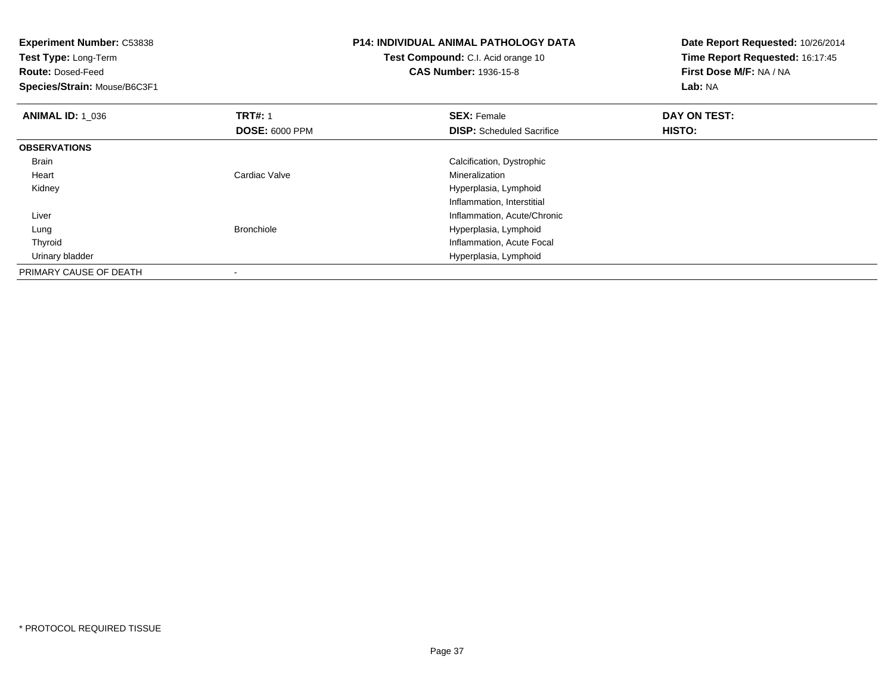**Experiment Number:** C53838
**Test Type:** Long-Term
**Route:** Dosed-Feed
**Species/Strain:** Mouse/B6C3F1

**P14: INDIVIDUAL ANIMAL PATHOLOGY DATA**
**Test Compound:** C.I. Acid orange 10
**CAS Number:** 1936-15-8

**Date Report Requested:** 10/26/2014
**Time Report Requested:** 16:17:45
**First Dose M/F:** NA / NA
**Lab:** NA

| **ANIMAL ID:** 1_036 | **TRT#:** 1 | **SEX:** Female | **DAY ON TEST:** |
|---|---|---|---|
| | **DOSE:** 6000 PPM | **DISP:** Scheduled Sacrifice | **HISTO:** |
| **OBSERVATIONS** | | | |
| Brain | | Calcification, Dystrophic | |
| Heart | Cardiac Valve | Mineralization | |
| Kidney | | Hyperplasia, Lymphoid | |
| | | Inflammation, Interstitial | |
| Liver | | Inflammation, Acute/Chronic | |
| Lung | Bronchiole | Hyperplasia, Lymphoid | |
| Thyroid | | Inflammation, Acute Focal | |
| Urinary bladder | | Hyperplasia, Lymphoid | |
| PRIMARY CAUSE OF DEATH | - | | |

* PROTOCOL REQUIRED TISSUE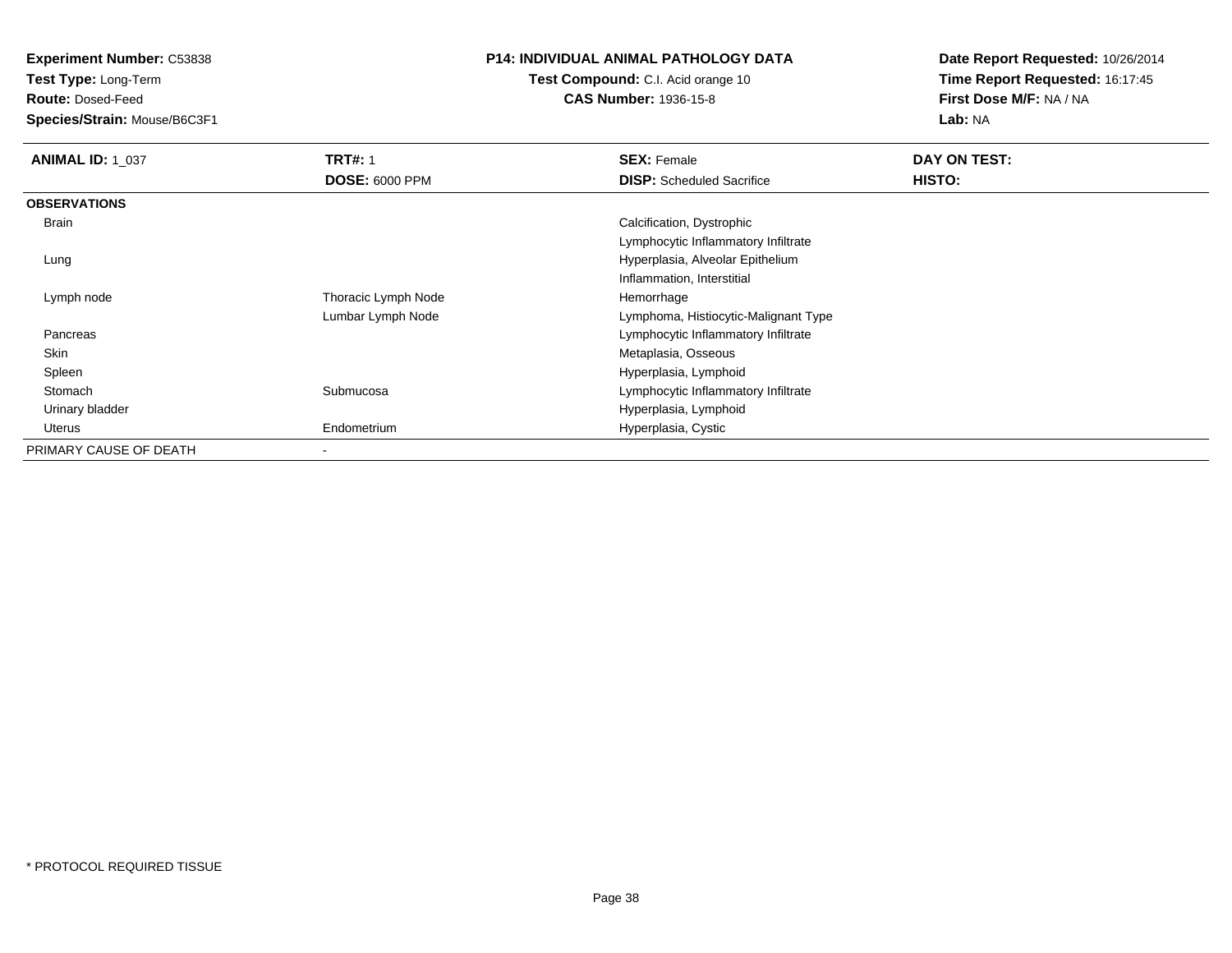**Experiment Number:** C53838
**Test Type:** Long-Term
**Route:** Dosed-Feed
**Species/Strain:** Mouse/B6C3F1

**P14: INDIVIDUAL ANIMAL PATHOLOGY DATA**
**Test Compound:** C.I. Acid orange 10
**CAS Number:** 1936-15-8

**Date Report Requested:** 10/26/2014
**Time Report Requested:** 16:17:45
**First Dose M/F:** NA / NA
**Lab:** NA

| **ANIMAL ID:** 1_037 | **TRT#:** 1 | **SEX:** Female | **DAY ON TEST:** |
|---|---|---|---|
| | **DOSE:** 6000 PPM | **DISP:** Scheduled Sacrifice | **HISTO:** |
| **OBSERVATIONS** | | | |
| Brain | | Calcification, Dystrophic | |
| | | Lymphocytic Inflammatory Infiltrate | |
| Lung | | Hyperplasia, Alveolar Epithelium | |
| | | Inflammation, Interstitial | |
| Lymph node | Thoracic Lymph Node | Hemorrhage | |
| | Lumbar Lymph Node | Lymphoma, Histiocytic-Malignant Type | |
| Pancreas | | Lymphocytic Inflammatory Infiltrate | |
| Skin | | Metaplasia, Osseous | |
| Spleen | | Hyperplasia, Lymphoid | |
| Stomach | Submucosa | Lymphocytic Inflammatory Infiltrate | |
| Urinary bladder | | Hyperplasia, Lymphoid | |
| Uterus | Endometrium | Hyperplasia, Cystic | |
| PRIMARY CAUSE OF DEATH | - | | |

* PROTOCOL REQUIRED TISSUE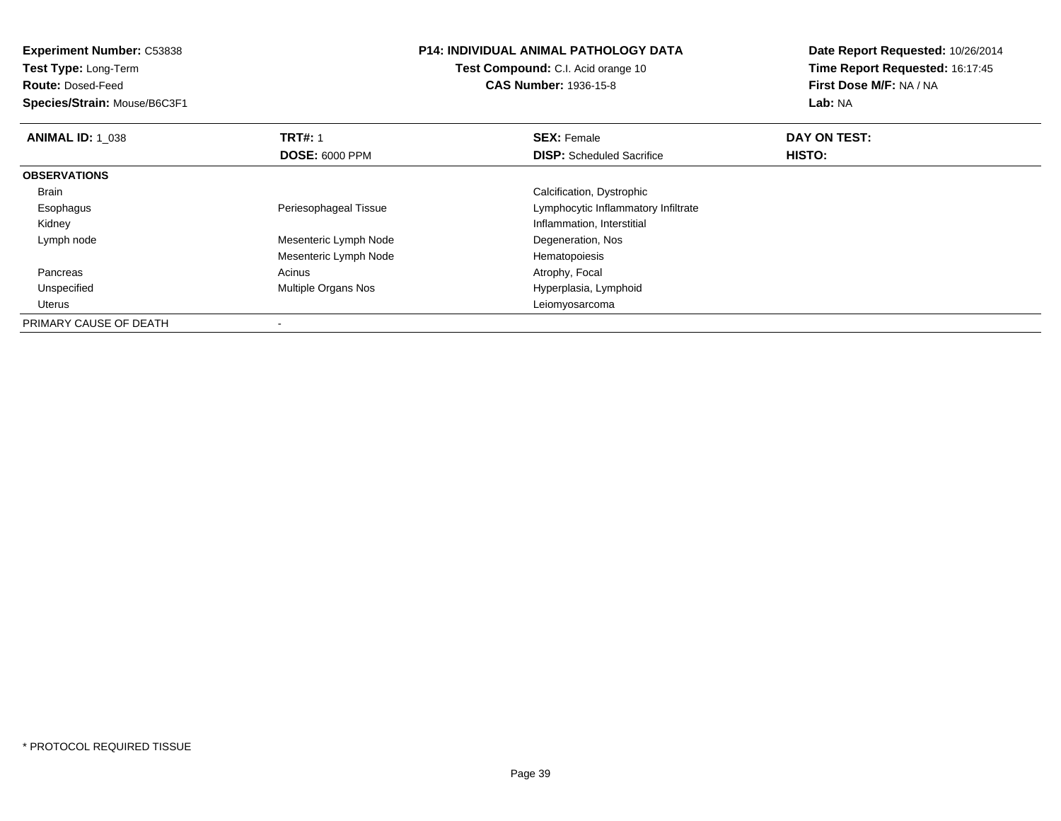**Experiment Number:** C53838
**Test Type:** Long-Term
**Route:** Dosed-Feed
**Species/Strain:** Mouse/B6C3F1

**P14: INDIVIDUAL ANIMAL PATHOLOGY DATA**
**Test Compound:** C.I. Acid orange 10
**CAS Number:** 1936-15-8

**Date Report Requested:** 10/26/2014
**Time Report Requested:** 16:17:45
**First Dose M/F:** NA / NA
**Lab:** NA

| **ANIMAL ID:** 1_038 | **TRT#:** 1 | **SEX:** Female | **DAY ON TEST:** |
|---|---|---|---|
| | **DOSE:** 6000 PPM | **DISP:** Scheduled Sacrifice | **HISTO:** |
| **OBSERVATIONS** | | | |
| Brain | | Calcification, Dystrophic | |
| Esophagus | Periesophageal Tissue | Lymphocytic Inflammatory Infiltrate | |
| Kidney | | Inflammation, Interstitial | |
| Lymph node | Mesenteric Lymph Node | Degeneration, Nos | |
| | Mesenteric Lymph Node | Hematopoiesis | |
| Pancreas | Acinus | Atrophy, Focal | |
| Unspecified | Multiple Organs Nos | Hyperplasia, Lymphoid | |
| Uterus | | Leiomyosarcoma | |
| PRIMARY CAUSE OF DEATH | - | | |

* PROTOCOL REQUIRED TISSUE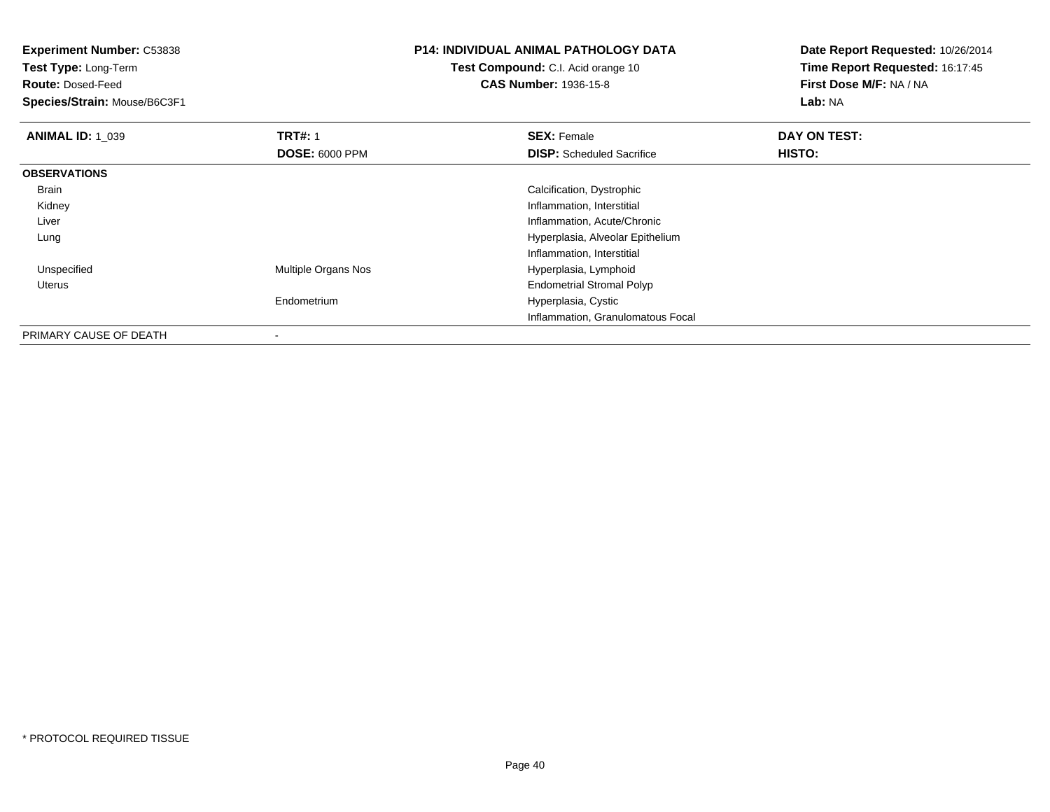**Experiment Number:** C53838
**Test Type:** Long-Term
**Route:** Dosed-Feed
**Species/Strain:** Mouse/B6C3F1

**P14: INDIVIDUAL ANIMAL PATHOLOGY DATA**
**Test Compound:** C.I. Acid orange 10
**CAS Number:** 1936-15-8

**Date Report Requested:** 10/26/2014
**Time Report Requested:** 16:17:45
**First Dose M/F:** NA / NA
**Lab:** NA

| **ANIMAL ID:** 1_039 | **TRT#:** 1 | **SEX:** Female | **DAY ON TEST:** |
|---|---|---|---|
| | **DOSE:** 6000 PPM | **DISP:** Scheduled Sacrifice | **HISTO:** |
| **OBSERVATIONS** | | | |
| Brain | | Calcification, Dystrophic | |
| Kidney | | Inflammation, Interstitial | |
| Liver | | Inflammation, Acute/Chronic | |
| Lung | | Hyperplasia, Alveolar Epithelium | |
| | | Inflammation, Interstitial | |
| Unspecified | Multiple Organs Nos | Hyperplasia, Lymphoid | |
| Uterus | | Endometrial Stromal Polyp | |
| | Endometrium | Hyperplasia, Cystic | |
| | | Inflammation, Granulomatous Focal | |
| PRIMARY CAUSE OF DEATH | - | | |

* PROTOCOL REQUIRED TISSUE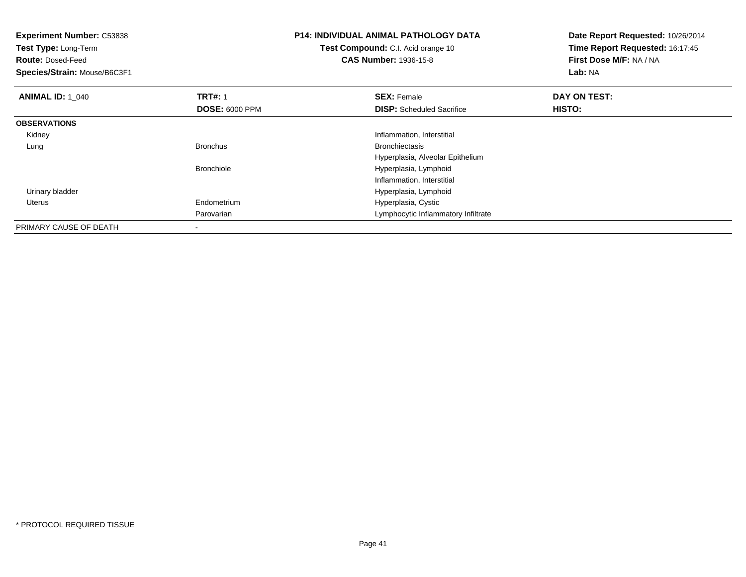**Experiment Number:** C53838
**Test Type:** Long-Term
**Route:** Dosed-Feed
**Species/Strain:** Mouse/B6C3F1

**P14: INDIVIDUAL ANIMAL PATHOLOGY DATA**
**Test Compound:** C.I. Acid orange 10
**CAS Number:** 1936-15-8

**Date Report Requested:** 10/26/2014
**Time Report Requested:** 16:17:45
**First Dose M/F:** NA / NA
**Lab:** NA

| **ANIMAL ID:** 1_040 | **TRT#:** 1 | **SEX:** Female | **DAY ON TEST:** |
|---|---|---|---|
| | **DOSE:** 6000 PPM | **DISP:** Scheduled Sacrifice | **HISTO:** |
| **OBSERVATIONS** | | | |
| Kidney | | Inflammation, Interstitial | |
| Lung | Bronchus | Bronchiectasis | |
| | | Hyperplasia, Alveolar Epithelium | |
| | Bronchiole | Hyperplasia, Lymphoid | |
| | | Inflammation, Interstitial | |
| Urinary bladder | | Hyperplasia, Lymphoid | |
| Uterus | Endometrium | Hyperplasia, Cystic | |
| | Parovarian | Lymphocytic Inflammatory Infiltrate | |
| PRIMARY CAUSE OF DEATH | - | | |

* PROTOCOL REQUIRED TISSUE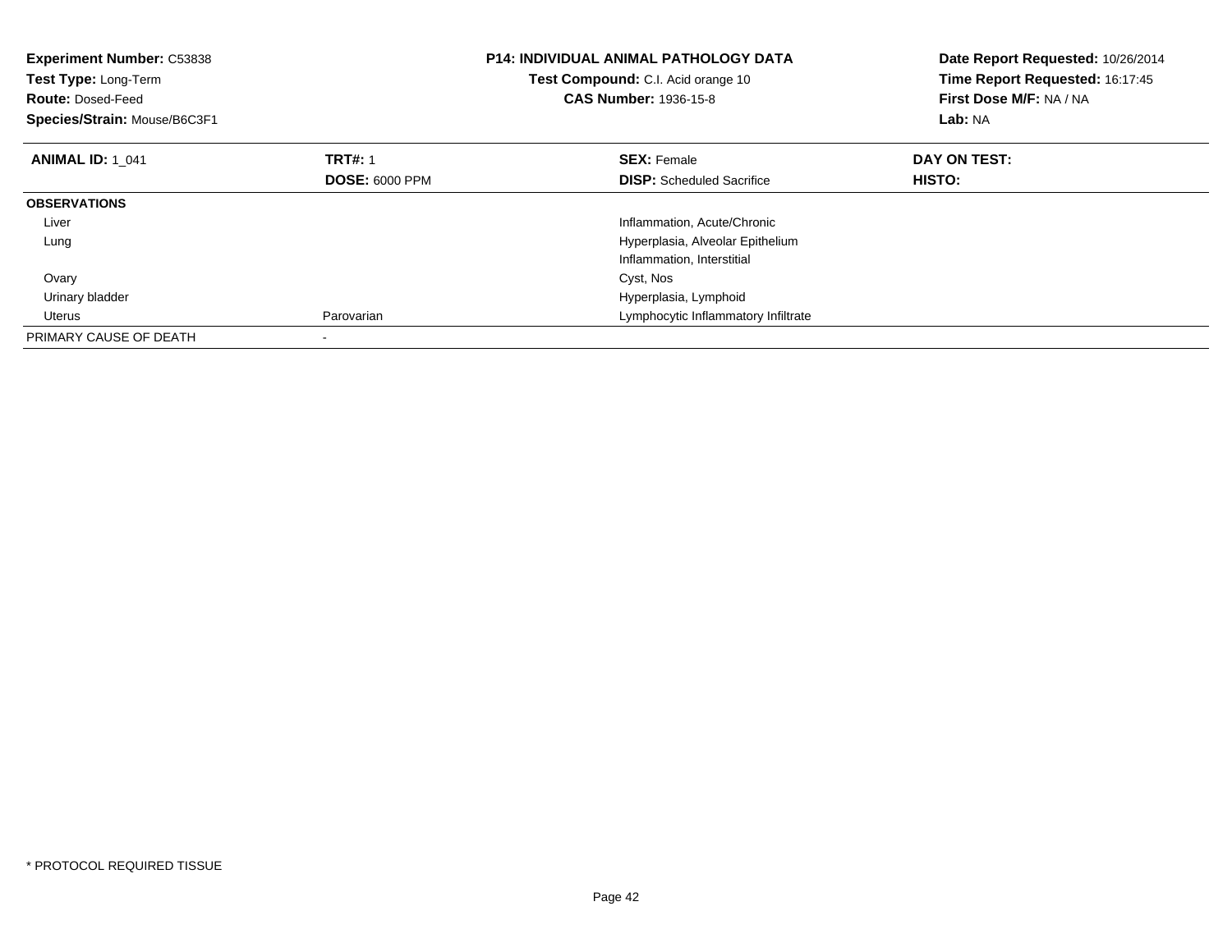**Experiment Number:** C53838
**Test Type:** Long-Term
**Route:** Dosed-Feed
**Species/Strain:** Mouse/B6C3F1

**P14: INDIVIDUAL ANIMAL PATHOLOGY DATA**
**Test Compound:** C.I. Acid orange 10
**CAS Number:** 1936-15-8

**Date Report Requested:** 10/26/2014
**Time Report Requested:** 16:17:45
**First Dose M/F:** NA / NA
**Lab:** NA

| **ANIMAL ID:** 1_041 | **TRT#:** 1 | **SEX:** Female | **DAY ON TEST:** |
|---|---|---|---|
| | **DOSE:** 6000 PPM | **DISP:** Scheduled Sacrifice | **HISTO:** |
| **OBSERVATIONS** | | | |
| Liver | | Inflammation, Acute/Chronic | |
| Lung | | Hyperplasia, Alveolar Epithelium | |
| | | Inflammation, Interstitial | |
| Ovary | | Cyst, Nos | |
| Urinary bladder | | Hyperplasia, Lymphoid | |
| Uterus | Parovarian | Lymphocytic Inflammatory Infiltrate | |
| PRIMARY CAUSE OF DEATH | - | | |

* PROTOCOL REQUIRED TISSUE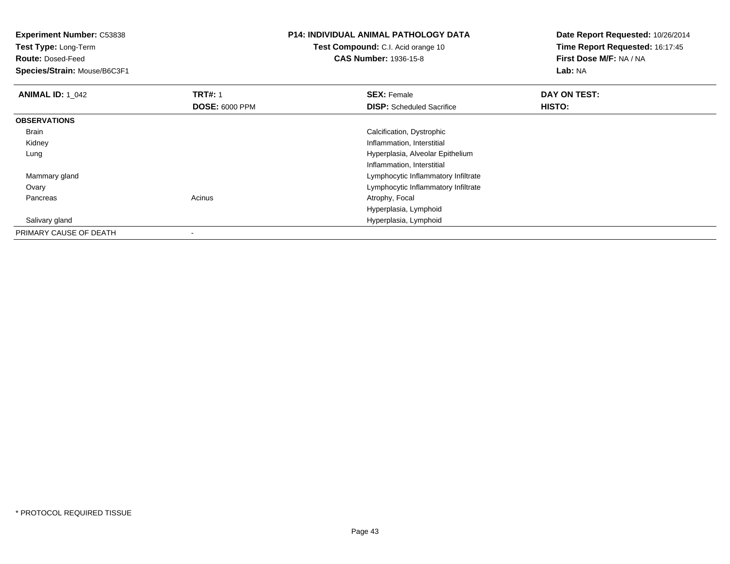**Experiment Number:** C53838
**Test Type:** Long-Term
**Route:** Dosed-Feed
**Species/Strain:** Mouse/B6C3F1

**P14: INDIVIDUAL ANIMAL PATHOLOGY DATA**
**Test Compound:** C.I. Acid orange 10
**CAS Number:** 1936-15-8

**Date Report Requested:** 10/26/2014
**Time Report Requested:** 16:17:45
**First Dose M/F:** NA / NA
**Lab:** NA

| **ANIMAL ID:** 1_042 | **TRT#:** 1 | **SEX:** Female | **DAY ON TEST:** |
|---|---|---|---|
| | **DOSE:** 6000 PPM | **DISP:** Scheduled Sacrifice | **HISTO:** |
| **OBSERVATIONS** | | | |
| Brain | | Calcification, Dystrophic | |
| Kidney | | Inflammation, Interstitial | |
| Lung | | Hyperplasia, Alveolar Epithelium | |
| | | Inflammation, Interstitial | |
| Mammary gland | | Lymphocytic Inflammatory Infiltrate | |
| Ovary | | Lymphocytic Inflammatory Infiltrate | |
| Pancreas | Acinus | Atrophy, Focal | |
| | | Hyperplasia, Lymphoid | |
| Salivary gland | | Hyperplasia, Lymphoid | |
| PRIMARY CAUSE OF DEATH | - | | |

\* PROTOCOL REQUIRED TISSUE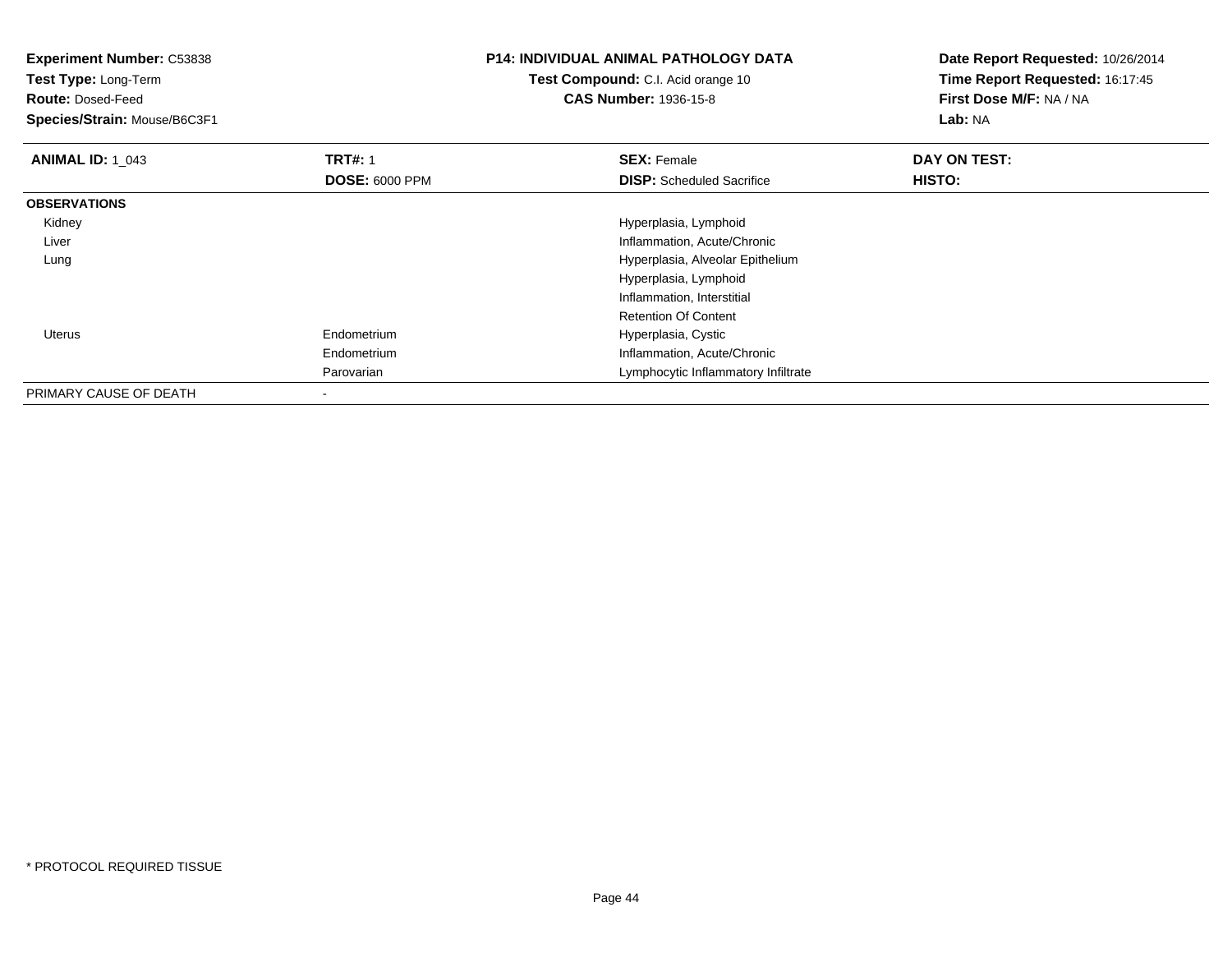**Experiment Number:** C53838
**Test Type:** Long-Term
**Route:** Dosed-Feed
**Species/Strain:** Mouse/B6C3F1

**P14: INDIVIDUAL ANIMAL PATHOLOGY DATA**
**Test Compound:** C.I. Acid orange 10
**CAS Number:** 1936-15-8

**Date Report Requested:** 10/26/2014
**Time Report Requested:** 16:17:45
**First Dose M/F:** NA / NA
**Lab:** NA

| **ANIMAL ID:** 1_043 | **TRT#:** 1 | **SEX:** Female | **DAY ON TEST:** |
|---|---|---|---|
| | **DOSE:** 6000 PPM | **DISP:** Scheduled Sacrifice | **HISTO:** |
| **OBSERVATIONS** | | | |
| Kidney | | Hyperplasia, Lymphoid | |
| Liver | | Inflammation, Acute/Chronic | |
| Lung | | Hyperplasia, Alveolar Epithelium | |
| | | Hyperplasia, Lymphoid | |
| | | Inflammation, Interstitial | |
| | | Retention Of Content | |
| Uterus | Endometrium | Hyperplasia, Cystic | |
| | Endometrium | Inflammation, Acute/Chronic | |
| | Parovarian | Lymphocytic Inflammatory Infiltrate | |
| PRIMARY CAUSE OF DEATH | - | | |

* PROTOCOL REQUIRED TISSUE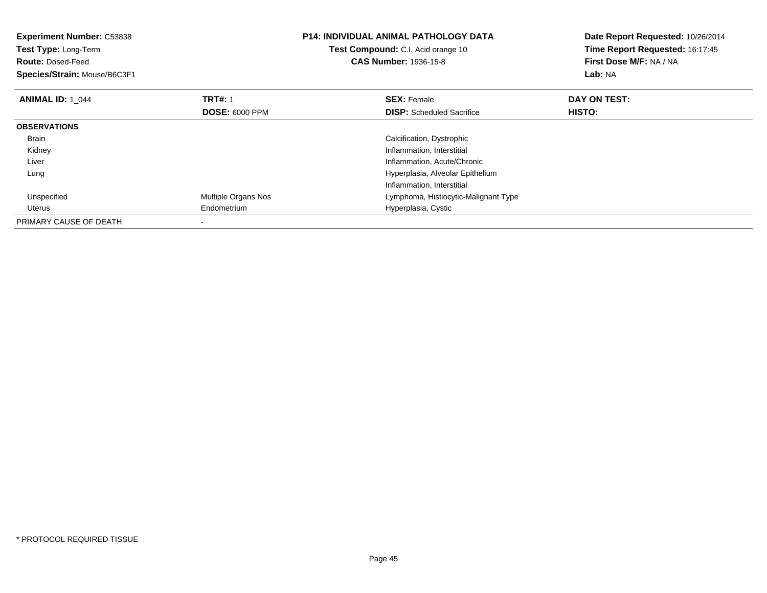**Experiment Number:** C53838
**Test Type:** Long-Term
**Route:** Dosed-Feed
**Species/Strain:** Mouse/B6C3F1

**P14: INDIVIDUAL ANIMAL PATHOLOGY DATA**
**Test Compound:** C.I. Acid orange 10
**CAS Number:** 1936-15-8

**Date Report Requested:** 10/26/2014
**Time Report Requested:** 16:17:45
**First Dose M/F:** NA / NA
**Lab:** NA

| **ANIMAL ID:** 1_044 | **TRT#:** 1 | **SEX:** Female | **DAY ON TEST:** |
|---|---|---|---|
| | **DOSE:** 6000 PPM | **DISP:** Scheduled Sacrifice | **HISTO:** |
| **OBSERVATIONS** | | | |
| Brain | | Calcification, Dystrophic | |
| Kidney | | Inflammation, Interstitial | |
| Liver | | Inflammation, Acute/Chronic | |
| Lung | | Hyperplasia, Alveolar Epithelium | |
| | | Inflammation, Interstitial | |
| Unspecified | Multiple Organs Nos | Lymphoma, Histiocytic-Malignant Type | |
| Uterus | Endometrium | Hyperplasia, Cystic | |
| PRIMARY CAUSE OF DEATH | - | | |

* PROTOCOL REQUIRED TISSUE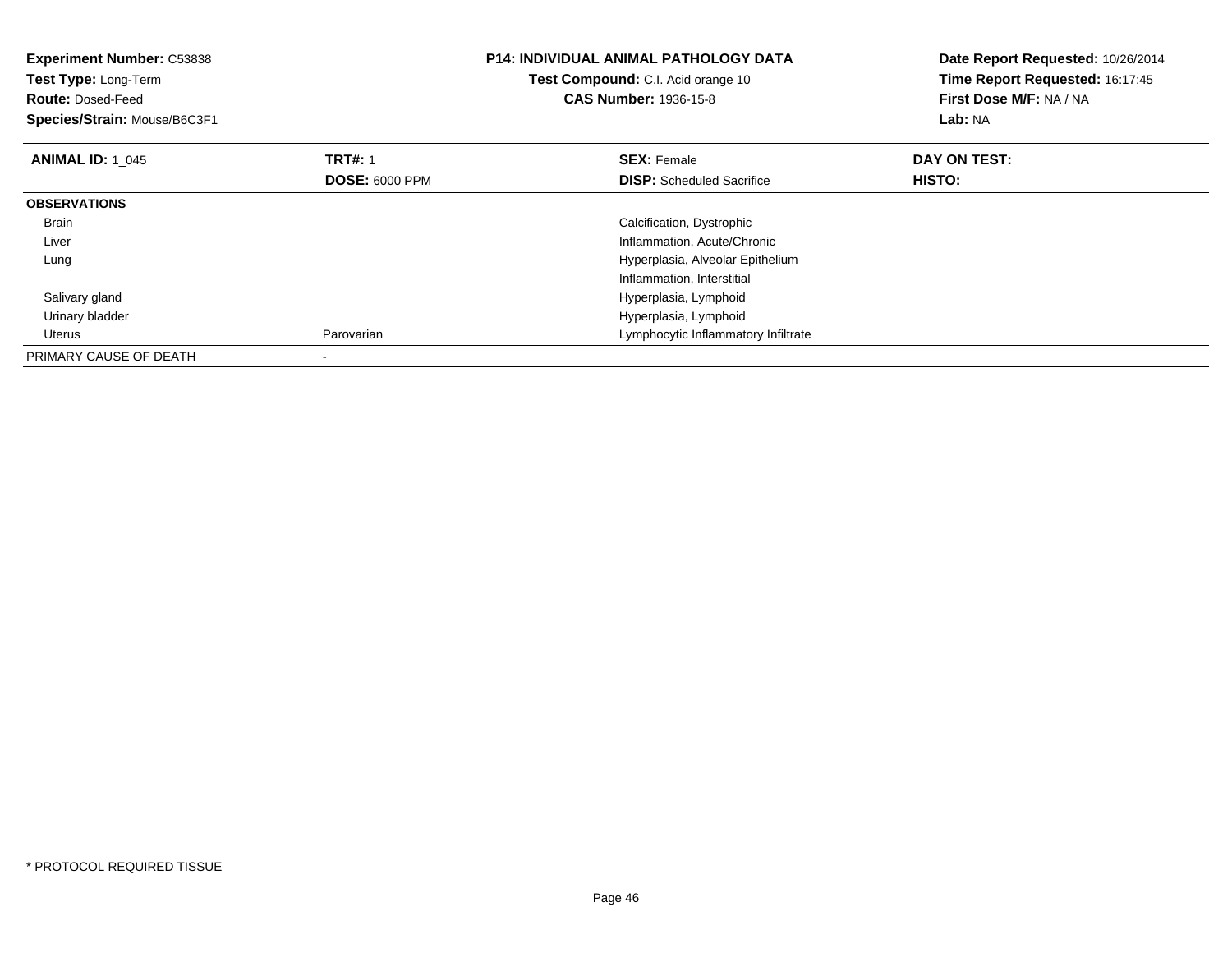**Experiment Number:** C53838
**Test Type:** Long-Term
**Route:** Dosed-Feed
**Species/Strain:** Mouse/B6C3F1

**P14: INDIVIDUAL ANIMAL PATHOLOGY DATA**
**Test Compound:** C.I. Acid orange 10
**CAS Number:** 1936-15-8

**Date Report Requested:** 10/26/2014
**Time Report Requested:** 16:17:45
**First Dose M/F:** NA / NA
**Lab:** NA

| **ANIMAL ID:** 1_045 | **TRT#:** 1 | **SEX:** Female | **DAY ON TEST:** |
|---|---|---|---|
| | **DOSE:** 6000 PPM | **DISP:** Scheduled Sacrifice | **HISTO:** |
| **OBSERVATIONS** | | | |
| Brain | | Calcification, Dystrophic | |
| Liver | | Inflammation, Acute/Chronic | |
| Lung | | Hyperplasia, Alveolar Epithelium | |
| | | Inflammation, Interstitial | |
| Salivary gland | | Hyperplasia, Lymphoid | |
| Urinary bladder | | Hyperplasia, Lymphoid | |
| Uterus | Parovarian | Lymphocytic Inflammatory Infiltrate | |
| PRIMARY CAUSE OF DEATH | - | | |

* PROTOCOL REQUIRED TISSUE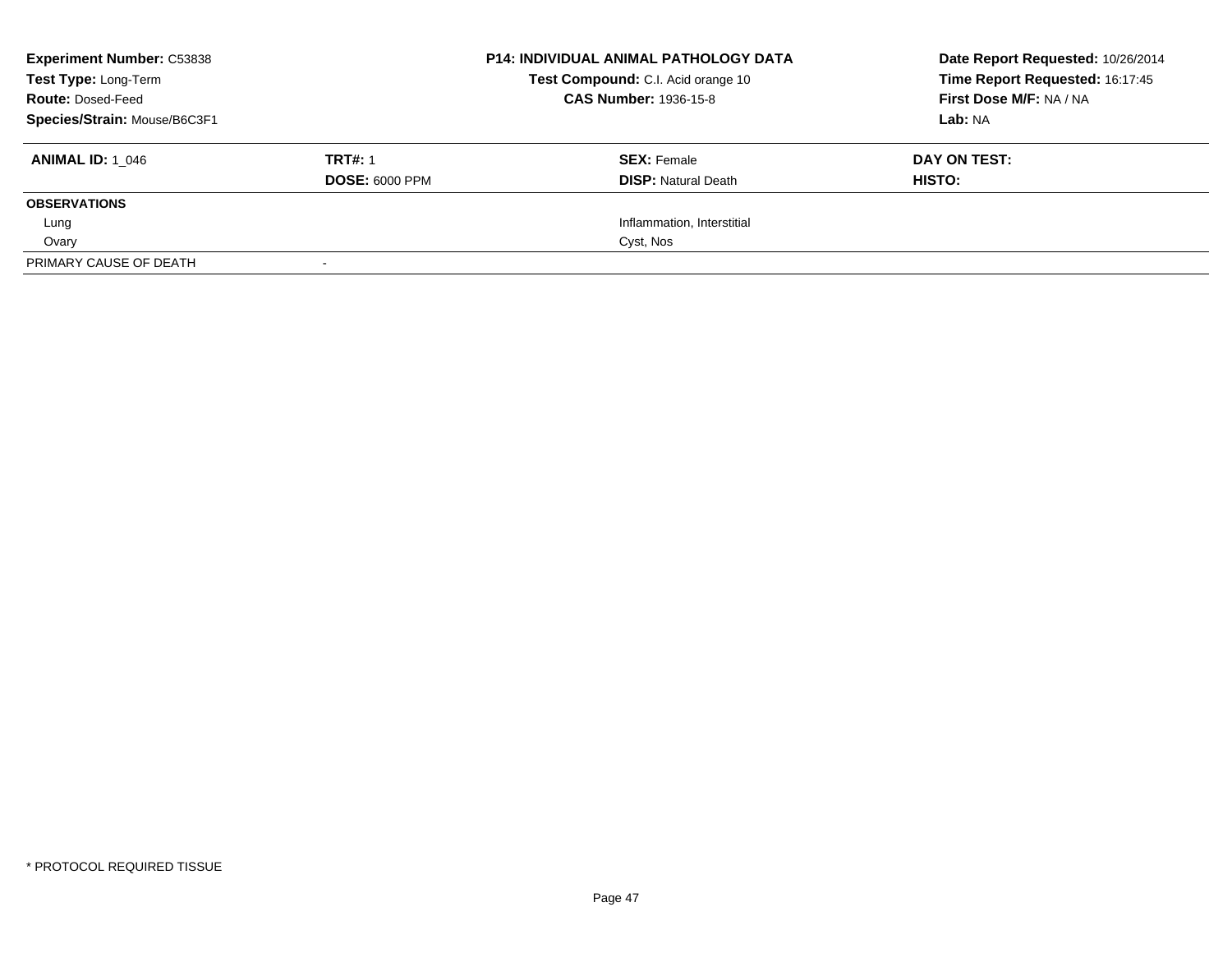**Experiment Number:** C53838
**Test Type:** Long-Term
**Route:** Dosed-Feed
**Species/Strain:** Mouse/B6C3F1

**P14: INDIVIDUAL ANIMAL PATHOLOGY DATA**
**Test Compound:** C.I. Acid orange 10
**CAS Number:** 1936-15-8

**Date Report Requested:** 10/26/2014
**Time Report Requested:** 16:17:45
**First Dose M/F:** NA / NA
**Lab:** NA

| **ANIMAL ID:** 1_046 | **TRT#:** 1 | **SEX:** Female | **DAY ON TEST:** |
|---|---|---|---|
| | **DOSE:** 6000 PPM | **DISP:** Natural Death | **HISTO:** |
| **OBSERVATIONS** | | | |
| Lung | | Inflammation, Interstitial | |
| Ovary | | Cyst, Nos | |
| PRIMARY CAUSE OF DEATH | - | | |

* PROTOCOL REQUIRED TISSUE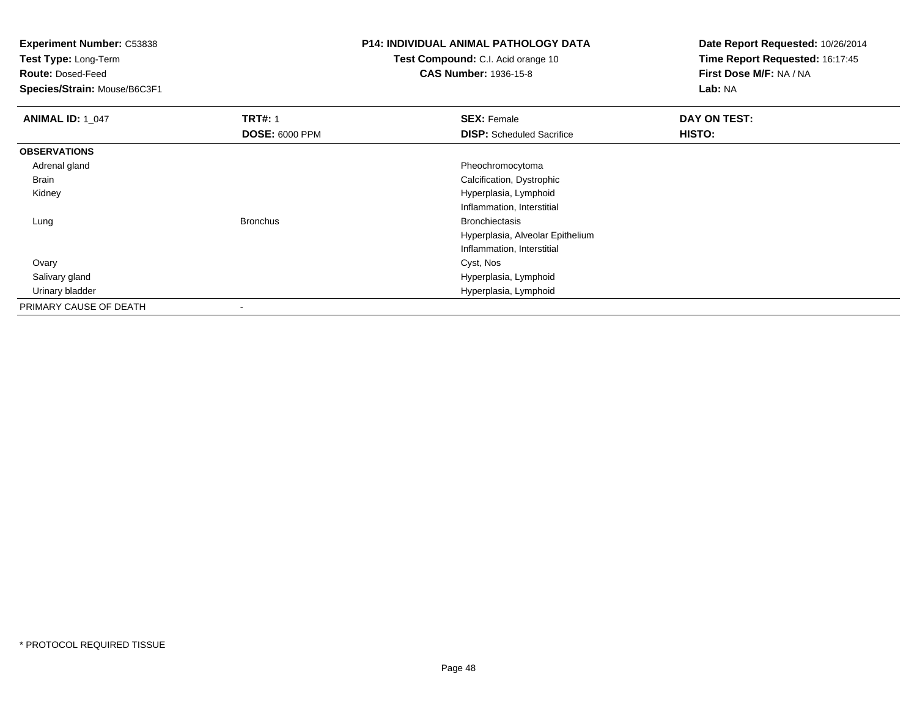**Experiment Number:** C53838
**Test Type:** Long-Term
**Route:** Dosed-Feed
**Species/Strain:** Mouse/B6C3F1

**P14: INDIVIDUAL ANIMAL PATHOLOGY DATA**
**Test Compound:** C.I. Acid orange 10
**CAS Number:** 1936-15-8

**Date Report Requested:** 10/26/2014
**Time Report Requested:** 16:17:45
**First Dose M/F:** NA / NA
**Lab:** NA

| **ANIMAL ID:** 1_047 | **TRT#:** 1 | **SEX:** Female | **DAY ON TEST:** |
|---|---|---|---|
| | **DOSE:** 6000 PPM | **DISP:** Scheduled Sacrifice | **HISTO:** |
| **OBSERVATIONS** | | | |
| Adrenal gland | | Pheochromocytoma | |
| Brain | | Calcification, Dystrophic | |
| Kidney | | Hyperplasia, Lymphoid | |
| | | Inflammation, Interstitial | |
| Lung | Bronchus | Bronchiectasis | |
| | | Hyperplasia, Alveolar Epithelium | |
| | | Inflammation, Interstitial | |
| Ovary | | Cyst, Nos | |
| Salivary gland | | Hyperplasia, Lymphoid | |
| Urinary bladder | | Hyperplasia, Lymphoid | |
| PRIMARY CAUSE OF DEATH | - | | |

* PROTOCOL REQUIRED TISSUE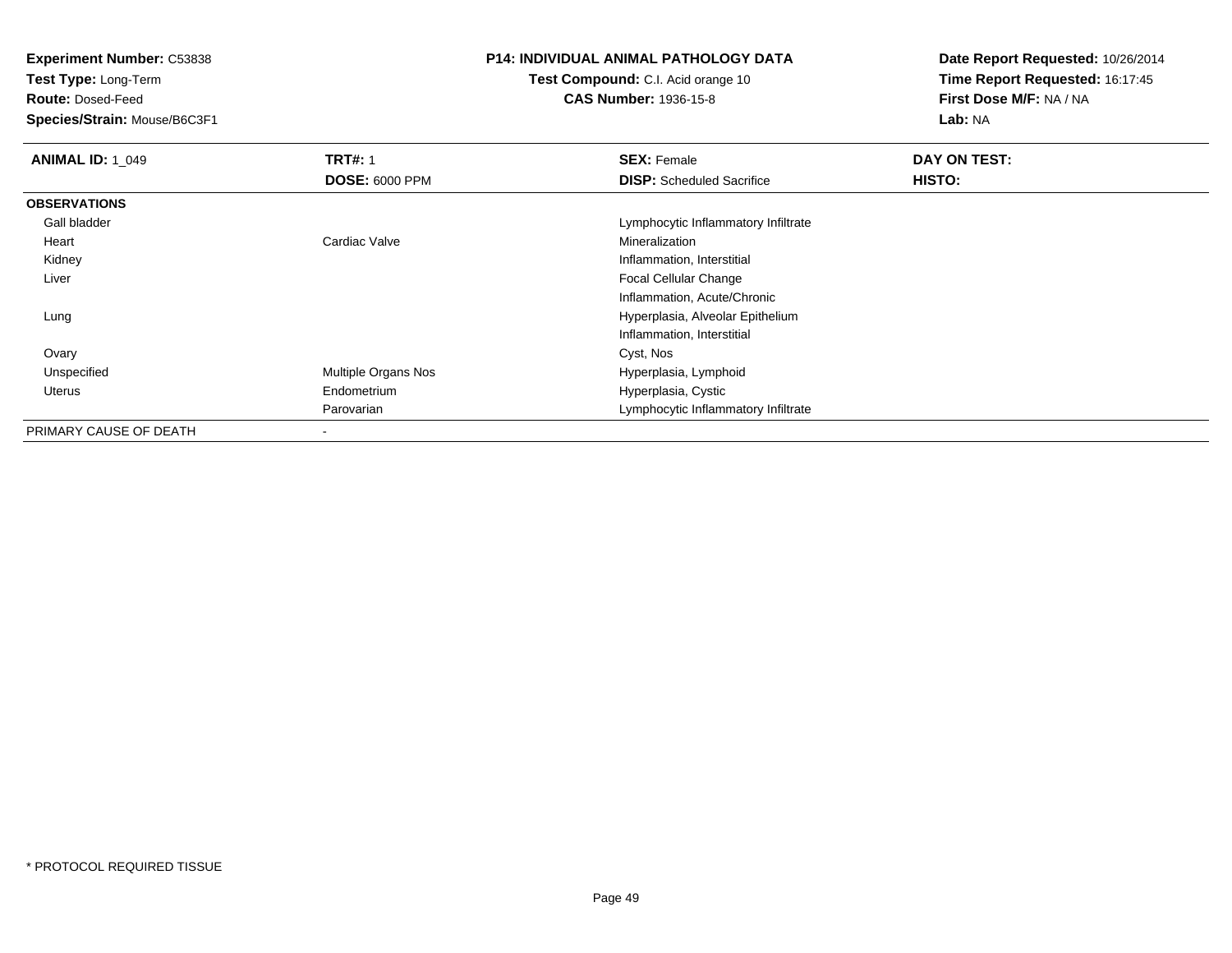**Experiment Number:** C53838
**Test Type:** Long-Term
**Route:** Dosed-Feed
**Species/Strain:** Mouse/B6C3F1

**P14: INDIVIDUAL ANIMAL PATHOLOGY DATA**
**Test Compound:** C.I. Acid orange 10
**CAS Number:** 1936-15-8

**Date Report Requested:** 10/26/2014
**Time Report Requested:** 16:17:45
**First Dose M/F:** NA / NA
**Lab:** NA

| **ANIMAL ID:** 1_049 | **TRT#:** 1<br>**DOSE:** 6000 PPM | **SEX:** Female<br>**DISP:** Scheduled Sacrifice | **DAY ON TEST:**<br>**HISTO:** |
|---|---|---|---|
| **OBSERVATIONS** | | | |
| Gall bladder | | Lymphocytic Inflammatory Infiltrate | |
| Heart | Cardiac Valve | Mineralization | |
| Kidney | | Inflammation, Interstitial | |
| Liver | | Focal Cellular Change | |
| | | Inflammation, Acute/Chronic | |
| Lung | | Hyperplasia, Alveolar Epithelium | |
| | | Inflammation, Interstitial | |
| Ovary | | Cyst, Nos | |
| Unspecified | Multiple Organs Nos | Hyperplasia, Lymphoid | |
| Uterus | Endometrium | Hyperplasia, Cystic | |
| | Parovarian | Lymphocytic Inflammatory Infiltrate | |
| PRIMARY CAUSE OF DEATH | - | | |

* PROTOCOL REQUIRED TISSUE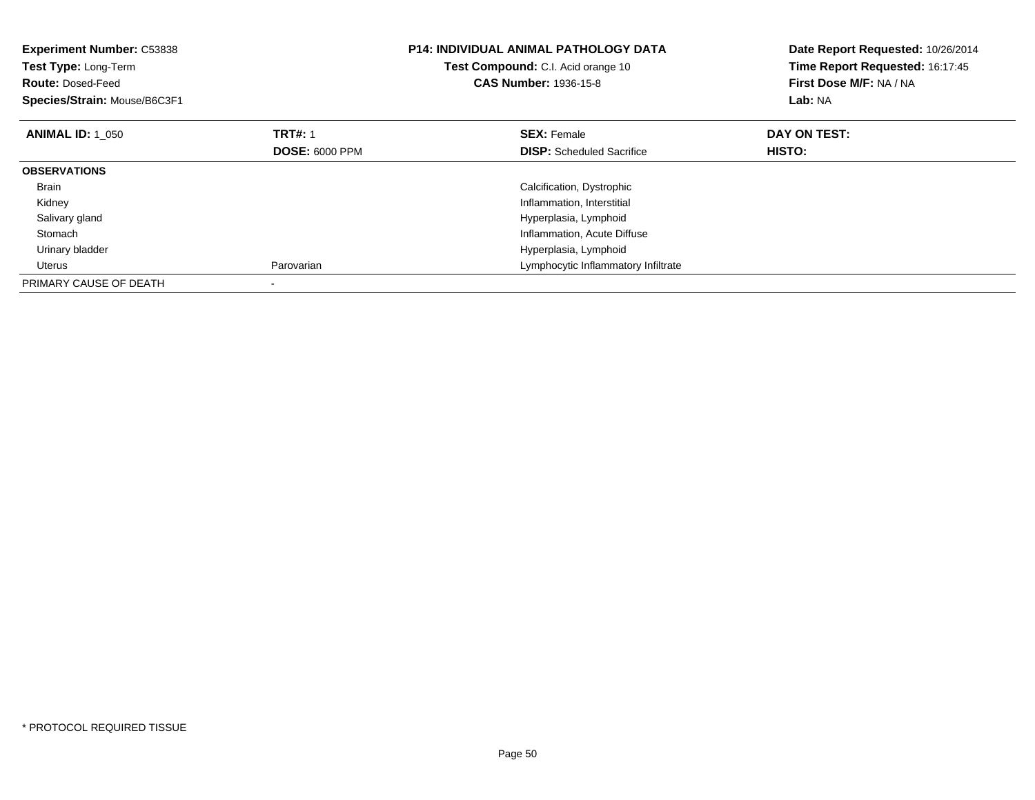**Experiment Number:** C53838
**Test Type:** Long-Term
**Route:** Dosed-Feed
**Species/Strain:** Mouse/B6C3F1

**P14: INDIVIDUAL ANIMAL PATHOLOGY DATA**
**Test Compound:** C.I. Acid orange 10
**CAS Number:** 1936-15-8

**Date Report Requested:** 10/26/2014
**Time Report Requested:** 16:17:45
**First Dose M/F:** NA / NA
**Lab:** NA

| **ANIMAL ID:** 1_050 | **TRT#:** 1 | **SEX:** Female | **DAY ON TEST:** |
|---|---|---|---|
| | **DOSE:** 6000 PPM | **DISP:** Scheduled Sacrifice | **HISTO:** |
| **OBSERVATIONS** | | | |
| Brain | | Calcification, Dystrophic | |
| Kidney | | Inflammation, Interstitial | |
| Salivary gland | | Hyperplasia, Lymphoid | |
| Stomach | | Inflammation, Acute Diffuse | |
| Urinary bladder | | Hyperplasia, Lymphoid | |
| Uterus | Parovarian | Lymphocytic Inflammatory Infiltrate | |
| PRIMARY CAUSE OF DEATH | - | | |

* PROTOCOL REQUIRED TISSUE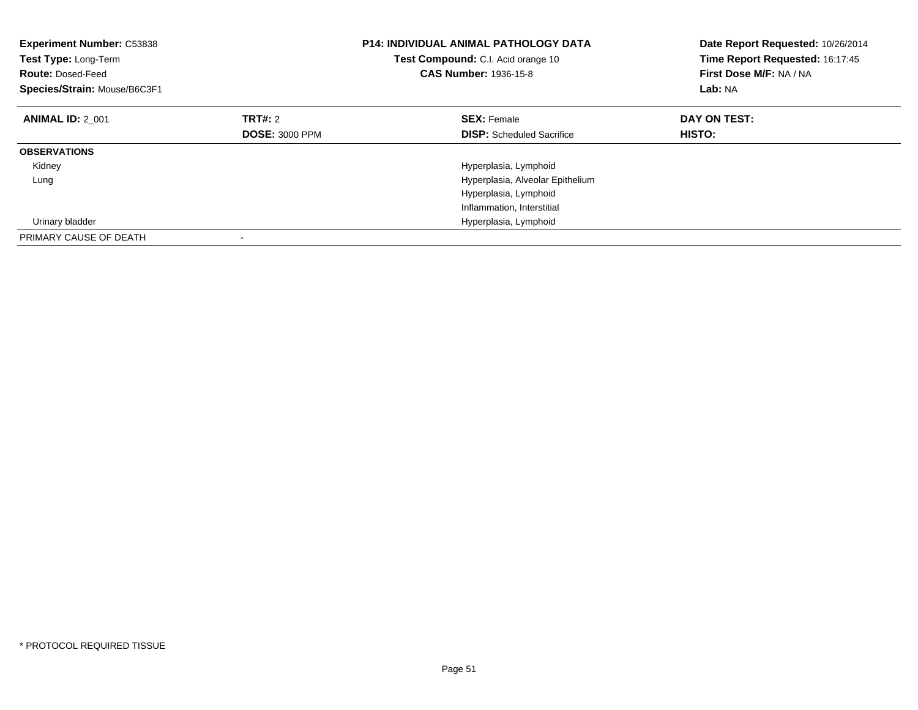**Experiment Number:** C53838
**Test Type:** Long-Term
**Route:** Dosed-Feed
**Species/Strain:** Mouse/B6C3F1

**P14: INDIVIDUAL ANIMAL PATHOLOGY DATA**
**Test Compound:** C.I. Acid orange 10
**CAS Number:** 1936-15-8

**Date Report Requested:** 10/26/2014
**Time Report Requested:** 16:17:45
**First Dose M/F:** NA / NA
**Lab:** NA

| **ANIMAL ID:** 2_001 | **TRT#:** 2 | **SEX:** Female | **DAY ON TEST:** |
|---|---|---|---|
| | **DOSE:** 3000 PPM | **DISP:** Scheduled Sacrifice | **HISTO:** |
| **OBSERVATIONS** | | | |
| Kidney | | Hyperplasia, Lymphoid | |
| Lung | | Hyperplasia, Alveolar Epithelium | |
| | | Hyperplasia, Lymphoid | |
| | | Inflammation, Interstitial | |
| Urinary bladder | | Hyperplasia, Lymphoid | |
| PRIMARY CAUSE OF DEATH | - | | |

* PROTOCOL REQUIRED TISSUE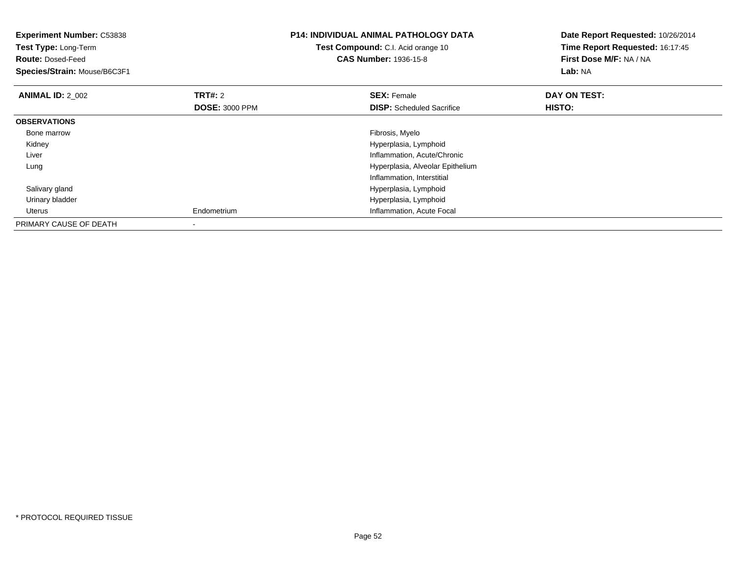**Experiment Number:** C53838
**Test Type:** Long-Term
**Route:** Dosed-Feed
**Species/Strain:** Mouse/B6C3F1

**P14: INDIVIDUAL ANIMAL PATHOLOGY DATA**
**Test Compound:** C.I. Acid orange 10
**CAS Number:** 1936-15-8

**Date Report Requested:** 10/26/2014
**Time Report Requested:** 16:17:45
**First Dose M/F:** NA / NA
**Lab:** NA

| **ANIMAL ID:** 2_002 | **TRT#:** 2 | **SEX:** Female | **DAY ON TEST:** |
|---|---|---|---|
| | **DOSE:** 3000 PPM | **DISP:** Scheduled Sacrifice | **HISTO:** |
| **OBSERVATIONS** | | | |
| Bone marrow | | Fibrosis, Myelo | |
| Kidney | | Hyperplasia, Lymphoid | |
| Liver | | Inflammation, Acute/Chronic | |
| Lung | | Hyperplasia, Alveolar Epithelium | |
| | | Inflammation, Interstitial | |
| Salivary gland | | Hyperplasia, Lymphoid | |
| Urinary bladder | | Hyperplasia, Lymphoid | |
| Uterus | Endometrium | Inflammation, Acute Focal | |
| PRIMARY CAUSE OF DEATH | - | | |

* PROTOCOL REQUIRED TISSUE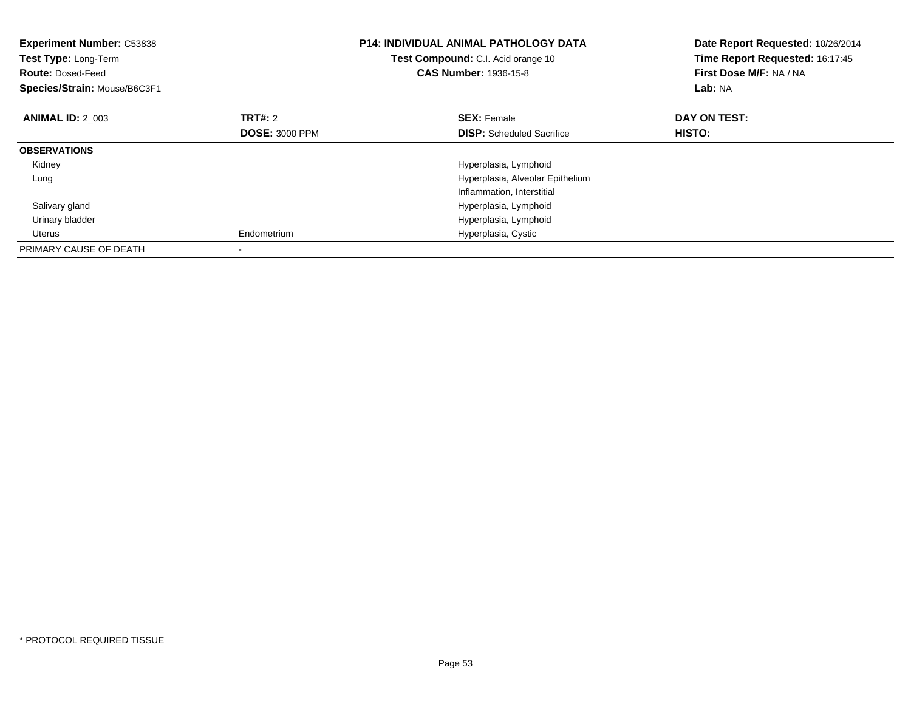**Experiment Number:** C53838
**Test Type:** Long-Term
**Route:** Dosed-Feed
**Species/Strain:** Mouse/B6C3F1

**P14: INDIVIDUAL ANIMAL PATHOLOGY DATA**
**Test Compound:** C.I. Acid orange 10
**CAS Number:** 1936-15-8

**Date Report Requested:** 10/26/2014
**Time Report Requested:** 16:17:45
**First Dose M/F:** NA / NA
**Lab:** NA

| **ANIMAL ID:** 2_003 | **TRT#:** 2 | **SEX:** Female | **DAY ON TEST:** |
|---|---|---|---|
| | **DOSE:** 3000 PPM | **DISP:** Scheduled Sacrifice | **HISTO:** |
| **OBSERVATIONS** | | | |
| Kidney | | Hyperplasia, Lymphoid | |
| Lung | | Hyperplasia, Alveolar Epithelium | |
| | | Inflammation, Interstitial | |
| Salivary gland | | Hyperplasia, Lymphoid | |
| Urinary bladder | | Hyperplasia, Lymphoid | |
| Uterus | Endometrium | Hyperplasia, Cystic | |
| PRIMARY CAUSE OF DEATH | - | | |

* PROTOCOL REQUIRED TISSUE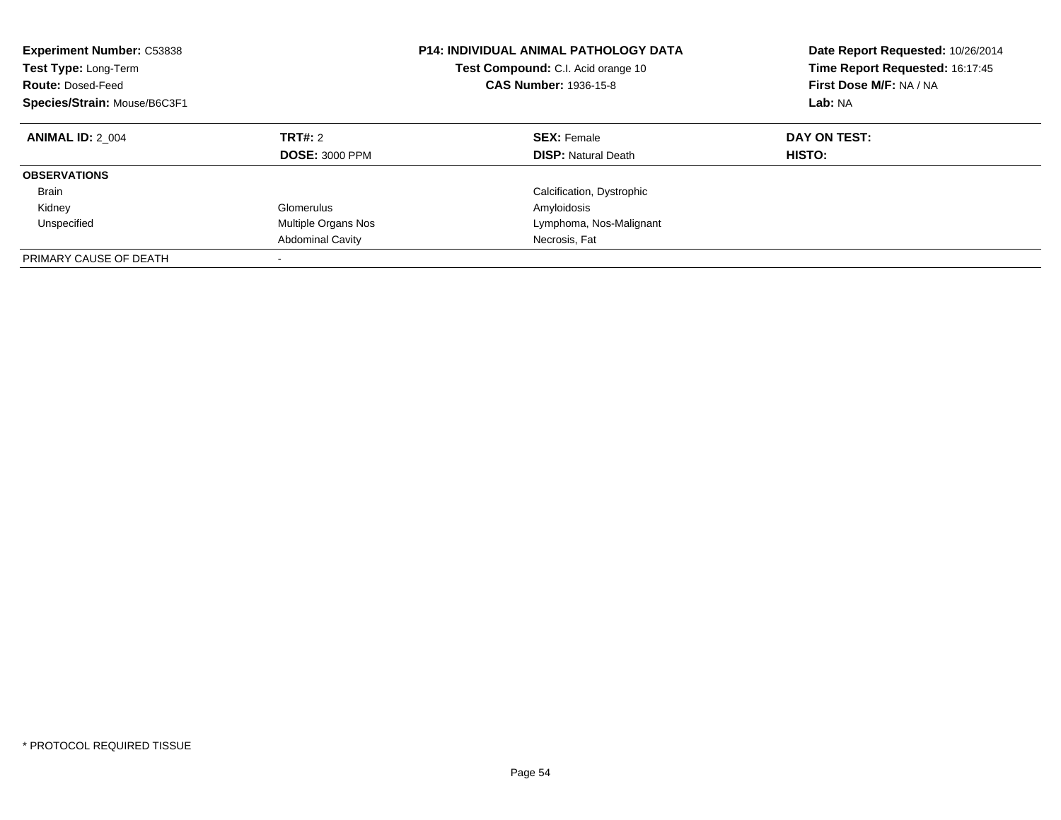**Experiment Number:** C53838
**Test Type:** Long-Term
**Route:** Dosed-Feed
**Species/Strain:** Mouse/B6C3F1

**P14: INDIVIDUAL ANIMAL PATHOLOGY DATA**
**Test Compound:** C.I. Acid orange 10
**CAS Number:** 1936-15-8

**Date Report Requested:** 10/26/2014
**Time Report Requested:** 16:17:45
**First Dose M/F:** NA / NA
**Lab:** NA

| **ANIMAL ID:** 2_004 | **TRT#:** 2 | **SEX:** Female | **DAY ON TEST:** |
|---|---|---|---|
| | **DOSE:** 3000 PPM | **DISP:** Natural Death | **HISTO:** |
| **OBSERVATIONS** | | | |
| Brain | | Calcification, Dystrophic | |
| Kidney | Glomerulus | Amyloidosis | |
| Unspecified | Multiple Organs Nos | Lymphoma, Nos-Malignant | |
| | Abdominal Cavity | Necrosis, Fat | |
| PRIMARY CAUSE OF DEATH | - | | |

* PROTOCOL REQUIRED TISSUE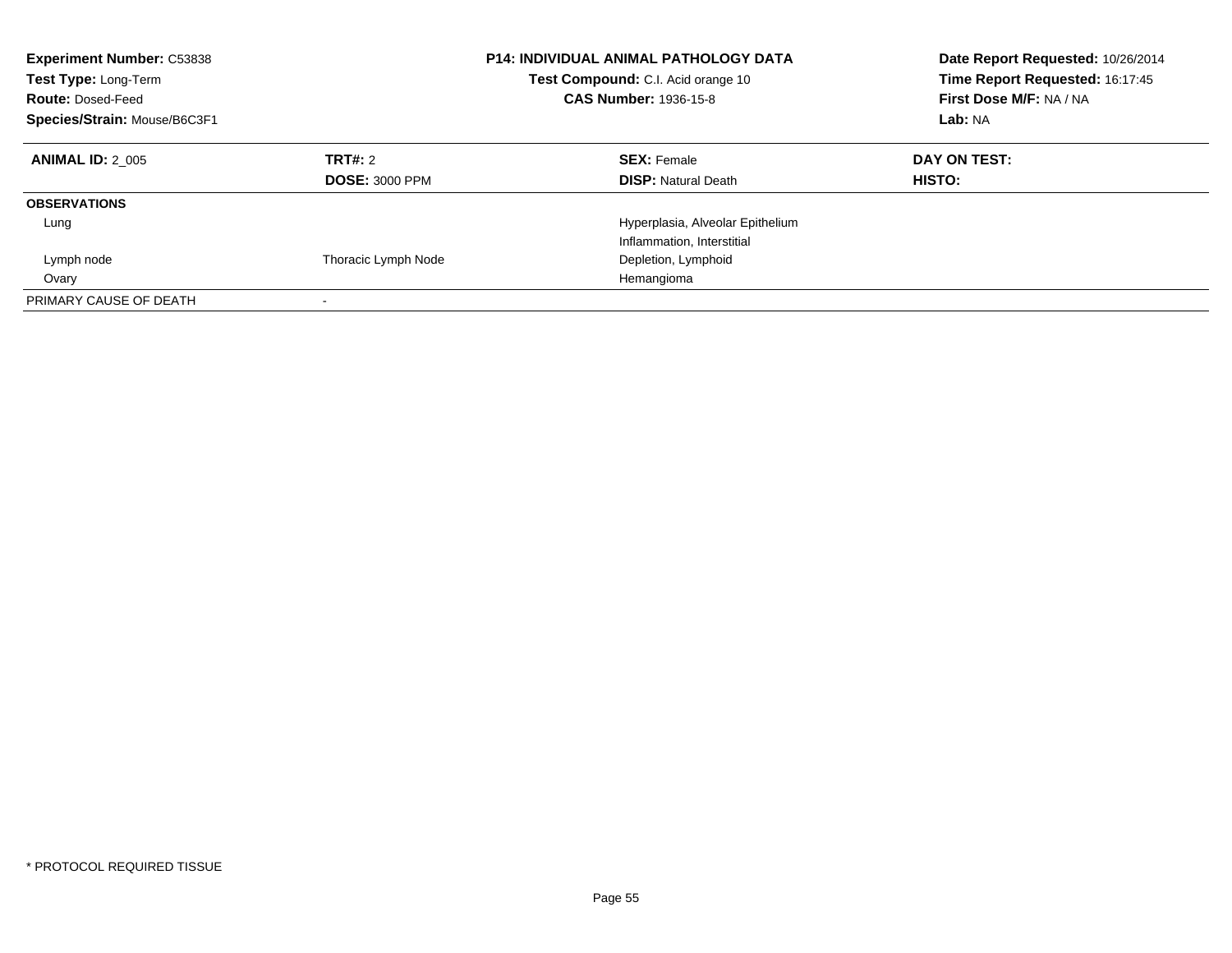**Experiment Number:** C53838
**Test Type:** Long-Term
**Route:** Dosed-Feed
**Species/Strain:** Mouse/B6C3F1

**P14: INDIVIDUAL ANIMAL PATHOLOGY DATA**
**Test Compound:** C.I. Acid orange 10
**CAS Number:** 1936-15-8

**Date Report Requested:** 10/26/2014
**Time Report Requested:** 16:17:45
**First Dose M/F:** NA / NA
**Lab:** NA

| **ANIMAL ID:** 2_005 | **TRT#:** 2 | **SEX:** Female | **DAY ON TEST:** |
|---|---|---|---|
| | **DOSE:** 3000 PPM | **DISP:** Natural Death | **HISTO:** |
| **OBSERVATIONS** | | | |
| Lung | | Hyperplasia, Alveolar Epithelium | |
| | | Inflammation, Interstitial | |
| Lymph node | Thoracic Lymph Node | Depletion, Lymphoid | |
| Ovary | | Hemangioma | |
| PRIMARY CAUSE OF DEATH | - | | |

\* PROTOCOL REQUIRED TISSUE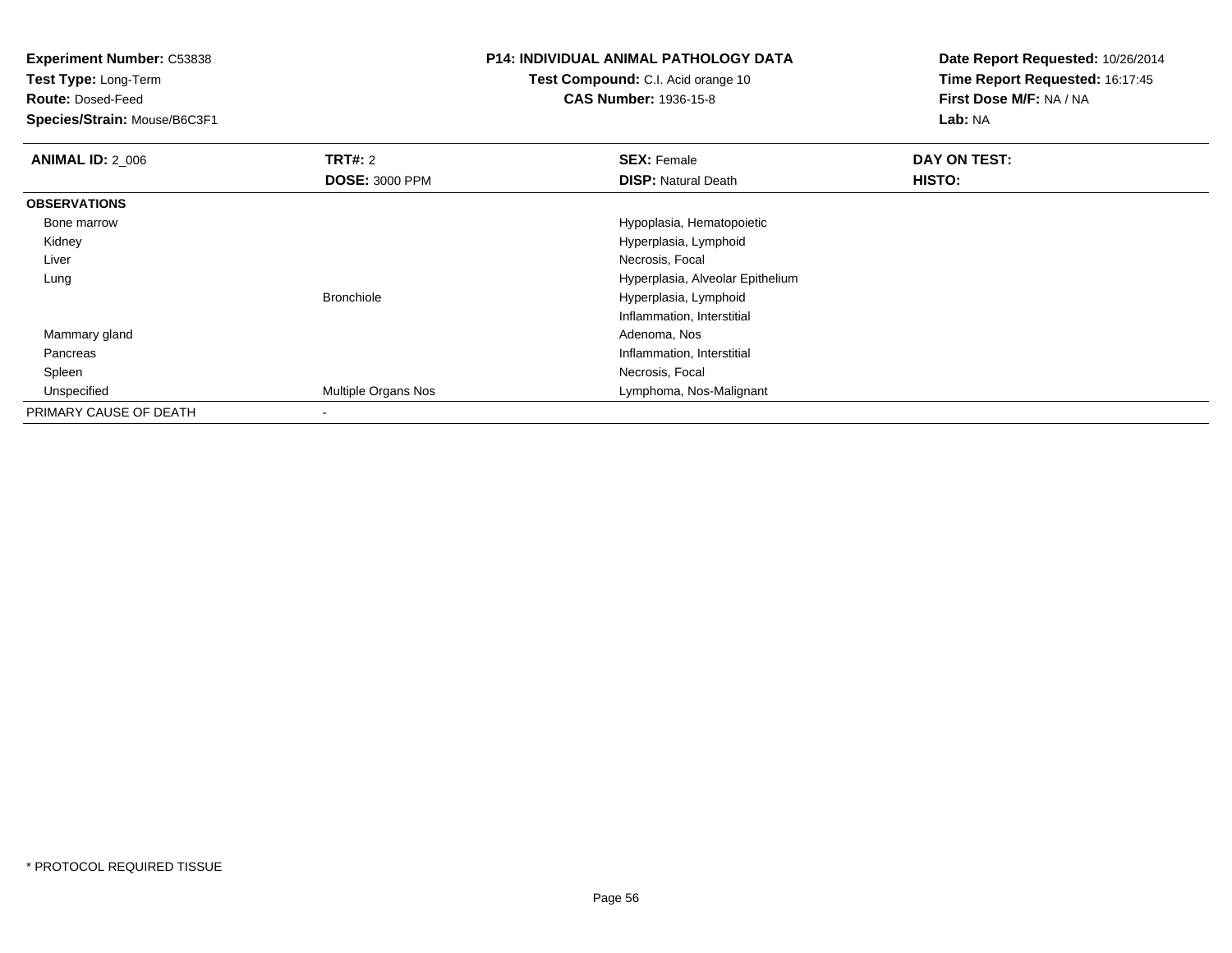**Experiment Number:** C53838
**Test Type:** Long-Term
**Route:** Dosed-Feed
**Species/Strain:** Mouse/B6C3F1

**P14: INDIVIDUAL ANIMAL PATHOLOGY DATA**
**Test Compound:** C.I. Acid orange 10
**CAS Number:** 1936-15-8

**Date Report Requested:** 10/26/2014
**Time Report Requested:** 16:17:45
**First Dose M/F:** NA / NA
**Lab:** NA

| **ANIMAL ID:** 2_006 | **TRT#:** 2 | **SEX:** Female | **DAY ON TEST:** |
|---|---|---|---|
| | **DOSE:** 3000 PPM | **DISP:** Natural Death | **HISTO:** |
| **OBSERVATIONS** | | | |
| Bone marrow | | Hypoplasia, Hematopoietic | |
| Kidney | | Hyperplasia, Lymphoid | |
| Liver | | Necrosis, Focal | |
| Lung | | Hyperplasia, Alveolar Epithelium | |
| | Bronchiole | Hyperplasia, Lymphoid | |
| | | Inflammation, Interstitial | |
| Mammary gland | | Adenoma, Nos | |
| Pancreas | | Inflammation, Interstitial | |
| Spleen | | Necrosis, Focal | |
| Unspecified | Multiple Organs Nos | Lymphoma, Nos-Malignant | |
| PRIMARY CAUSE OF DEATH | - | | |

* PROTOCOL REQUIRED TISSUE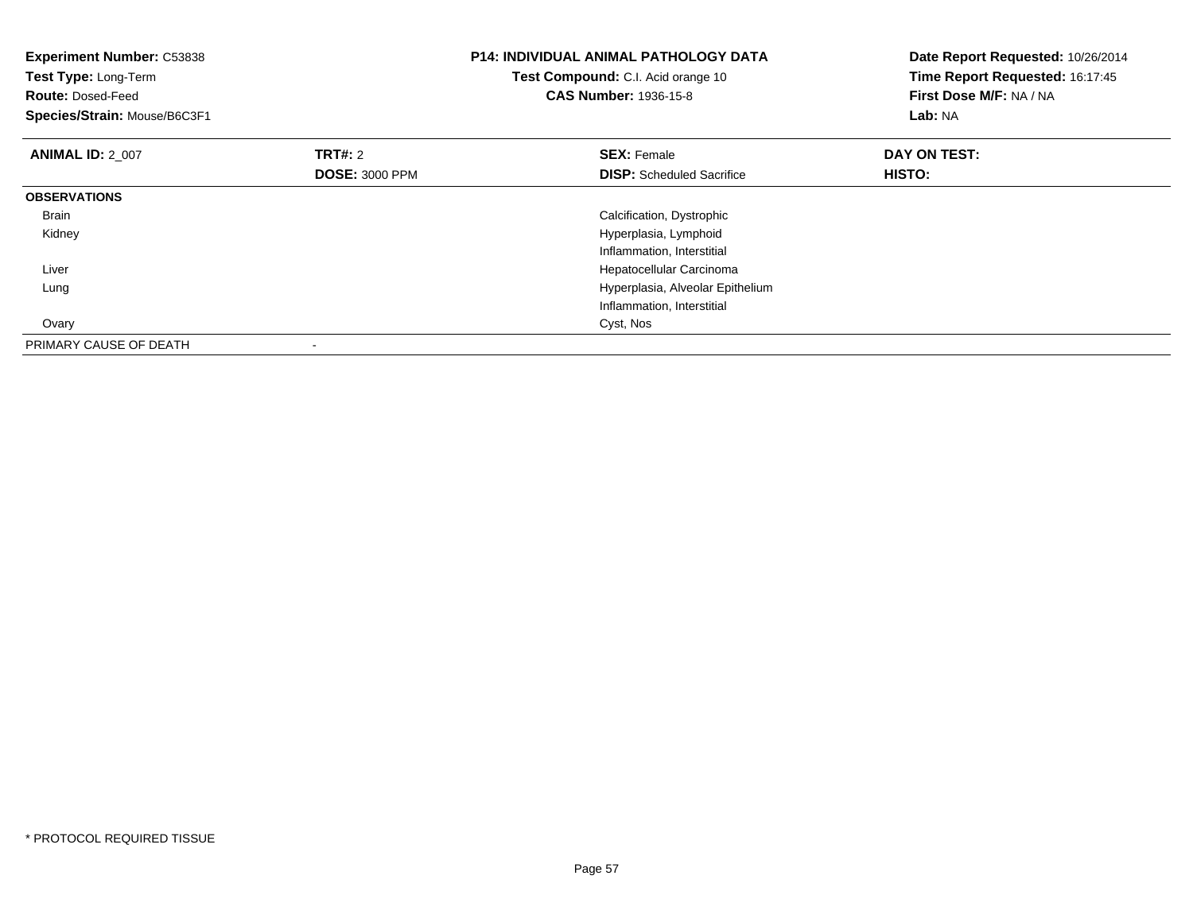**Experiment Number:** C53838
**Test Type:** Long-Term
**Route:** Dosed-Feed
**Species/Strain:** Mouse/B6C3F1

**P14: INDIVIDUAL ANIMAL PATHOLOGY DATA**
**Test Compound:** C.I. Acid orange 10
**CAS Number:** 1936-15-8

**Date Report Requested:** 10/26/2014
**Time Report Requested:** 16:17:45
**First Dose M/F:** NA / NA
**Lab:** NA

| **ANIMAL ID:** 2_007 | **TRT#:** 2 | **SEX:** Female | **DAY ON TEST:** |
|---|---|---|---|
| | **DOSE:** 3000 PPM | **DISP:** Scheduled Sacrifice | **HISTO:** |
| **OBSERVATIONS** | | | |
| Brain | | Calcification, Dystrophic | |
| Kidney | | Hyperplasia, Lymphoid | |
| | | Inflammation, Interstitial | |
| Liver | | Hepatocellular Carcinoma | |
| Lung | | Hyperplasia, Alveolar Epithelium | |
| | | Inflammation, Interstitial | |
| Ovary | | Cyst, Nos | |
| PRIMARY CAUSE OF DEATH | - | | |

* PROTOCOL REQUIRED TISSUE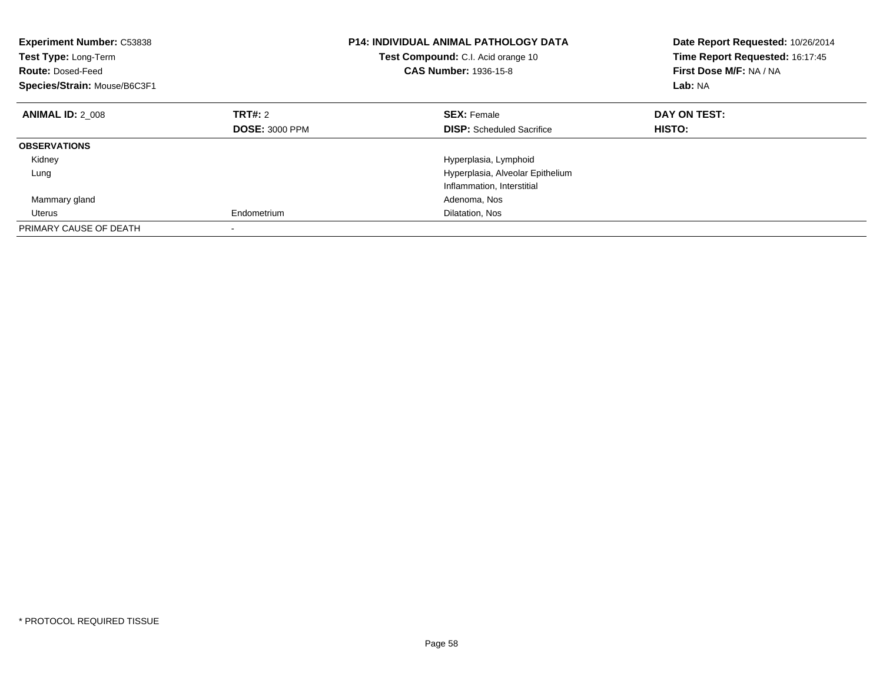**Experiment Number:** C53838
**Test Type:** Long-Term
**Route:** Dosed-Feed
**Species/Strain:** Mouse/B6C3F1

**P14: INDIVIDUAL ANIMAL PATHOLOGY DATA**
**Test Compound:** C.I. Acid orange 10
**CAS Number:** 1936-15-8

**Date Report Requested:** 10/26/2014
**Time Report Requested:** 16:17:45
**First Dose M/F:** NA / NA
**Lab:** NA

| **ANIMAL ID:** 2_008 | **TRT#:** 2 | **SEX:** Female | **DAY ON TEST:** |
|---|---|---|---|
| | **DOSE:** 3000 PPM | **DISP:** Scheduled Sacrifice | **HISTO:** |
| **OBSERVATIONS** | | | |
| Kidney | | Hyperplasia, Lymphoid | |
| Lung | | Hyperplasia, Alveolar Epithelium | |
| | | Inflammation, Interstitial | |
| Mammary gland | | Adenoma, Nos | |
| Uterus | Endometrium | Dilatation, Nos | |
| PRIMARY CAUSE OF DEATH | - | | |

* PROTOCOL REQUIRED TISSUE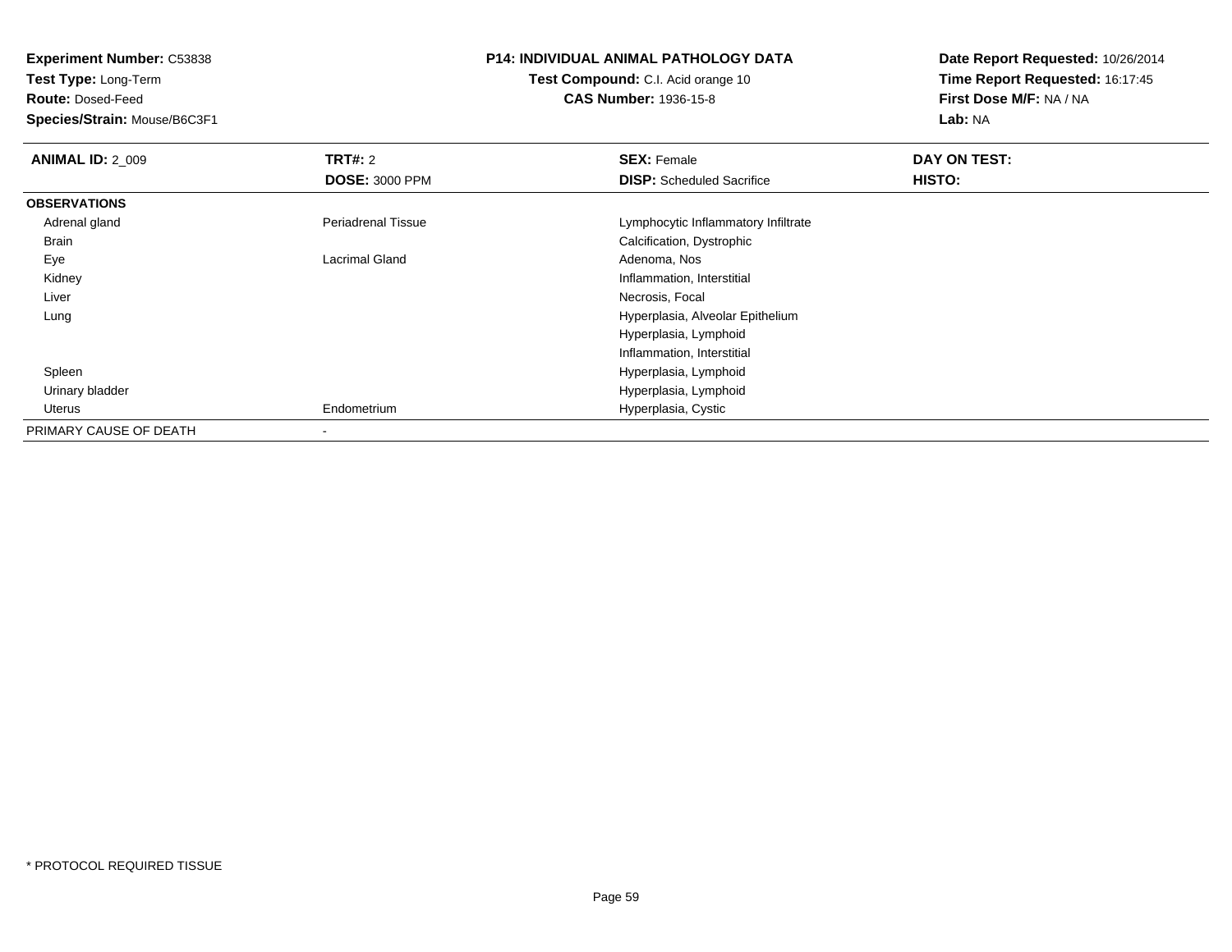**Experiment Number:** C53838
**Test Type:** Long-Term
**Route:** Dosed-Feed
**Species/Strain:** Mouse/B6C3F1

**P14: INDIVIDUAL ANIMAL PATHOLOGY DATA**
**Test Compound:** C.I. Acid orange 10
**CAS Number:** 1936-15-8

**Date Report Requested:** 10/26/2014
**Time Report Requested:** 16:17:45
**First Dose M/F:** NA / NA
**Lab:** NA

| **ANIMAL ID:** 2_009 | **TRT#:** 2 | **SEX:** Female | **DAY ON TEST:** |
|---|---|---|---|
| | **DOSE:** 3000 PPM | **DISP:** Scheduled Sacrifice | **HISTO:** |
| **OBSERVATIONS** | | | |
| Adrenal gland | Periadrenal Tissue | Lymphocytic Inflammatory Infiltrate | |
| Brain | | Calcification, Dystrophic | |
| Eye | Lacrimal Gland | Adenoma, Nos | |
| Kidney | | Inflammation, Interstitial | |
| Liver | | Necrosis, Focal | |
| Lung | | Hyperplasia, Alveolar Epithelium | |
| | | Hyperplasia, Lymphoid | |
| | | Inflammation, Interstitial | |
| Spleen | | Hyperplasia, Lymphoid | |
| Urinary bladder | | Hyperplasia, Lymphoid | |
| Uterus | Endometrium | Hyperplasia, Cystic | |
| PRIMARY CAUSE OF DEATH | - | | |

* PROTOCOL REQUIRED TISSUE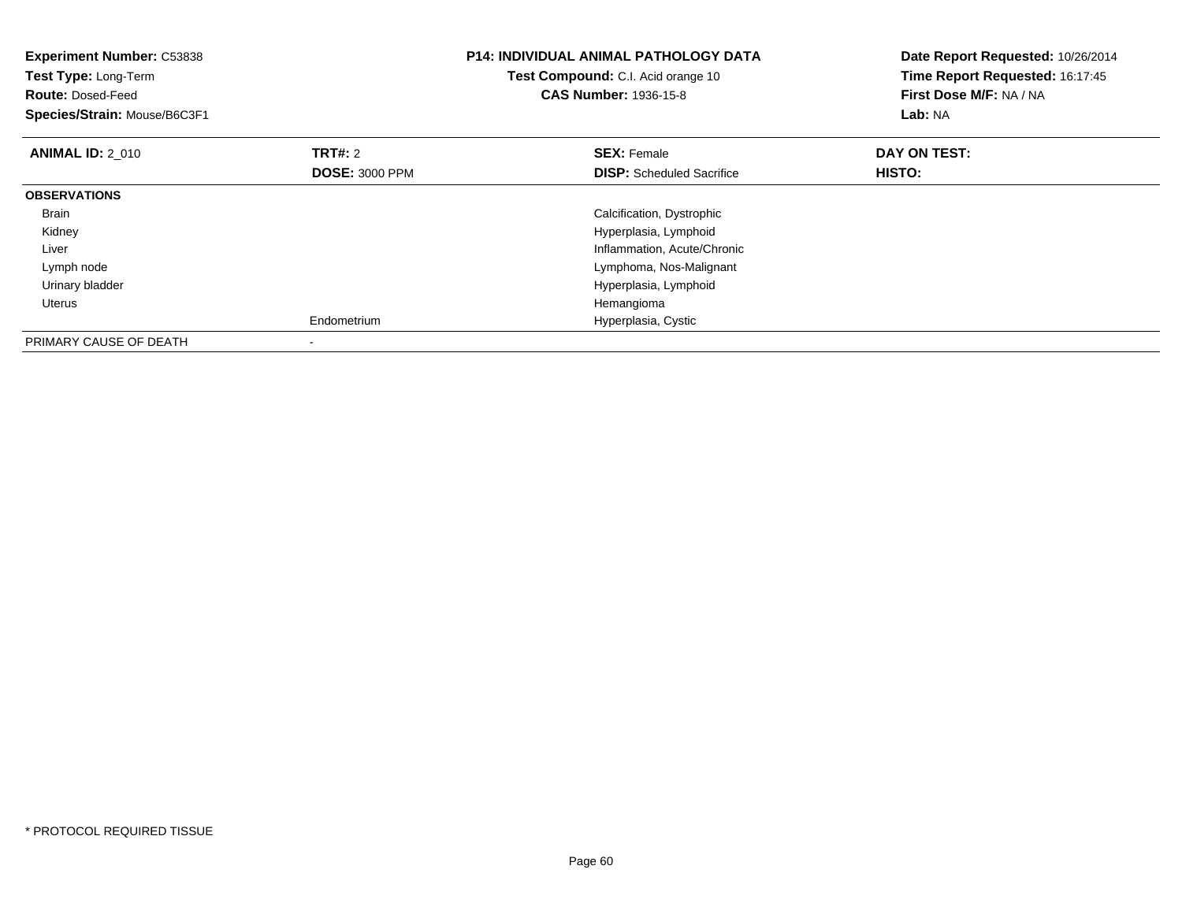**Experiment Number:** C53838
**Test Type:** Long-Term
**Route:** Dosed-Feed
**Species/Strain:** Mouse/B6C3F1

**P14: INDIVIDUAL ANIMAL PATHOLOGY DATA**
**Test Compound:** C.I. Acid orange 10
**CAS Number:** 1936-15-8

**Date Report Requested:** 10/26/2014
**Time Report Requested:** 16:17:45
**First Dose M/F:** NA / NA
**Lab:** NA

| **ANIMAL ID:** 2_010 | **TRT#:** 2 | **SEX:** Female | **DAY ON TEST:** |
|---|---|---|---|
| | **DOSE:** 3000 PPM | **DISP:** Scheduled Sacrifice | **HISTO:** |
| **OBSERVATIONS** | | | |
| Brain | | Calcification, Dystrophic | |
| Kidney | | Hyperplasia, Lymphoid | |
| Liver | | Inflammation, Acute/Chronic | |
| Lymph node | | Lymphoma, Nos-Malignant | |
| Urinary bladder | | Hyperplasia, Lymphoid | |
| Uterus | | Hemangioma | |
| | Endometrium | Hyperplasia, Cystic | |
| PRIMARY CAUSE OF DEATH | - | | |

* PROTOCOL REQUIRED TISSUE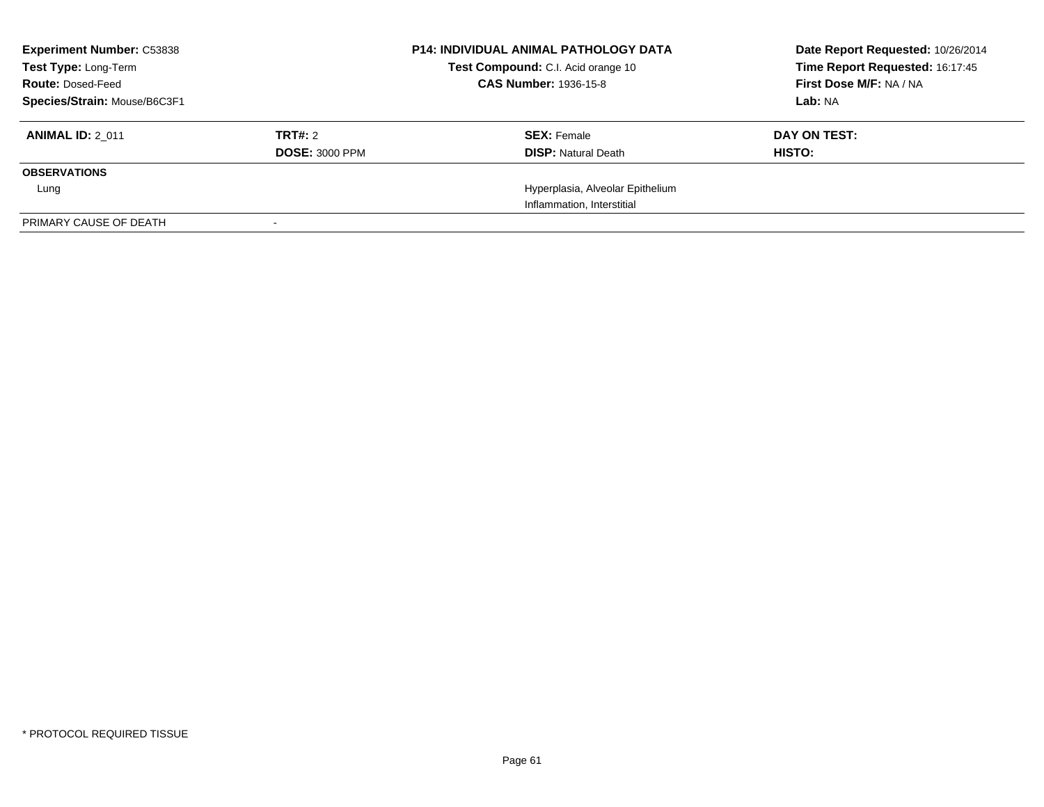| **Experiment Number:** C53838 | **P14: INDIVIDUAL ANIMAL PATHOLOGY DATA** | **Date Report Requested:** 10/26/2014 |
|---|---|---|
| **Test Type:** Long-Term | **Test Compound:** C.I. Acid orange 10 | **Time Report Requested:** 16:17:45 |
| **Route:** Dosed-Feed | **CAS Number:** 1936-15-8 | **First Dose M/F:** NA / NA |
| **Species/Strain:** Mouse/B6C3F1 | | **Lab:** NA |

| **ANIMAL ID:** 2_011 | **TRT#:** 2 | **SEX:** Female | **DAY ON TEST:** |
|---|---|---|---|
| | **DOSE:** 3000 PPM | **DISP:** Natural Death | **HISTO:** |
| **OBSERVATIONS** | | | |
| Lung | | Hyperplasia, Alveolar Epithelium | |
| | | Inflammation, Interstitial | |
| PRIMARY CAUSE OF DEATH | - | | |

\* PROTOCOL REQUIRED TISSUE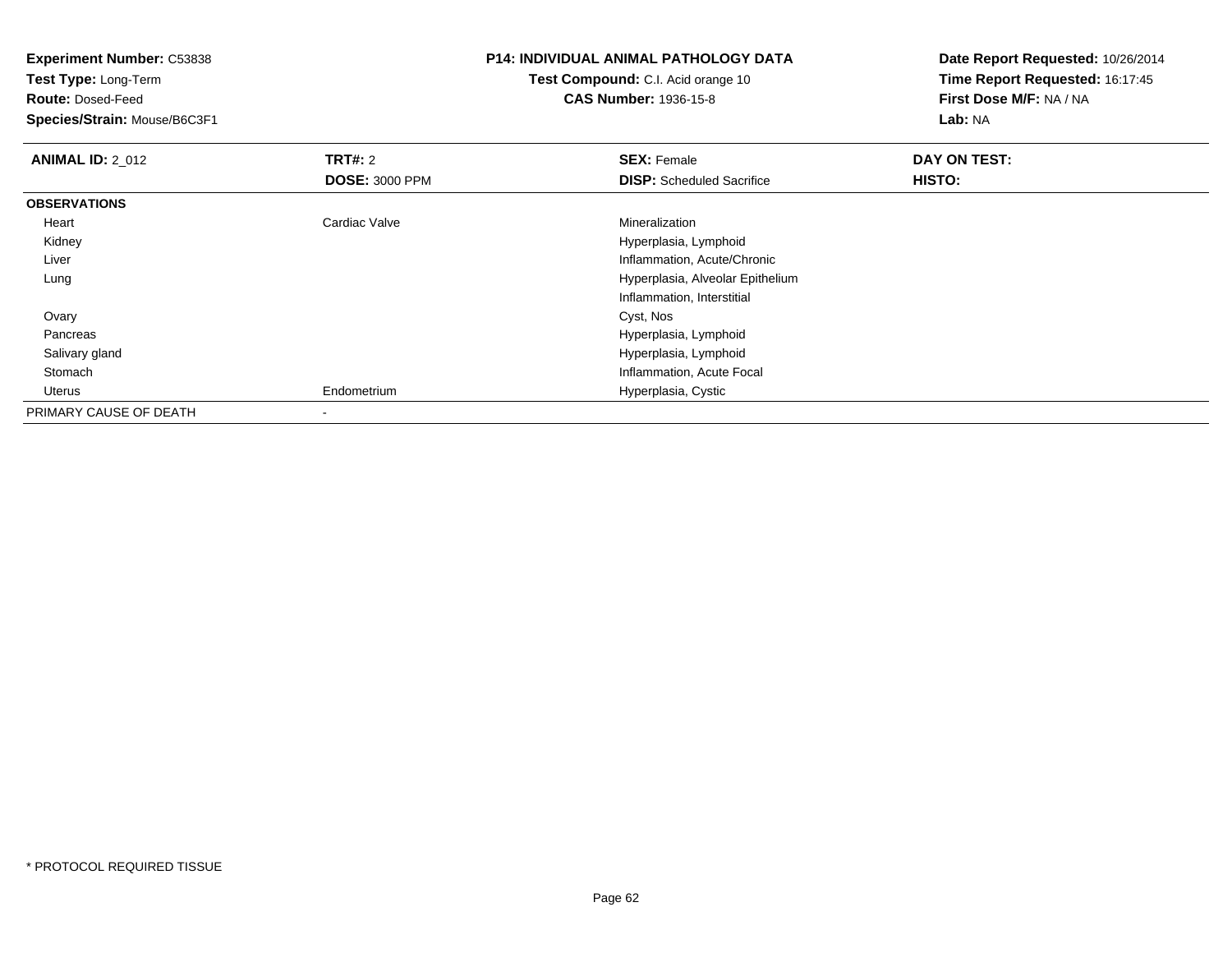**Experiment Number:** C53838
**Test Type:** Long-Term
**Route:** Dosed-Feed
**Species/Strain:** Mouse/B6C3F1

**P14: INDIVIDUAL ANIMAL PATHOLOGY DATA**
**Test Compound:** C.I. Acid orange 10
**CAS Number:** 1936-15-8

**Date Report Requested:** 10/26/2014
**Time Report Requested:** 16:17:45
**First Dose M/F:** NA / NA
**Lab:** NA

| **ANIMAL ID:** 2_012 | **TRT#:** 2 | **SEX:** Female | **DAY ON TEST:** |
|---|---|---|---|
| | **DOSE:** 3000 PPM | **DISP:** Scheduled Sacrifice | **HISTO:** |
| **OBSERVATIONS** | | | |
| Heart | Cardiac Valve | Mineralization | |
| Kidney | | Hyperplasia, Lymphoid | |
| Liver | | Inflammation, Acute/Chronic | |
| Lung | | Hyperplasia, Alveolar Epithelium | |
| | | Inflammation, Interstitial | |
| Ovary | | Cyst, Nos | |
| Pancreas | | Hyperplasia, Lymphoid | |
| Salivary gland | | Hyperplasia, Lymphoid | |
| Stomach | | Inflammation, Acute Focal | |
| Uterus | Endometrium | Hyperplasia, Cystic | |
| PRIMARY CAUSE OF DEATH | - | | |

* PROTOCOL REQUIRED TISSUE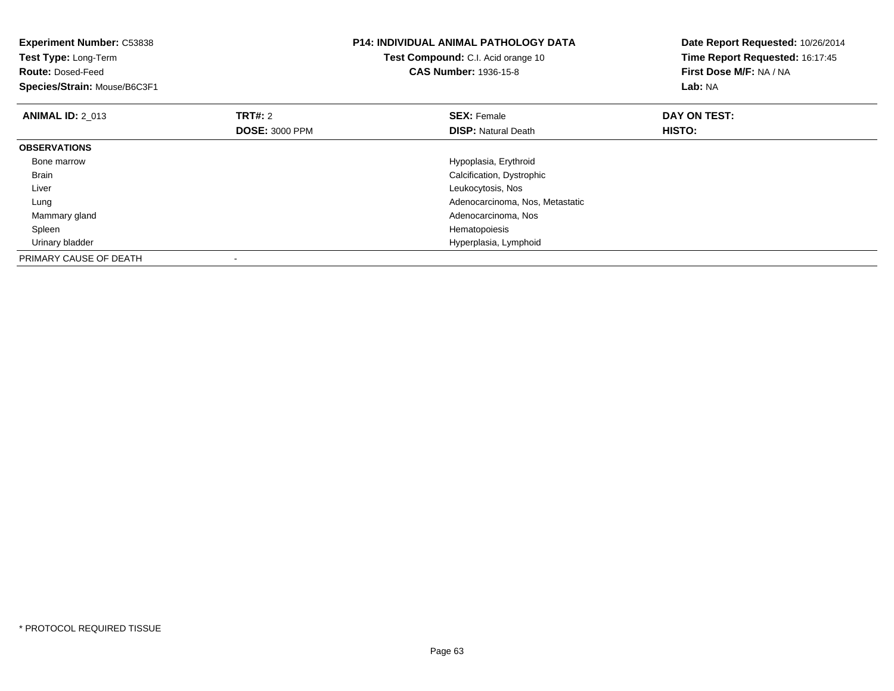**Experiment Number:** C53838
**Test Type:** Long-Term
**Route:** Dosed-Feed
**Species/Strain:** Mouse/B6C3F1

**P14: INDIVIDUAL ANIMAL PATHOLOGY DATA**
**Test Compound:** C.I. Acid orange 10
**CAS Number:** 1936-15-8

**Date Report Requested:** 10/26/2014
**Time Report Requested:** 16:17:45
**First Dose M/F:** NA / NA
**Lab:** NA

| **ANIMAL ID:** 2_013 | **TRT#:** 2 | **SEX:** Female | **DAY ON TEST:** |
|---|---|---|---|
| | **DOSE:** 3000 PPM | **DISP:** Natural Death | **HISTO:** |
| **OBSERVATIONS** | | | |
| Bone marrow | | Hypoplasia, Erythroid | |
| Brain | | Calcification, Dystrophic | |
| Liver | | Leukocytosis, Nos | |
| Lung | | Adenocarcinoma, Nos, Metastatic | |
| Mammary gland | | Adenocarcinoma, Nos | |
| Spleen | | Hematopoiesis | |
| Urinary bladder | | Hyperplasia, Lymphoid | |
| PRIMARY CAUSE OF DEATH | - | | |

* PROTOCOL REQUIRED TISSUE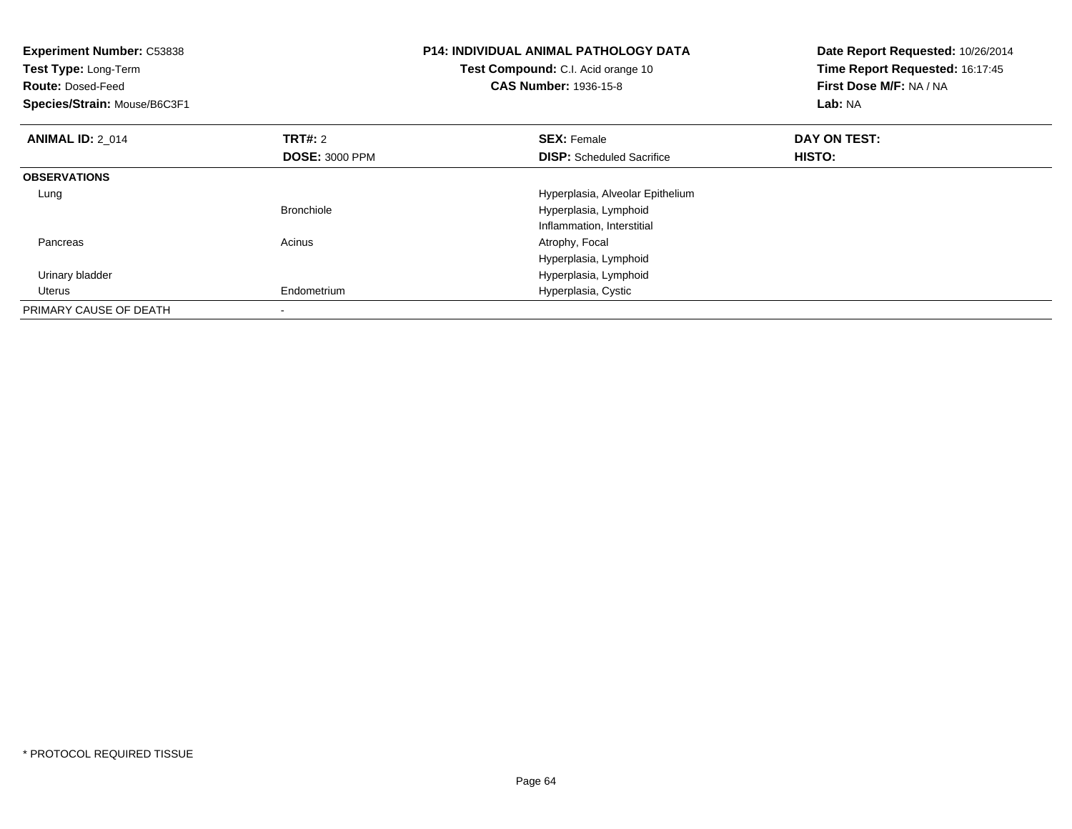**Experiment Number:** C53838
**Test Type:** Long-Term
**Route:** Dosed-Feed
**Species/Strain:** Mouse/B6C3F1

**P14: INDIVIDUAL ANIMAL PATHOLOGY DATA**
**Test Compound:** C.I. Acid orange 10
**CAS Number:** 1936-15-8

**Date Report Requested:** 10/26/2014
**Time Report Requested:** 16:17:45
**First Dose M/F:** NA / NA
**Lab:** NA

| **ANIMAL ID:** 2_014 | **TRT#:** 2 | **SEX:** Female | **DAY ON TEST:** |
|---|---|---|---|
| | **DOSE:** 3000 PPM | **DISP:** Scheduled Sacrifice | **HISTO:** |
| **OBSERVATIONS** | | | |
| Lung | | Hyperplasia, Alveolar Epithelium | |
| | Bronchiole | Hyperplasia, Lymphoid | |
| | | Inflammation, Interstitial | |
| Pancreas | Acinus | Atrophy, Focal | |
| | | Hyperplasia, Lymphoid | |
| Urinary bladder | | Hyperplasia, Lymphoid | |
| Uterus | Endometrium | Hyperplasia, Cystic | |
| PRIMARY CAUSE OF DEATH | - | | |

* PROTOCOL REQUIRED TISSUE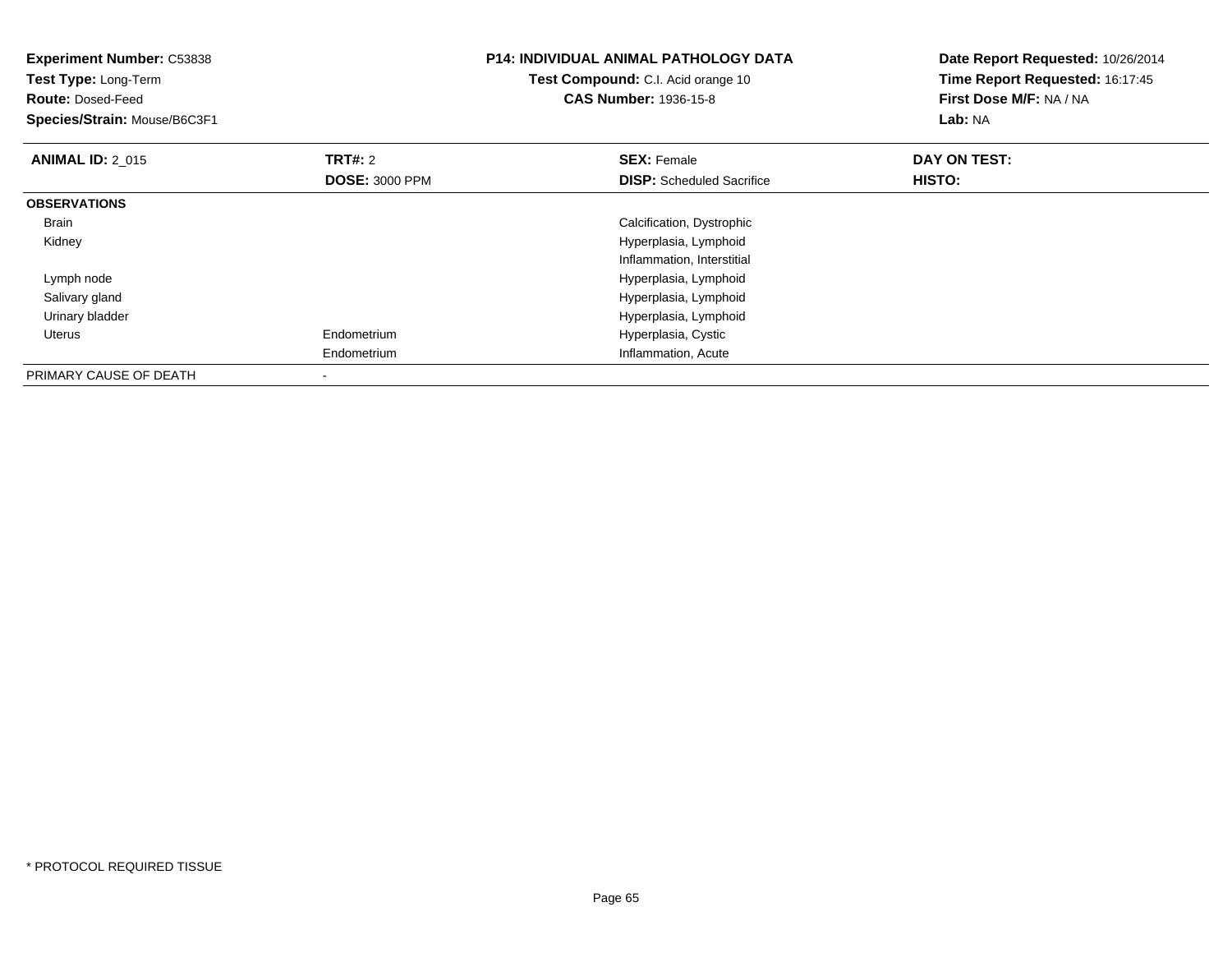**Experiment Number:** C53838
**Test Type:** Long-Term
**Route:** Dosed-Feed
**Species/Strain:** Mouse/B6C3F1

**P14: INDIVIDUAL ANIMAL PATHOLOGY DATA**
**Test Compound:** C.I. Acid orange 10
**CAS Number:** 1936-15-8

**Date Report Requested:** 10/26/2014
**Time Report Requested:** 16:17:45
**First Dose M/F:** NA / NA
**Lab:** NA

| **ANIMAL ID:** 2_015 | **TRT#:** 2 | **SEX:** Female | **DAY ON TEST:** |
|---|---|---|---|
| | **DOSE:** 3000 PPM | **DISP:** Scheduled Sacrifice | **HISTO:** |
| **OBSERVATIONS** | | | |
| Brain | | Calcification, Dystrophic | |
| Kidney | | Hyperplasia, Lymphoid | |
| | | Inflammation, Interstitial | |
| Lymph node | | Hyperplasia, Lymphoid | |
| Salivary gland | | Hyperplasia, Lymphoid | |
| Urinary bladder | | Hyperplasia, Lymphoid | |
| Uterus | Endometrium | Hyperplasia, Cystic | |
| | Endometrium | Inflammation, Acute | |
| PRIMARY CAUSE OF DEATH | - | | |

* PROTOCOL REQUIRED TISSUE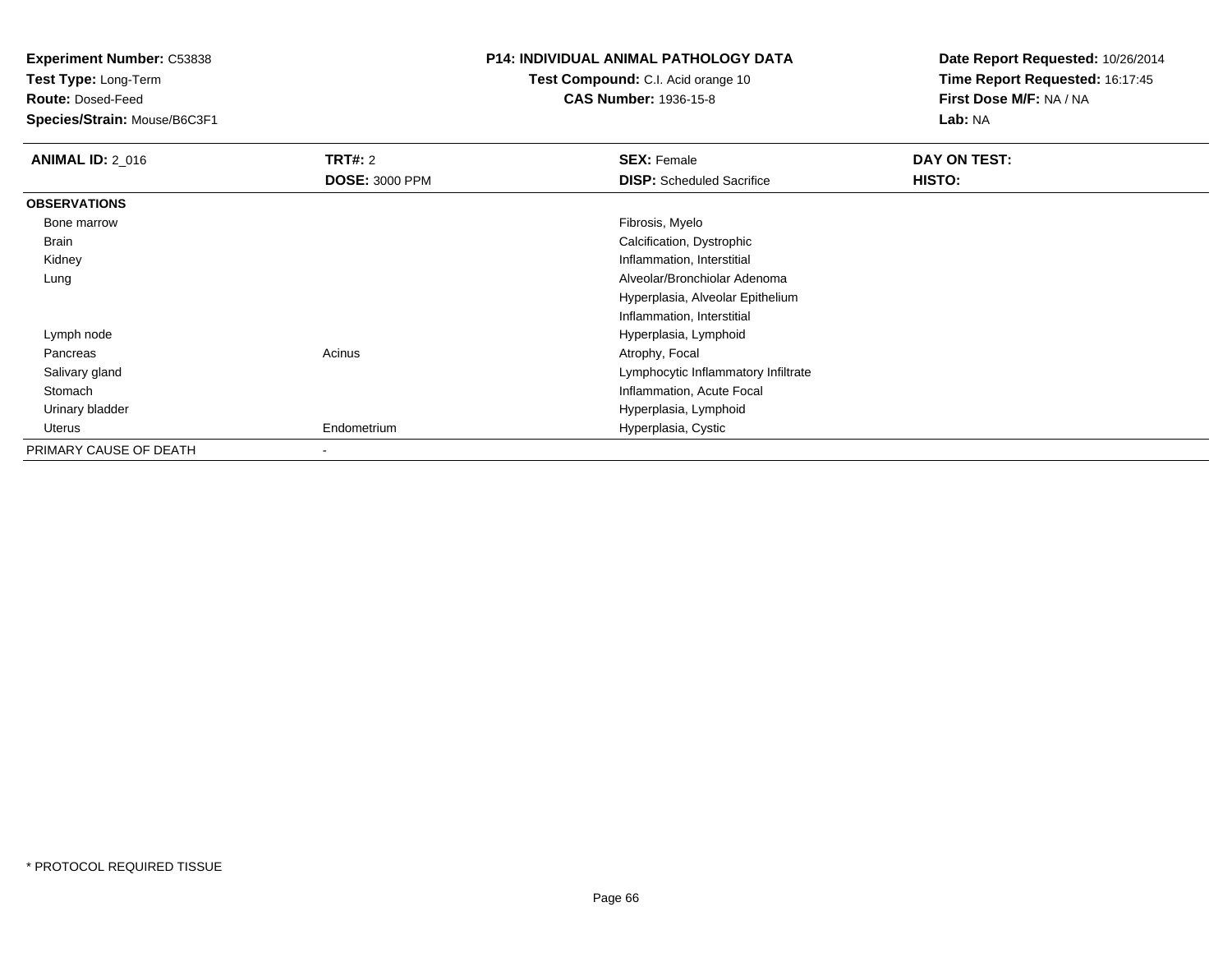**Experiment Number:** C53838
**Test Type:** Long-Term
**Route:** Dosed-Feed
**Species/Strain:** Mouse/B6C3F1

**P14: INDIVIDUAL ANIMAL PATHOLOGY DATA**
**Test Compound:** C.I. Acid orange 10
**CAS Number:** 1936-15-8

**Date Report Requested:** 10/26/2014
**Time Report Requested:** 16:17:45
**First Dose M/F:** NA / NA
**Lab:** NA

| **ANIMAL ID:** 2_016 | **TRT#:** 2 | **SEX:** Female | **DAY ON TEST:** |
|---|---|---|---|
| | **DOSE:** 3000 PPM | **DISP:** Scheduled Sacrifice | **HISTO:** |
| **OBSERVATIONS** | | | |
| Bone marrow | | Fibrosis, Myelo | |
| Brain | | Calcification, Dystrophic | |
| Kidney | | Inflammation, Interstitial | |
| Lung | | Alveolar/Bronchiolar Adenoma | |
| | | Hyperplasia, Alveolar Epithelium | |
| | | Inflammation, Interstitial | |
| Lymph node | | Hyperplasia, Lymphoid | |
| Pancreas | Acinus | Atrophy, Focal | |
| Salivary gland | | Lymphocytic Inflammatory Infiltrate | |
| Stomach | | Inflammation, Acute Focal | |
| Urinary bladder | | Hyperplasia, Lymphoid | |
| Uterus | Endometrium | Hyperplasia, Cystic | |
| PRIMARY CAUSE OF DEATH | - | | |

* PROTOCOL REQUIRED TISSUE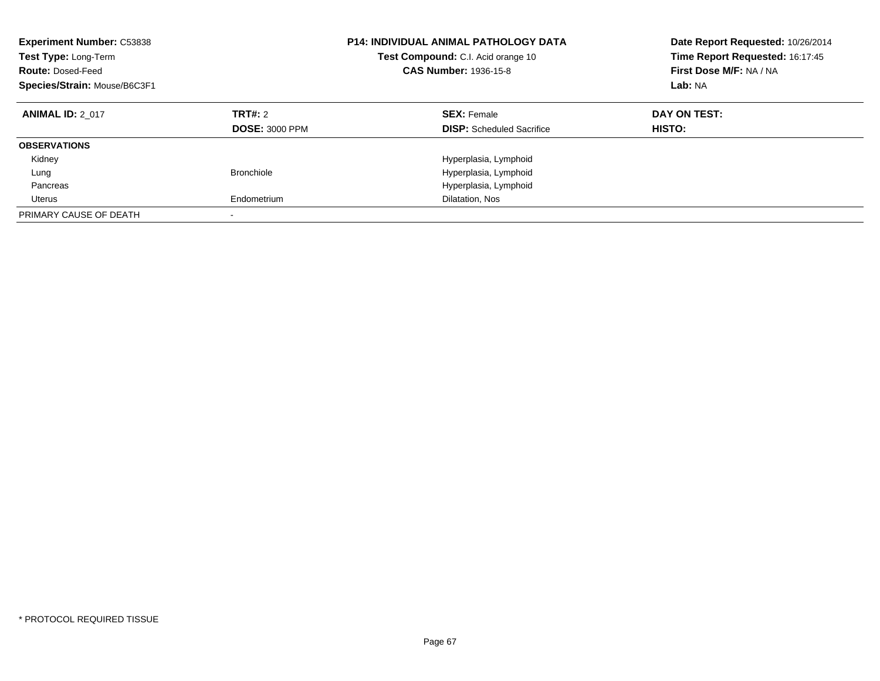**Experiment Number:** C53838
**Test Type:** Long-Term
**Route:** Dosed-Feed
**Species/Strain:** Mouse/B6C3F1

**P14: INDIVIDUAL ANIMAL PATHOLOGY DATA**
**Test Compound:** C.I. Acid orange 10
**CAS Number:** 1936-15-8

**Date Report Requested:** 10/26/2014
**Time Report Requested:** 16:17:45
**First Dose M/F:** NA / NA
**Lab:** NA

| **ANIMAL ID:** 2_017 | **TRT#:** 2 | **SEX:** Female | **DAY ON TEST:** |
|---|---|---|---|
| | **DOSE:** 3000 PPM | **DISP:** Scheduled Sacrifice | **HISTO:** |
| **OBSERVATIONS** | | | |
| Kidney | | Hyperplasia, Lymphoid | |
| Lung | Bronchiole | Hyperplasia, Lymphoid | |
| Pancreas | | Hyperplasia, Lymphoid | |
| Uterus | Endometrium | Dilatation, Nos | |
| PRIMARY CAUSE OF DEATH | - | | |

* PROTOCOL REQUIRED TISSUE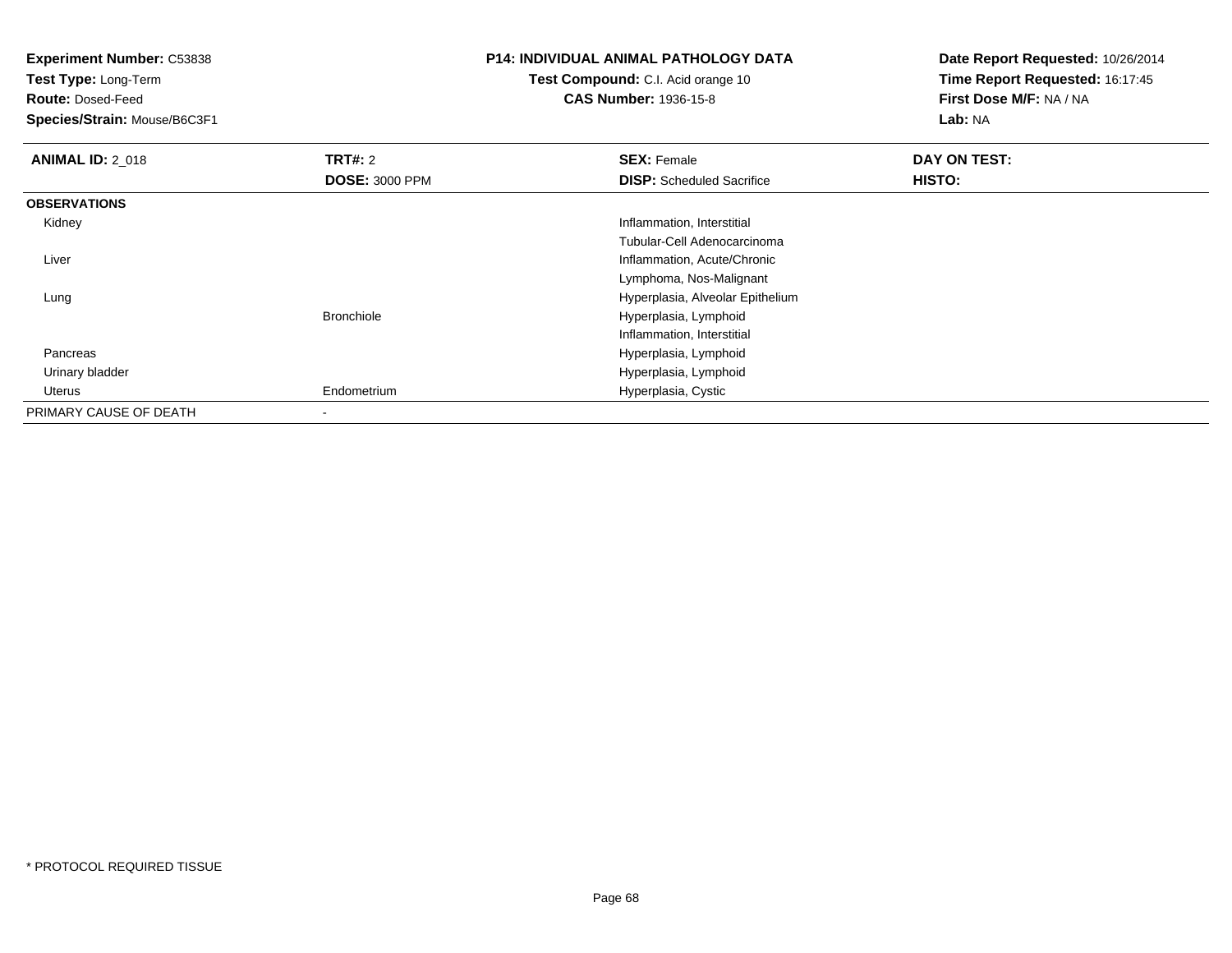**Experiment Number:** C53838
**Test Type:** Long-Term
**Route:** Dosed-Feed
**Species/Strain:** Mouse/B6C3F1

**P14: INDIVIDUAL ANIMAL PATHOLOGY DATA**
**Test Compound:** C.I. Acid orange 10
**CAS Number:** 1936-15-8

**Date Report Requested:** 10/26/2014
**Time Report Requested:** 16:17:45
**First Dose M/F:** NA / NA
**Lab:** NA

| **ANIMAL ID:** 2_018 | **TRT#:** 2 | **SEX:** Female | **DAY ON TEST:** |
|---|---|---|---|
| | **DOSE:** 3000 PPM | **DISP:** Scheduled Sacrifice | **HISTO:** |
| **OBSERVATIONS** | | | |
| Kidney | | Inflammation, Interstitial | |
| | | Tubular-Cell Adenocarcinoma | |
| Liver | | Inflammation, Acute/Chronic | |
| | | Lymphoma, Nos-Malignant | |
| Lung | | Hyperplasia, Alveolar Epithelium | |
| | Bronchiole | Hyperplasia, Lymphoid | |
| | | Inflammation, Interstitial | |
| Pancreas | | Hyperplasia, Lymphoid | |
| Urinary bladder | | Hyperplasia, Lymphoid | |
| Uterus | Endometrium | Hyperplasia, Cystic | |
| PRIMARY CAUSE OF DEATH | - | | |

* PROTOCOL REQUIRED TISSUE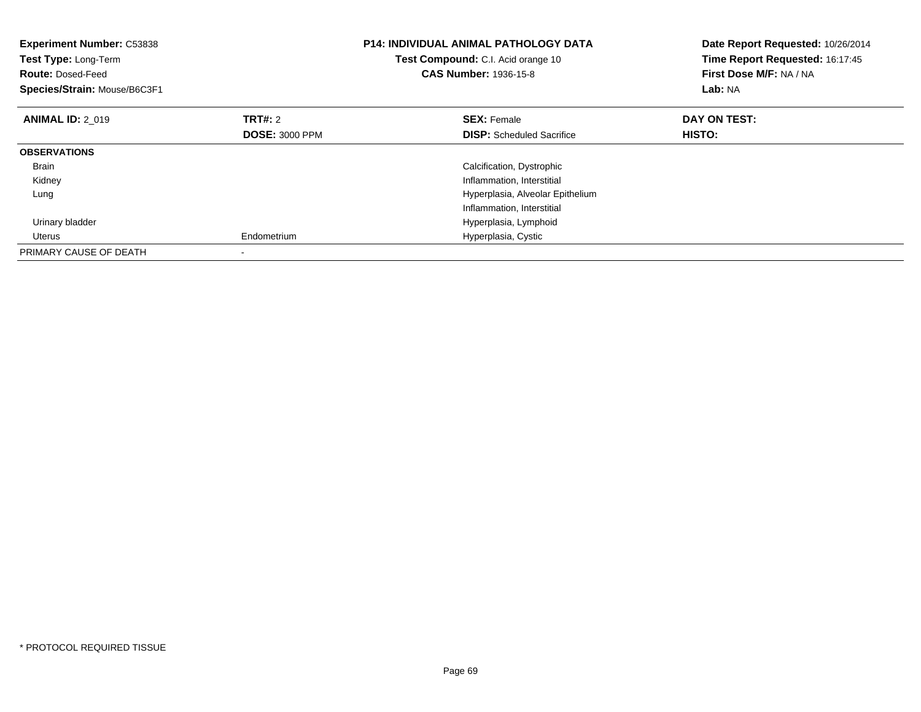**Experiment Number:** C53838
**Test Type:** Long-Term
**Route:** Dosed-Feed
**Species/Strain:** Mouse/B6C3F1

**P14: INDIVIDUAL ANIMAL PATHOLOGY DATA**
**Test Compound:** C.I. Acid orange 10
**CAS Number:** 1936-15-8

**Date Report Requested:** 10/26/2014
**Time Report Requested:** 16:17:45
**First Dose M/F:** NA / NA
**Lab:** NA

| **ANIMAL ID:** 2_019 | **TRT#:** 2 | **SEX:** Female | **DAY ON TEST:** |
|---|---|---|---|
| | **DOSE:** 3000 PPM | **DISP:** Scheduled Sacrifice | **HISTO:** |
| **OBSERVATIONS** | | | |
| Brain | | Calcification, Dystrophic | |
| Kidney | | Inflammation, Interstitial | |
| Lung | | Hyperplasia, Alveolar Epithelium | |
| | | Inflammation, Interstitial | |
| Urinary bladder | | Hyperplasia, Lymphoid | |
| Uterus | Endometrium | Hyperplasia, Cystic | |
| PRIMARY CAUSE OF DEATH | - | | |

* PROTOCOL REQUIRED TISSUE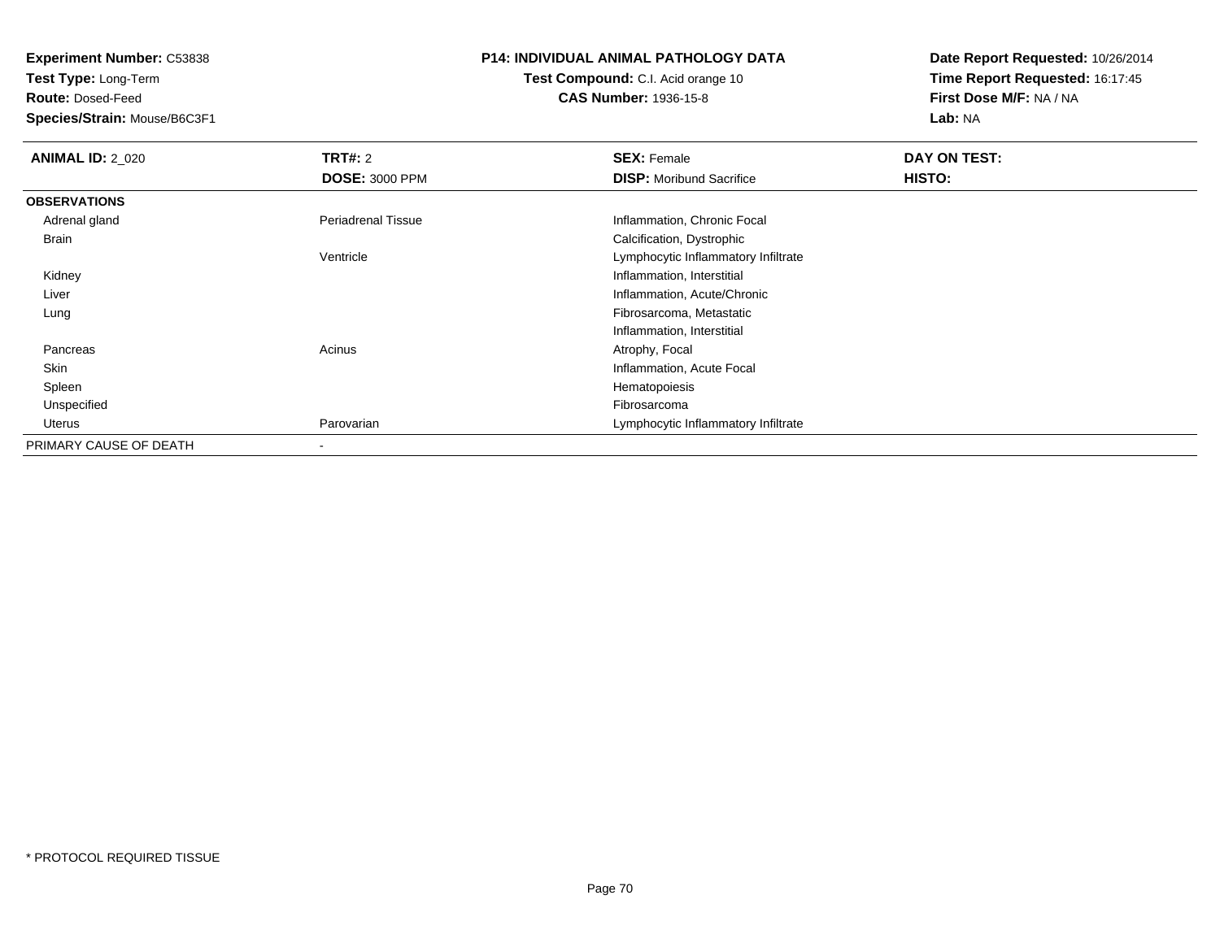**Experiment Number:** C53838
**Test Type:** Long-Term
**Route:** Dosed-Feed
**Species/Strain:** Mouse/B6C3F1

**P14: INDIVIDUAL ANIMAL PATHOLOGY DATA**
**Test Compound:** C.I. Acid orange 10
**CAS Number:** 1936-15-8

**Date Report Requested:** 10/26/2014
**Time Report Requested:** 16:17:45
**First Dose M/F:** NA / NA
**Lab:** NA

| **ANIMAL ID:** 2_020 | **TRT#:** 2<br>**DOSE:** 3000 PPM | **SEX:** Female<br>**DISP:** Moribund Sacrifice | **DAY ON TEST:**<br>**HISTO:** |
|---|---|---|---|
| **OBSERVATIONS** | | | |
| Adrenal gland | Periadrenal Tissue | Inflammation, Chronic Focal | |
| Brain | | Calcification, Dystrophic | |
| | Ventricle | Lymphocytic Inflammatory Infiltrate | |
| Kidney | | Inflammation, Interstitial | |
| Liver | | Inflammation, Acute/Chronic | |
| Lung | | Fibrosarcoma, Metastatic | |
| | | Inflammation, Interstitial | |
| Pancreas | Acinus | Atrophy, Focal | |
| Skin | | Inflammation, Acute Focal | |
| Spleen | | Hematopoiesis | |
| Unspecified | | Fibrosarcoma | |
| Uterus | Parovarian | Lymphocytic Inflammatory Infiltrate | |
| PRIMARY CAUSE OF DEATH | - | | |

* PROTOCOL REQUIRED TISSUE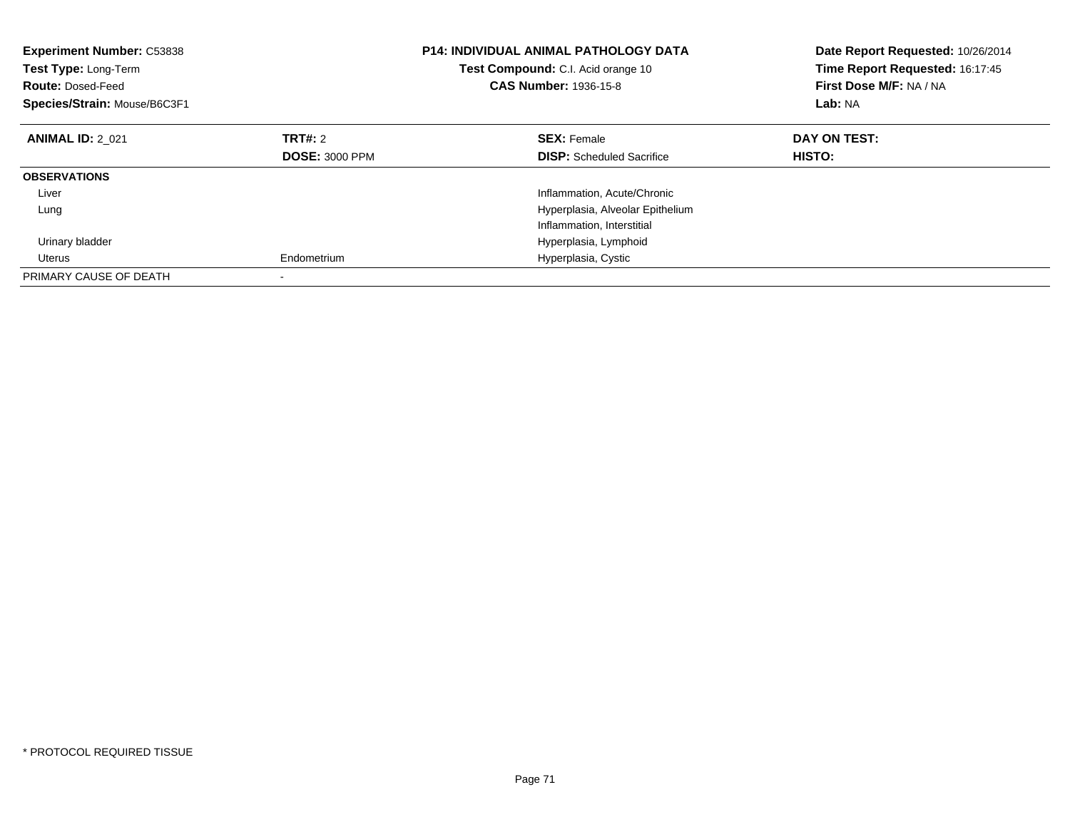**Experiment Number:** C53838
**Test Type:** Long-Term
**Route:** Dosed-Feed
**Species/Strain:** Mouse/B6C3F1

**P14: INDIVIDUAL ANIMAL PATHOLOGY DATA**
**Test Compound:** C.I. Acid orange 10
**CAS Number:** 1936-15-8

**Date Report Requested:** 10/26/2014
**Time Report Requested:** 16:17:45
**First Dose M/F:** NA / NA
**Lab:** NA

| **ANIMAL ID:** 2_021 | **TRT#:** 2 | **SEX:** Female | **DAY ON TEST:** |
|---|---|---|---|
| | **DOSE:** 3000 PPM | **DISP:** Scheduled Sacrifice | **HISTO:** |
| **OBSERVATIONS** | | | |
| Liver | | Inflammation, Acute/Chronic | |
| Lung | | Hyperplasia, Alveolar Epithelium | |
| | | Inflammation, Interstitial | |
| Urinary bladder | | Hyperplasia, Lymphoid | |
| Uterus | Endometrium | Hyperplasia, Cystic | |
| PRIMARY CAUSE OF DEATH | - | | |

\* PROTOCOL REQUIRED TISSUE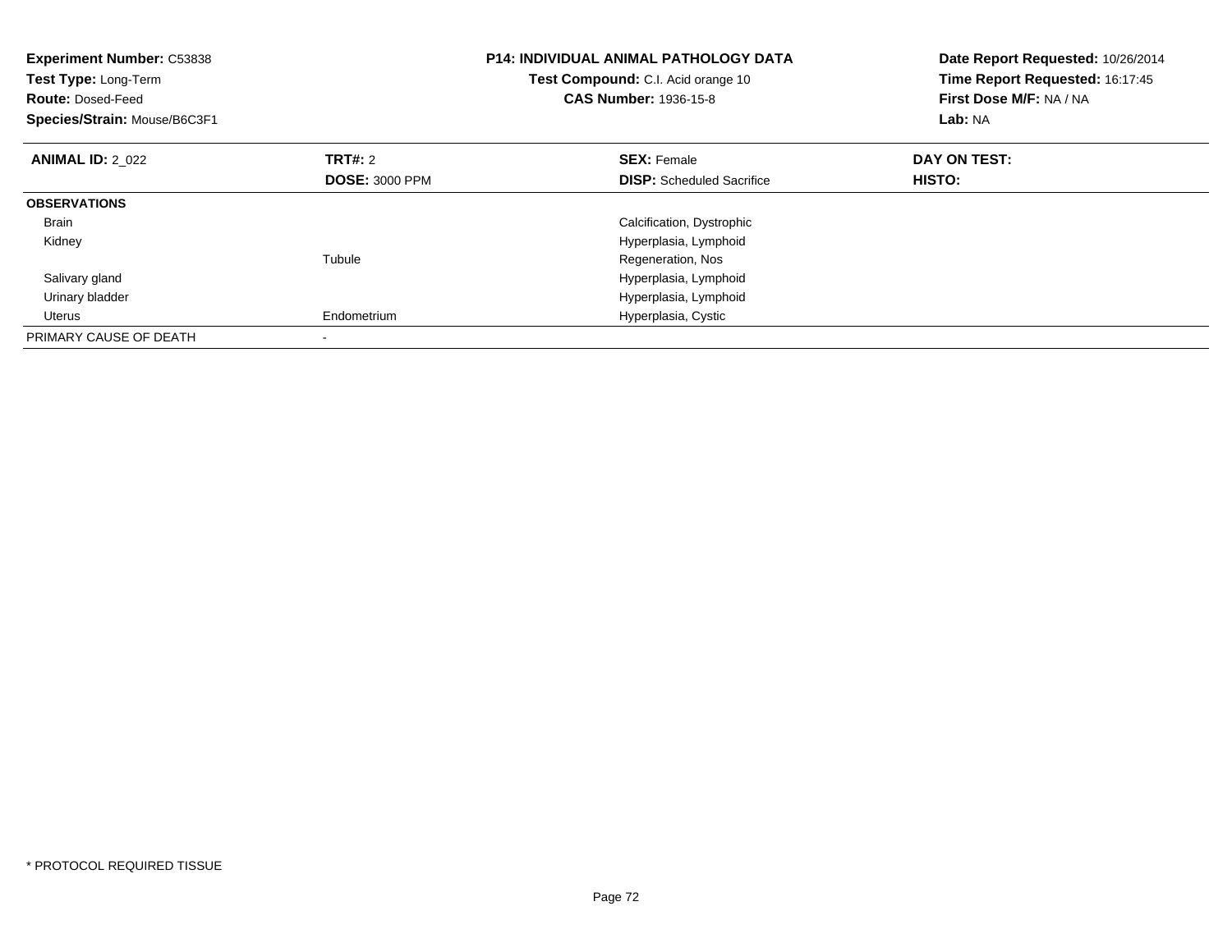**Experiment Number:** C53838
**Test Type:** Long-Term
**Route:** Dosed-Feed
**Species/Strain:** Mouse/B6C3F1

**P14: INDIVIDUAL ANIMAL PATHOLOGY DATA**
**Test Compound:** C.I. Acid orange 10
**CAS Number:** 1936-15-8

**Date Report Requested:** 10/26/2014
**Time Report Requested:** 16:17:45
**First Dose M/F:** NA / NA
**Lab:** NA

| **ANIMAL ID:** 2_022 | **TRT#:** 2 | **SEX:** Female | **DAY ON TEST:** |
|---|---|---|---|
| | **DOSE:** 3000 PPM | **DISP:** Scheduled Sacrifice | **HISTO:** |
| **OBSERVATIONS** | | | |
| Brain | | Calcification, Dystrophic | |
| Kidney | | Hyperplasia, Lymphoid | |
| | Tubule | Regeneration, Nos | |
| Salivary gland | | Hyperplasia, Lymphoid | |
| Urinary bladder | | Hyperplasia, Lymphoid | |
| Uterus | Endometrium | Hyperplasia, Cystic | |
| PRIMARY CAUSE OF DEATH | - | | |

* PROTOCOL REQUIRED TISSUE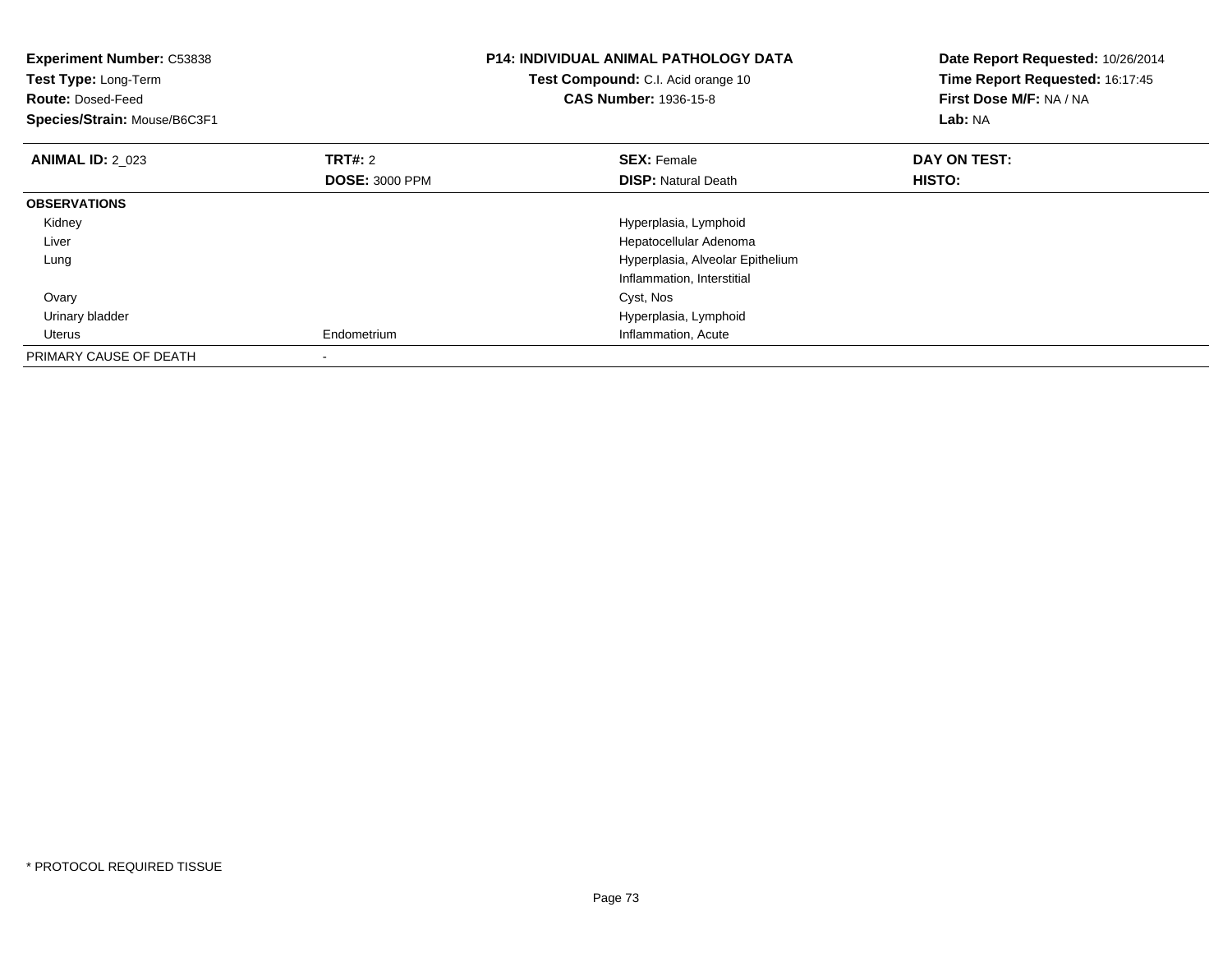**Experiment Number:** C53838
**Test Type:** Long-Term
**Route:** Dosed-Feed
**Species/Strain:** Mouse/B6C3F1

**P14: INDIVIDUAL ANIMAL PATHOLOGY DATA**
**Test Compound:** C.I. Acid orange 10
**CAS Number:** 1936-15-8

**Date Report Requested:** 10/26/2014
**Time Report Requested:** 16:17:45
**First Dose M/F:** NA / NA
**Lab:** NA

| **ANIMAL ID:** 2_023 | **TRT#:** 2 | **SEX:** Female | **DAY ON TEST:** |
|---|---|---|---|
| | **DOSE:** 3000 PPM | **DISP:** Natural Death | **HISTO:** |
| **OBSERVATIONS** | | | |
| Kidney | | Hyperplasia, Lymphoid | |
| Liver | | Hepatocellular Adenoma | |
| Lung | | Hyperplasia, Alveolar Epithelium | |
| | | Inflammation, Interstitial | |
| Ovary | | Cyst, Nos | |
| Urinary bladder | | Hyperplasia, Lymphoid | |
| Uterus | Endometrium | Inflammation, Acute | |
| PRIMARY CAUSE OF DEATH | - | | |

* PROTOCOL REQUIRED TISSUE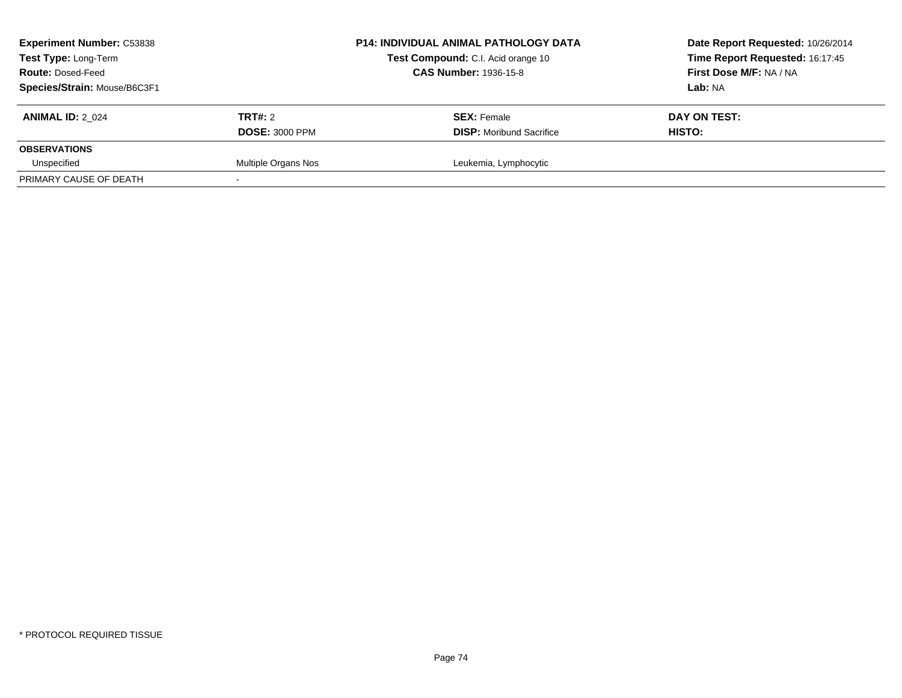**Experiment Number:** C53838
**Test Type:** Long-Term
**Route:** Dosed-Feed
**Species/Strain:** Mouse/B6C3F1

**P14: INDIVIDUAL ANIMAL PATHOLOGY DATA**
**Test Compound:** C.I. Acid orange 10
**CAS Number:** 1936-15-8

**Date Report Requested:** 10/26/2014
**Time Report Requested:** 16:17:45
**First Dose M/F:** NA / NA
**Lab:** NA

| **ANIMAL ID:** 2_024 | **TRT#:** 2 | **SEX:** Female | **DAY ON TEST:** |
|---|---|---|---|
| | **DOSE:** 3000 PPM | **DISP:** Moribund Sacrifice | **HISTO:** |
| **OBSERVATIONS** | | | |
| Unspecified | Multiple Organs Nos | Leukemia, Lymphocytic | |
| PRIMARY CAUSE OF DEATH | - | | |

* PROTOCOL REQUIRED TISSUE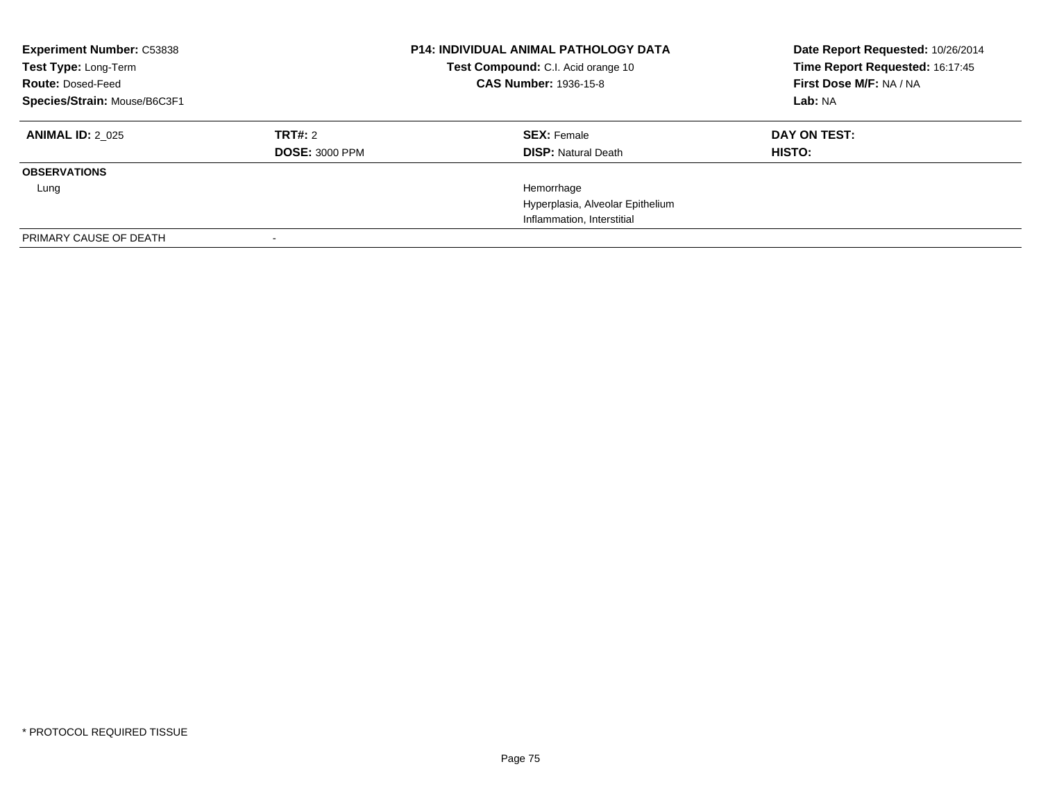**Experiment Number:** C53838
**Test Type:** Long-Term
**Route:** Dosed-Feed
**Species/Strain:** Mouse/B6C3F1

**P14: INDIVIDUAL ANIMAL PATHOLOGY DATA**
**Test Compound:** C.I. Acid orange 10
**CAS Number:** 1936-15-8

**Date Report Requested:** 10/26/2014
**Time Report Requested:** 16:17:45
**First Dose M/F:** NA / NA
**Lab:** NA

| **ANIMAL ID:** 2_025 | **TRT#:** 2 | **SEX:** Female | **DAY ON TEST:** |
|---|---|---|---|
| | **DOSE:** 3000 PPM | **DISP:** Natural Death | **HISTO:** |
| **OBSERVATIONS** | | | |
| Lung | | Hemorrhage | |
| | | Hyperplasia, Alveolar Epithelium | |
| | | Inflammation, Interstitial | |
| PRIMARY CAUSE OF DEATH | - | | |

* PROTOCOL REQUIRED TISSUE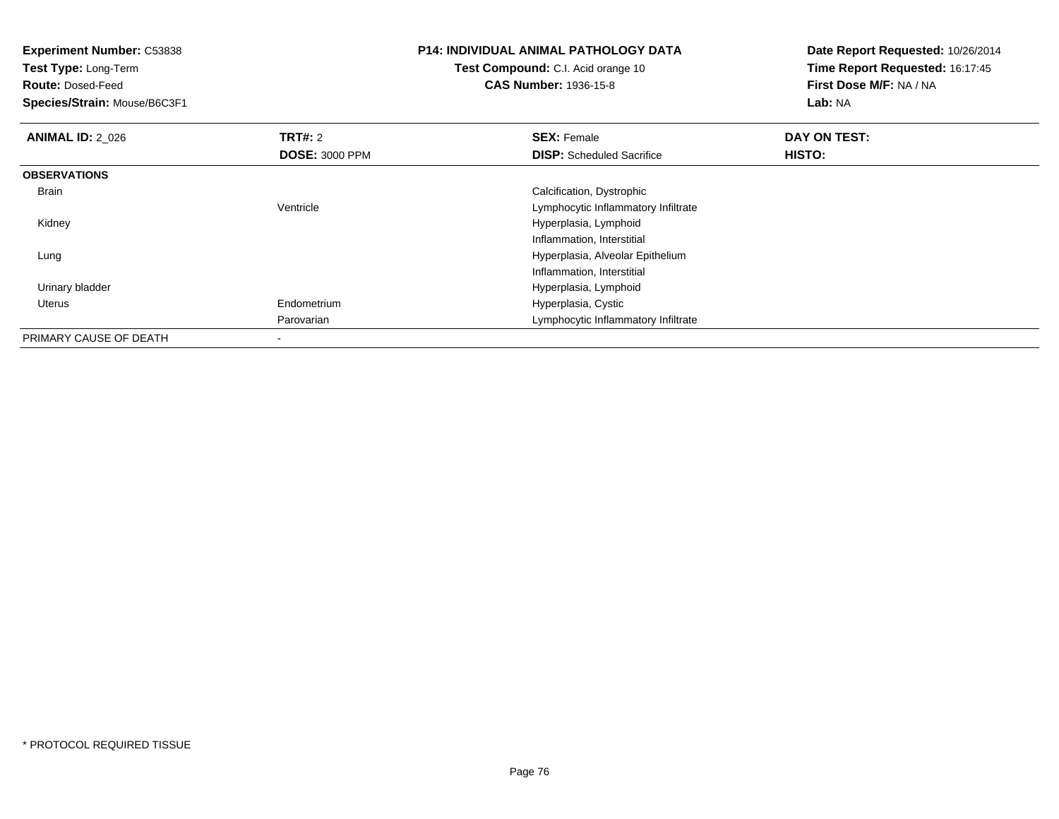**Experiment Number:** C53838
**Test Type:** Long-Term
**Route:** Dosed-Feed
**Species/Strain:** Mouse/B6C3F1

**P14: INDIVIDUAL ANIMAL PATHOLOGY DATA**
**Test Compound:** C.I. Acid orange 10
**CAS Number:** 1936-15-8

**Date Report Requested:** 10/26/2014
**Time Report Requested:** 16:17:45
**First Dose M/F:** NA / NA
**Lab:** NA

| **ANIMAL ID:** 2_026 | **TRT#:** 2 | **SEX:** Female | **DAY ON TEST:** |
|---|---|---|---|
| | **DOSE:** 3000 PPM | **DISP:** Scheduled Sacrifice | **HISTO:** |
| **OBSERVATIONS** | | | |
| Brain | | Calcification, Dystrophic | |
| | Ventricle | Lymphocytic Inflammatory Infiltrate | |
| Kidney | | Hyperplasia, Lymphoid | |
| | | Inflammation, Interstitial | |
| Lung | | Hyperplasia, Alveolar Epithelium | |
| | | Inflammation, Interstitial | |
| Urinary bladder | | Hyperplasia, Lymphoid | |
| Uterus | Endometrium | Hyperplasia, Cystic | |
| | Parovarian | Lymphocytic Inflammatory Infiltrate | |
| PRIMARY CAUSE OF DEATH | - | | |

* PROTOCOL REQUIRED TISSUE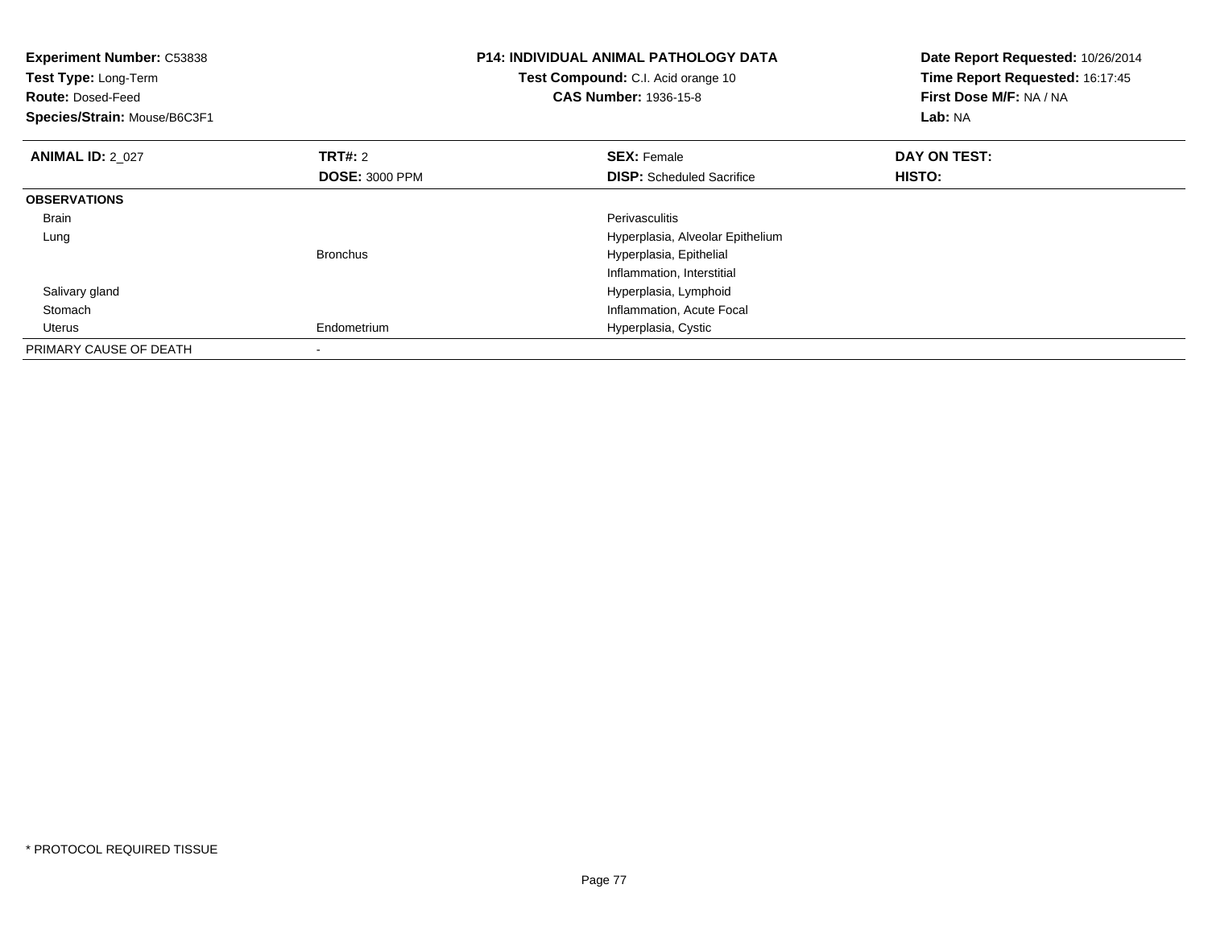**Experiment Number:** C53838
**Test Type:** Long-Term
**Route:** Dosed-Feed
**Species/Strain:** Mouse/B6C3F1

**P14: INDIVIDUAL ANIMAL PATHOLOGY DATA**
**Test Compound:** C.I. Acid orange 10
**CAS Number:** 1936-15-8

**Date Report Requested:** 10/26/2014
**Time Report Requested:** 16:17:45
**First Dose M/F:** NA / NA
**Lab:** NA

| **ANIMAL ID:** 2_027 | **TRT#:** 2 | **SEX:** Female | **DAY ON TEST:** |
|---|---|---|---|
| | **DOSE:** 3000 PPM | **DISP:** Scheduled Sacrifice | **HISTO:** |
| **OBSERVATIONS** | | | |
| Brain | | Perivasculitis | |
| Lung | | Hyperplasia, Alveolar Epithelium | |
| | Bronchus | Hyperplasia, Epithelial | |
| | | Inflammation, Interstitial | |
| Salivary gland | | Hyperplasia, Lymphoid | |
| Stomach | | Inflammation, Acute Focal | |
| Uterus | Endometrium | Hyperplasia, Cystic | |
| PRIMARY CAUSE OF DEATH | - | | |

\* PROTOCOL REQUIRED TISSUE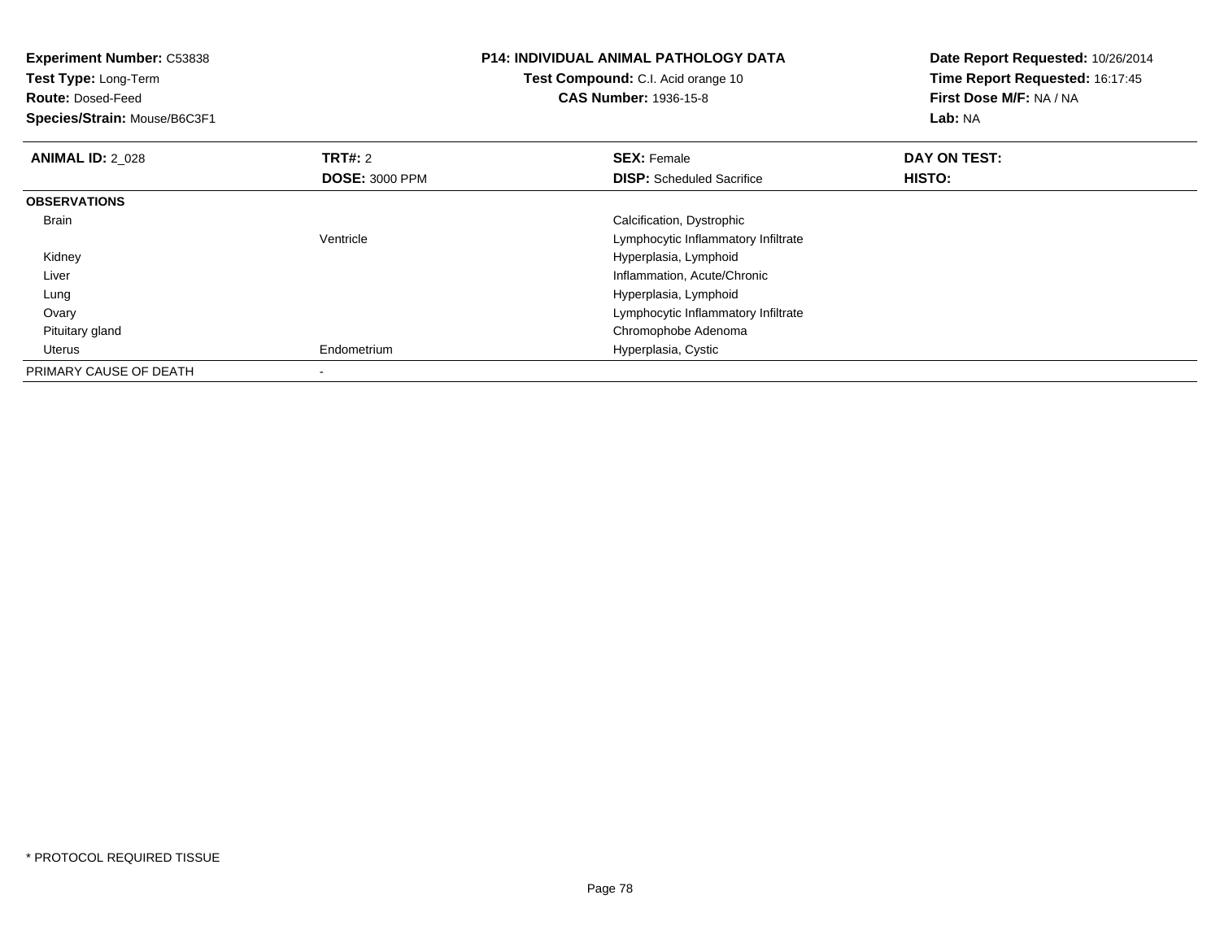**Experiment Number:** C53838
**Test Type:** Long-Term
**Route:** Dosed-Feed
**Species/Strain:** Mouse/B6C3F1

**P14: INDIVIDUAL ANIMAL PATHOLOGY DATA**
**Test Compound:** C.I. Acid orange 10
**CAS Number:** 1936-15-8

**Date Report Requested:** 10/26/2014
**Time Report Requested:** 16:17:45
**First Dose M/F:** NA / NA
**Lab:** NA

| **ANIMAL ID:** 2_028 | **TRT#:** 2 | **SEX:** Female | **DAY ON TEST:** |
|---|---|---|---|
| | **DOSE:** 3000 PPM | **DISP:** Scheduled Sacrifice | **HISTO:** |
| **OBSERVATIONS** | | | |
| Brain | | Calcification, Dystrophic | |
| | Ventricle | Lymphocytic Inflammatory Infiltrate | |
| Kidney | | Hyperplasia, Lymphoid | |
| Liver | | Inflammation, Acute/Chronic | |
| Lung | | Hyperplasia, Lymphoid | |
| Ovary | | Lymphocytic Inflammatory Infiltrate | |
| Pituitary gland | | Chromophobe Adenoma | |
| Uterus | Endometrium | Hyperplasia, Cystic | |
| PRIMARY CAUSE OF DEATH | - | | |

* PROTOCOL REQUIRED TISSUE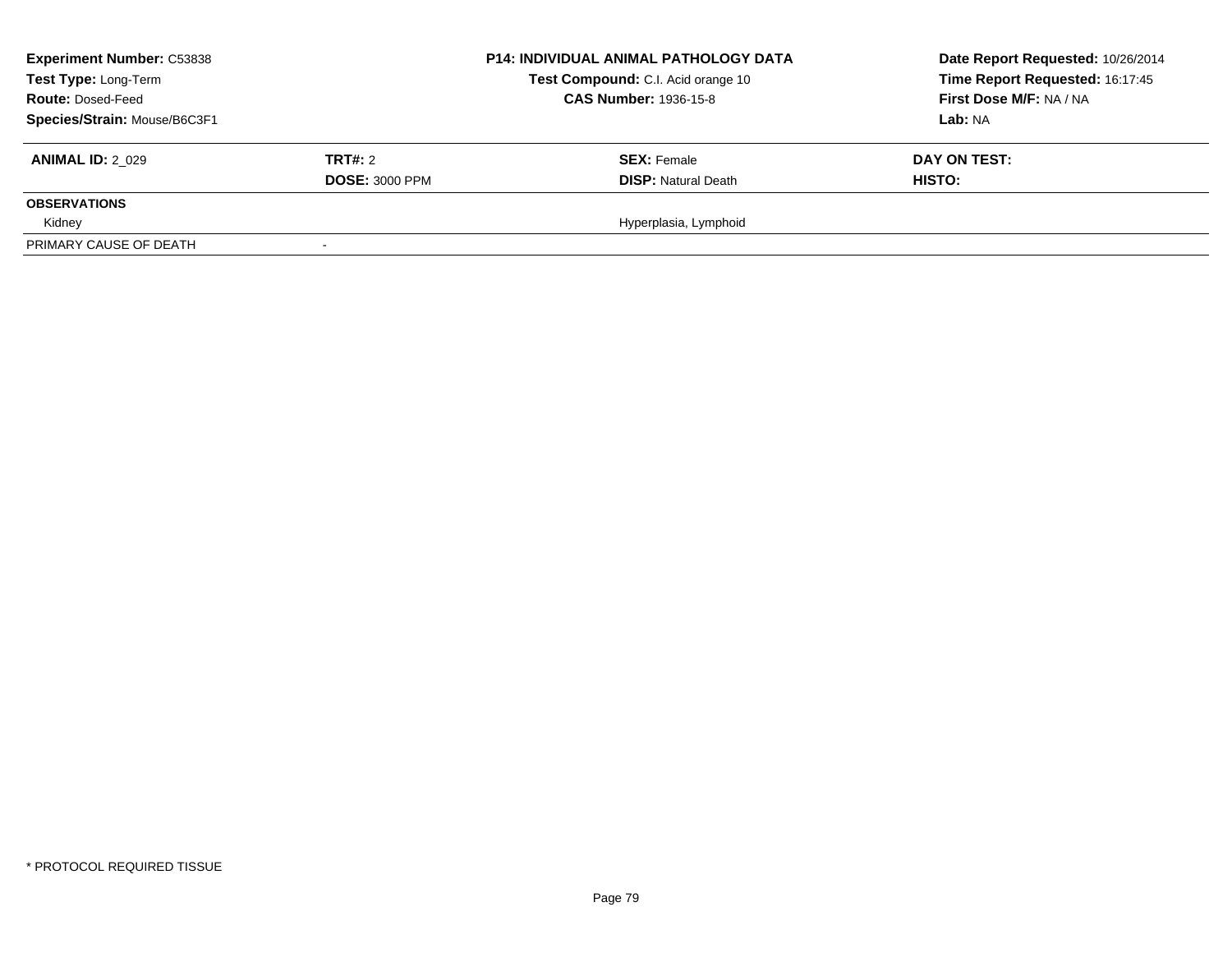**Experiment Number:** C53838
**Test Type:** Long-Term
**Route:** Dosed-Feed
**Species/Strain:** Mouse/B6C3F1

**P14: INDIVIDUAL ANIMAL PATHOLOGY DATA**
**Test Compound:** C.I. Acid orange 10
**CAS Number:** 1936-15-8

**Date Report Requested:** 10/26/2014
**Time Report Requested:** 16:17:45
**First Dose M/F:** NA / NA
**Lab:** NA

| **ANIMAL ID:** 2_029 | **TRT#:** 2 | **SEX:** Female | **DAY ON TEST:** |
|---|---|---|---|
| | **DOSE:** 3000 PPM | **DISP:** Natural Death | **HISTO:** |
| **OBSERVATIONS** | | | |
| Kidney | | Hyperplasia, Lymphoid | |
| PRIMARY CAUSE OF DEATH | - | | |

* PROTOCOL REQUIRED TISSUE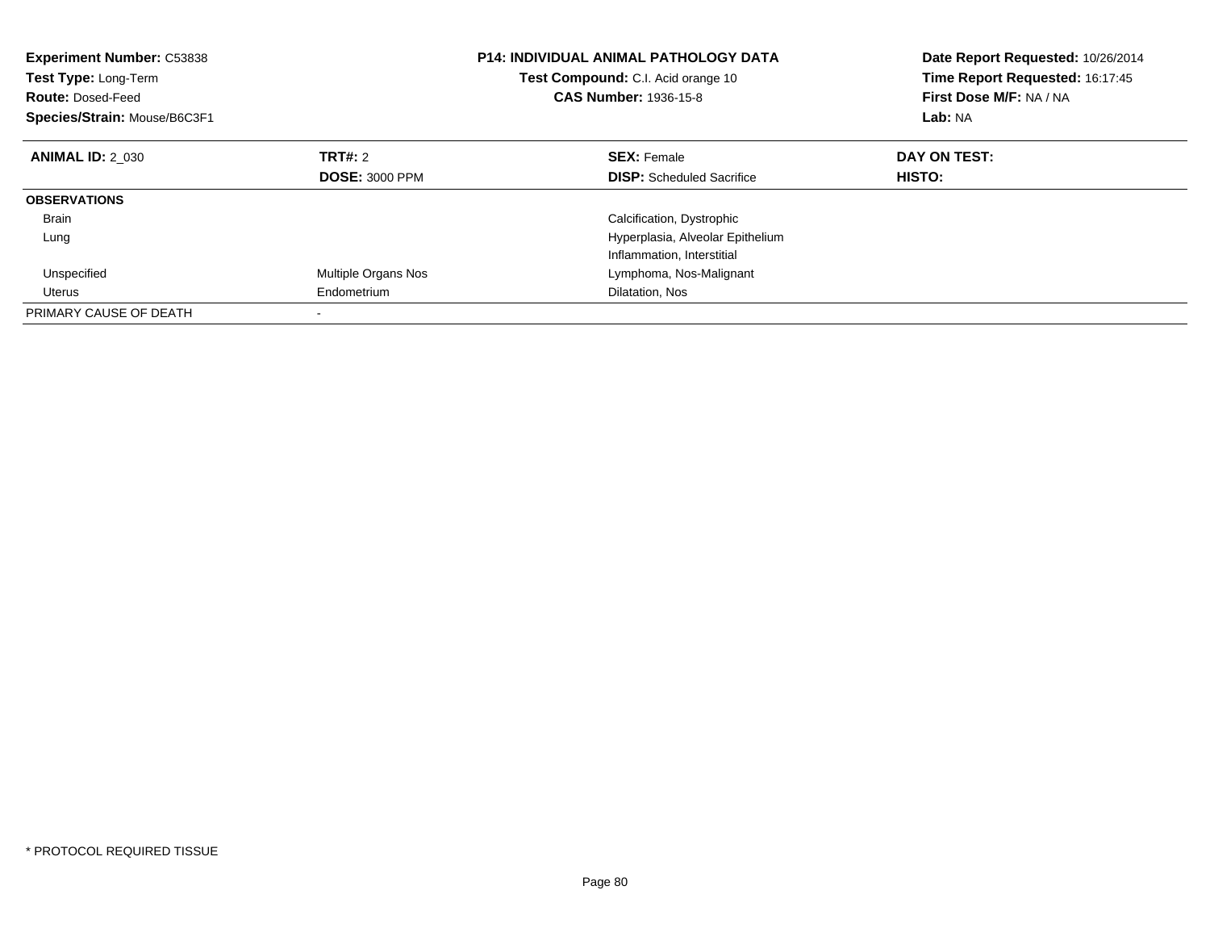**Experiment Number:** C53838
**Test Type:** Long-Term
**Route:** Dosed-Feed
**Species/Strain:** Mouse/B6C3F1

**P14: INDIVIDUAL ANIMAL PATHOLOGY DATA**
**Test Compound:** C.I. Acid orange 10
**CAS Number:** 1936-15-8

**Date Report Requested:** 10/26/2014
**Time Report Requested:** 16:17:45
**First Dose M/F:** NA / NA
**Lab:** NA

| **ANIMAL ID:** 2_030 | **TRT#:** 2 | **SEX:** Female | **DAY ON TEST:** |
|---|---|---|---|
| | **DOSE:** 3000 PPM | **DISP:** Scheduled Sacrifice | **HISTO:** |
| **OBSERVATIONS** | | | |
| Brain | | Calcification, Dystrophic | |
| Lung | | Hyperplasia, Alveolar Epithelium | |
| | | Inflammation, Interstitial | |
| Unspecified | Multiple Organs Nos | Lymphoma, Nos-Malignant | |
| Uterus | Endometrium | Dilatation, Nos | |
| PRIMARY CAUSE OF DEATH | - | | |

* PROTOCOL REQUIRED TISSUE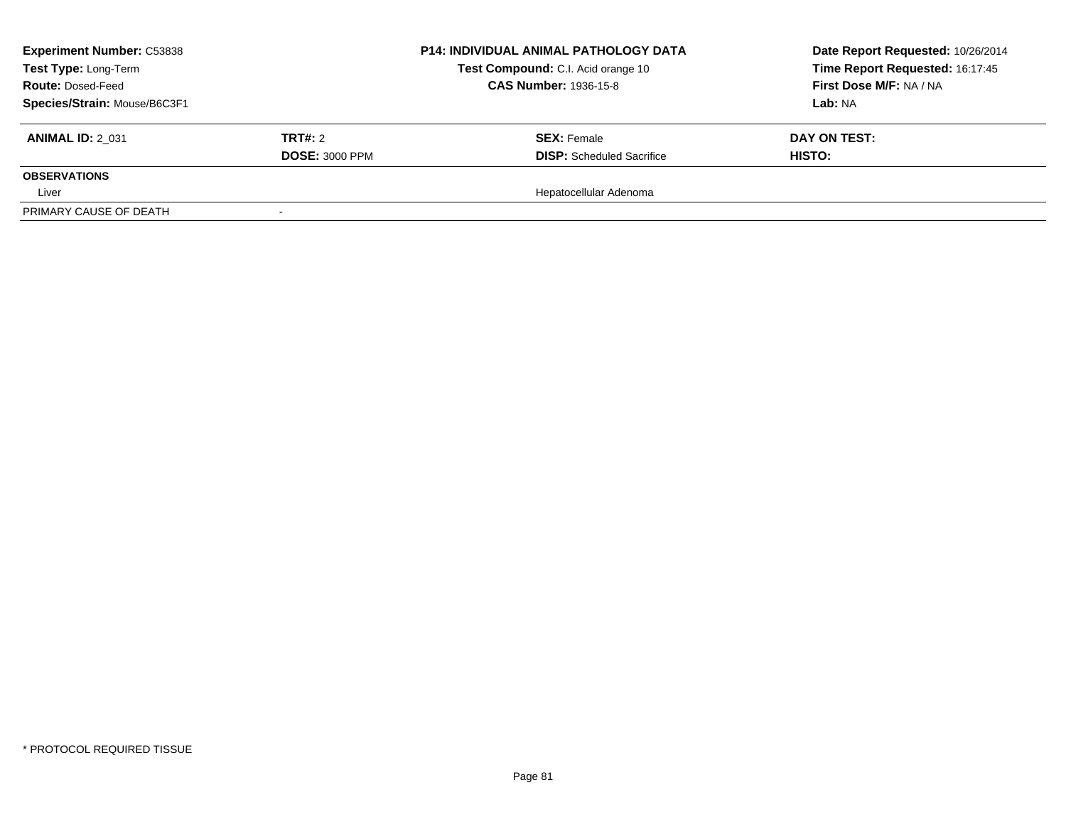| **Experiment Number:** C53838 | | **P14: INDIVIDUAL ANIMAL PATHOLOGY DATA** | **Date Report Requested:** 10/26/2014 |
|---|---|---|---|
| **Test Type:** Long-Term | | **Test Compound:** C.I. Acid orange 10 | **Time Report Requested:** 16:17:45 |
| **Route:** Dosed-Feed | | **CAS Number:** 1936-15-8 | **First Dose M/F:** NA / NA |
| **Species/Strain:** Mouse/B6C3F1 | | | **Lab:** NA |

| **ANIMAL ID:** 2_031 | **TRT#:** 2 | **SEX:** Female | **DAY ON TEST:** |
|---|---|---|---|
| | **DOSE:** 3000 PPM | **DISP:** Scheduled Sacrifice | **HISTO:** |
| **OBSERVATIONS** | | | |
| Liver | | Hepatocellular Adenoma | |
| PRIMARY CAUSE OF DEATH | - | | |

* PROTOCOL REQUIRED TISSUE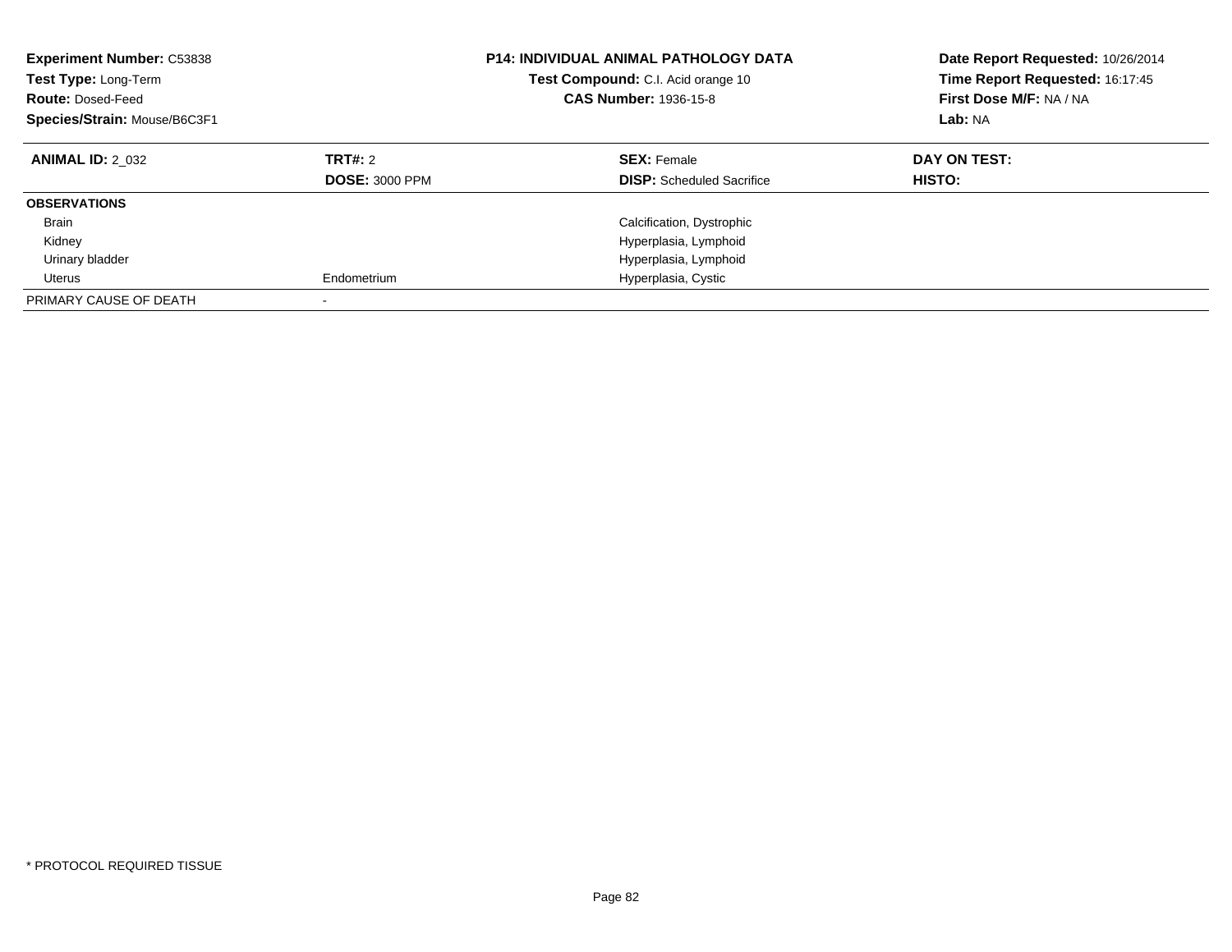**Experiment Number:** C53838
**Test Type:** Long-Term
**Route:** Dosed-Feed
**Species/Strain:** Mouse/B6C3F1

**P14: INDIVIDUAL ANIMAL PATHOLOGY DATA**
**Test Compound:** C.I. Acid orange 10
**CAS Number:** 1936-15-8

**Date Report Requested:** 10/26/2014
**Time Report Requested:** 16:17:45
**First Dose M/F:** NA / NA
**Lab:** NA

| **ANIMAL ID:** 2_032 | **TRT#:** 2 | **SEX:** Female | **DAY ON TEST:** |
|---|---|---|---|
| | **DOSE:** 3000 PPM | **DISP:** Scheduled Sacrifice | **HISTO:** |
| **OBSERVATIONS** | | | |
| Brain | | Calcification, Dystrophic | |
| Kidney | | Hyperplasia, Lymphoid | |
| Urinary bladder | | Hyperplasia, Lymphoid | |
| Uterus | Endometrium | Hyperplasia, Cystic | |
| PRIMARY CAUSE OF DEATH | - | | |

* PROTOCOL REQUIRED TISSUE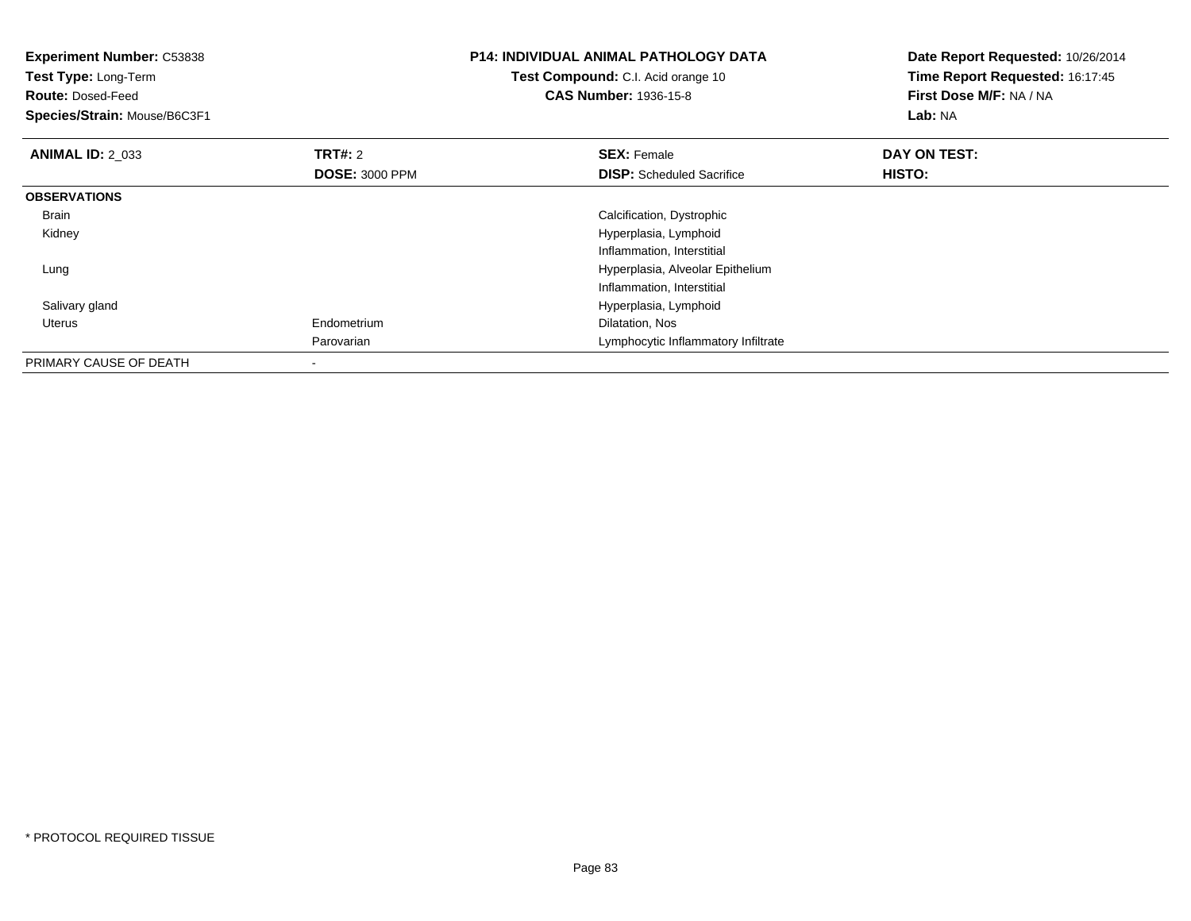**Experiment Number:** C53838
**Test Type:** Long-Term
**Route:** Dosed-Feed
**Species/Strain:** Mouse/B6C3F1

**P14: INDIVIDUAL ANIMAL PATHOLOGY DATA**
**Test Compound:** C.I. Acid orange 10
**CAS Number:** 1936-15-8

**Date Report Requested:** 10/26/2014
**Time Report Requested:** 16:17:45
**First Dose M/F:** NA / NA
**Lab:** NA

| **ANIMAL ID:** 2_033 | **TRT#:** 2 | **SEX:** Female | **DAY ON TEST:** |
|---|---|---|---|
| | **DOSE:** 3000 PPM | **DISP:** Scheduled Sacrifice | **HISTO:** |
| **OBSERVATIONS** | | | |
| Brain | | Calcification, Dystrophic | |
| Kidney | | Hyperplasia, Lymphoid | |
| | | Inflammation, Interstitial | |
| Lung | | Hyperplasia, Alveolar Epithelium | |
| | | Inflammation, Interstitial | |
| Salivary gland | | Hyperplasia, Lymphoid | |
| Uterus | Endometrium | Dilatation, Nos | |
| | Parovarian | Lymphocytic Inflammatory Infiltrate | |
| PRIMARY CAUSE OF DEATH | - | | |

\* PROTOCOL REQUIRED TISSUE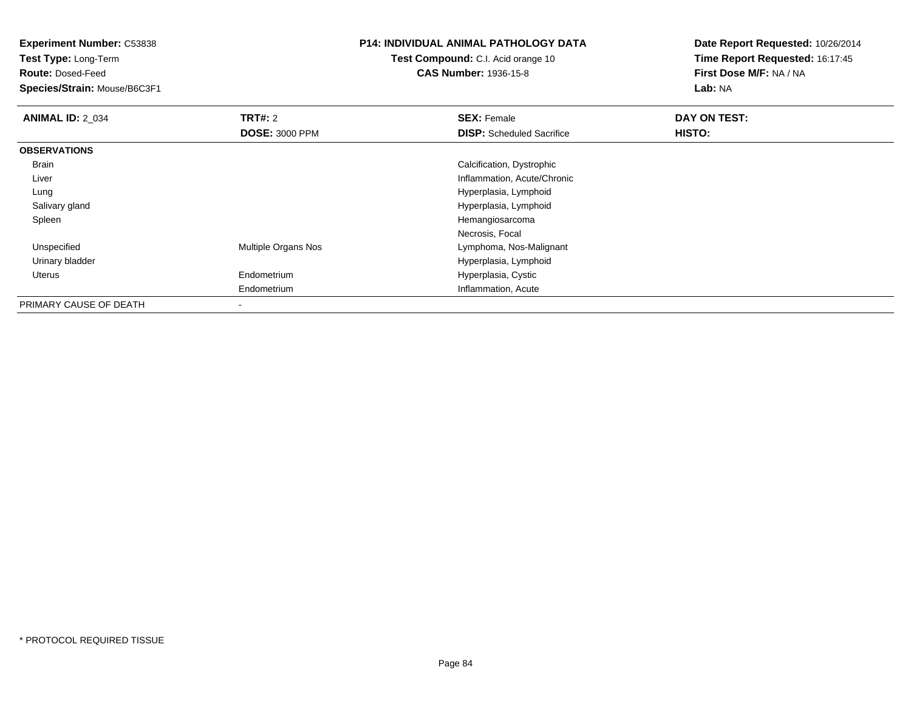**Experiment Number:** C53838
**Test Type:** Long-Term
**Route:** Dosed-Feed
**Species/Strain:** Mouse/B6C3F1

**P14: INDIVIDUAL ANIMAL PATHOLOGY DATA**
**Test Compound:** C.I. Acid orange 10
**CAS Number:** 1936-15-8

**Date Report Requested:** 10/26/2014
**Time Report Requested:** 16:17:45
**First Dose M/F:** NA / NA
**Lab:** NA

| **ANIMAL ID:** 2_034 | **TRT#:** 2 | **SEX:** Female | **DAY ON TEST:** |
|---|---|---|---|
| | **DOSE:** 3000 PPM | **DISP:** Scheduled Sacrifice | **HISTO:** |
| **OBSERVATIONS** | | | |
| Brain | | Calcification, Dystrophic | |
| Liver | | Inflammation, Acute/Chronic | |
| Lung | | Hyperplasia, Lymphoid | |
| Salivary gland | | Hyperplasia, Lymphoid | |
| Spleen | | Hemangiosarcoma | |
| | | Necrosis, Focal | |
| Unspecified | Multiple Organs Nos | Lymphoma, Nos-Malignant | |
| Urinary bladder | | Hyperplasia, Lymphoid | |
| Uterus | Endometrium | Hyperplasia, Cystic | |
| | Endometrium | Inflammation, Acute | |
| PRIMARY CAUSE OF DEATH | - | | |

* PROTOCOL REQUIRED TISSUE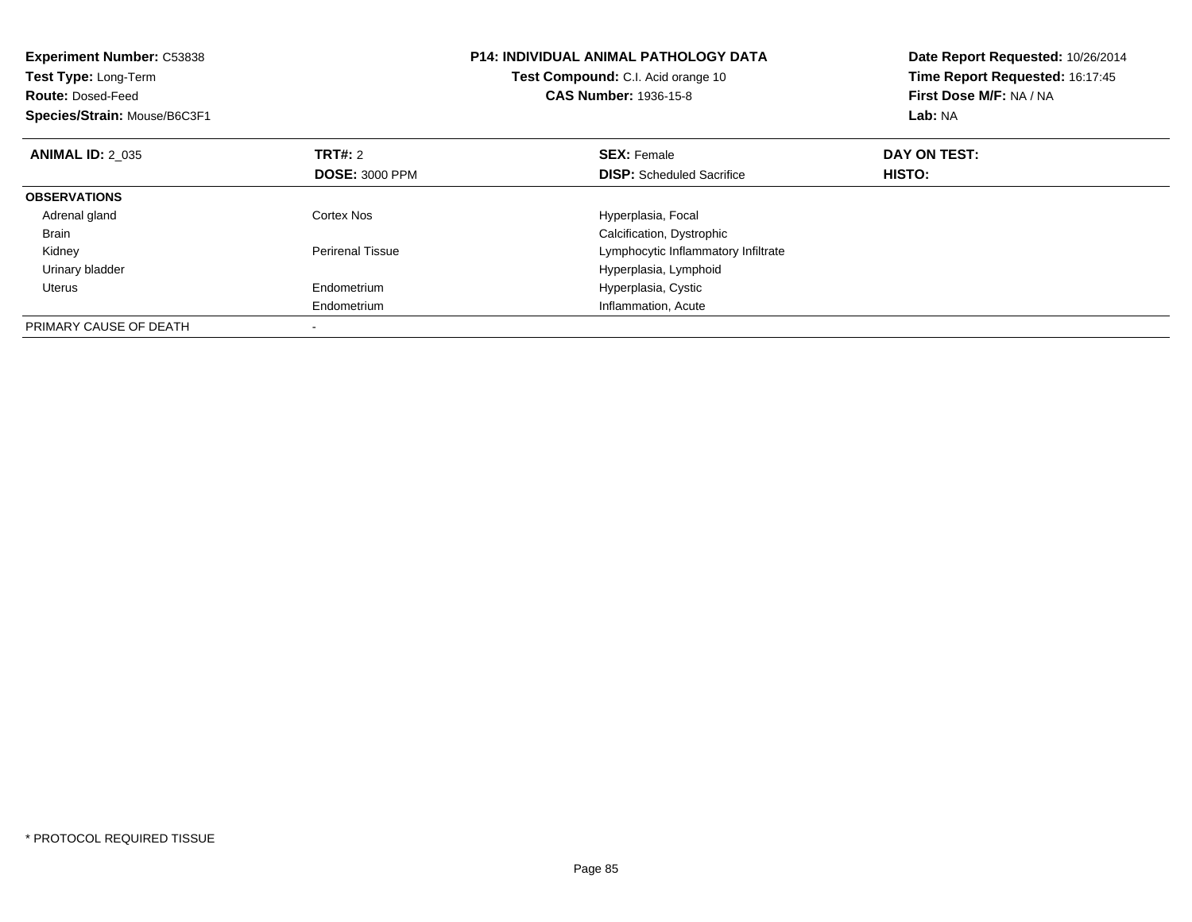**Experiment Number:** C53838
**Test Type:** Long-Term
**Route:** Dosed-Feed
**Species/Strain:** Mouse/B6C3F1

**P14: INDIVIDUAL ANIMAL PATHOLOGY DATA**
**Test Compound:** C.I. Acid orange 10
**CAS Number:** 1936-15-8

**Date Report Requested:** 10/26/2014
**Time Report Requested:** 16:17:45
**First Dose M/F:** NA / NA
**Lab:** NA

| **ANIMAL ID:** 2_035 | **TRT#:** 2 | **SEX:** Female | **DAY ON TEST:** |
|---|---|---|---|
| | **DOSE:** 3000 PPM | **DISP:** Scheduled Sacrifice | **HISTO:** |
| **OBSERVATIONS** | | | |
| Adrenal gland | Cortex Nos | Hyperplasia, Focal | |
| Brain | | Calcification, Dystrophic | |
| Kidney | Perirenal Tissue | Lymphocytic Inflammatory Infiltrate | |
| Urinary bladder | | Hyperplasia, Lymphoid | |
| Uterus | Endometrium | Hyperplasia, Cystic | |
| | Endometrium | Inflammation, Acute | |
| PRIMARY CAUSE OF DEATH | - | | |

* PROTOCOL REQUIRED TISSUE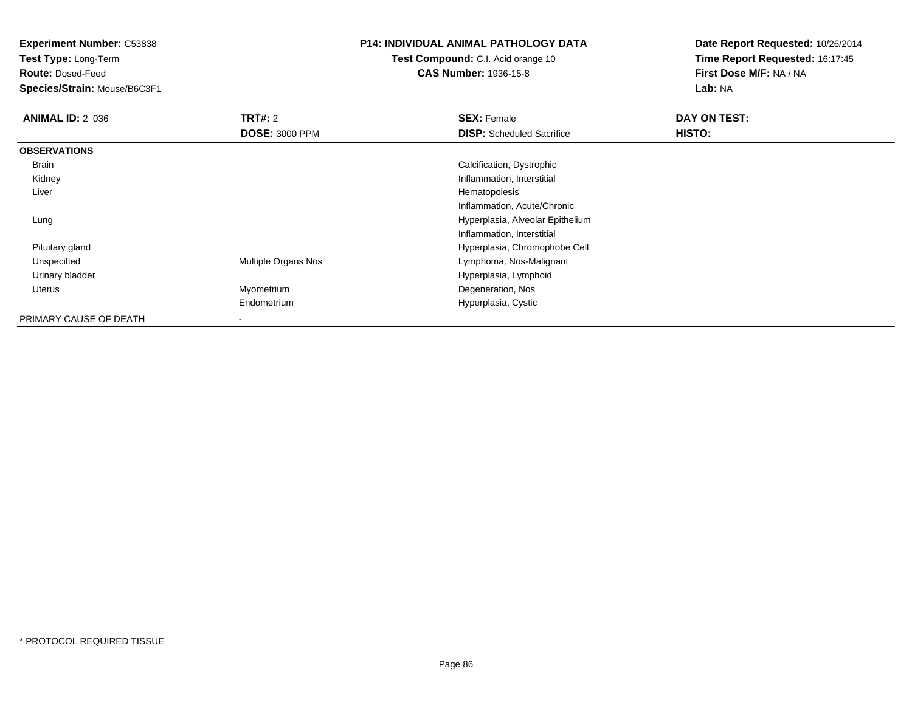**Experiment Number:** C53838
**Test Type:** Long-Term
**Route:** Dosed-Feed
**Species/Strain:** Mouse/B6C3F1

**P14: INDIVIDUAL ANIMAL PATHOLOGY DATA**
**Test Compound:** C.I. Acid orange 10
**CAS Number:** 1936-15-8

**Date Report Requested:** 10/26/2014
**Time Report Requested:** 16:17:45
**First Dose M/F:** NA / NA
**Lab:** NA

| **ANIMAL ID:** 2_036 | **TRT#:** 2 | **SEX:** Female | **DAY ON TEST:** |
|---|---|---|---|
| | **DOSE:** 3000 PPM | **DISP:** Scheduled Sacrifice | **HISTO:** |
| **OBSERVATIONS** | | | |
| Brain | | Calcification, Dystrophic | |
| Kidney | | Inflammation, Interstitial | |
| Liver | | Hematopoiesis | |
| | | Inflammation, Acute/Chronic | |
| Lung | | Hyperplasia, Alveolar Epithelium | |
| | | Inflammation, Interstitial | |
| Pituitary gland | | Hyperplasia, Chromophobe Cell | |
| Unspecified | Multiple Organs Nos | Lymphoma, Nos-Malignant | |
| Urinary bladder | | Hyperplasia, Lymphoid | |
| Uterus | Myometrium | Degeneration, Nos | |
| | Endometrium | Hyperplasia, Cystic | |
| PRIMARY CAUSE OF DEATH | - | | |

* PROTOCOL REQUIRED TISSUE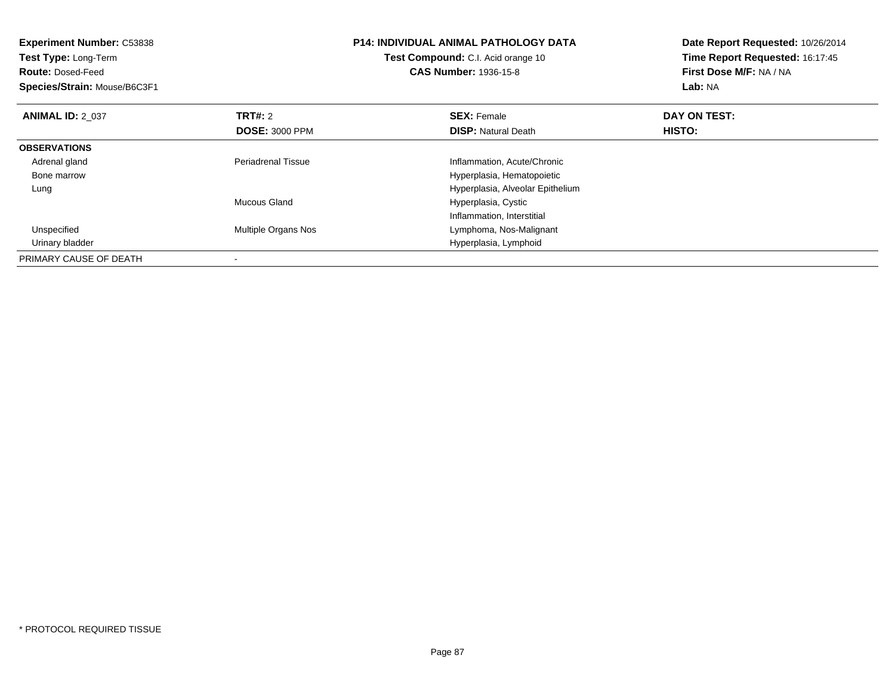**Experiment Number:** C53838
**Test Type:** Long-Term
**Route:** Dosed-Feed
**Species/Strain:** Mouse/B6C3F1

**P14: INDIVIDUAL ANIMAL PATHOLOGY DATA**
**Test Compound:** C.I. Acid orange 10
**CAS Number:** 1936-15-8

**Date Report Requested:** 10/26/2014
**Time Report Requested:** 16:17:45
**First Dose M/F:** NA / NA
**Lab:** NA

| **ANIMAL ID:** 2_037 | **TRT#:** 2 | **SEX:** Female | **DAY ON TEST:** |
|---|---|---|---|
| | **DOSE:** 3000 PPM | **DISP:** Natural Death | **HISTO:** |
| **OBSERVATIONS** | | | |
| Adrenal gland | Periadrenal Tissue | Inflammation, Acute/Chronic | |
| Bone marrow | | Hyperplasia, Hematopoietic | |
| Lung | | Hyperplasia, Alveolar Epithelium | |
| | Mucous Gland | Hyperplasia, Cystic | |
| | | Inflammation, Interstitial | |
| Unspecified | Multiple Organs Nos | Lymphoma, Nos-Malignant | |
| Urinary bladder | | Hyperplasia, Lymphoid | |
| PRIMARY CAUSE OF DEATH | - | | |

* PROTOCOL REQUIRED TISSUE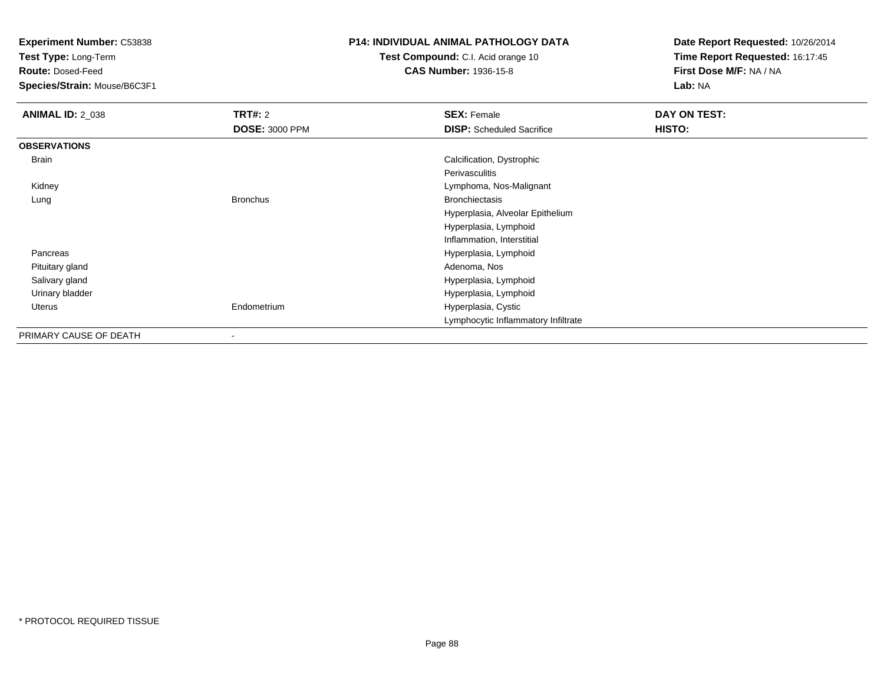**Experiment Number:** C53838
**Test Type:** Long-Term
**Route:** Dosed-Feed
**Species/Strain:** Mouse/B6C3F1

**P14: INDIVIDUAL ANIMAL PATHOLOGY DATA**
**Test Compound:** C.I. Acid orange 10
**CAS Number:** 1936-15-8

**Date Report Requested:** 10/26/2014
**Time Report Requested:** 16:17:45
**First Dose M/F:** NA / NA
**Lab:** NA

| **ANIMAL ID:** 2_038 | **TRT#:** 2 | **SEX:** Female | **DAY ON TEST:** |
|---|---|---|---|
| | **DOSE:** 3000 PPM | **DISP:** Scheduled Sacrifice | **HISTO:** |
| **OBSERVATIONS** | | | |
| Brain | | Calcification, Dystrophic | |
| | | Perivasculitis | |
| Kidney | | Lymphoma, Nos-Malignant | |
| Lung | Bronchus | Bronchiectasis | |
| | | Hyperplasia, Alveolar Epithelium | |
| | | Hyperplasia, Lymphoid | |
| | | Inflammation, Interstitial | |
| Pancreas | | Hyperplasia, Lymphoid | |
| Pituitary gland | | Adenoma, Nos | |
| Salivary gland | | Hyperplasia, Lymphoid | |
| Urinary bladder | | Hyperplasia, Lymphoid | |
| Uterus | Endometrium | Hyperplasia, Cystic | |
| | | Lymphocytic Inflammatory Infiltrate | |
| PRIMARY CAUSE OF DEATH | - | | |

* PROTOCOL REQUIRED TISSUE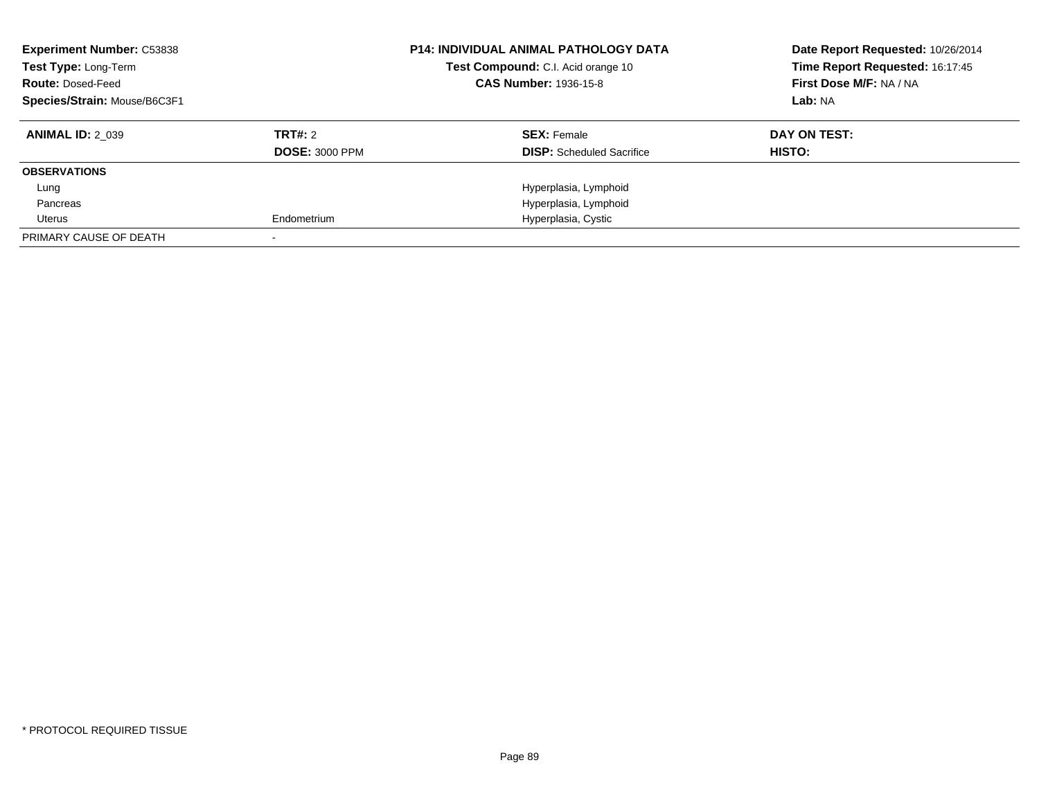**Experiment Number:** C53838
**Test Type:** Long-Term
**Route:** Dosed-Feed
**Species/Strain:** Mouse/B6C3F1

**P14: INDIVIDUAL ANIMAL PATHOLOGY DATA**
**Test Compound:** C.I. Acid orange 10
**CAS Number:** 1936-15-8

**Date Report Requested:** 10/26/2014
**Time Report Requested:** 16:17:45
**First Dose M/F:** NA / NA
**Lab:** NA

| **ANIMAL ID:** 2_039 | **TRT#:** 2 | **SEX:** Female | **DAY ON TEST:** |
|---|---|---|---|
| | **DOSE:** 3000 PPM | **DISP:** Scheduled Sacrifice | **HISTO:** |
| **OBSERVATIONS** | | | |
| Lung | | Hyperplasia, Lymphoid | |
| Pancreas | | Hyperplasia, Lymphoid | |
| Uterus | Endometrium | Hyperplasia, Cystic | |
| PRIMARY CAUSE OF DEATH | - | | |

* PROTOCOL REQUIRED TISSUE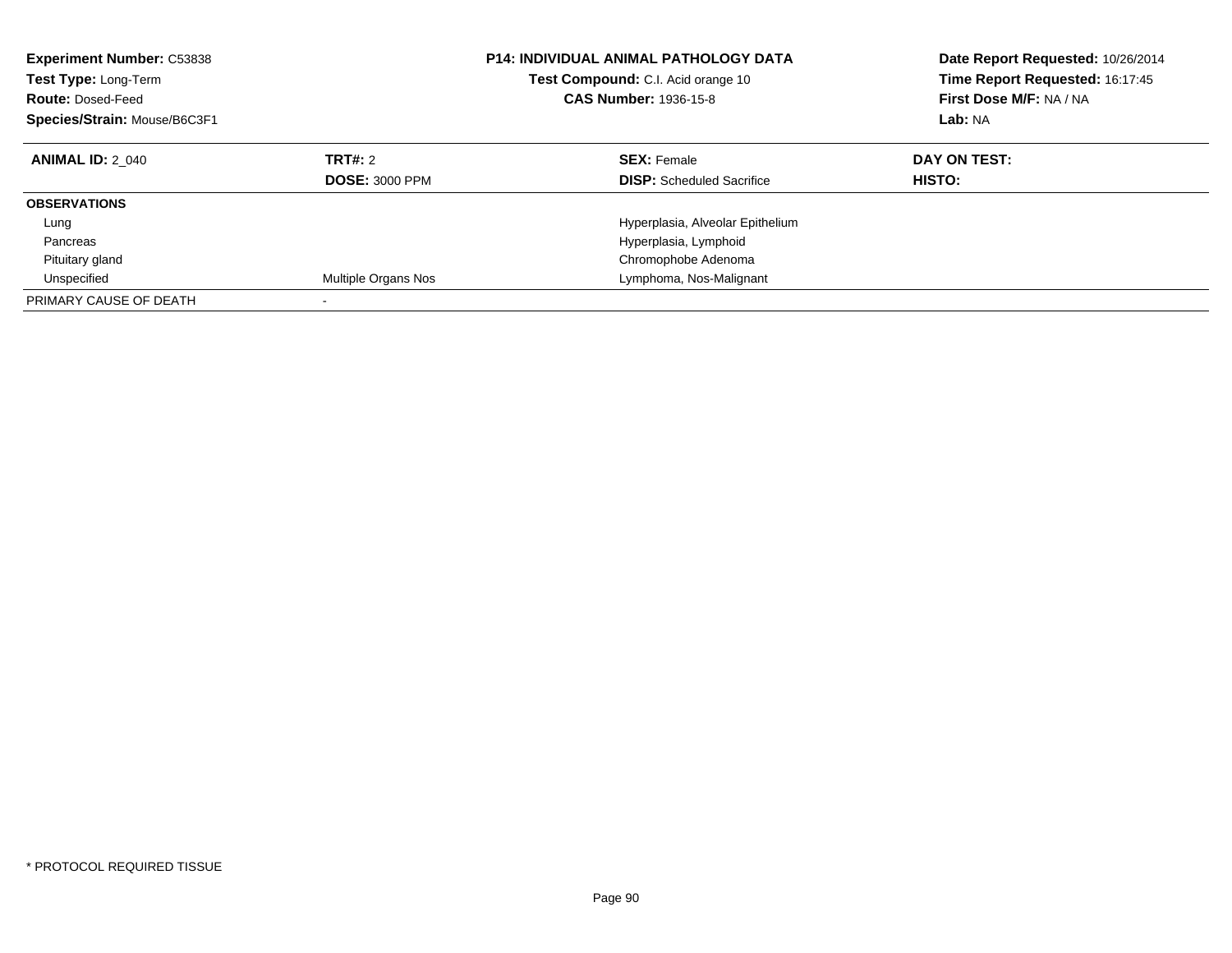**Experiment Number:** C53838
**Test Type:** Long-Term
**Route:** Dosed-Feed
**Species/Strain:** Mouse/B6C3F1

**P14: INDIVIDUAL ANIMAL PATHOLOGY DATA**
**Test Compound:** C.I. Acid orange 10
**CAS Number:** 1936-15-8

**Date Report Requested:** 10/26/2014
**Time Report Requested:** 16:17:45
**First Dose M/F:** NA / NA
**Lab:** NA

| **ANIMAL ID:** 2_040 | **TRT#:** 2 | **SEX:** Female | **DAY ON TEST:** |
|---|---|---|---|
| | **DOSE:** 3000 PPM | **DISP:** Scheduled Sacrifice | **HISTO:** |
| **OBSERVATIONS** | | | |
| Lung | | Hyperplasia, Alveolar Epithelium | |
| Pancreas | | Hyperplasia, Lymphoid | |
| Pituitary gland | | Chromophobe Adenoma | |
| Unspecified | Multiple Organs Nos | Lymphoma, Nos-Malignant | |
| PRIMARY CAUSE OF DEATH | - | | |

* PROTOCOL REQUIRED TISSUE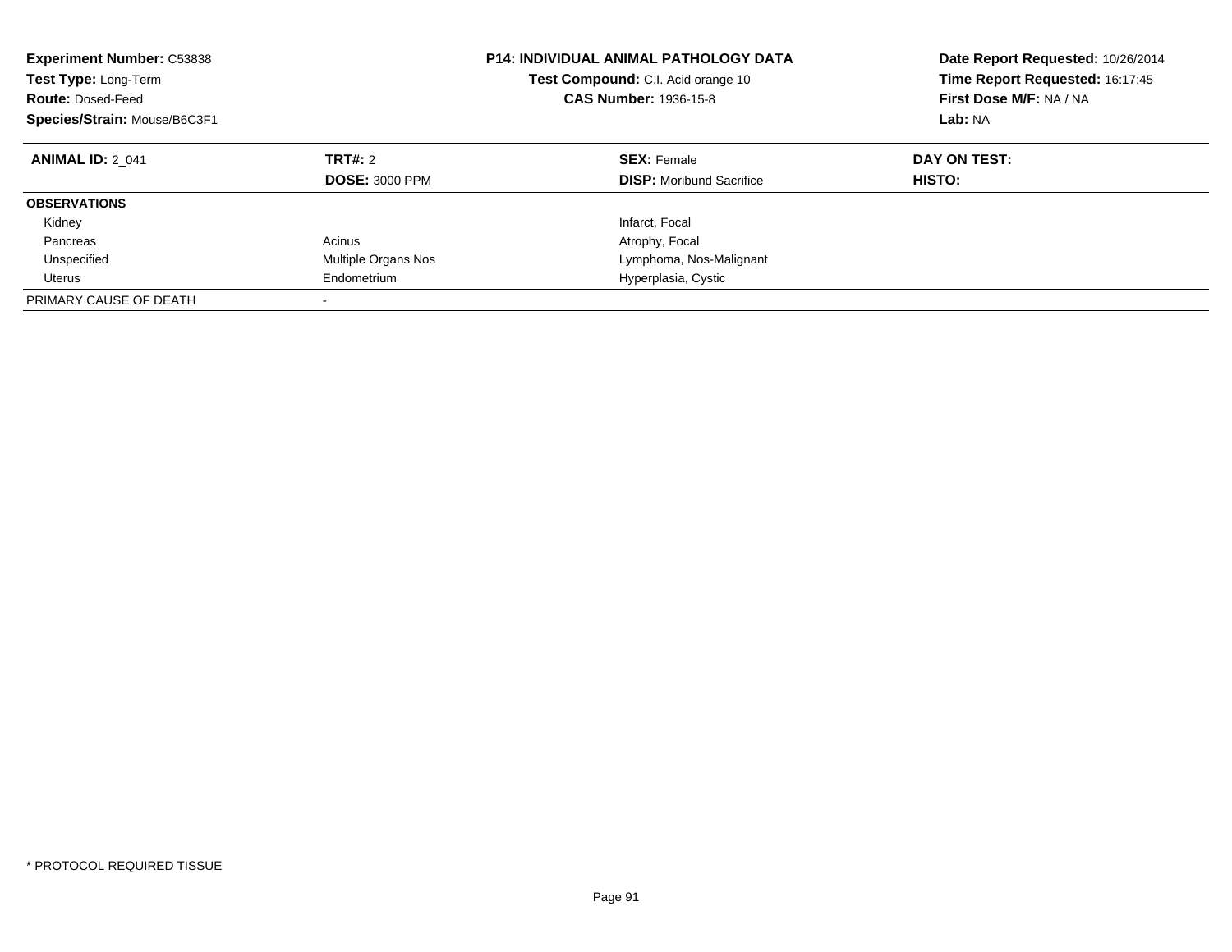**Experiment Number:** C53838
**Test Type:** Long-Term
**Route:** Dosed-Feed
**Species/Strain:** Mouse/B6C3F1

**P14: INDIVIDUAL ANIMAL PATHOLOGY DATA**
**Test Compound:** C.I. Acid orange 10
**CAS Number:** 1936-15-8

**Date Report Requested:** 10/26/2014
**Time Report Requested:** 16:17:45
**First Dose M/F:** NA / NA
**Lab:** NA

| **ANIMAL ID:** 2_041 | **TRT#:** 2 | **SEX:** Female | **DAY ON TEST:** |
|---|---|---|---|
| | **DOSE:** 3000 PPM | **DISP:** Moribund Sacrifice | **HISTO:** |
| **OBSERVATIONS** | | | |
| Kidney | | Infarct, Focal | |
| Pancreas | Acinus | Atrophy, Focal | |
| Unspecified | Multiple Organs Nos | Lymphoma, Nos-Malignant | |
| Uterus | Endometrium | Hyperplasia, Cystic | |
| PRIMARY CAUSE OF DEATH | - | | |

* PROTOCOL REQUIRED TISSUE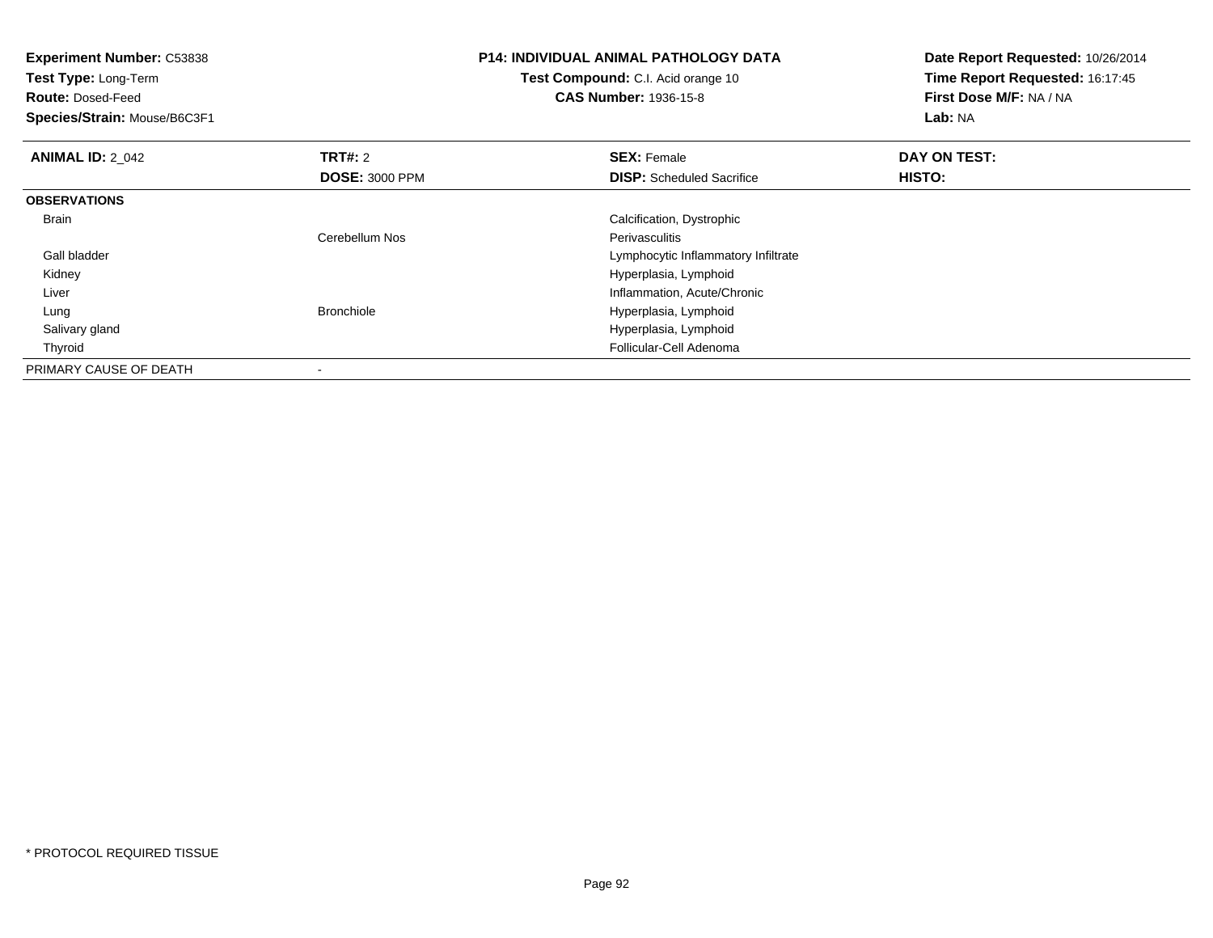**Experiment Number:** C53838
**Test Type:** Long-Term
**Route:** Dosed-Feed
**Species/Strain:** Mouse/B6C3F1

**P14: INDIVIDUAL ANIMAL PATHOLOGY DATA**
**Test Compound:** C.I. Acid orange 10
**CAS Number:** 1936-15-8

**Date Report Requested:** 10/26/2014
**Time Report Requested:** 16:17:45
**First Dose M/F:** NA / NA
**Lab:** NA

| **ANIMAL ID:** 2_042 | **TRT#:** 2 | **SEX:** Female | **DAY ON TEST:** |
|---|---|---|---|
| | **DOSE:** 3000 PPM | **DISP:** Scheduled Sacrifice | **HISTO:** |
| **OBSERVATIONS** | | | |
| Brain | | Calcification, Dystrophic | |
| | Cerebellum Nos | Perivasculitis | |
| Gall bladder | | Lymphocytic Inflammatory Infiltrate | |
| Kidney | | Hyperplasia, Lymphoid | |
| Liver | | Inflammation, Acute/Chronic | |
| Lung | Bronchiole | Hyperplasia, Lymphoid | |
| Salivary gland | | Hyperplasia, Lymphoid | |
| Thyroid | | Follicular-Cell Adenoma | |
| PRIMARY CAUSE OF DEATH | - | | |

* PROTOCOL REQUIRED TISSUE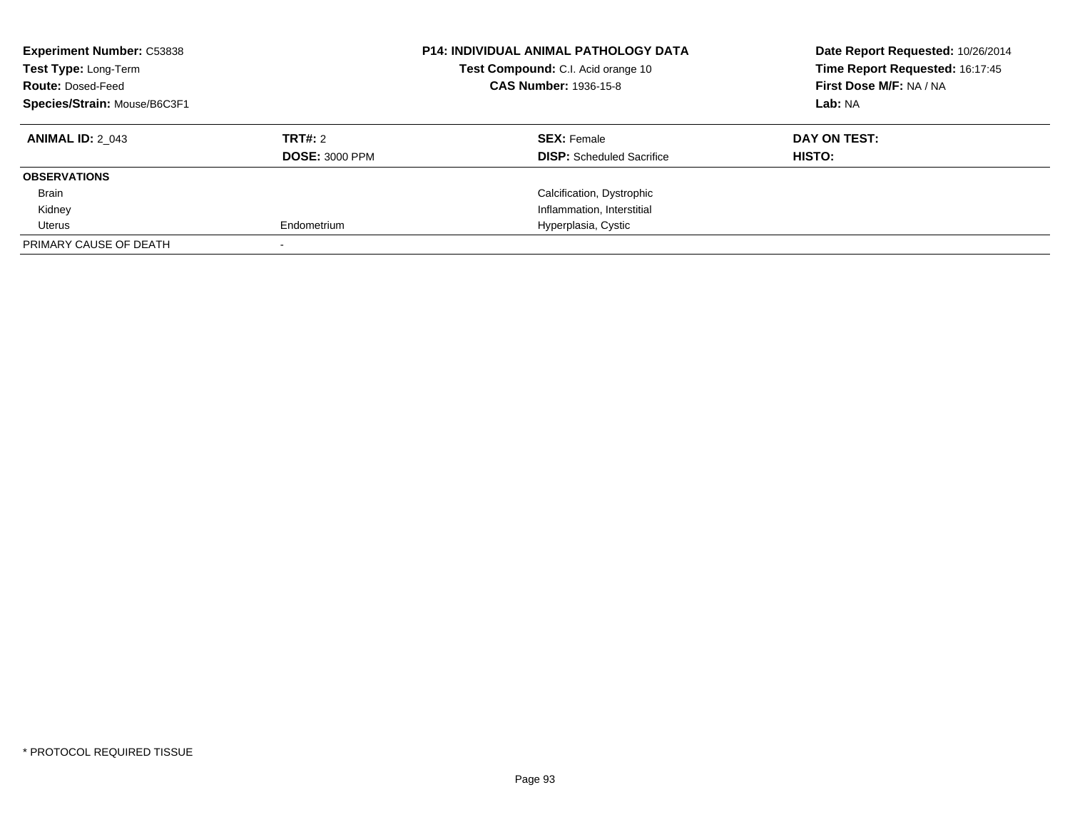| **Experiment Number:** C53838 | **P14: INDIVIDUAL ANIMAL PATHOLOGY DATA** | **Date Report Requested:** 10/26/2014 |
|---|---|---|
| **Test Type:** Long-Term | **Test Compound:** C.I. Acid orange 10 | **Time Report Requested:** 16:17:45 |
| **Route:** Dosed-Feed | **CAS Number:** 1936-15-8 | **First Dose M/F:** NA / NA |
| **Species/Strain:** Mouse/B6C3F1 | | **Lab:** NA |

| **ANIMAL ID:** 2_043 | **TRT#:** 2 | **SEX:** Female | **DAY ON TEST:** |
|---|---|---|---|
| | **DOSE:** 3000 PPM | **DISP:** Scheduled Sacrifice | **HISTO:** |
| **OBSERVATIONS** | | | |
| Brain | | Calcification, Dystrophic | |
| Kidney | | Inflammation, Interstitial | |
| Uterus | Endometrium | Hyperplasia, Cystic | |
| PRIMARY CAUSE OF DEATH | - | | |

\* PROTOCOL REQUIRED TISSUE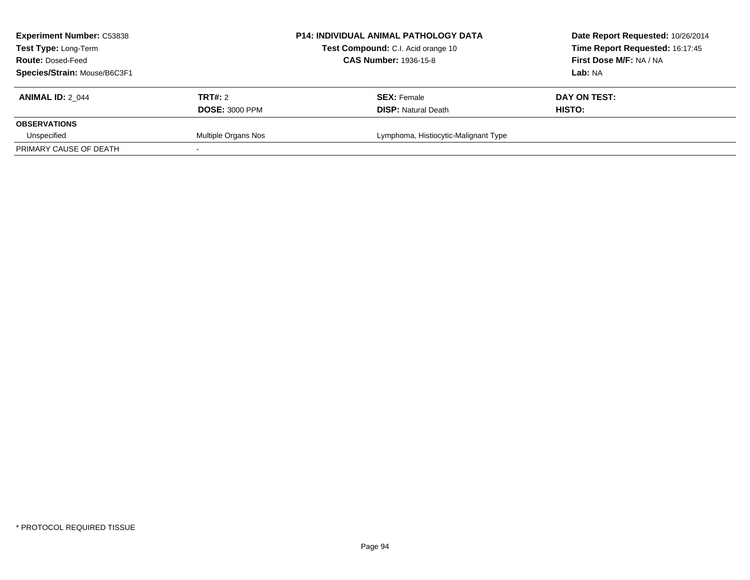**Experiment Number:** C53838
**Test Type:** Long-Term
**Route:** Dosed-Feed
**Species/Strain:** Mouse/B6C3F1

**P14: INDIVIDUAL ANIMAL PATHOLOGY DATA**
**Test Compound:** C.I. Acid orange 10
**CAS Number:** 1936-15-8

**Date Report Requested:** 10/26/2014
**Time Report Requested:** 16:17:45
**First Dose M/F:** NA / NA
**Lab:** NA

| **ANIMAL ID:** 2_044 | **TRT#:** 2 | **SEX:** Female | **DAY ON TEST:** |
|---|---|---|---|
| | **DOSE:** 3000 PPM | **DISP:** Natural Death | **HISTO:** |
| **OBSERVATIONS** | | | |
| Unspecified | Multiple Organs Nos | Lymphoma, Histiocytic-Malignant Type | |
| PRIMARY CAUSE OF DEATH | - | | |

* PROTOCOL REQUIRED TISSUE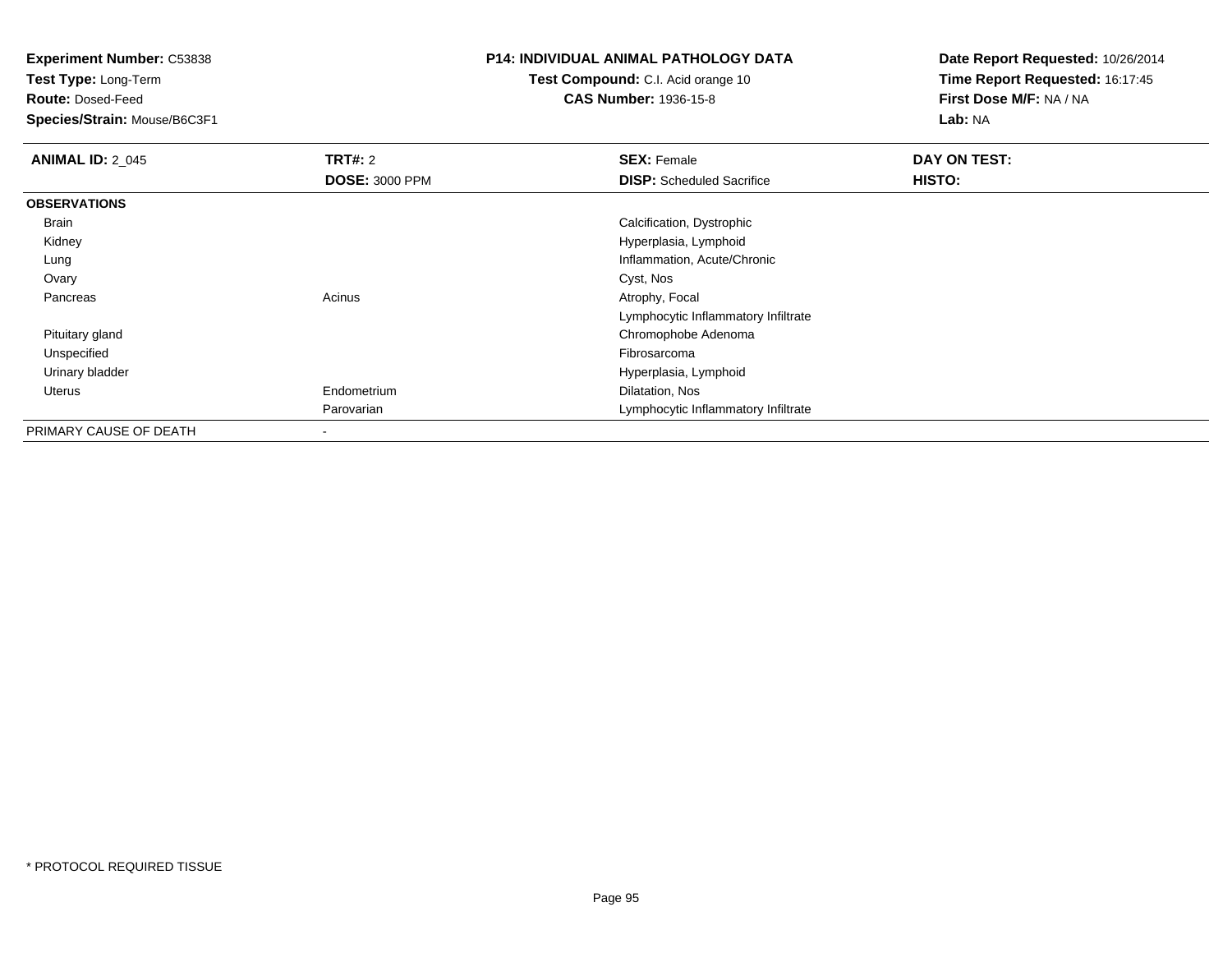**Experiment Number:** C53838
**Test Type:** Long-Term
**Route:** Dosed-Feed
**Species/Strain:** Mouse/B6C3F1

**P14: INDIVIDUAL ANIMAL PATHOLOGY DATA**
**Test Compound:** C.I. Acid orange 10
**CAS Number:** 1936-15-8

**Date Report Requested:** 10/26/2014
**Time Report Requested:** 16:17:45
**First Dose M/F:** NA / NA
**Lab:** NA

| **ANIMAL ID:** 2_045 | **TRT#:** 2<br>**DOSE:** 3000 PPM | **SEX:** Female<br>**DISP:** Scheduled Sacrifice | **DAY ON TEST:**<br>**HISTO:** |
|---|---|---|---|
| **OBSERVATIONS** | | | |
| Brain | | Calcification, Dystrophic | |
| Kidney | | Hyperplasia, Lymphoid | |
| Lung | | Inflammation, Acute/Chronic | |
| Ovary | | Cyst, Nos | |
| Pancreas | Acinus | Atrophy, Focal | |
| | | Lymphocytic Inflammatory Infiltrate | |
| Pituitary gland | | Chromophobe Adenoma | |
| Unspecified | | Fibrosarcoma | |
| Urinary bladder | | Hyperplasia, Lymphoid | |
| Uterus | Endometrium | Dilatation, Nos | |
| | Parovarian | Lymphocytic Inflammatory Infiltrate | |
| PRIMARY CAUSE OF DEATH | - | | |

* PROTOCOL REQUIRED TISSUE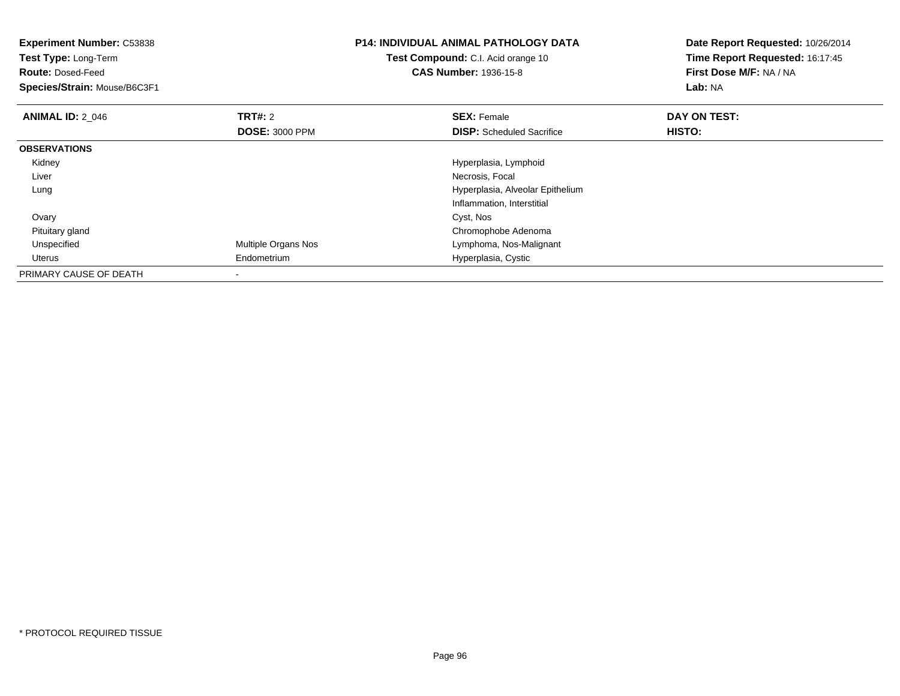**Experiment Number:** C53838
**Test Type:** Long-Term
**Route:** Dosed-Feed
**Species/Strain:** Mouse/B6C3F1

**P14: INDIVIDUAL ANIMAL PATHOLOGY DATA**
**Test Compound:** C.I. Acid orange 10
**CAS Number:** 1936-15-8

**Date Report Requested:** 10/26/2014
**Time Report Requested:** 16:17:45
**First Dose M/F:** NA / NA
**Lab:** NA

| **ANIMAL ID:** 2_046 | **TRT#:** 2 | **SEX:** Female | **DAY ON TEST:** |
|---|---|---|---|
| | **DOSE:** 3000 PPM | **DISP:** Scheduled Sacrifice | **HISTO:** |
| **OBSERVATIONS** | | | |
| Kidney | | Hyperplasia, Lymphoid | |
| Liver | | Necrosis, Focal | |
| Lung | | Hyperplasia, Alveolar Epithelium | |
| | | Inflammation, Interstitial | |
| Ovary | | Cyst, Nos | |
| Pituitary gland | | Chromophobe Adenoma | |
| Unspecified | Multiple Organs Nos | Lymphoma, Nos-Malignant | |
| Uterus | Endometrium | Hyperplasia, Cystic | |
| PRIMARY CAUSE OF DEATH | - | | |

* PROTOCOL REQUIRED TISSUE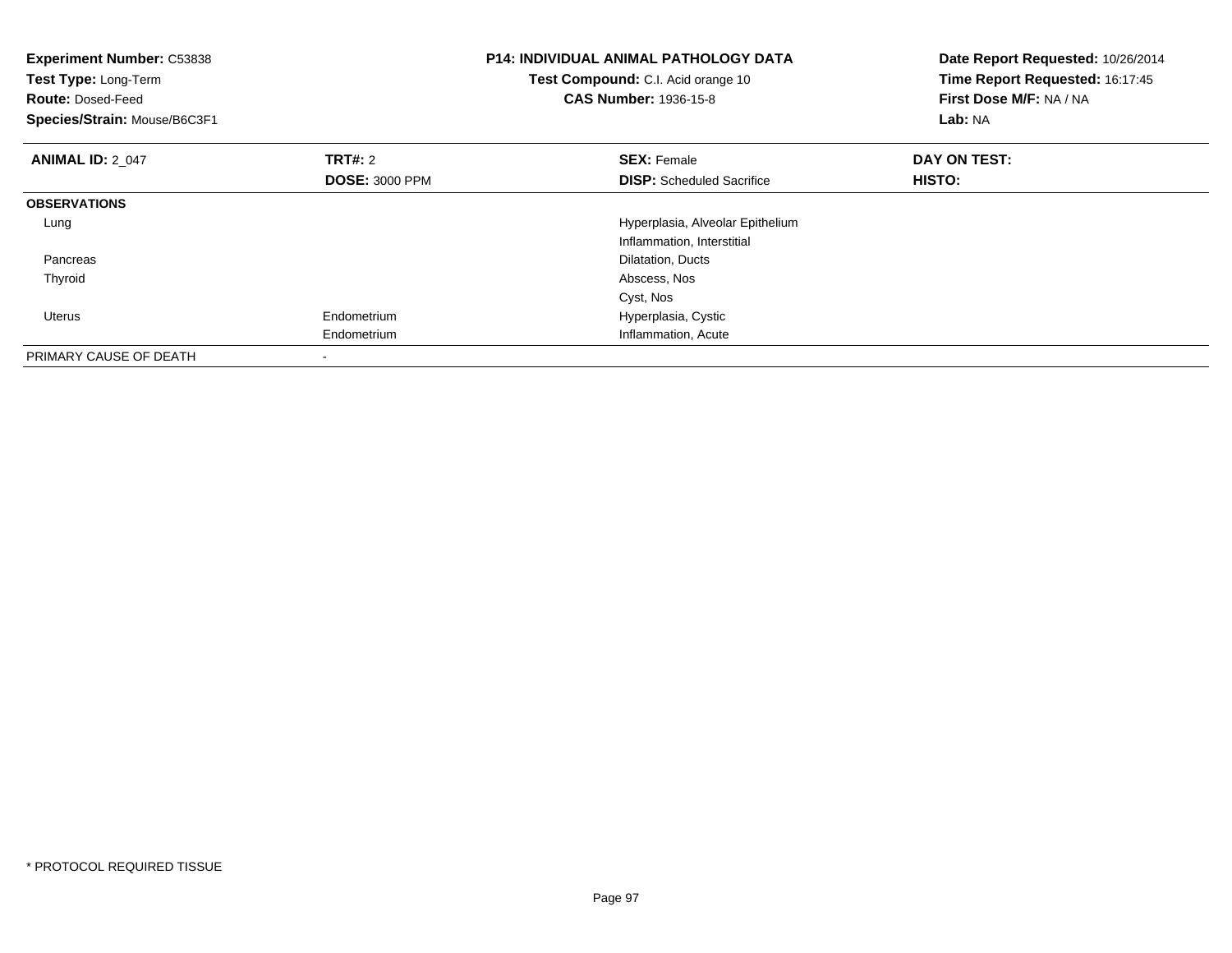**Experiment Number:** C53838
**Test Type:** Long-Term
**Route:** Dosed-Feed
**Species/Strain:** Mouse/B6C3F1

**P14: INDIVIDUAL ANIMAL PATHOLOGY DATA**
**Test Compound:** C.I. Acid orange 10
**CAS Number:** 1936-15-8

**Date Report Requested:** 10/26/2014
**Time Report Requested:** 16:17:45
**First Dose M/F:** NA / NA
**Lab:** NA

| **ANIMAL ID:** 2_047 | **TRT#:** 2 | **SEX:** Female | **DAY ON TEST:** |
|---|---|---|---|
| | **DOSE:** 3000 PPM | **DISP:** Scheduled Sacrifice | **HISTO:** |
| **OBSERVATIONS** | | | |
| Lung | | Hyperplasia, Alveolar Epithelium | |
| | | Inflammation, Interstitial | |
| Pancreas | | Dilatation, Ducts | |
| Thyroid | | Abscess, Nos | |
| | | Cyst, Nos | |
| Uterus | Endometrium | Hyperplasia, Cystic | |
| | Endometrium | Inflammation, Acute | |
| PRIMARY CAUSE OF DEATH | - | | |

* PROTOCOL REQUIRED TISSUE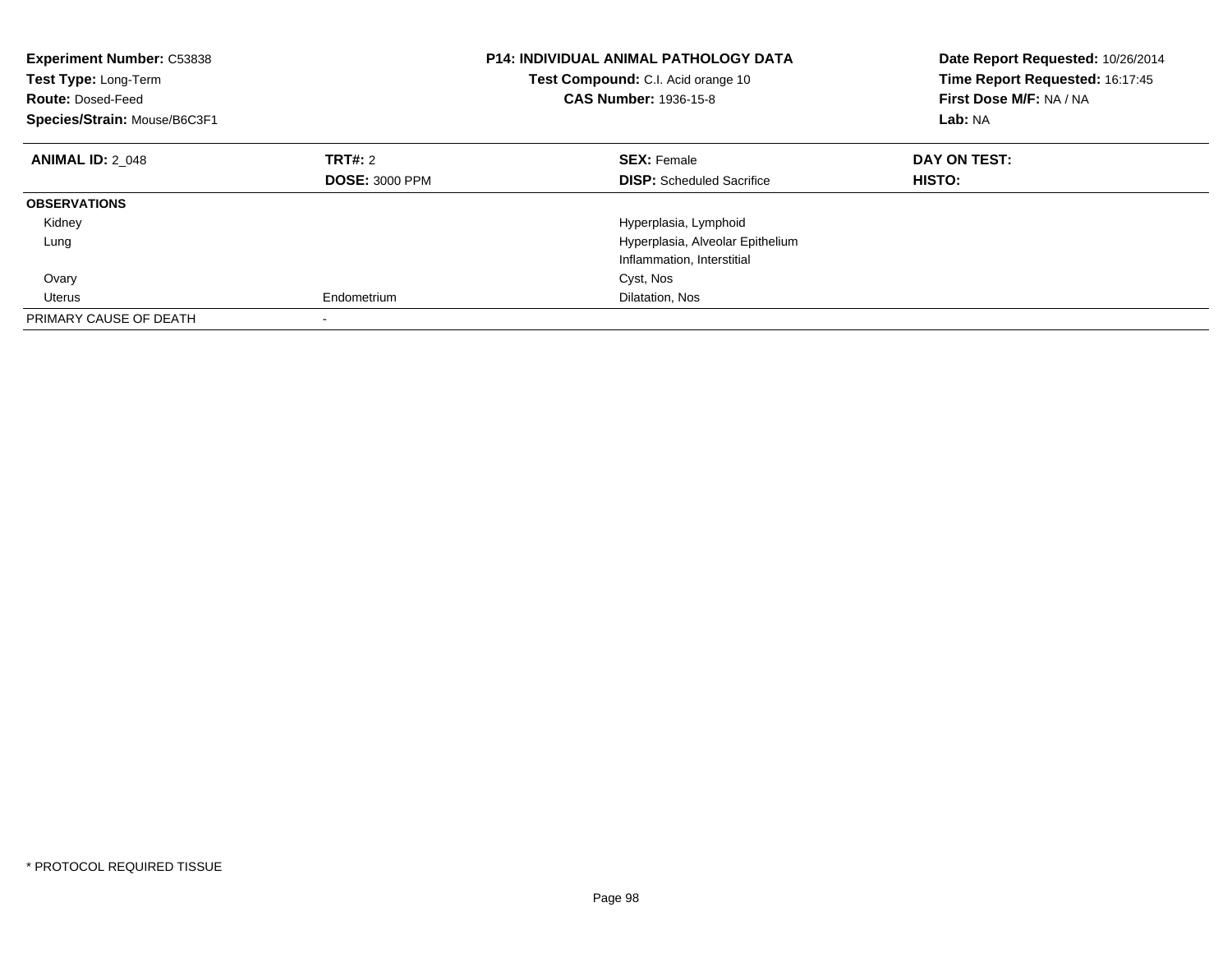**Experiment Number:** C53838
**Test Type:** Long-Term
**Route:** Dosed-Feed
**Species/Strain:** Mouse/B6C3F1

**P14: INDIVIDUAL ANIMAL PATHOLOGY DATA**
**Test Compound:** C.I. Acid orange 10
**CAS Number:** 1936-15-8

**Date Report Requested:** 10/26/2014
**Time Report Requested:** 16:17:45
**First Dose M/F:** NA / NA
**Lab:** NA

| **ANIMAL ID:** 2_048 | **TRT#:** 2 | **SEX:** Female | **DAY ON TEST:** |
|---|---|---|---|
| | **DOSE:** 3000 PPM | **DISP:** Scheduled Sacrifice | **HISTO:** |
| **OBSERVATIONS** | | | |
| Kidney | | Hyperplasia, Lymphoid | |
| Lung | | Hyperplasia, Alveolar Epithelium | |
| | | Inflammation, Interstitial | |
| Ovary | | Cyst, Nos | |
| Uterus | Endometrium | Dilatation, Nos | |
| PRIMARY CAUSE OF DEATH | - | | |

* PROTOCOL REQUIRED TISSUE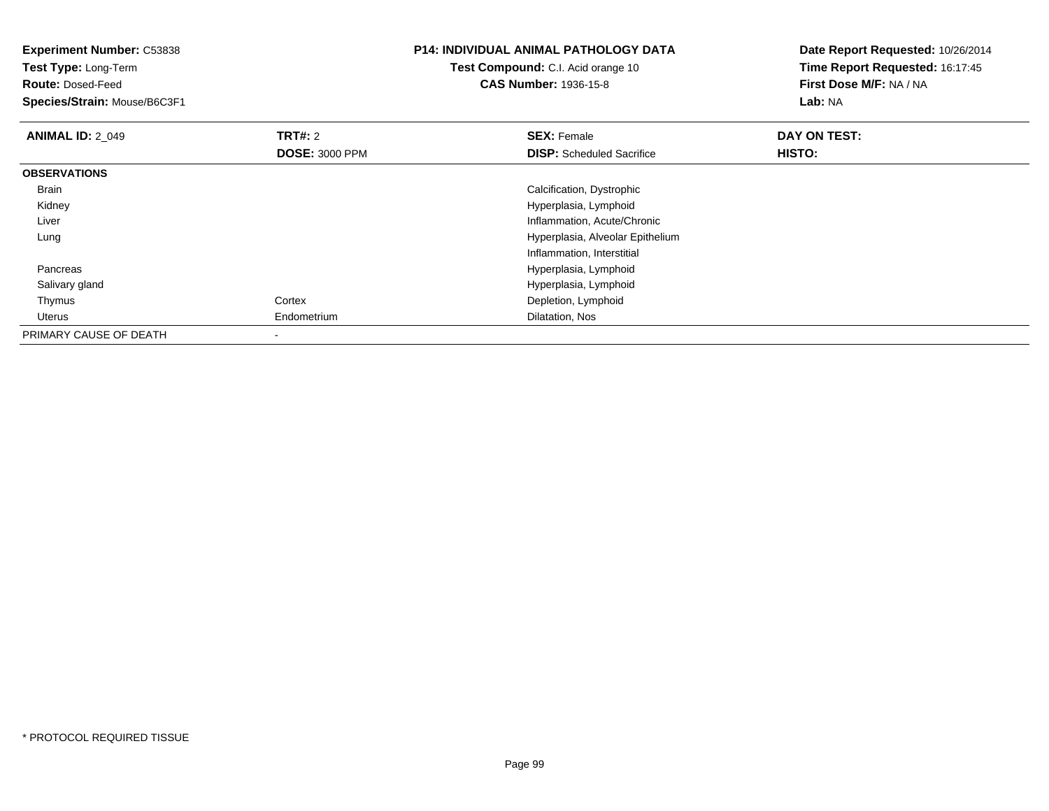**Experiment Number:** C53838
**Test Type:** Long-Term
**Route:** Dosed-Feed
**Species/Strain:** Mouse/B6C3F1

**P14: INDIVIDUAL ANIMAL PATHOLOGY DATA**
**Test Compound:** C.I. Acid orange 10
**CAS Number:** 1936-15-8

**Date Report Requested:** 10/26/2014
**Time Report Requested:** 16:17:45
**First Dose M/F:** NA / NA
**Lab:** NA

| **ANIMAL ID:** 2_049 | **TRT#:** 2 | **SEX:** Female | **DAY ON TEST:** |
|---|---|---|---|
| | **DOSE:** 3000 PPM | **DISP:** Scheduled Sacrifice | **HISTO:** |
| **OBSERVATIONS** | | | |
| Brain | | Calcification, Dystrophic | |
| Kidney | | Hyperplasia, Lymphoid | |
| Liver | | Inflammation, Acute/Chronic | |
| Lung | | Hyperplasia, Alveolar Epithelium | |
| | | Inflammation, Interstitial | |
| Pancreas | | Hyperplasia, Lymphoid | |
| Salivary gland | | Hyperplasia, Lymphoid | |
| Thymus | Cortex | Depletion, Lymphoid | |
| Uterus | Endometrium | Dilatation, Nos | |
| PRIMARY CAUSE OF DEATH | - | | |

* PROTOCOL REQUIRED TISSUE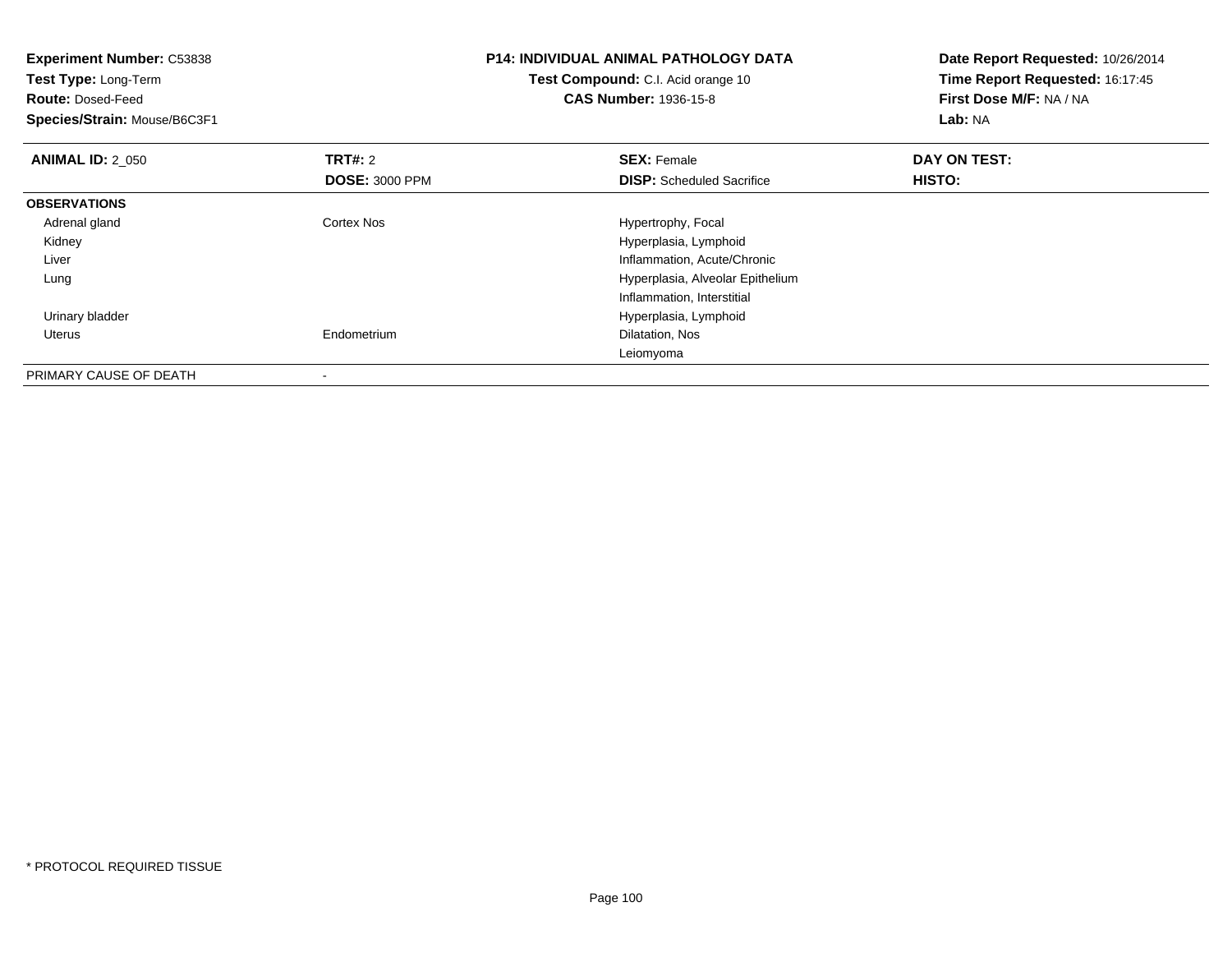**Experiment Number:** C53838
**Test Type:** Long-Term
**Route:** Dosed-Feed
**Species/Strain:** Mouse/B6C3F1

**P14: INDIVIDUAL ANIMAL PATHOLOGY DATA**
**Test Compound:** C.I. Acid orange 10
**CAS Number:** 1936-15-8

**Date Report Requested:** 10/26/2014
**Time Report Requested:** 16:17:45
**First Dose M/F:** NA / NA
**Lab:** NA

| **ANIMAL ID:** 2_050 | **TRT#:** 2 | **SEX:** Female | **DAY ON TEST:** |
|---|---|---|---|
| | **DOSE:** 3000 PPM | **DISP:** Scheduled Sacrifice | **HISTO:** |
| **OBSERVATIONS** | | | |
| Adrenal gland | Cortex Nos | Hypertrophy, Focal | |
| Kidney | | Hyperplasia, Lymphoid | |
| Liver | | Inflammation, Acute/Chronic | |
| Lung | | Hyperplasia, Alveolar Epithelium | |
| | | Inflammation, Interstitial | |
| Urinary bladder | | Hyperplasia, Lymphoid | |
| Uterus | Endometrium | Dilatation, Nos | |
| | | Leiomyoma | |
| PRIMARY CAUSE OF DEATH | - | | |

* PROTOCOL REQUIRED TISSUE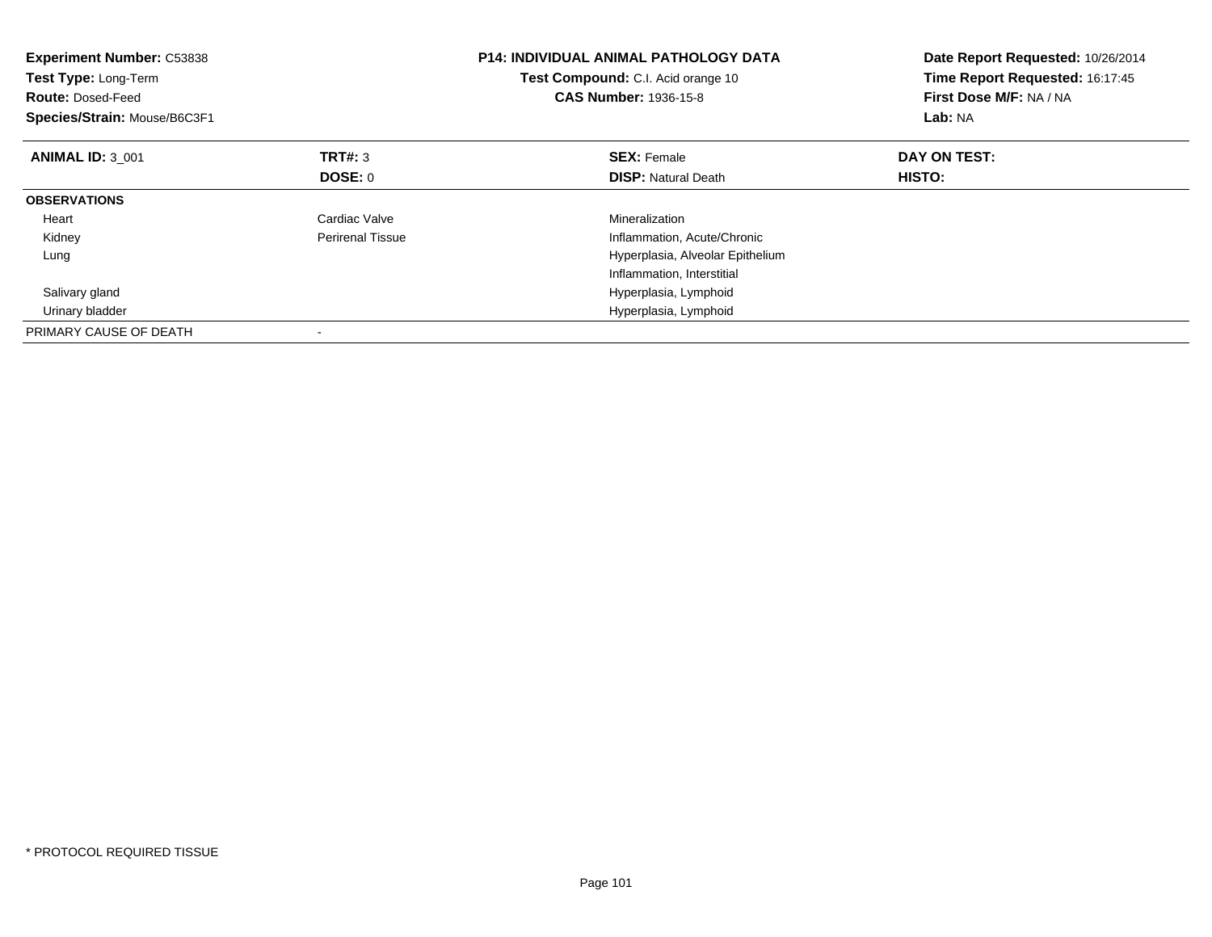**Experiment Number:** C53838
**Test Type:** Long-Term
**Route:** Dosed-Feed
**Species/Strain:** Mouse/B6C3F1

**P14: INDIVIDUAL ANIMAL PATHOLOGY DATA**
**Test Compound:** C.I. Acid orange 10
**CAS Number:** 1936-15-8

**Date Report Requested:** 10/26/2014
**Time Report Requested:** 16:17:45
**First Dose M/F:** NA / NA
**Lab:** NA

| **ANIMAL ID:** 3_001 | **TRT#:** 3 | **SEX:** Female | **DAY ON TEST:** |
|---|---|---|---|
| | **DOSE:** 0 | **DISP:** Natural Death | **HISTO:** |
| **OBSERVATIONS** | | | |
| Heart | Cardiac Valve | Mineralization | |
| Kidney | Perirenal Tissue | Inflammation, Acute/Chronic | |
| Lung | | Hyperplasia, Alveolar Epithelium | |
| | | Inflammation, Interstitial | |
| Salivary gland | | Hyperplasia, Lymphoid | |
| Urinary bladder | | Hyperplasia, Lymphoid | |
| PRIMARY CAUSE OF DEATH | - | | |

* PROTOCOL REQUIRED TISSUE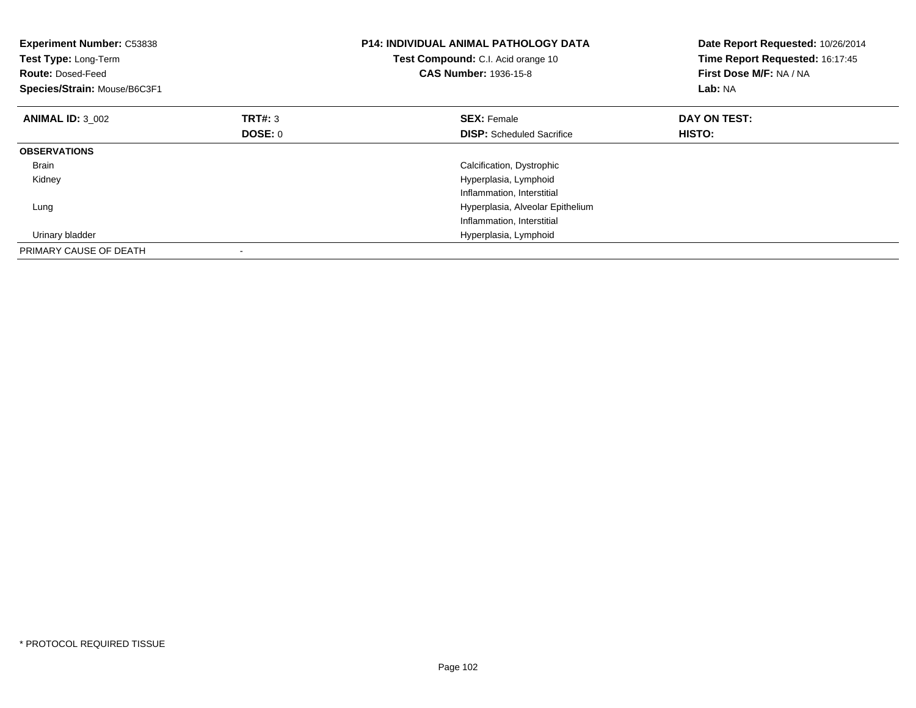**Experiment Number:** C53838
**Test Type:** Long-Term
**Route:** Dosed-Feed
**Species/Strain:** Mouse/B6C3F1

**P14: INDIVIDUAL ANIMAL PATHOLOGY DATA**
**Test Compound:** C.I. Acid orange 10
**CAS Number:** 1936-15-8

**Date Report Requested:** 10/26/2014
**Time Report Requested:** 16:17:45
**First Dose M/F:** NA / NA
**Lab:** NA

| **ANIMAL ID:** 3_002 | **TRT#:** 3 | **SEX:** Female | **DAY ON TEST:** |
|---|---|---|---|
| | **DOSE:** 0 | **DISP:** Scheduled Sacrifice | **HISTO:** |
| **OBSERVATIONS** | | | |
| Brain | | Calcification, Dystrophic | |
| Kidney | | Hyperplasia, Lymphoid | |
| | | Inflammation, Interstitial | |
| Lung | | Hyperplasia, Alveolar Epithelium | |
| | | Inflammation, Interstitial | |
| Urinary bladder | | Hyperplasia, Lymphoid | |
| PRIMARY CAUSE OF DEATH | - | | |

* PROTOCOL REQUIRED TISSUE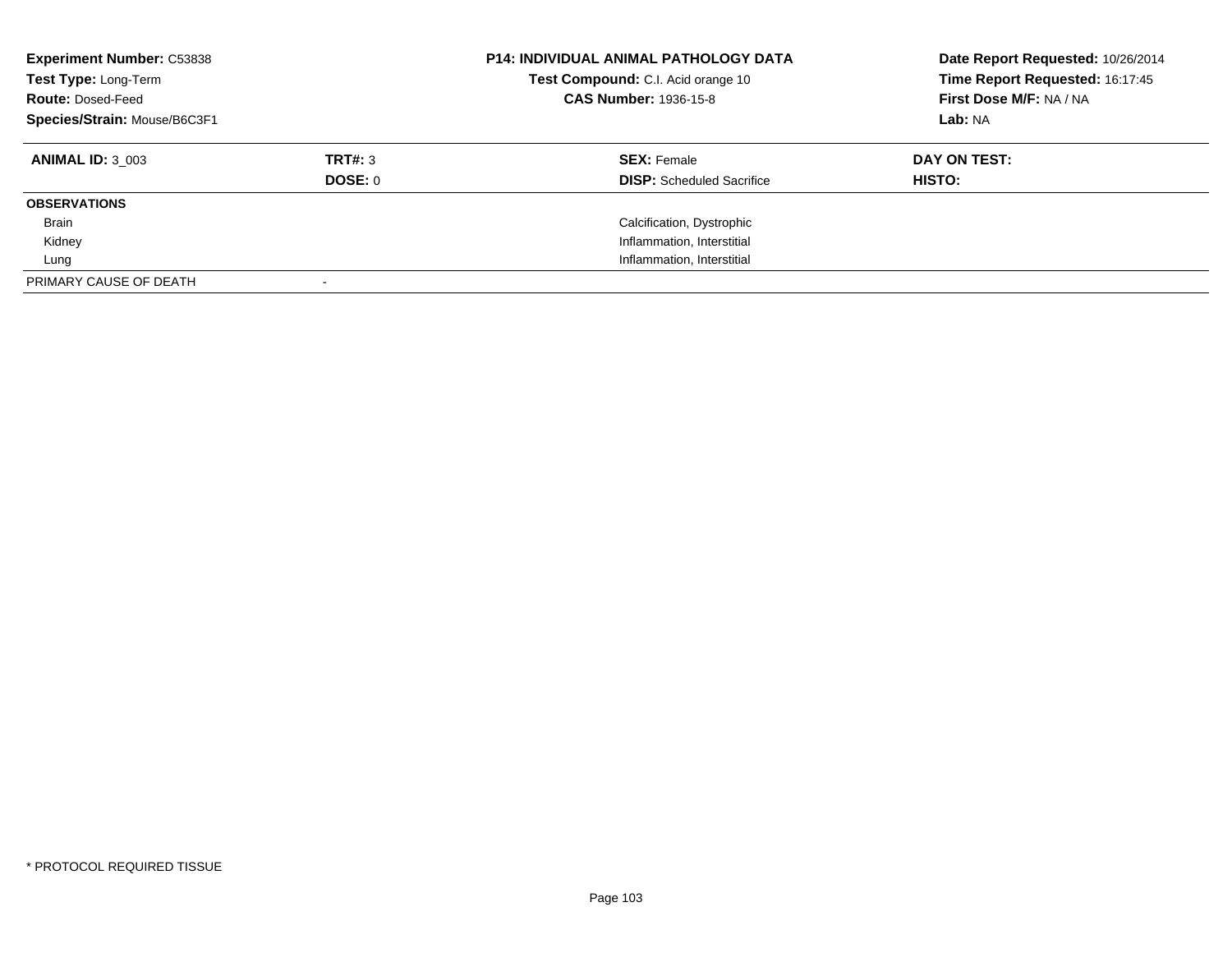**Experiment Number:** C53838
**Test Type:** Long-Term
**Route:** Dosed-Feed
**Species/Strain:** Mouse/B6C3F1

**P14: INDIVIDUAL ANIMAL PATHOLOGY DATA**
**Test Compound:** C.I. Acid orange 10
**CAS Number:** 1936-15-8

**Date Report Requested:** 10/26/2014
**Time Report Requested:** 16:17:45
**First Dose M/F:** NA / NA
**Lab:** NA

| **ANIMAL ID:** 3_003 | **TRT#:** 3 | **SEX:** Female | **DAY ON TEST:** |
|---|---|---|---|
| | **DOSE:** 0 | **DISP:** Scheduled Sacrifice | **HISTO:** |
| **OBSERVATIONS** | | | |
| Brain | | Calcification, Dystrophic | |
| Kidney | | Inflammation, Interstitial | |
| Lung | | Inflammation, Interstitial | |
| PRIMARY CAUSE OF DEATH | - | | |

* PROTOCOL REQUIRED TISSUE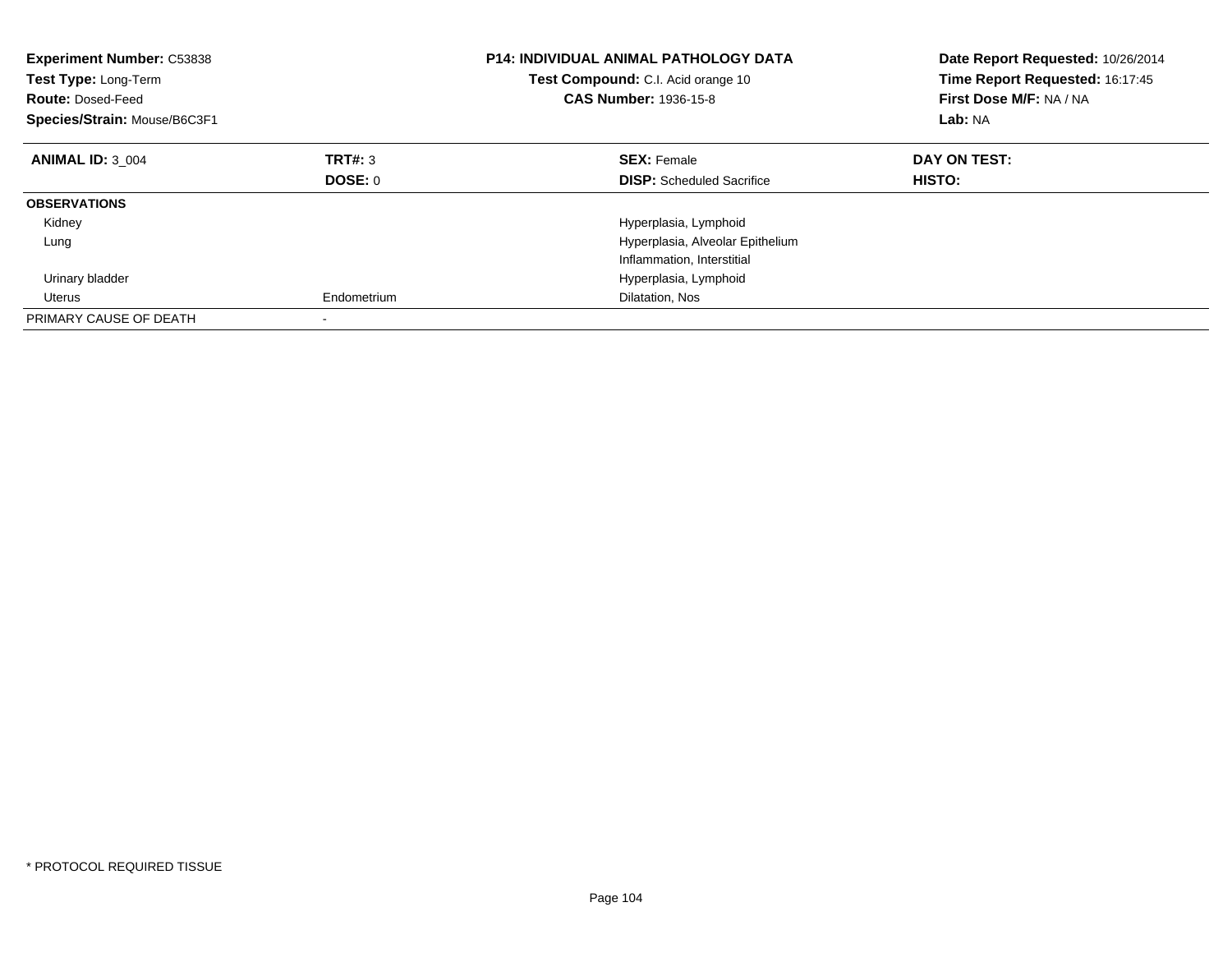**Experiment Number:** C53838
**Test Type:** Long-Term
**Route:** Dosed-Feed
**Species/Strain:** Mouse/B6C3F1

**P14: INDIVIDUAL ANIMAL PATHOLOGY DATA**
**Test Compound:** C.I. Acid orange 10
**CAS Number:** 1936-15-8

**Date Report Requested:** 10/26/2014
**Time Report Requested:** 16:17:45
**First Dose M/F:** NA / NA
**Lab:** NA

| **ANIMAL ID:** 3_004 | **TRT#:** 3 | **SEX:** Female | **DAY ON TEST:** |
|---|---|---|---|
| | **DOSE:** 0 | **DISP:** Scheduled Sacrifice | **HISTO:** |
| **OBSERVATIONS** | | | |
| Kidney | | Hyperplasia, Lymphoid | |
| Lung | | Hyperplasia, Alveolar Epithelium | |
| | | Inflammation, Interstitial | |
| Urinary bladder | | Hyperplasia, Lymphoid | |
| Uterus | Endometrium | Dilatation, Nos | |
| PRIMARY CAUSE OF DEATH | - | | |

* PROTOCOL REQUIRED TISSUE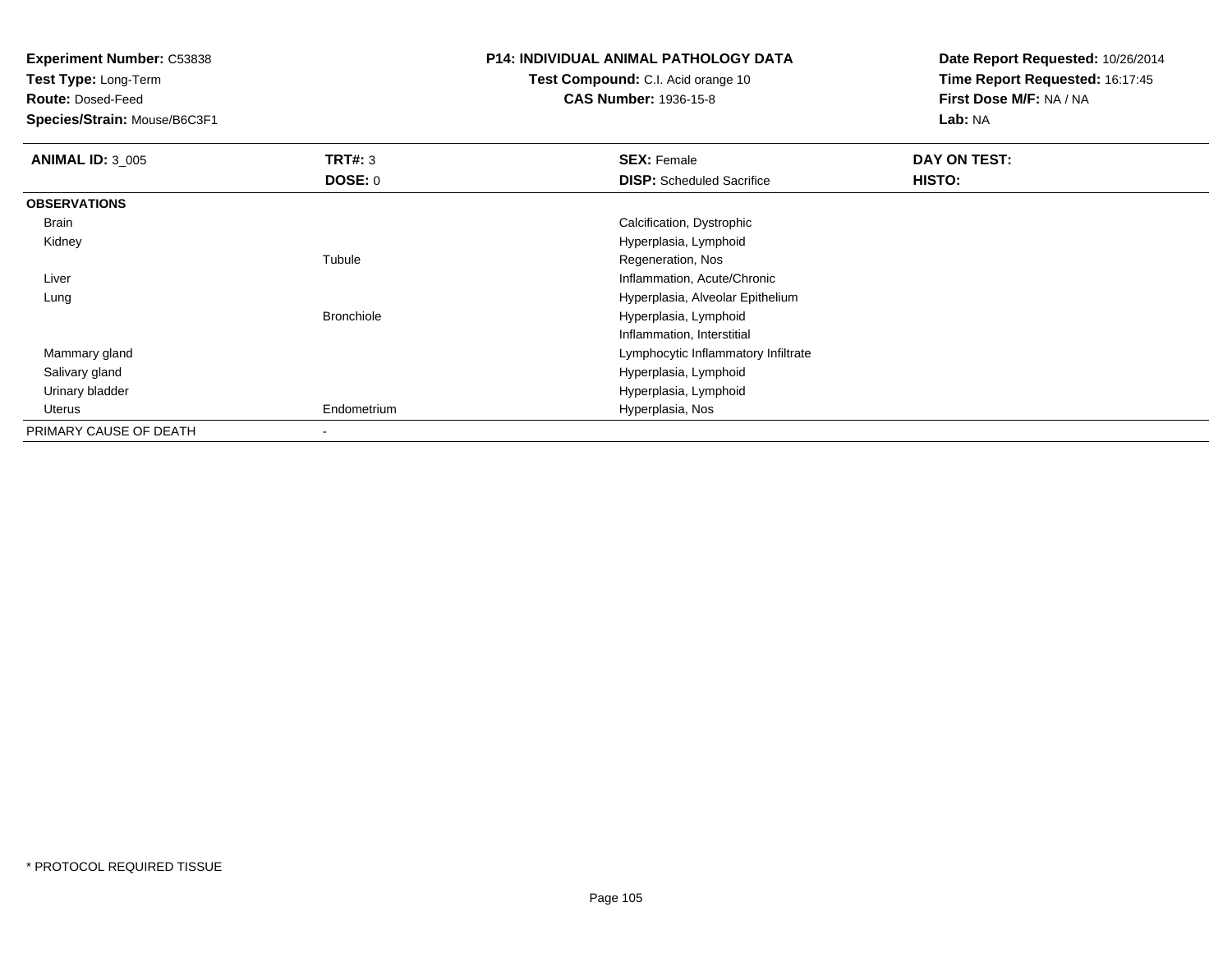**Experiment Number:** C53838
**Test Type:** Long-Term
**Route:** Dosed-Feed
**Species/Strain:** Mouse/B6C3F1

**P14: INDIVIDUAL ANIMAL PATHOLOGY DATA**
**Test Compound:** C.I. Acid orange 10
**CAS Number:** 1936-15-8

**Date Report Requested:** 10/26/2014
**Time Report Requested:** 16:17:45
**First Dose M/F:** NA / NA
**Lab:** NA

| **ANIMAL ID:** 3_005 | **TRT#:** 3 | **SEX:** Female | **DAY ON TEST:** |
|---|---|---|---|
| | **DOSE:** 0 | **DISP:** Scheduled Sacrifice | **HISTO:** |
| **OBSERVATIONS** | | | |
| Brain | | Calcification, Dystrophic | |
| Kidney | | Hyperplasia, Lymphoid | |
| | Tubule | Regeneration, Nos | |
| Liver | | Inflammation, Acute/Chronic | |
| Lung | | Hyperplasia, Alveolar Epithelium | |
| | Bronchiole | Hyperplasia, Lymphoid | |
| | | Inflammation, Interstitial | |
| Mammary gland | | Lymphocytic Inflammatory Infiltrate | |
| Salivary gland | | Hyperplasia, Lymphoid | |
| Urinary bladder | | Hyperplasia, Lymphoid | |
| Uterus | Endometrium | Hyperplasia, Nos | |
| PRIMARY CAUSE OF DEATH | - | | |

* PROTOCOL REQUIRED TISSUE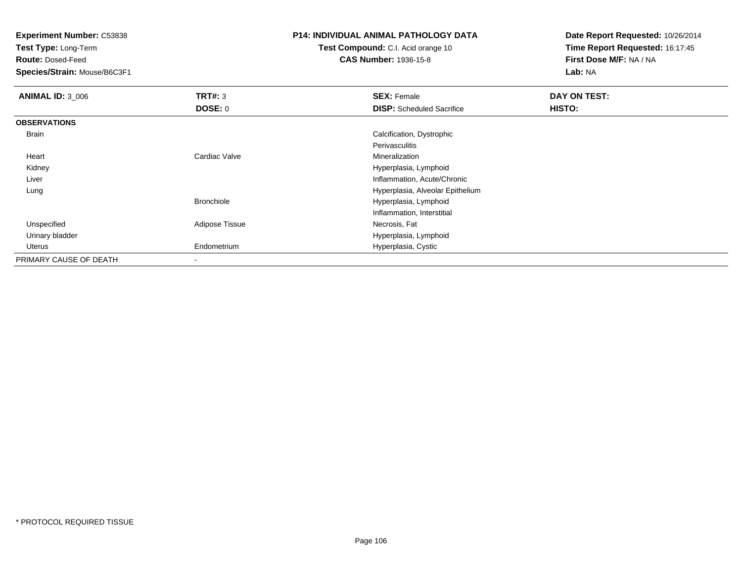**Experiment Number:** C53838
**Test Type:** Long-Term
**Route:** Dosed-Feed
**Species/Strain:** Mouse/B6C3F1

**P14: INDIVIDUAL ANIMAL PATHOLOGY DATA**
**Test Compound:** C.I. Acid orange 10
**CAS Number:** 1936-15-8

**Date Report Requested:** 10/26/2014
**Time Report Requested:** 16:17:45
**First Dose M/F:** NA / NA
**Lab:** NA

| **ANIMAL ID:** 3_006 | **TRT#:** 3 | **SEX:** Female | **DAY ON TEST:** |
|---|---|---|---|
| | **DOSE:** 0 | **DISP:** Scheduled Sacrifice | **HISTO:** |
| **OBSERVATIONS** | | | |
| Brain | | Calcification, Dystrophic | |
| | | Perivasculitis | |
| Heart | Cardiac Valve | Mineralization | |
| Kidney | | Hyperplasia, Lymphoid | |
| Liver | | Inflammation, Acute/Chronic | |
| Lung | | Hyperplasia, Alveolar Epithelium | |
| | Bronchiole | Hyperplasia, Lymphoid | |
| | | Inflammation, Interstitial | |
| Unspecified | Adipose Tissue | Necrosis, Fat | |
| Urinary bladder | | Hyperplasia, Lymphoid | |
| Uterus | Endometrium | Hyperplasia, Cystic | |
| PRIMARY CAUSE OF DEATH | - | | |

* PROTOCOL REQUIRED TISSUE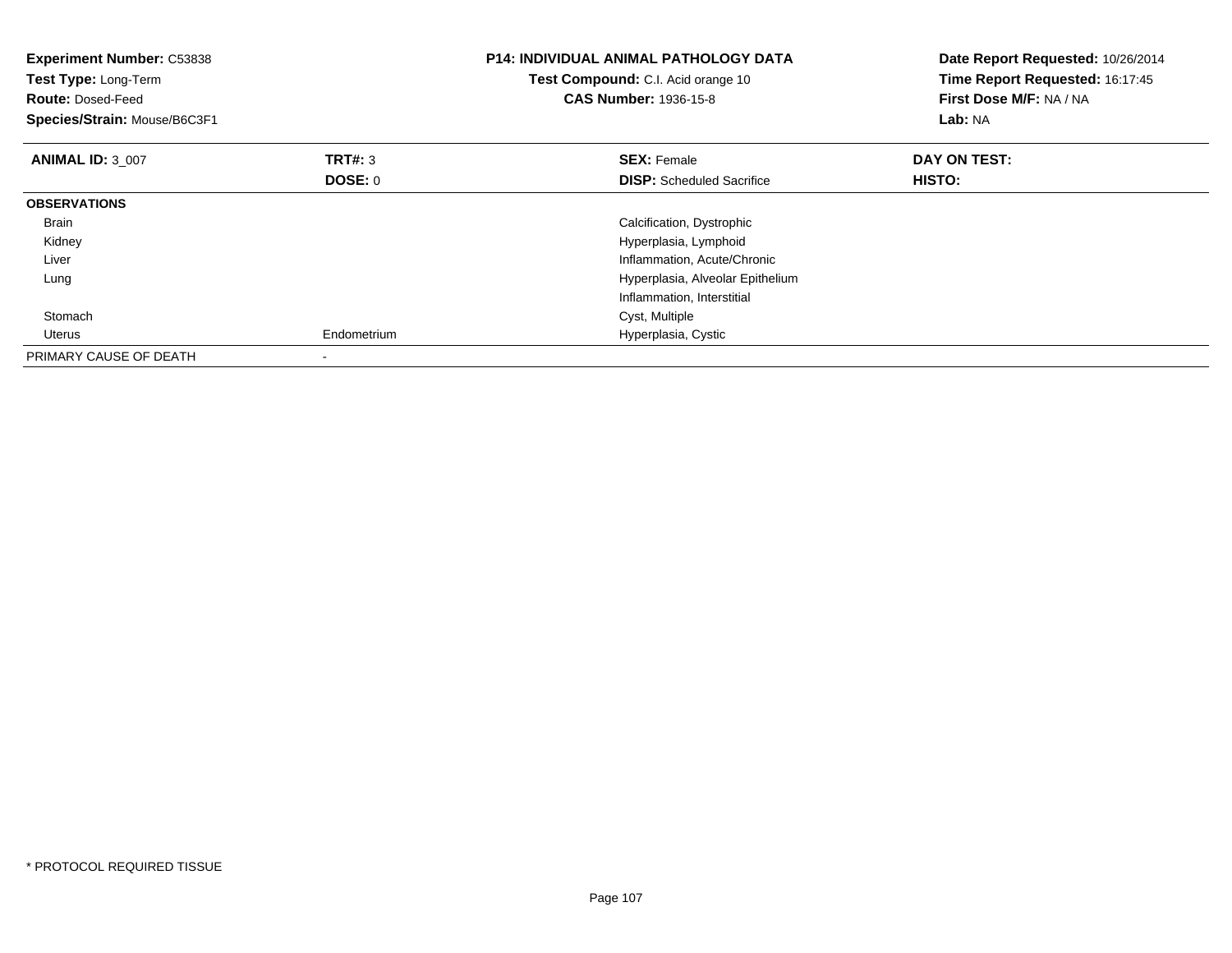**Experiment Number:** C53838
**Test Type:** Long-Term
**Route:** Dosed-Feed
**Species/Strain:** Mouse/B6C3F1

**P14: INDIVIDUAL ANIMAL PATHOLOGY DATA**
**Test Compound:** C.I. Acid orange 10
**CAS Number:** 1936-15-8

**Date Report Requested:** 10/26/2014
**Time Report Requested:** 16:17:45
**First Dose M/F:** NA / NA
**Lab:** NA

| **ANIMAL ID:** 3_007 | **TRT#:** 3 | **SEX:** Female | **DAY ON TEST:** |
|---|---|---|---|
| | **DOSE:** 0 | **DISP:** Scheduled Sacrifice | **HISTO:** |
| **OBSERVATIONS** | | | |
| Brain | | Calcification, Dystrophic | |
| Kidney | | Hyperplasia, Lymphoid | |
| Liver | | Inflammation, Acute/Chronic | |
| Lung | | Hyperplasia, Alveolar Epithelium | |
| | | Inflammation, Interstitial | |
| Stomach | | Cyst, Multiple | |
| Uterus | Endometrium | Hyperplasia, Cystic | |
| PRIMARY CAUSE OF DEATH | - | | |

* PROTOCOL REQUIRED TISSUE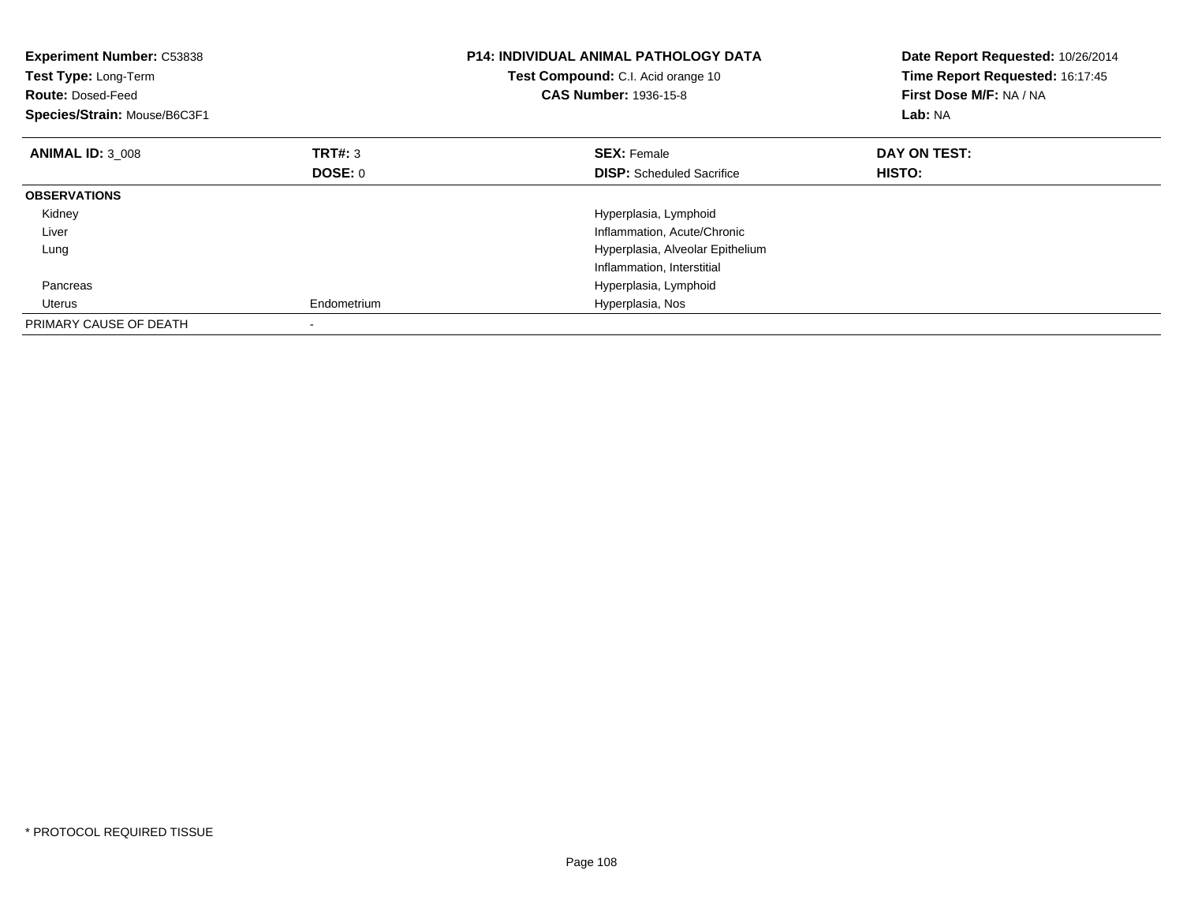**Experiment Number:** C53838
**Test Type:** Long-Term
**Route:** Dosed-Feed
**Species/Strain:** Mouse/B6C3F1

**P14: INDIVIDUAL ANIMAL PATHOLOGY DATA**
**Test Compound:** C.I. Acid orange 10
**CAS Number:** 1936-15-8

**Date Report Requested:** 10/26/2014
**Time Report Requested:** 16:17:45
**First Dose M/F:** NA / NA
**Lab:** NA

| **ANIMAL ID:** 3_008 | **TRT#:** 3 | **SEX:** Female | **DAY ON TEST:** |
|---|---|---|---|
| | **DOSE:** 0 | **DISP:** Scheduled Sacrifice | **HISTO:** |
| **OBSERVATIONS** | | | |
| Kidney | | Hyperplasia, Lymphoid | |
| Liver | | Inflammation, Acute/Chronic | |
| Lung | | Hyperplasia, Alveolar Epithelium | |
| | | Inflammation, Interstitial | |
| Pancreas | | Hyperplasia, Lymphoid | |
| Uterus | Endometrium | Hyperplasia, Nos | |
| PRIMARY CAUSE OF DEATH | - | | |

* PROTOCOL REQUIRED TISSUE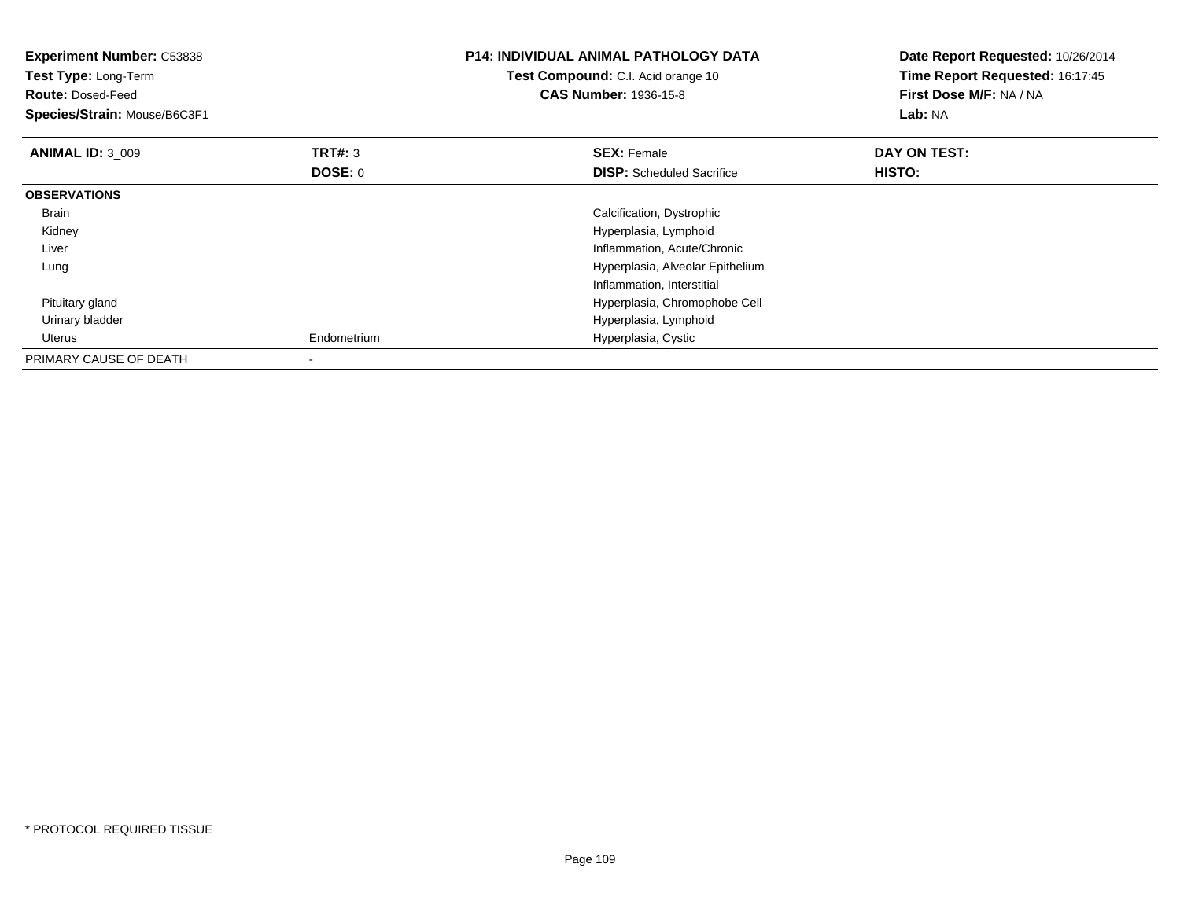**Experiment Number:** C53838
**Test Type:** Long-Term
**Route:** Dosed-Feed
**Species/Strain:** Mouse/B6C3F1

**P14: INDIVIDUAL ANIMAL PATHOLOGY DATA**
**Test Compound:** C.I. Acid orange 10
**CAS Number:** 1936-15-8

**Date Report Requested:** 10/26/2014
**Time Report Requested:** 16:17:45
**First Dose M/F:** NA / NA
**Lab:** NA

| **ANIMAL ID:** 3_009 | **TRT#:** 3 | **SEX:** Female | **DAY ON TEST:** |
|---|---|---|---|
| | **DOSE:** 0 | **DISP:** Scheduled Sacrifice | **HISTO:** |
| **OBSERVATIONS** | | | |
| Brain | | Calcification, Dystrophic | |
| Kidney | | Hyperplasia, Lymphoid | |
| Liver | | Inflammation, Acute/Chronic | |
| Lung | | Hyperplasia, Alveolar Epithelium | |
| | | Inflammation, Interstitial | |
| Pituitary gland | | Hyperplasia, Chromophobe Cell | |
| Urinary bladder | | Hyperplasia, Lymphoid | |
| Uterus | Endometrium | Hyperplasia, Cystic | |
| PRIMARY CAUSE OF DEATH | - | | |

* PROTOCOL REQUIRED TISSUE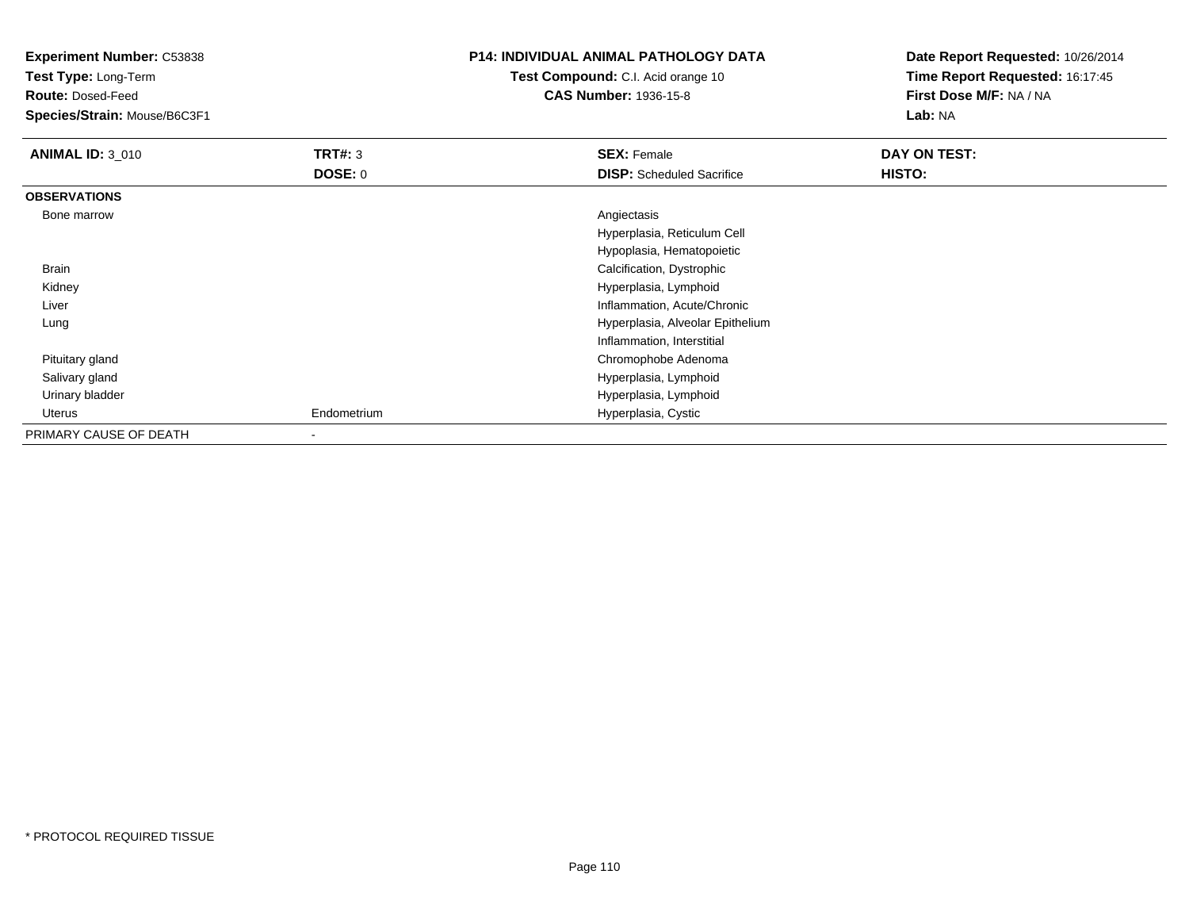**Experiment Number:** C53838
**Test Type:** Long-Term
**Route:** Dosed-Feed
**Species/Strain:** Mouse/B6C3F1

**P14: INDIVIDUAL ANIMAL PATHOLOGY DATA**
**Test Compound:** C.I. Acid orange 10
**CAS Number:** 1936-15-8

**Date Report Requested:** 10/26/2014
**Time Report Requested:** 16:17:45
**First Dose M/F:** NA / NA
**Lab:** NA

| **ANIMAL ID:** 3_010 | **TRT#:** 3 | **SEX:** Female | **DAY ON TEST:** |
|---|---|---|---|
| | **DOSE:** 0 | **DISP:** Scheduled Sacrifice | **HISTO:** |
| **OBSERVATIONS** | | | |
| Bone marrow | | Angiectasis | |
| | | Hyperplasia, Reticulum Cell | |
| | | Hypoplasia, Hematopoietic | |
| Brain | | Calcification, Dystrophic | |
| Kidney | | Hyperplasia, Lymphoid | |
| Liver | | Inflammation, Acute/Chronic | |
| Lung | | Hyperplasia, Alveolar Epithelium | |
| | | Inflammation, Interstitial | |
| Pituitary gland | | Chromophobe Adenoma | |
| Salivary gland | | Hyperplasia, Lymphoid | |
| Urinary bladder | | Hyperplasia, Lymphoid | |
| Uterus | Endometrium | Hyperplasia, Cystic | |
| PRIMARY CAUSE OF DEATH | - | | |

* PROTOCOL REQUIRED TISSUE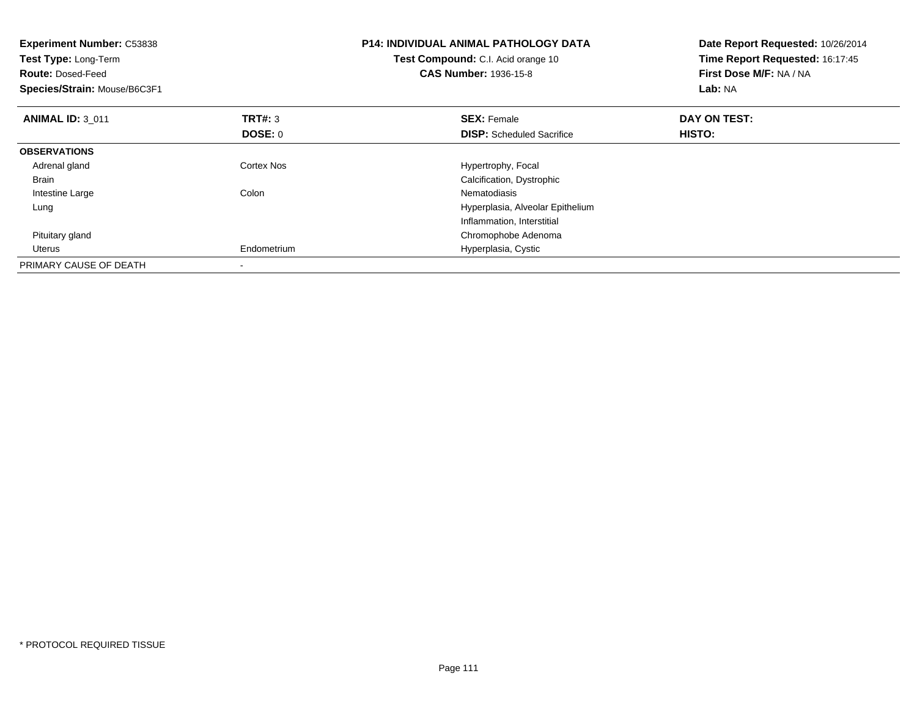**Experiment Number:** C53838
**Test Type:** Long-Term
**Route:** Dosed-Feed
**Species/Strain:** Mouse/B6C3F1

**P14: INDIVIDUAL ANIMAL PATHOLOGY DATA**
**Test Compound:** C.I. Acid orange 10
**CAS Number:** 1936-15-8

**Date Report Requested:** 10/26/2014
**Time Report Requested:** 16:17:45
**First Dose M/F:** NA / NA
**Lab:** NA

| **ANIMAL ID:** 3_011 | **TRT#:** 3 | **SEX:** Female | **DAY ON TEST:** |
|---|---|---|---|
| | **DOSE:** 0 | **DISP:** Scheduled Sacrifice | **HISTO:** |
| **OBSERVATIONS** | | | |
| Adrenal gland | Cortex Nos | Hypertrophy, Focal | |
| Brain | | Calcification, Dystrophic | |
| Intestine Large | Colon | Nematodiasis | |
| Lung | | Hyperplasia, Alveolar Epithelium | |
| | | Inflammation, Interstitial | |
| Pituitary gland | | Chromophobe Adenoma | |
| Uterus | Endometrium | Hyperplasia, Cystic | |
| PRIMARY CAUSE OF DEATH | - | | |

* PROTOCOL REQUIRED TISSUE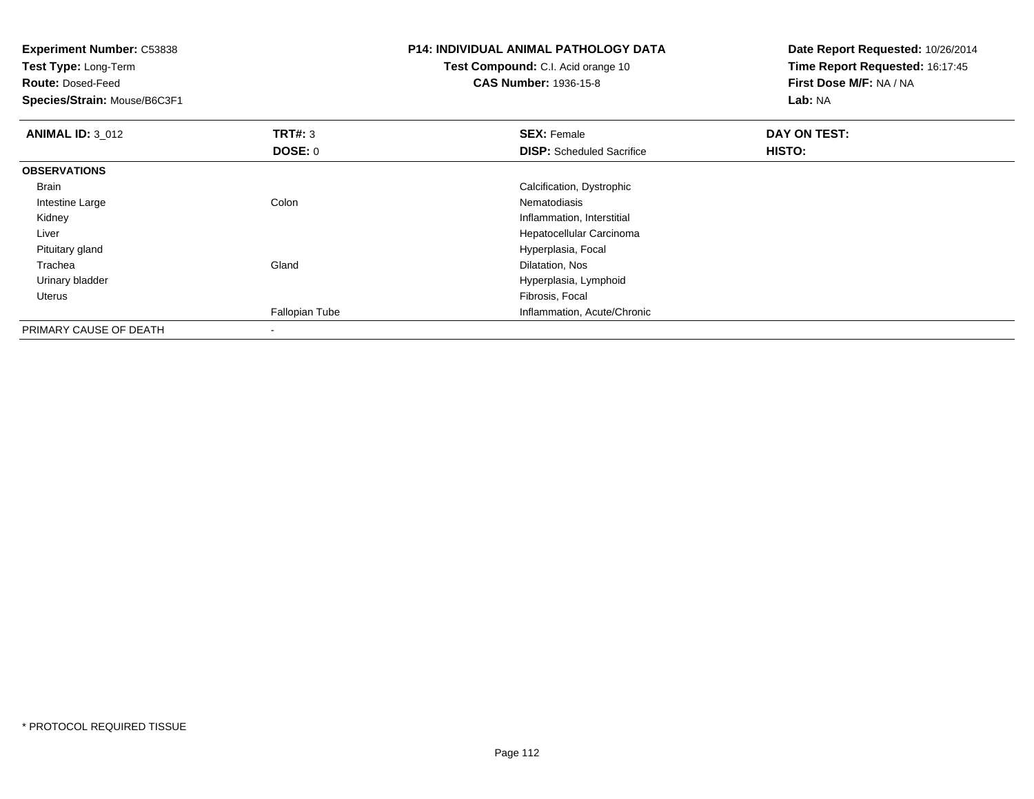**Experiment Number:** C53838
**Test Type:** Long-Term
**Route:** Dosed-Feed
**Species/Strain:** Mouse/B6C3F1

**P14: INDIVIDUAL ANIMAL PATHOLOGY DATA**
**Test Compound:** C.I. Acid orange 10
**CAS Number:** 1936-15-8

**Date Report Requested:** 10/26/2014
**Time Report Requested:** 16:17:45
**First Dose M/F:** NA / NA
**Lab:** NA

| **ANIMAL ID:** 3_012 | **TRT#:** 3 | **SEX:** Female | **DAY ON TEST:** |
|---|---|---|---|
| | **DOSE:** 0 | **DISP:** Scheduled Sacrifice | **HISTO:** |
| **OBSERVATIONS** | | | |
| Brain | | Calcification, Dystrophic | |
| Intestine Large | Colon | Nematodiasis | |
| Kidney | | Inflammation, Interstitial | |
| Liver | | Hepatocellular Carcinoma | |
| Pituitary gland | | Hyperplasia, Focal | |
| Trachea | Gland | Dilatation, Nos | |
| Urinary bladder | | Hyperplasia, Lymphoid | |
| Uterus | | Fibrosis, Focal | |
| | Fallopian Tube | Inflammation, Acute/Chronic | |
| PRIMARY CAUSE OF DEATH | - | | |

* PROTOCOL REQUIRED TISSUE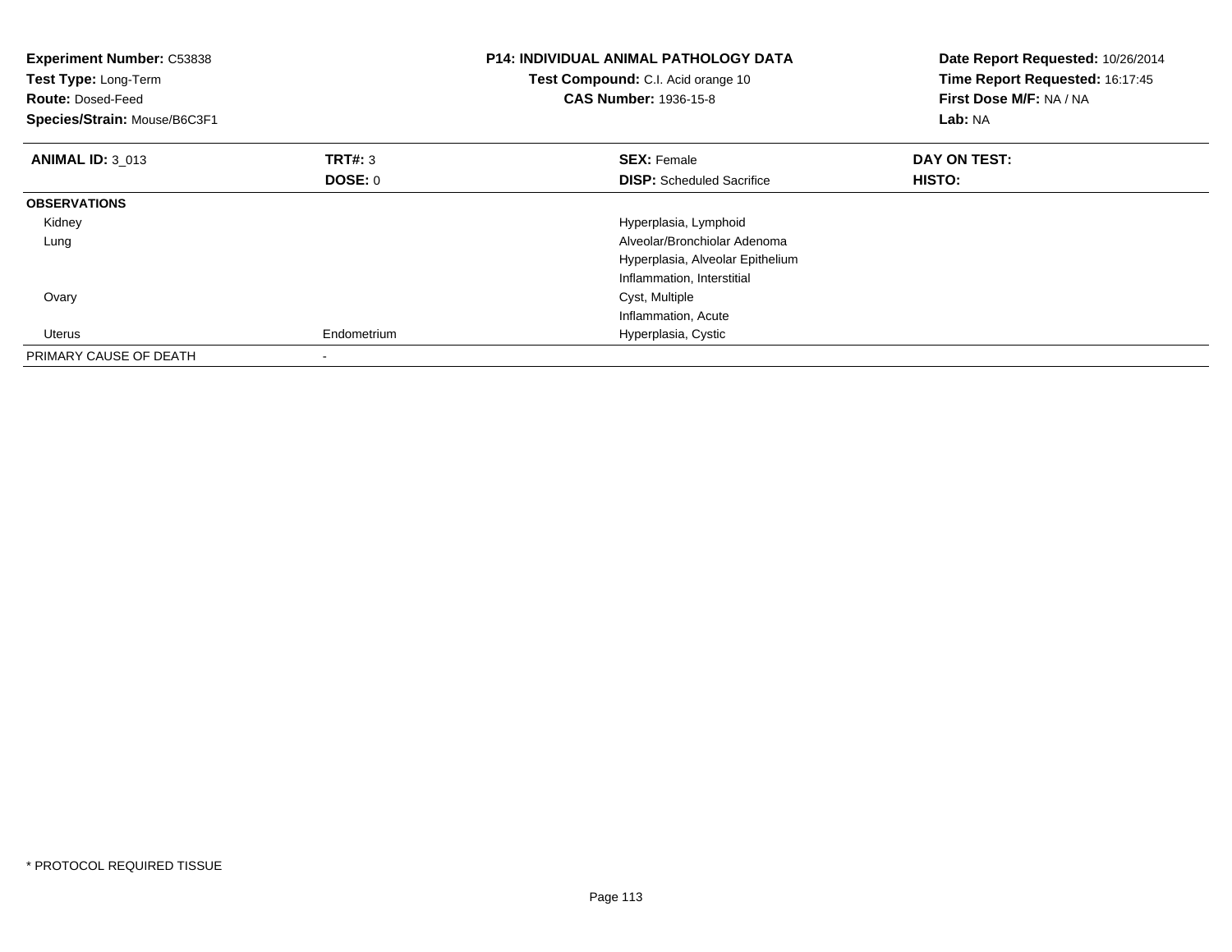**Experiment Number:** C53838
**Test Type:** Long-Term
**Route:** Dosed-Feed
**Species/Strain:** Mouse/B6C3F1

**P14: INDIVIDUAL ANIMAL PATHOLOGY DATA**
**Test Compound:** C.I. Acid orange 10
**CAS Number:** 1936-15-8

**Date Report Requested:** 10/26/2014
**Time Report Requested:** 16:17:45
**First Dose M/F:** NA / NA
**Lab:** NA

| **ANIMAL ID:** 3_013 | **TRT#:** 3 | **SEX:** Female | **DAY ON TEST:** |
|---|---|---|---|
| | **DOSE:** 0 | **DISP:** Scheduled Sacrifice | **HISTO:** |
| **OBSERVATIONS** | | | |
| Kidney | | Hyperplasia, Lymphoid | |
| Lung | | Alveolar/Bronchiolar Adenoma | |
| | | Hyperplasia, Alveolar Epithelium | |
| | | Inflammation, Interstitial | |
| Ovary | | Cyst, Multiple | |
| | | Inflammation, Acute | |
| Uterus | Endometrium | Hyperplasia, Cystic | |
| PRIMARY CAUSE OF DEATH | - | | |

* PROTOCOL REQUIRED TISSUE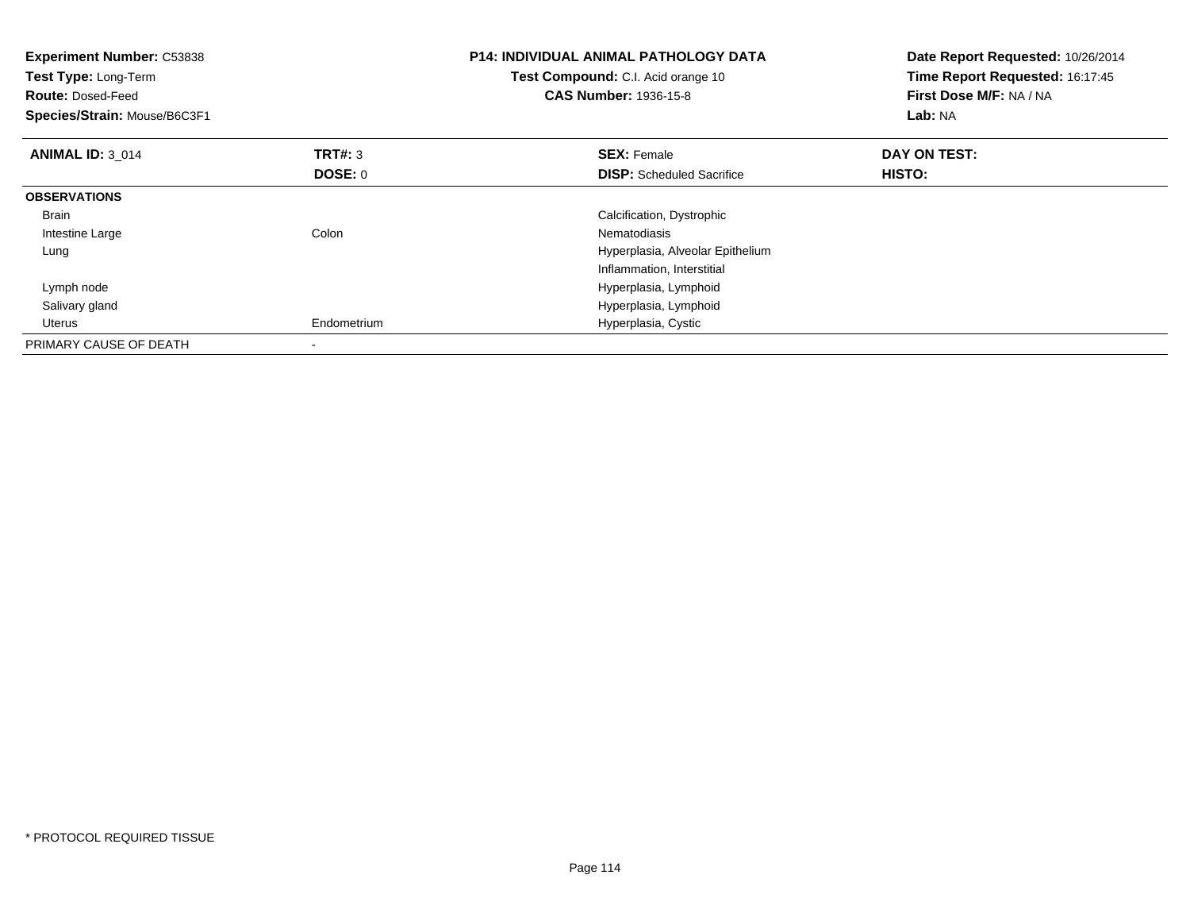**Experiment Number:** C53838
**Test Type:** Long-Term
**Route:** Dosed-Feed
**Species/Strain:** Mouse/B6C3F1

**P14: INDIVIDUAL ANIMAL PATHOLOGY DATA**
**Test Compound:** C.I. Acid orange 10
**CAS Number:** 1936-15-8

**Date Report Requested:** 10/26/2014
**Time Report Requested:** 16:17:45
**First Dose M/F:** NA / NA
**Lab:** NA

| **ANIMAL ID:** 3_014 | **TRT#:** 3 | **SEX:** Female | **DAY ON TEST:** |
|---|---|---|---|
| | **DOSE:** 0 | **DISP:** Scheduled Sacrifice | **HISTO:** |
| **OBSERVATIONS** | | | |
| Brain | | Calcification, Dystrophic | |
| Intestine Large | Colon | Nematodiasis | |
| Lung | | Hyperplasia, Alveolar Epithelium | |
| | | Inflammation, Interstitial | |
| Lymph node | | Hyperplasia, Lymphoid | |
| Salivary gland | | Hyperplasia, Lymphoid | |
| Uterus | Endometrium | Hyperplasia, Cystic | |
| PRIMARY CAUSE OF DEATH | - | | |

\* PROTOCOL REQUIRED TISSUE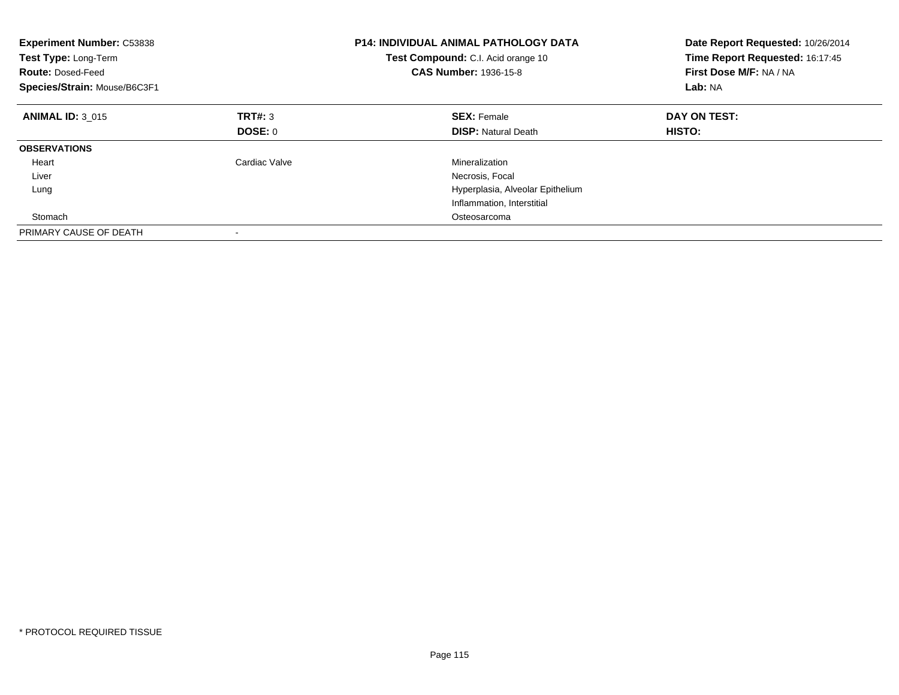**Experiment Number:** C53838
**Test Type:** Long-Term
**Route:** Dosed-Feed
**Species/Strain:** Mouse/B6C3F1

**P14: INDIVIDUAL ANIMAL PATHOLOGY DATA**
**Test Compound:** C.I. Acid orange 10
**CAS Number:** 1936-15-8

**Date Report Requested:** 10/26/2014
**Time Report Requested:** 16:17:45
**First Dose M/F:** NA / NA
**Lab:** NA

| **ANIMAL ID:** 3_015 | **TRT#:** 3 | **SEX:** Female | **DAY ON TEST:** |
|---|---|---|---|
| | **DOSE:** 0 | **DISP:** Natural Death | **HISTO:** |
| **OBSERVATIONS** | | | |
| Heart | Cardiac Valve | Mineralization | |
| Liver | | Necrosis, Focal | |
| Lung | | Hyperplasia, Alveolar Epithelium | |
| | | Inflammation, Interstitial | |
| Stomach | | Osteosarcoma | |
| PRIMARY CAUSE OF DEATH | - | | |

* PROTOCOL REQUIRED TISSUE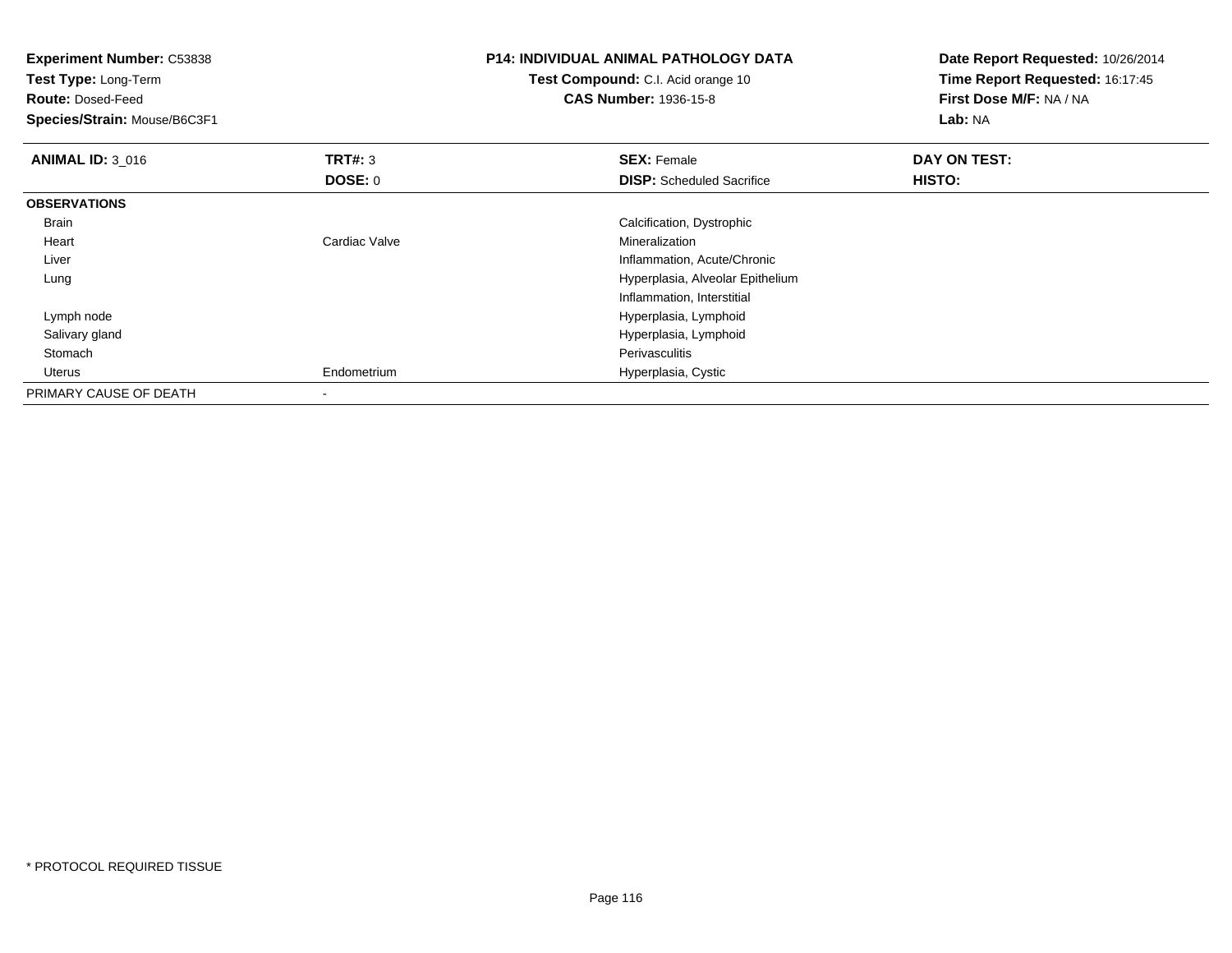**Experiment Number:** C53838
**Test Type:** Long-Term
**Route:** Dosed-Feed
**Species/Strain:** Mouse/B6C3F1

**P14: INDIVIDUAL ANIMAL PATHOLOGY DATA**
**Test Compound:** C.I. Acid orange 10
**CAS Number:** 1936-15-8

**Date Report Requested:** 10/26/2014
**Time Report Requested:** 16:17:45
**First Dose M/F:** NA / NA
**Lab:** NA

| **ANIMAL ID:** 3_016 | **TRT#:** 3 | **SEX:** Female | **DAY ON TEST:** |
|---|---|---|---|
| | **DOSE:** 0 | **DISP:** Scheduled Sacrifice | **HISTO:** |
| **OBSERVATIONS** | | | |
| Brain | | Calcification, Dystrophic | |
| Heart | Cardiac Valve | Mineralization | |
| Liver | | Inflammation, Acute/Chronic | |
| Lung | | Hyperplasia, Alveolar Epithelium | |
| | | Inflammation, Interstitial | |
| Lymph node | | Hyperplasia, Lymphoid | |
| Salivary gland | | Hyperplasia, Lymphoid | |
| Stomach | | Perivasculitis | |
| Uterus | Endometrium | Hyperplasia, Cystic | |
| PRIMARY CAUSE OF DEATH | - | | |

* PROTOCOL REQUIRED TISSUE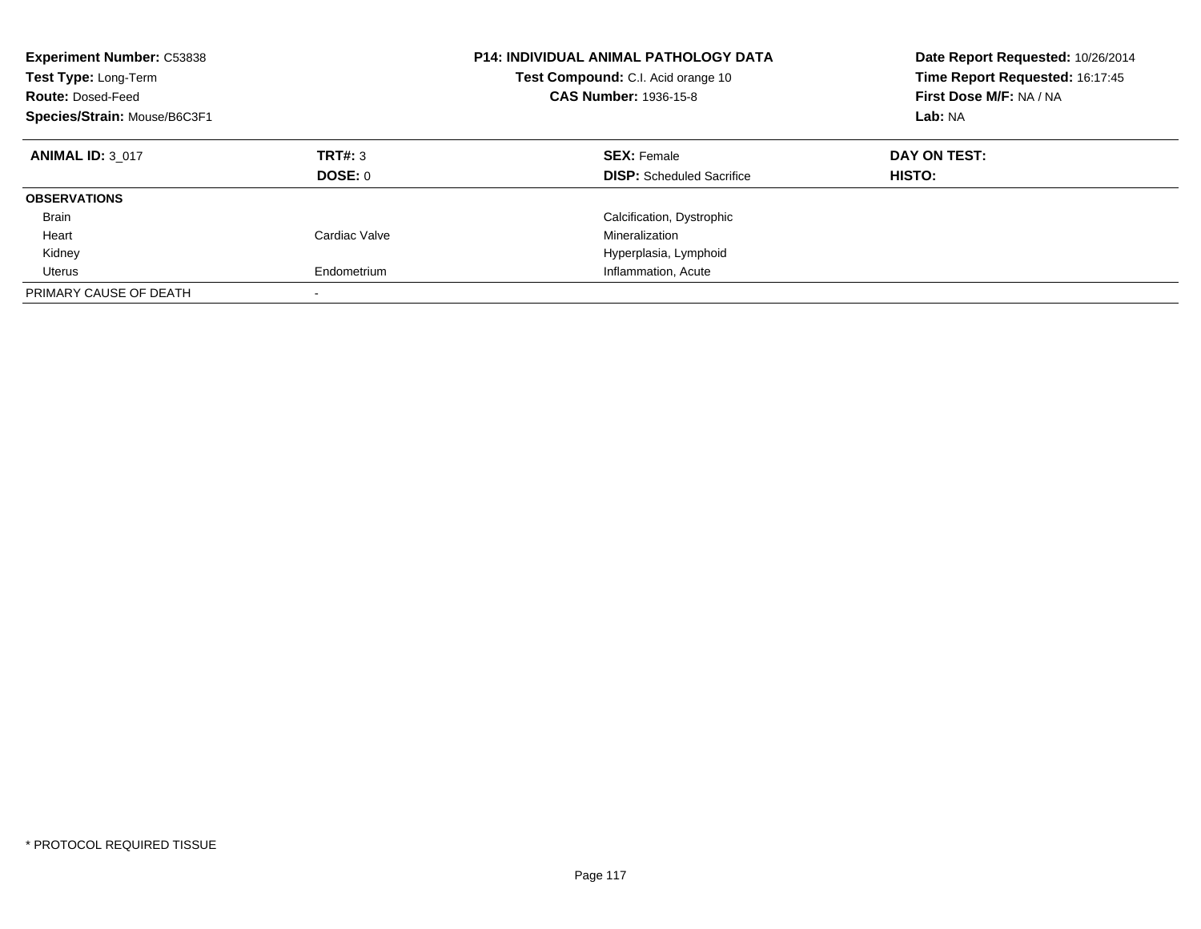**Experiment Number:** C53838
**Test Type:** Long-Term
**Route:** Dosed-Feed
**Species/Strain:** Mouse/B6C3F1

**P14: INDIVIDUAL ANIMAL PATHOLOGY DATA**
**Test Compound:** C.I. Acid orange 10
**CAS Number:** 1936-15-8

**Date Report Requested:** 10/26/2014
**Time Report Requested:** 16:17:45
**First Dose M/F:** NA / NA
**Lab:** NA

| **ANIMAL ID:** 3_017 | **TRT#:** 3 | **SEX:** Female | **DAY ON TEST:** |
|---|---|---|---|
| | **DOSE:** 0 | **DISP:** Scheduled Sacrifice | **HISTO:** |
| **OBSERVATIONS** | | | |
| Brain | | Calcification, Dystrophic | |
| Heart | Cardiac Valve | Mineralization | |
| Kidney | | Hyperplasia, Lymphoid | |
| Uterus | Endometrium | Inflammation, Acute | |
| PRIMARY CAUSE OF DEATH | - | | |

* PROTOCOL REQUIRED TISSUE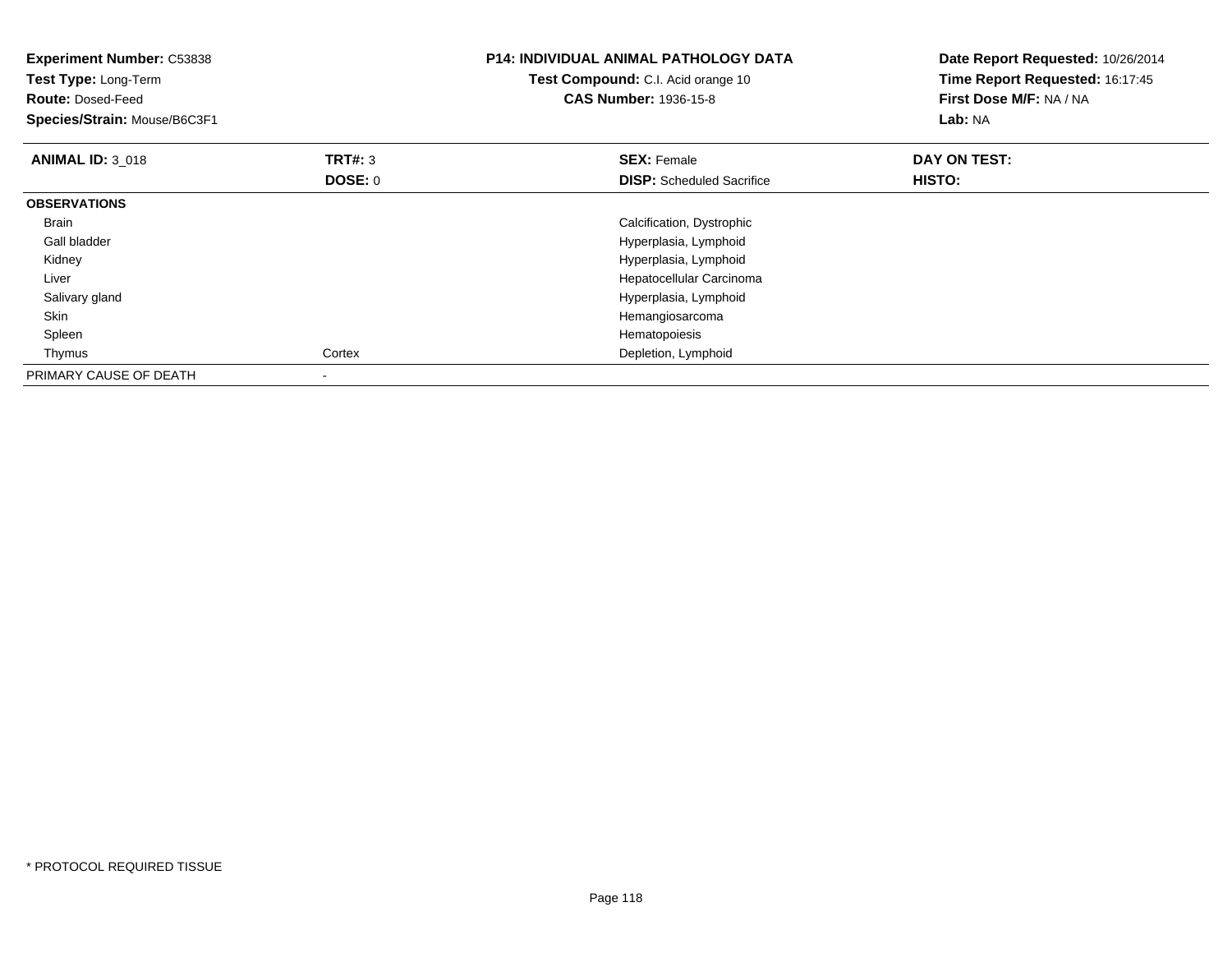**Experiment Number:** C53838
**Test Type:** Long-Term
**Route:** Dosed-Feed
**Species/Strain:** Mouse/B6C3F1

**P14: INDIVIDUAL ANIMAL PATHOLOGY DATA**
**Test Compound:** C.I. Acid orange 10
**CAS Number:** 1936-15-8

**Date Report Requested:** 10/26/2014
**Time Report Requested:** 16:17:45
**First Dose M/F:** NA / NA
**Lab:** NA

| **ANIMAL ID:** 3_018 | **TRT#:** 3 | **SEX:** Female | **DAY ON TEST:** |
|---|---|---|---|
| | **DOSE:** 0 | **DISP:** Scheduled Sacrifice | **HISTO:** |
| **OBSERVATIONS** | | | |
| Brain | | Calcification, Dystrophic | |
| Gall bladder | | Hyperplasia, Lymphoid | |
| Kidney | | Hyperplasia, Lymphoid | |
| Liver | | Hepatocellular Carcinoma | |
| Salivary gland | | Hyperplasia, Lymphoid | |
| Skin | | Hemangiosarcoma | |
| Spleen | | Hematopoiesis | |
| Thymus | Cortex | Depletion, Lymphoid | |
| PRIMARY CAUSE OF DEATH | - | | |

* PROTOCOL REQUIRED TISSUE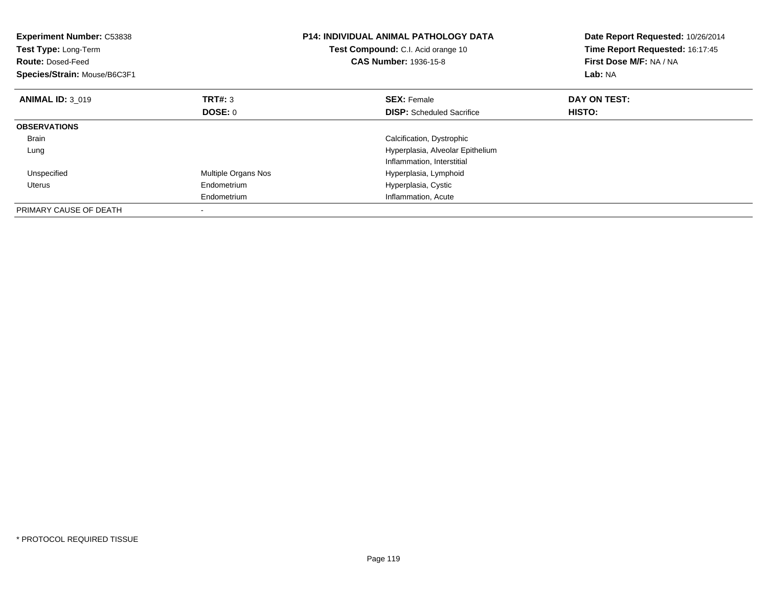**Experiment Number:** C53838
**Test Type:** Long-Term
**Route:** Dosed-Feed
**Species/Strain:** Mouse/B6C3F1

**P14: INDIVIDUAL ANIMAL PATHOLOGY DATA**
**Test Compound:** C.I. Acid orange 10
**CAS Number:** 1936-15-8

**Date Report Requested:** 10/26/2014
**Time Report Requested:** 16:17:45
**First Dose M/F:** NA / NA
**Lab:** NA

| **ANIMAL ID:** 3_019 | **TRT#:** 3 | **SEX:** Female | **DAY ON TEST:** |
|---|---|---|---|
| | **DOSE:** 0 | **DISP:** Scheduled Sacrifice | **HISTO:** |
| **OBSERVATIONS** | | | |
| Brain | | Calcification, Dystrophic | |
| Lung | | Hyperplasia, Alveolar Epithelium | |
| | | Inflammation, Interstitial | |
| Unspecified | Multiple Organs Nos | Hyperplasia, Lymphoid | |
| Uterus | Endometrium | Hyperplasia, Cystic | |
| | Endometrium | Inflammation, Acute | |
| PRIMARY CAUSE OF DEATH | - | | |

* PROTOCOL REQUIRED TISSUE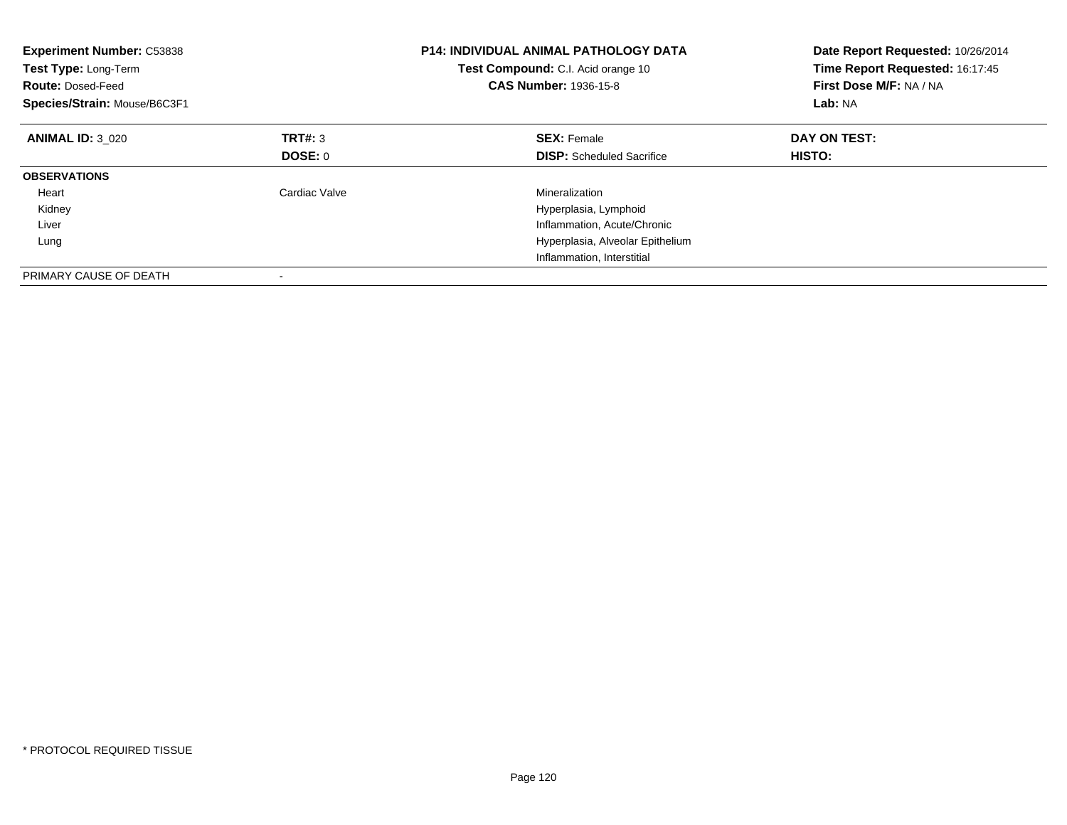**Experiment Number:** C53838
**Test Type:** Long-Term
**Route:** Dosed-Feed
**Species/Strain:** Mouse/B6C3F1

**P14: INDIVIDUAL ANIMAL PATHOLOGY DATA**
**Test Compound:** C.I. Acid orange 10
**CAS Number:** 1936-15-8

**Date Report Requested:** 10/26/2014
**Time Report Requested:** 16:17:45
**First Dose M/F:** NA / NA
**Lab:** NA

| **ANIMAL ID:** 3_020 | **TRT#:** 3 | **SEX:** Female | **DAY ON TEST:** |
|---|---|---|---|
| | **DOSE:** 0 | **DISP:** Scheduled Sacrifice | **HISTO:** |
| **OBSERVATIONS** | | | |
| Heart | Cardiac Valve | Mineralization | |
| Kidney | | Hyperplasia, Lymphoid | |
| Liver | | Inflammation, Acute/Chronic | |
| Lung | | Hyperplasia, Alveolar Epithelium | |
| | | Inflammation, Interstitial | |
| PRIMARY CAUSE OF DEATH | - | | |

* PROTOCOL REQUIRED TISSUE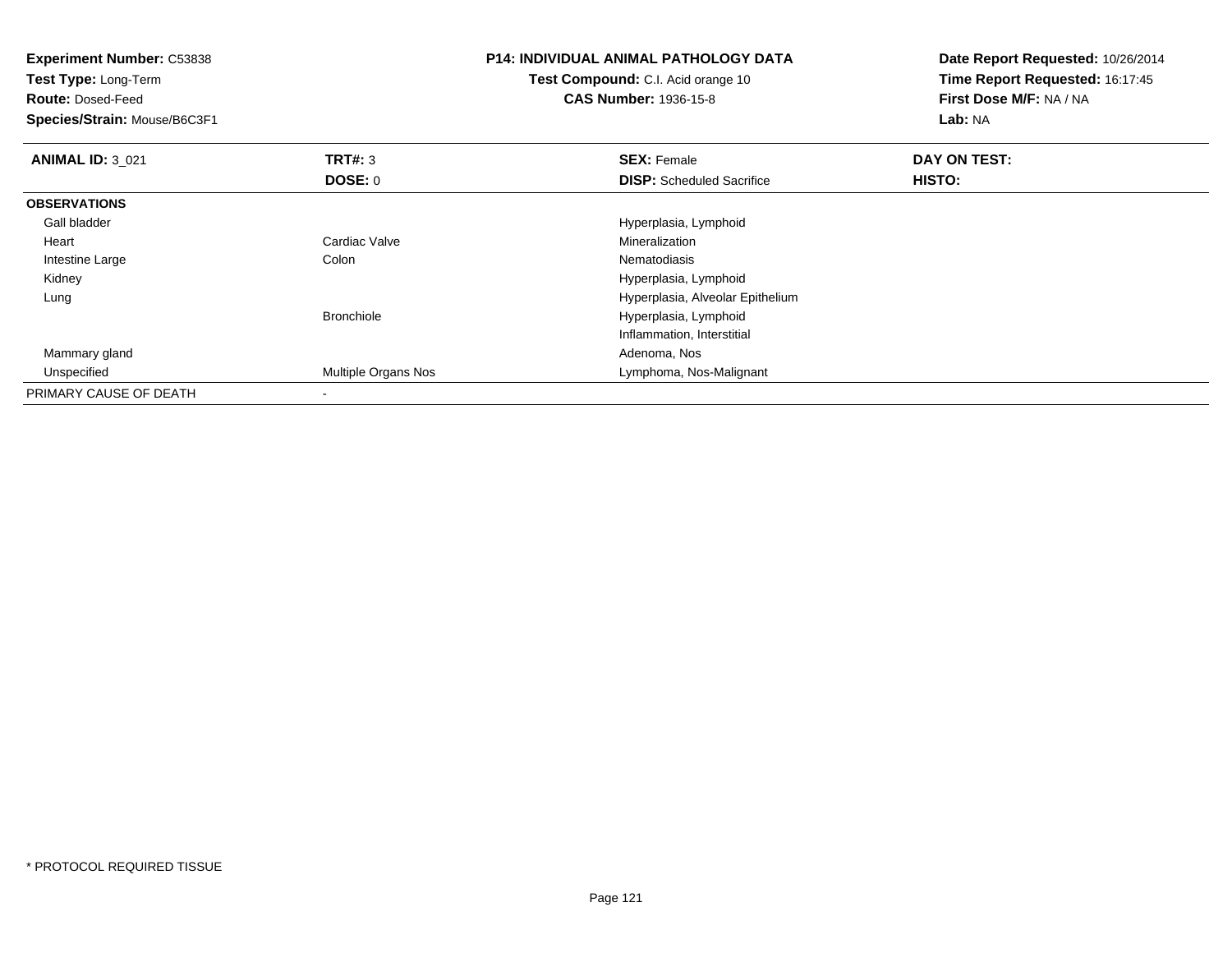**Experiment Number:** C53838
**Test Type:** Long-Term
**Route:** Dosed-Feed
**Species/Strain:** Mouse/B6C3F1

**P14: INDIVIDUAL ANIMAL PATHOLOGY DATA**
**Test Compound:** C.I. Acid orange 10
**CAS Number:** 1936-15-8

**Date Report Requested:** 10/26/2014
**Time Report Requested:** 16:17:45
**First Dose M/F:** NA / NA
**Lab:** NA

| **ANIMAL ID:** 3_021 | **TRT#:** 3 | **SEX:** Female | **DAY ON TEST:** |
|---|---|---|---|
| | **DOSE:** 0 | **DISP:** Scheduled Sacrifice | **HISTO:** |
| **OBSERVATIONS** | | | |
| Gall bladder | | Hyperplasia, Lymphoid | |
| Heart | Cardiac Valve | Mineralization | |
| Intestine Large | Colon | Nematodiasis | |
| Kidney | | Hyperplasia, Lymphoid | |
| Lung | | Hyperplasia, Alveolar Epithelium | |
| | Bronchiole | Hyperplasia, Lymphoid | |
| | | Inflammation, Interstitial | |
| Mammary gland | | Adenoma, Nos | |
| Unspecified | Multiple Organs Nos | Lymphoma, Nos-Malignant | |
| PRIMARY CAUSE OF DEATH | - | | |

* PROTOCOL REQUIRED TISSUE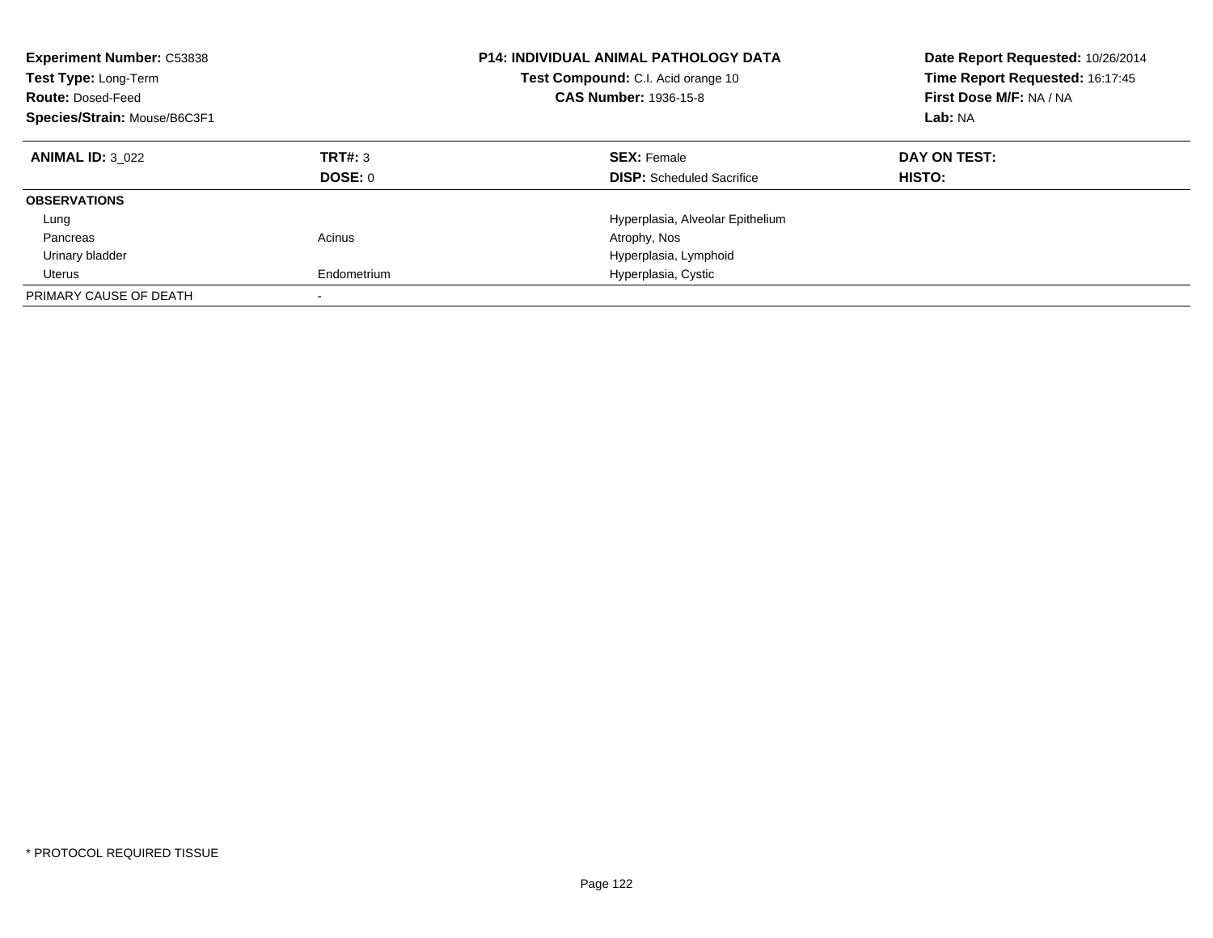**Experiment Number:** C53838
**Test Type:** Long-Term
**Route:** Dosed-Feed
**Species/Strain:** Mouse/B6C3F1

**P14: INDIVIDUAL ANIMAL PATHOLOGY DATA**
**Test Compound:** C.I. Acid orange 10
**CAS Number:** 1936-15-8

**Date Report Requested:** 10/26/2014
**Time Report Requested:** 16:17:45
**First Dose M/F:** NA / NA
**Lab:** NA

| **ANIMAL ID:** 3_022 | **TRT#:** 3 | **SEX:** Female | **DAY ON TEST:** |
|---|---|---|---|
| | **DOSE:** 0 | **DISP:** Scheduled Sacrifice | **HISTO:** |
| **OBSERVATIONS** | | | |
| Lung | | Hyperplasia, Alveolar Epithelium | |
| Pancreas | Acinus | Atrophy, Nos | |
| Urinary bladder | | Hyperplasia, Lymphoid | |
| Uterus | Endometrium | Hyperplasia, Cystic | |
| PRIMARY CAUSE OF DEATH | - | | |

* PROTOCOL REQUIRED TISSUE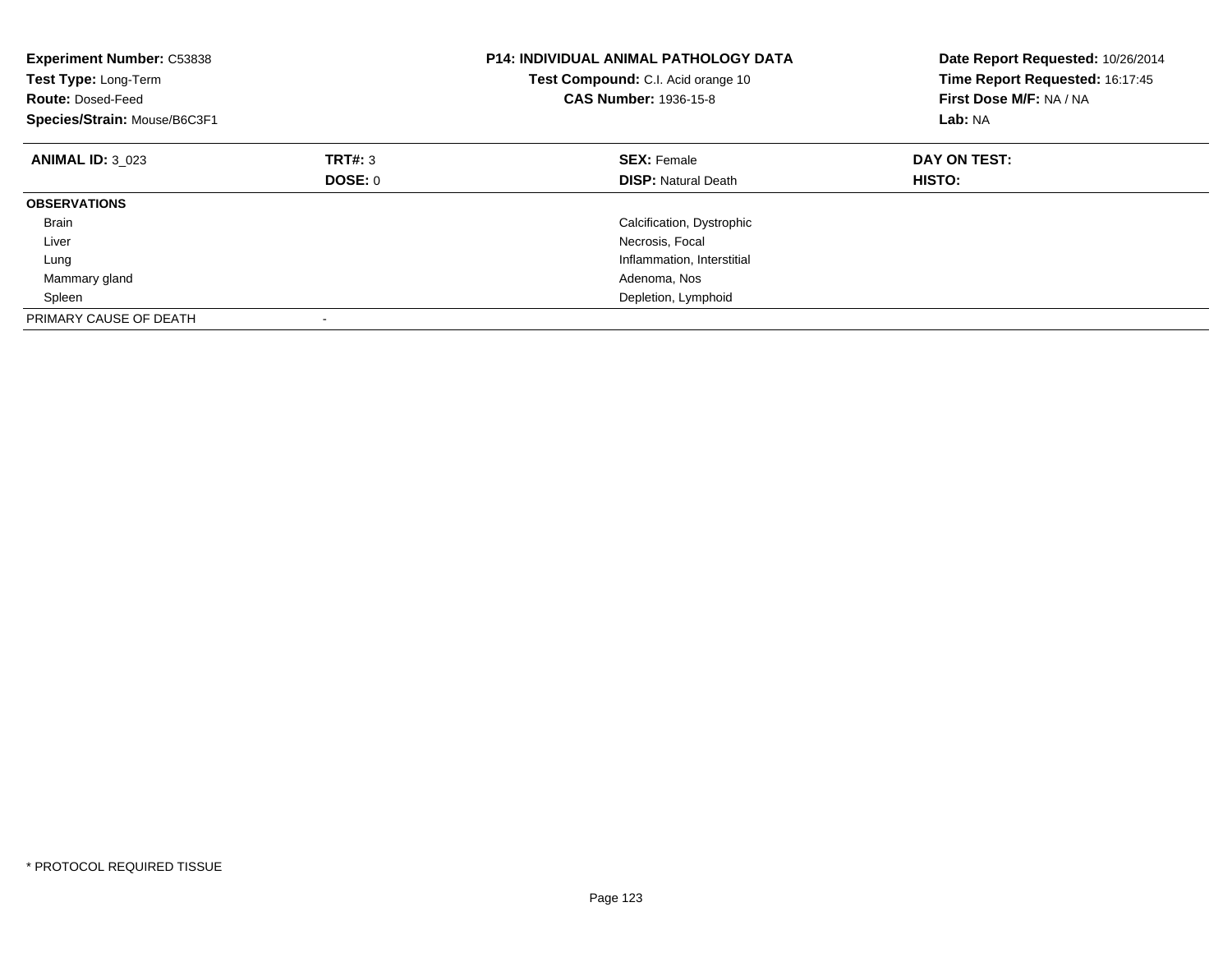**Experiment Number:** C53838
**Test Type:** Long-Term
**Route:** Dosed-Feed
**Species/Strain:** Mouse/B6C3F1

**P14: INDIVIDUAL ANIMAL PATHOLOGY DATA**
**Test Compound:** C.I. Acid orange 10
**CAS Number:** 1936-15-8

**Date Report Requested:** 10/26/2014
**Time Report Requested:** 16:17:45
**First Dose M/F:** NA / NA
**Lab:** NA

| **ANIMAL ID:** 3_023 | **TRT#:** 3 | **SEX:** Female | **DAY ON TEST:** |
|---|---|---|---|
| | **DOSE:** 0 | **DISP:** Natural Death | **HISTO:** |
| **OBSERVATIONS** | | | |
| Brain | | Calcification, Dystrophic | |
| Liver | | Necrosis, Focal | |
| Lung | | Inflammation, Interstitial | |
| Mammary gland | | Adenoma, Nos | |
| Spleen | | Depletion, Lymphoid | |
| PRIMARY CAUSE OF DEATH | - | | |

* PROTOCOL REQUIRED TISSUE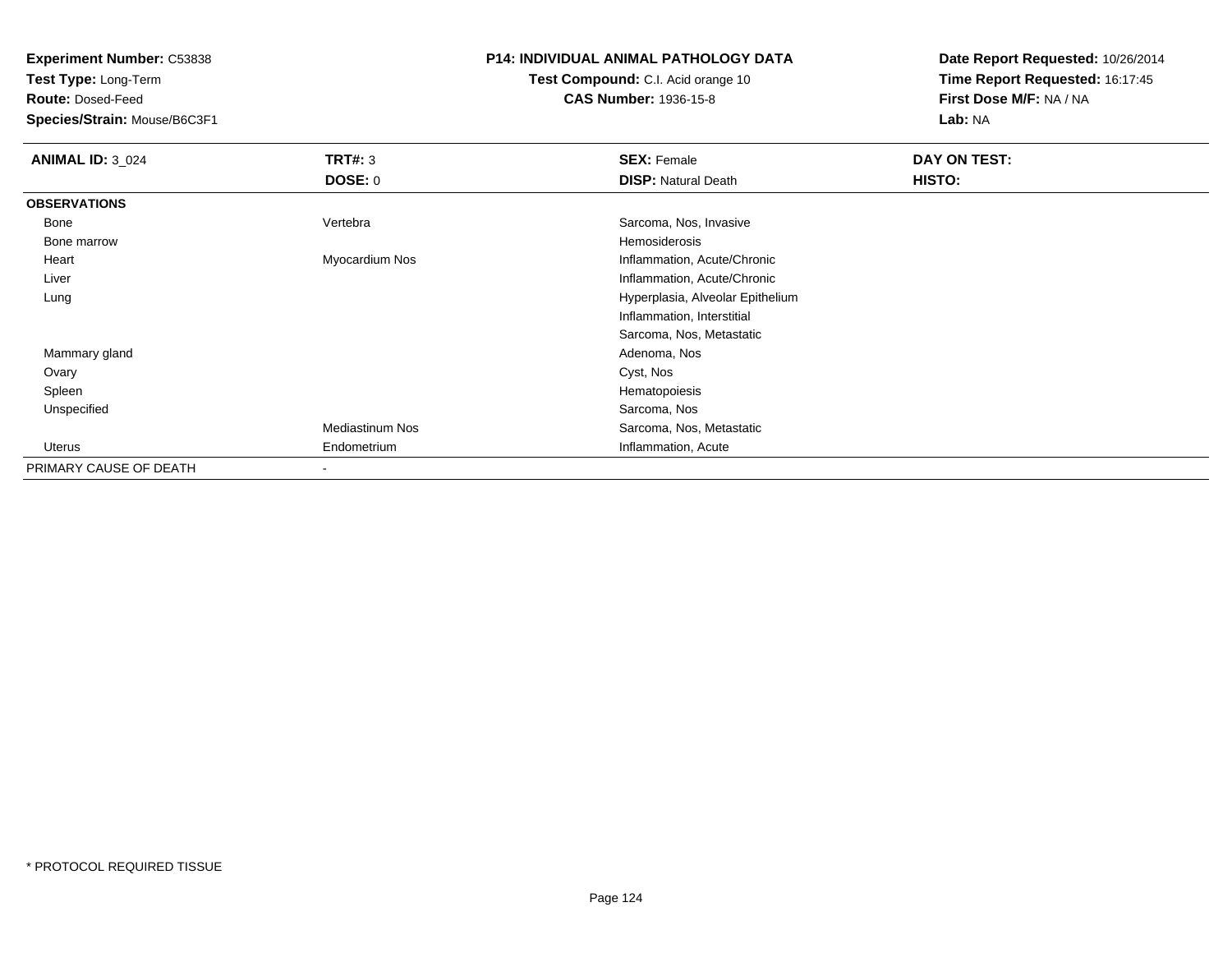**Experiment Number:** C53838
**Test Type:** Long-Term
**Route:** Dosed-Feed
**Species/Strain:** Mouse/B6C3F1

**P14: INDIVIDUAL ANIMAL PATHOLOGY DATA**
**Test Compound:** C.I. Acid orange 10
**CAS Number:** 1936-15-8

**Date Report Requested:** 10/26/2014
**Time Report Requested:** 16:17:45
**First Dose M/F:** NA / NA
**Lab:** NA

| **ANIMAL ID:** 3_024 | **TRT#:** 3 | **SEX:** Female | **DAY ON TEST:** |
|---|---|---|---|
| | **DOSE:** 0 | **DISP:** Natural Death | **HISTO:** |
| **OBSERVATIONS** | | | |
| Bone | Vertebra | Sarcoma, Nos, Invasive | |
| Bone marrow | | Hemosiderosis | |
| Heart | Myocardium Nos | Inflammation, Acute/Chronic | |
| Liver | | Inflammation, Acute/Chronic | |
| Lung | | Hyperplasia, Alveolar Epithelium | |
| | | Inflammation, Interstitial | |
| | | Sarcoma, Nos, Metastatic | |
| Mammary gland | | Adenoma, Nos | |
| Ovary | | Cyst, Nos | |
| Spleen | | Hematopoiesis | |
| Unspecified | | Sarcoma, Nos | |
| | Mediastinum Nos | Sarcoma, Nos, Metastatic | |
| Uterus | Endometrium | Inflammation, Acute | |
| PRIMARY CAUSE OF DEATH | - | | |

* PROTOCOL REQUIRED TISSUE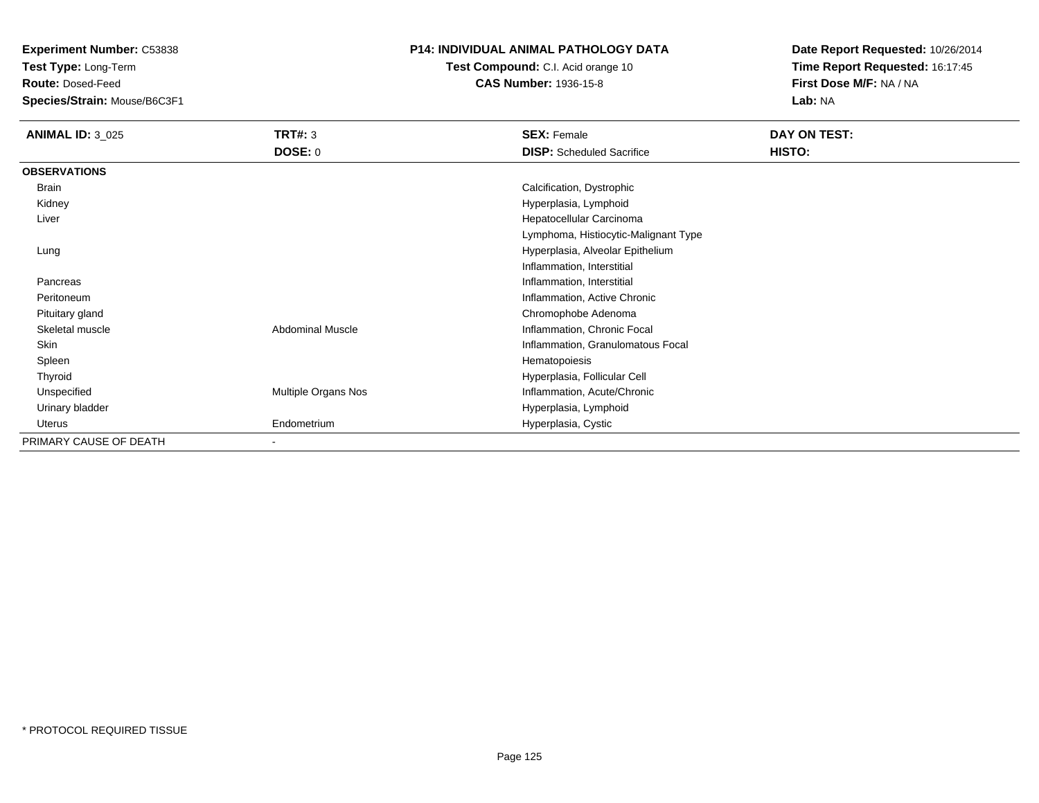**Experiment Number:** C53838
**Test Type:** Long-Term
**Route:** Dosed-Feed
**Species/Strain:** Mouse/B6C3F1

**P14: INDIVIDUAL ANIMAL PATHOLOGY DATA**
**Test Compound:** C.I. Acid orange 10
**CAS Number:** 1936-15-8

**Date Report Requested:** 10/26/2014
**Time Report Requested:** 16:17:45
**First Dose M/F:** NA / NA
**Lab:** NA

| **ANIMAL ID:** 3_025 | **TRT#:** 3 | **SEX:** Female | **DAY ON TEST:** |
|---|---|---|---|
| | **DOSE:** 0 | **DISP:** Scheduled Sacrifice | **HISTO:** |
| **OBSERVATIONS** | | | |
| Brain | | Calcification, Dystrophic | |
| Kidney | | Hyperplasia, Lymphoid | |
| Liver | | Hepatocellular Carcinoma | |
| | | Lymphoma, Histiocytic-Malignant Type | |
| Lung | | Hyperplasia, Alveolar Epithelium | |
| | | Inflammation, Interstitial | |
| Pancreas | | Inflammation, Interstitial | |
| Peritoneum | | Inflammation, Active Chronic | |
| Pituitary gland | | Chromophobe Adenoma | |
| Skeletal muscle | Abdominal Muscle | Inflammation, Chronic Focal | |
| Skin | | Inflammation, Granulomatous Focal | |
| Spleen | | Hematopoiesis | |
| Thyroid | | Hyperplasia, Follicular Cell | |
| Unspecified | Multiple Organs Nos | Inflammation, Acute/Chronic | |
| Urinary bladder | | Hyperplasia, Lymphoid | |
| Uterus | Endometrium | Hyperplasia, Cystic | |
| PRIMARY CAUSE OF DEATH | - | | |

\* PROTOCOL REQUIRED TISSUE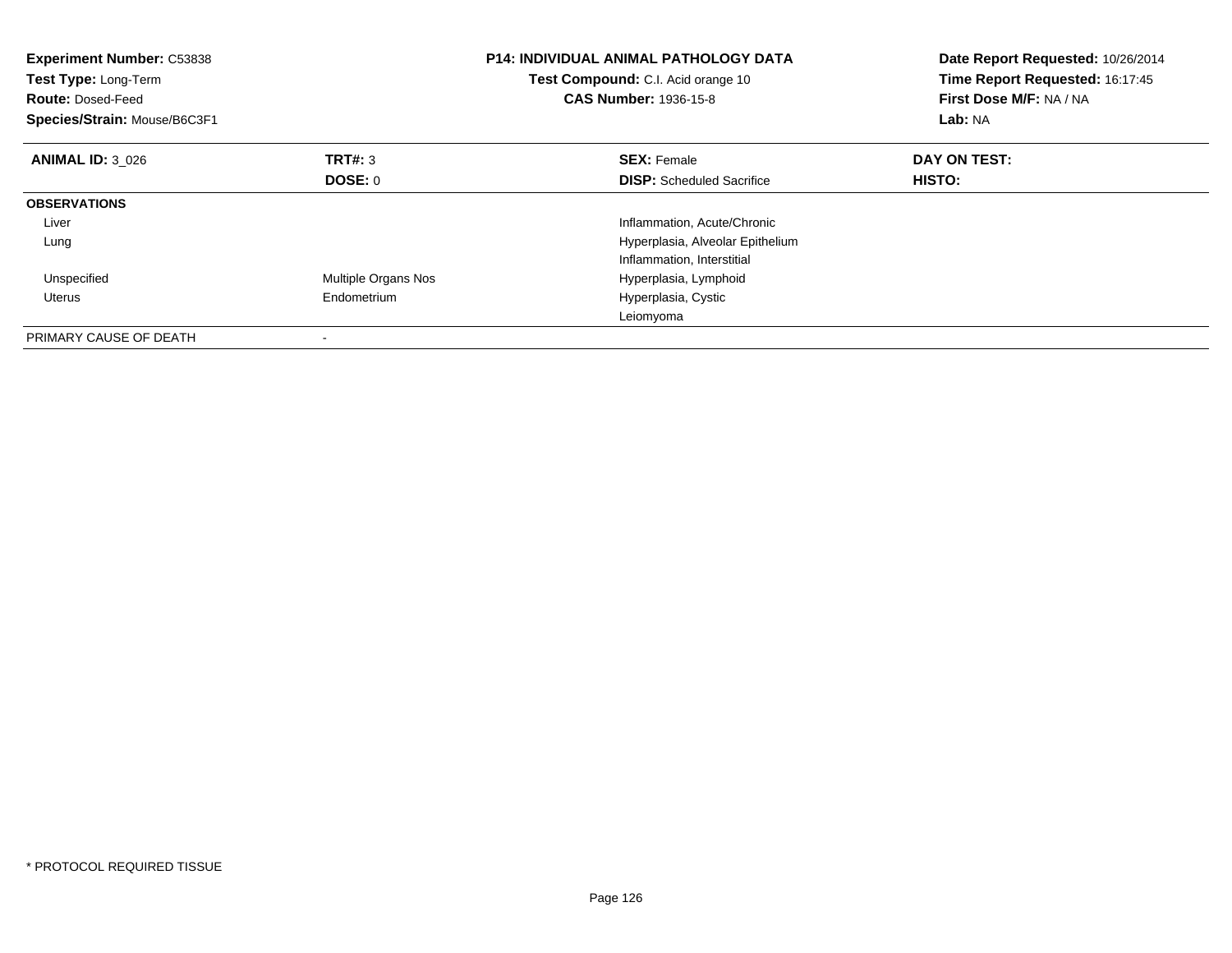**Experiment Number:** C53838
**Test Type:** Long-Term
**Route:** Dosed-Feed
**Species/Strain:** Mouse/B6C3F1

**P14: INDIVIDUAL ANIMAL PATHOLOGY DATA**
**Test Compound:** C.I. Acid orange 10
**CAS Number:** 1936-15-8

**Date Report Requested:** 10/26/2014
**Time Report Requested:** 16:17:45
**First Dose M/F:** NA / NA
**Lab:** NA

| **ANIMAL ID:** 3_026 | **TRT#:** 3 | **SEX:** Female | **DAY ON TEST:** |
|---|---|---|---|
| | **DOSE:** 0 | **DISP:** Scheduled Sacrifice | **HISTO:** |
| **OBSERVATIONS** | | | |
| Liver | | Inflammation, Acute/Chronic | |
| Lung | | Hyperplasia, Alveolar Epithelium | |
| | | Inflammation, Interstitial | |
| Unspecified | Multiple Organs Nos | Hyperplasia, Lymphoid | |
| Uterus | Endometrium | Hyperplasia, Cystic | |
| | | Leiomyoma | |
| PRIMARY CAUSE OF DEATH | - | | |

* PROTOCOL REQUIRED TISSUE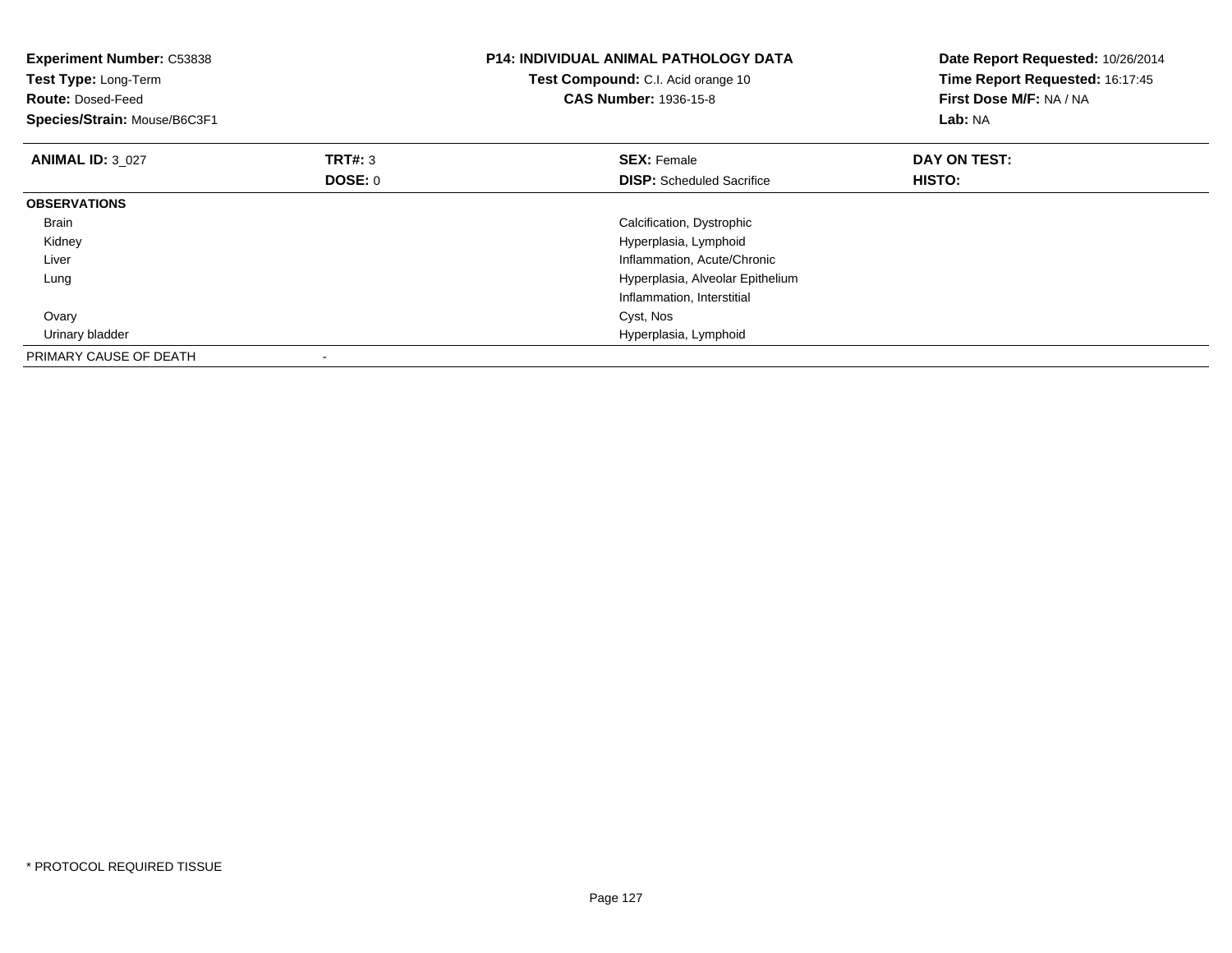**Experiment Number:** C53838
**Test Type:** Long-Term
**Route:** Dosed-Feed
**Species/Strain:** Mouse/B6C3F1

**P14: INDIVIDUAL ANIMAL PATHOLOGY DATA**
**Test Compound:** C.I. Acid orange 10
**CAS Number:** 1936-15-8

**Date Report Requested:** 10/26/2014
**Time Report Requested:** 16:17:45
**First Dose M/F:** NA / NA
**Lab:** NA

| **ANIMAL ID:** 3_027 | **TRT#:** 3 | **SEX:** Female | **DAY ON TEST:** |
|---|---|---|---|
| | **DOSE:** 0 | **DISP:** Scheduled Sacrifice | **HISTO:** |
| **OBSERVATIONS** | | | |
| Brain | | Calcification, Dystrophic | |
| Kidney | | Hyperplasia, Lymphoid | |
| Liver | | Inflammation, Acute/Chronic | |
| Lung | | Hyperplasia, Alveolar Epithelium | |
| | | Inflammation, Interstitial | |
| Ovary | | Cyst, Nos | |
| Urinary bladder | | Hyperplasia, Lymphoid | |
| PRIMARY CAUSE OF DEATH | - | | |

* PROTOCOL REQUIRED TISSUE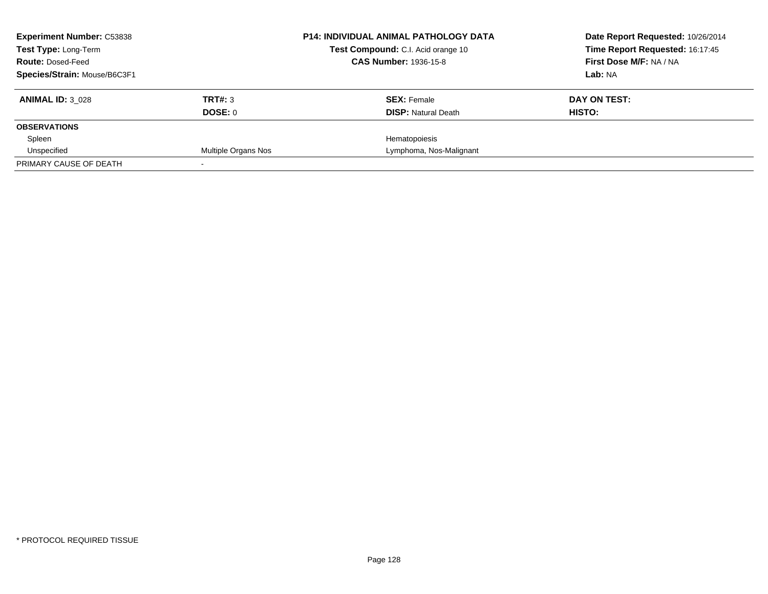**Experiment Number:** C53838
**Test Type:** Long-Term
**Route:** Dosed-Feed
**Species/Strain:** Mouse/B6C3F1

**P14: INDIVIDUAL ANIMAL PATHOLOGY DATA**
**Test Compound:** C.I. Acid orange 10
**CAS Number:** 1936-15-8

**Date Report Requested:** 10/26/2014
**Time Report Requested:** 16:17:45
**First Dose M/F:** NA / NA
**Lab:** NA

| **ANIMAL ID:** 3_028 | **TRT#:** 3 | **SEX:** Female | **DAY ON TEST:** |
|---|---|---|---|
| | **DOSE:** 0 | **DISP:** Natural Death | **HISTO:** |
| **OBSERVATIONS** | | | |
| Spleen | | Hematopoiesis | |
| Unspecified | Multiple Organs Nos | Lymphoma, Nos-Malignant | |
| PRIMARY CAUSE OF DEATH | - | | |

* PROTOCOL REQUIRED TISSUE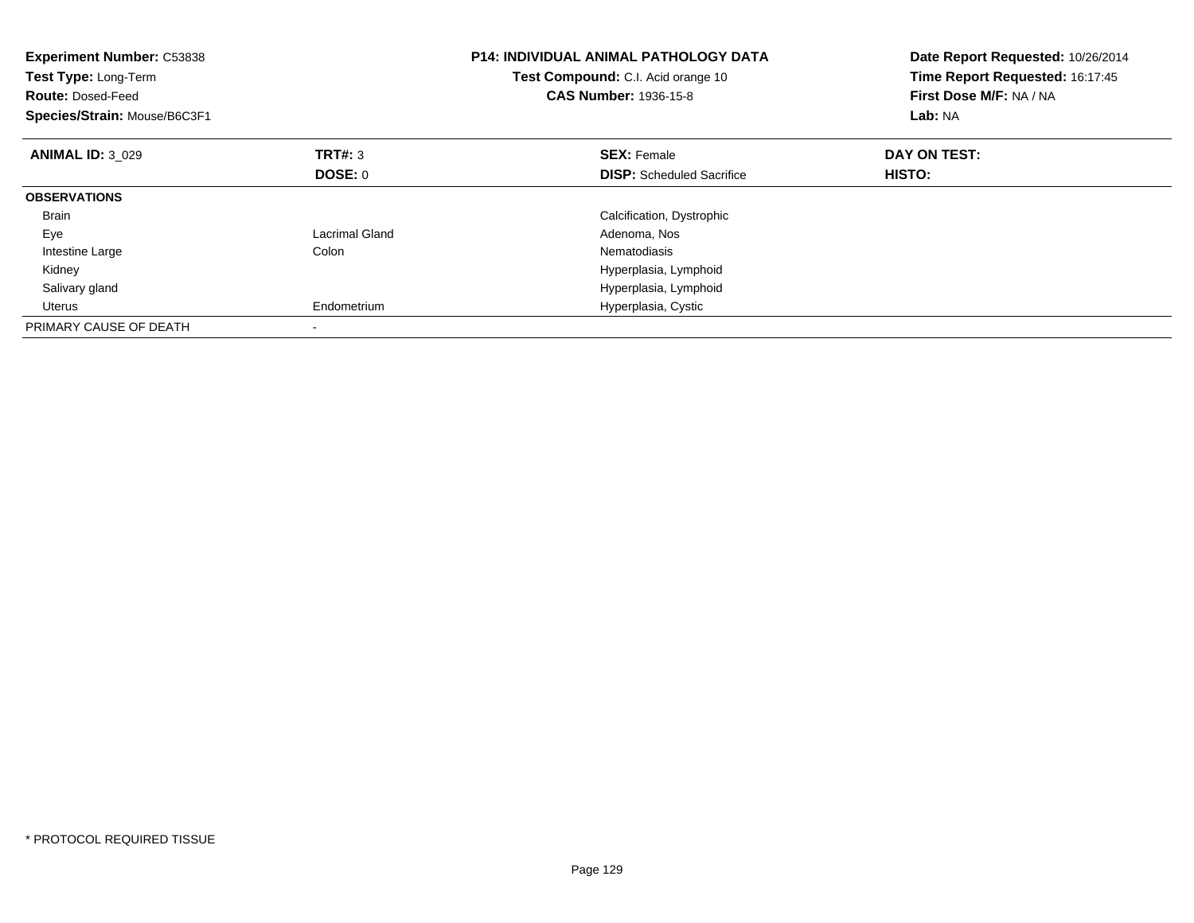**Experiment Number:** C53838
**Test Type:** Long-Term
**Route:** Dosed-Feed
**Species/Strain:** Mouse/B6C3F1

**P14: INDIVIDUAL ANIMAL PATHOLOGY DATA**
**Test Compound:** C.I. Acid orange 10
**CAS Number:** 1936-15-8

**Date Report Requested:** 10/26/2014
**Time Report Requested:** 16:17:45
**First Dose M/F:** NA / NA
**Lab:** NA

| **ANIMAL ID:** 3_029 | **TRT#:** 3 | **SEX:** Female | **DAY ON TEST:** |
|---|---|---|---|
| | **DOSE:** 0 | **DISP:** Scheduled Sacrifice | **HISTO:** |
| **OBSERVATIONS** | | | |
| Brain | | Calcification, Dystrophic | |
| Eye | Lacrimal Gland | Adenoma, Nos | |
| Intestine Large | Colon | Nematodiasis | |
| Kidney | | Hyperplasia, Lymphoid | |
| Salivary gland | | Hyperplasia, Lymphoid | |
| Uterus | Endometrium | Hyperplasia, Cystic | |
| PRIMARY CAUSE OF DEATH | - | | |

* PROTOCOL REQUIRED TISSUE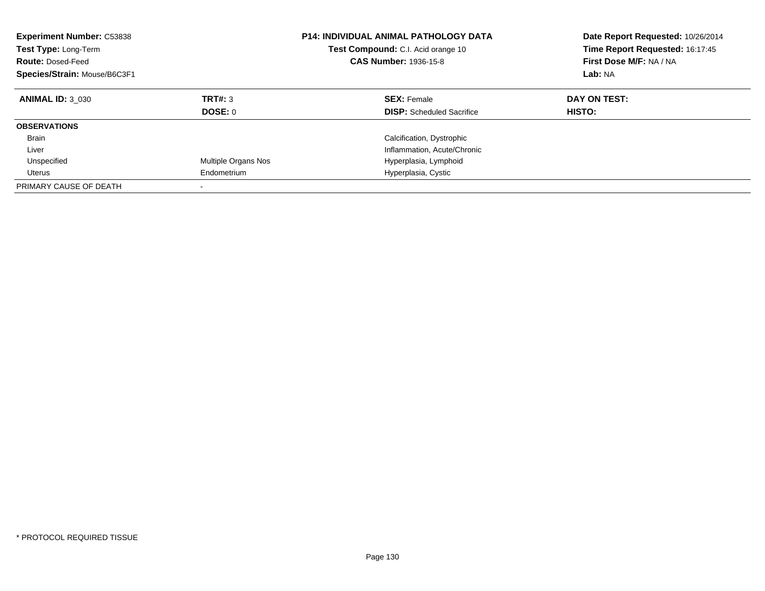**Experiment Number:** C53838
**Test Type:** Long-Term
**Route:** Dosed-Feed
**Species/Strain:** Mouse/B6C3F1

**P14: INDIVIDUAL ANIMAL PATHOLOGY DATA**
**Test Compound:** C.I. Acid orange 10
**CAS Number:** 1936-15-8

**Date Report Requested:** 10/26/2014
**Time Report Requested:** 16:17:45
**First Dose M/F:** NA / NA
**Lab:** NA

| **ANIMAL ID:** 3_030 | **TRT#:** 3 | **SEX:** Female | **DAY ON TEST:** |
|---|---|---|---|
| | **DOSE:** 0 | **DISP:** Scheduled Sacrifice | **HISTO:** |
| **OBSERVATIONS** | | | |
| Brain | | Calcification, Dystrophic | |
| Liver | | Inflammation, Acute/Chronic | |
| Unspecified | Multiple Organs Nos | Hyperplasia, Lymphoid | |
| Uterus | Endometrium | Hyperplasia, Cystic | |
| PRIMARY CAUSE OF DEATH | - | | |

* PROTOCOL REQUIRED TISSUE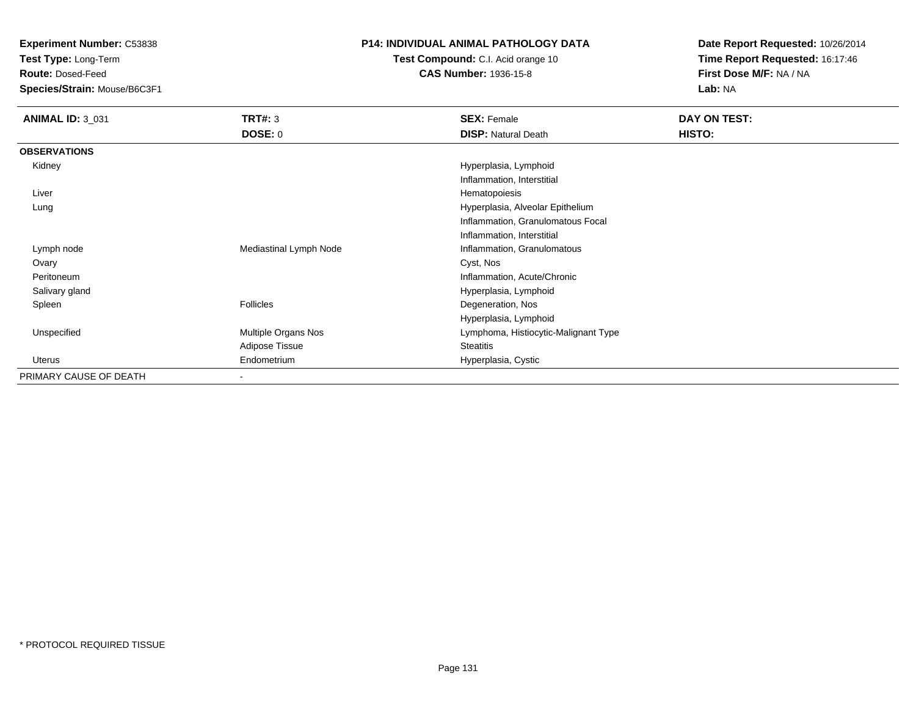**Experiment Number:** C53838
**Test Type:** Long-Term
**Route:** Dosed-Feed
**Species/Strain:** Mouse/B6C3F1

**P14: INDIVIDUAL ANIMAL PATHOLOGY DATA**
**Test Compound:** C.I. Acid orange 10
**CAS Number:** 1936-15-8

**Date Report Requested:** 10/26/2014
**Time Report Requested:** 16:17:46
**First Dose M/F:** NA / NA
**Lab:** NA

| **ANIMAL ID:** 3_031 | **TRT#:** 3 | **SEX:** Female | **DAY ON TEST:** |
|---|---|---|---|
| | **DOSE:** 0 | **DISP:** Natural Death | **HISTO:** |
| **OBSERVATIONS** | | | |
| Kidney | | Hyperplasia, Lymphoid | |
| | | Inflammation, Interstitial | |
| Liver | | Hematopoiesis | |
| Lung | | Hyperplasia, Alveolar Epithelium | |
| | | Inflammation, Granulomatous Focal | |
| | | Inflammation, Interstitial | |
| Lymph node | Mediastinal Lymph Node | Inflammation, Granulomatous | |
| Ovary | | Cyst, Nos | |
| Peritoneum | | Inflammation, Acute/Chronic | |
| Salivary gland | | Hyperplasia, Lymphoid | |
| Spleen | Follicles | Degeneration, Nos | |
| | | Hyperplasia, Lymphoid | |
| Unspecified | Multiple Organs Nos | Lymphoma, Histiocytic-Malignant Type | |
| | Adipose Tissue | Steatitis | |
| Uterus | Endometrium | Hyperplasia, Cystic | |
| PRIMARY CAUSE OF DEATH | - | | |

* PROTOCOL REQUIRED TISSUE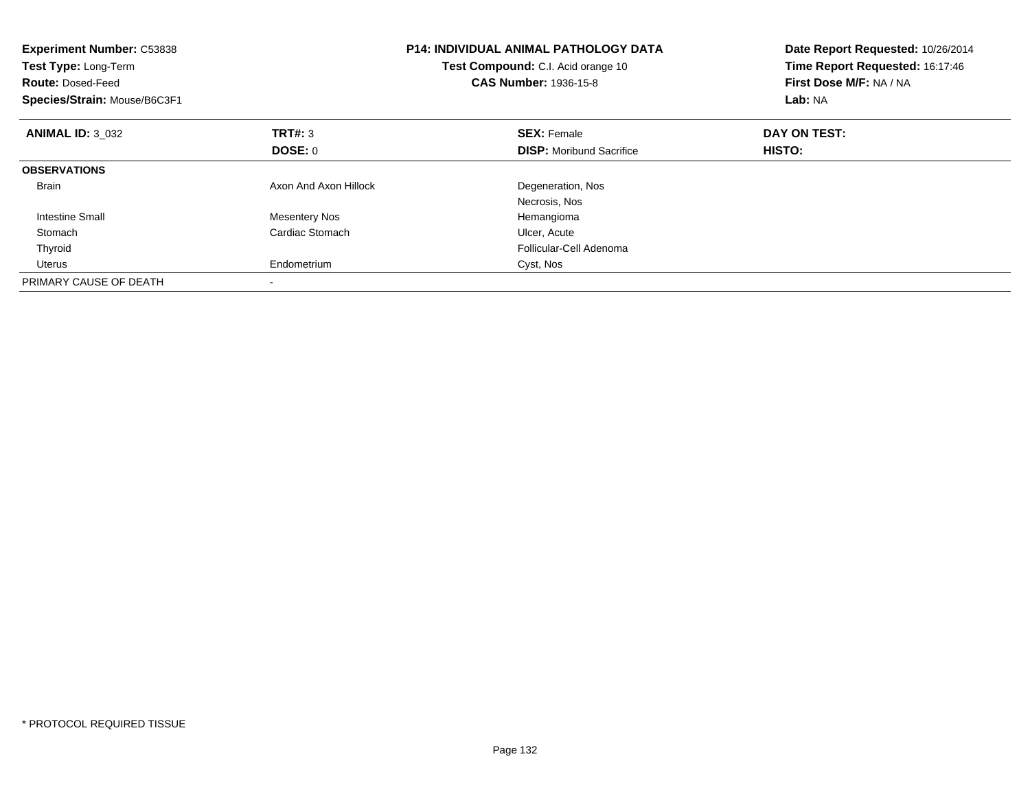**Experiment Number:** C53838
**Test Type:** Long-Term
**Route:** Dosed-Feed
**Species/Strain:** Mouse/B6C3F1

**P14: INDIVIDUAL ANIMAL PATHOLOGY DATA**
**Test Compound:** C.I. Acid orange 10
**CAS Number:** 1936-15-8

**Date Report Requested:** 10/26/2014
**Time Report Requested:** 16:17:46
**First Dose M/F:** NA / NA
**Lab:** NA

| **ANIMAL ID:** 3_032 | **TRT#:** 3 | **SEX:** Female | **DAY ON TEST:** |
|---|---|---|---|
| | **DOSE:** 0 | **DISP:** Moribund Sacrifice | **HISTO:** |
| **OBSERVATIONS** | | | |
| Brain | Axon And Axon Hillock | Degeneration, Nos | |
| | | Necrosis, Nos | |
| Intestine Small | Mesentery Nos | Hemangioma | |
| Stomach | Cardiac Stomach | Ulcer, Acute | |
| Thyroid | | Follicular-Cell Adenoma | |
| Uterus | Endometrium | Cyst, Nos | |
| PRIMARY CAUSE OF DEATH | - | | |

* PROTOCOL REQUIRED TISSUE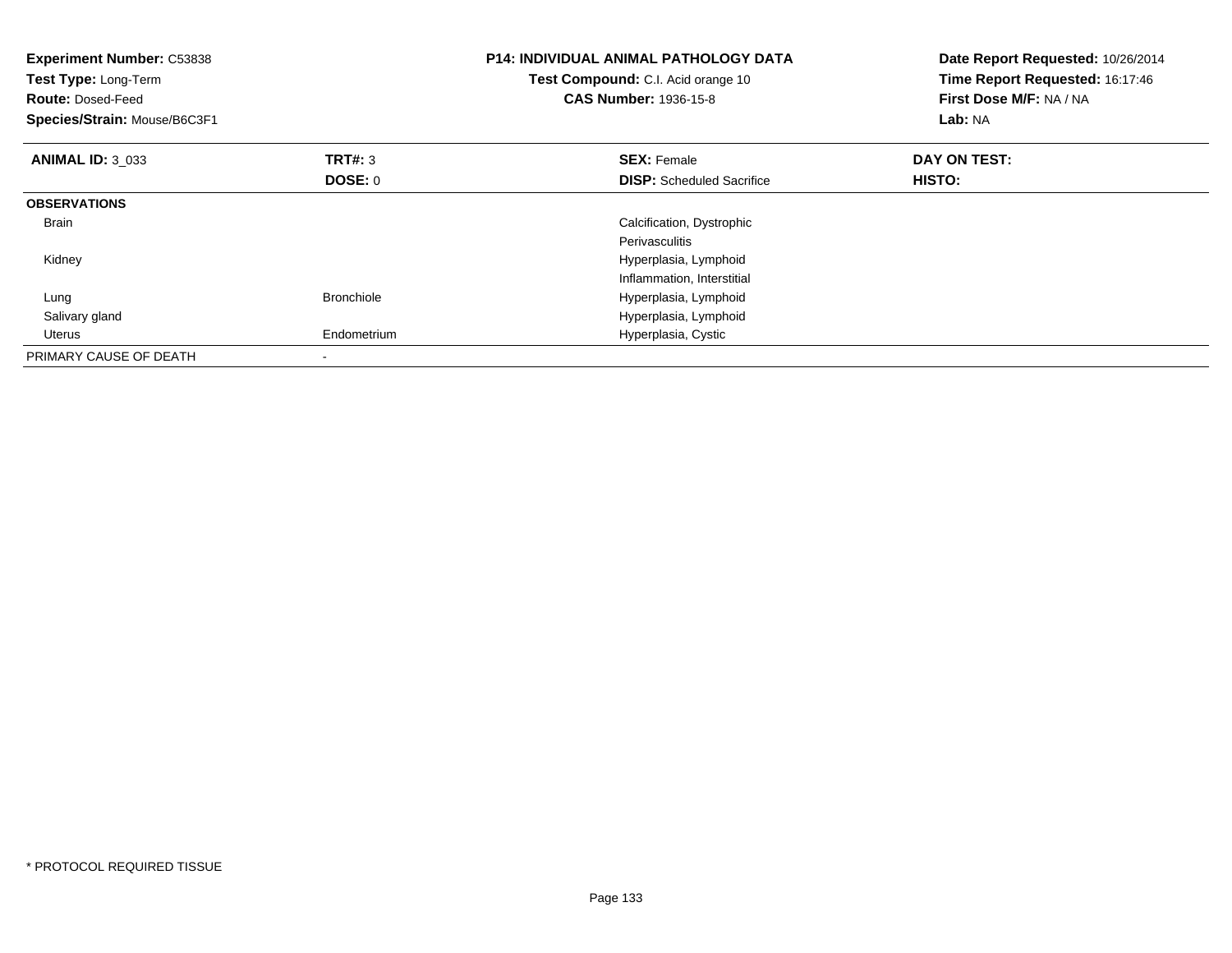**Experiment Number:** C53838
**Test Type:** Long-Term
**Route:** Dosed-Feed
**Species/Strain:** Mouse/B6C3F1

**P14: INDIVIDUAL ANIMAL PATHOLOGY DATA**
**Test Compound:** C.I. Acid orange 10
**CAS Number:** 1936-15-8

**Date Report Requested:** 10/26/2014
**Time Report Requested:** 16:17:46
**First Dose M/F:** NA / NA
**Lab:** NA

| **ANIMAL ID:** 3_033 | **TRT#:** 3 | **SEX:** Female | **DAY ON TEST:** |
|---|---|---|---|
| | **DOSE:** 0 | **DISP:** Scheduled Sacrifice | **HISTO:** |
| **OBSERVATIONS** | | | |
| Brain | | Calcification, Dystrophic | |
| | | Perivasculitis | |
| Kidney | | Hyperplasia, Lymphoid | |
| | | Inflammation, Interstitial | |
| Lung | Bronchiole | Hyperplasia, Lymphoid | |
| Salivary gland | | Hyperplasia, Lymphoid | |
| Uterus | Endometrium | Hyperplasia, Cystic | |
| PRIMARY CAUSE OF DEATH | - | | |

* PROTOCOL REQUIRED TISSUE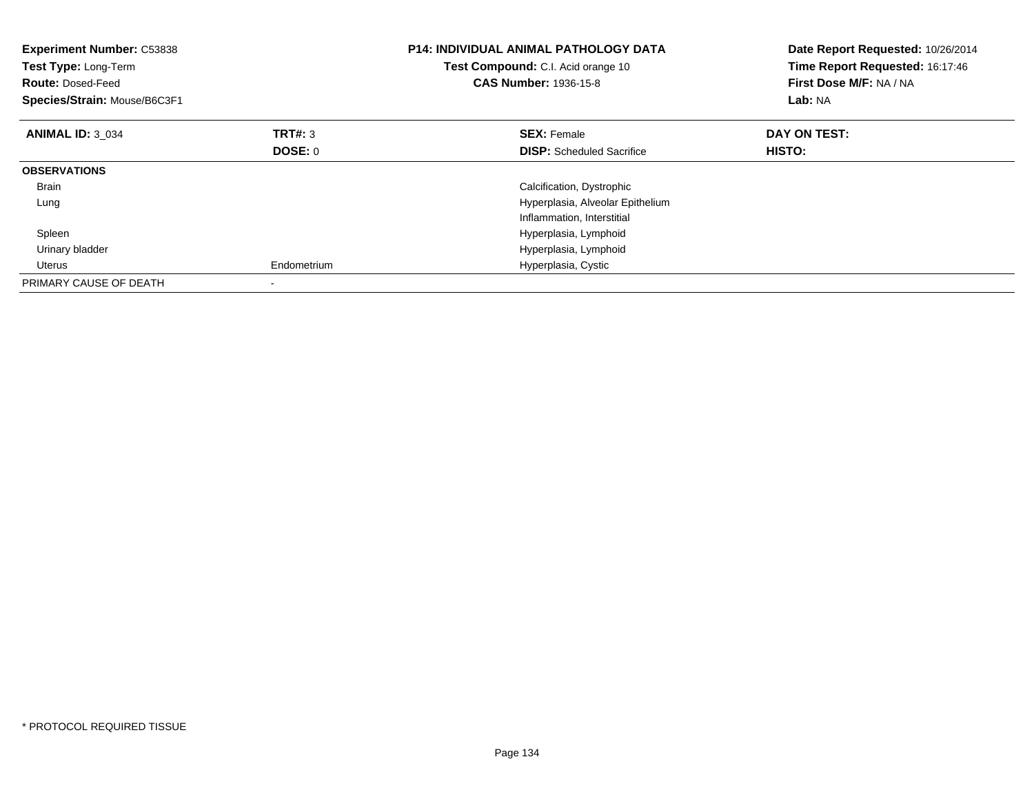**Experiment Number:** C53838
**Test Type:** Long-Term
**Route:** Dosed-Feed
**Species/Strain:** Mouse/B6C3F1

**P14: INDIVIDUAL ANIMAL PATHOLOGY DATA**
**Test Compound:** C.I. Acid orange 10
**CAS Number:** 1936-15-8

**Date Report Requested:** 10/26/2014
**Time Report Requested:** 16:17:46
**First Dose M/F:** NA / NA
**Lab:** NA

| **ANIMAL ID:** 3_034 | **TRT#:** 3 | **SEX:** Female | **DAY ON TEST:** |
|---|---|---|---|
| | **DOSE:** 0 | **DISP:** Scheduled Sacrifice | **HISTO:** |
| **OBSERVATIONS** | | | |
| Brain | | Calcification, Dystrophic | |
| Lung | | Hyperplasia, Alveolar Epithelium | |
| | | Inflammation, Interstitial | |
| Spleen | | Hyperplasia, Lymphoid | |
| Urinary bladder | | Hyperplasia, Lymphoid | |
| Uterus | Endometrium | Hyperplasia, Cystic | |
| PRIMARY CAUSE OF DEATH | - | | |

* PROTOCOL REQUIRED TISSUE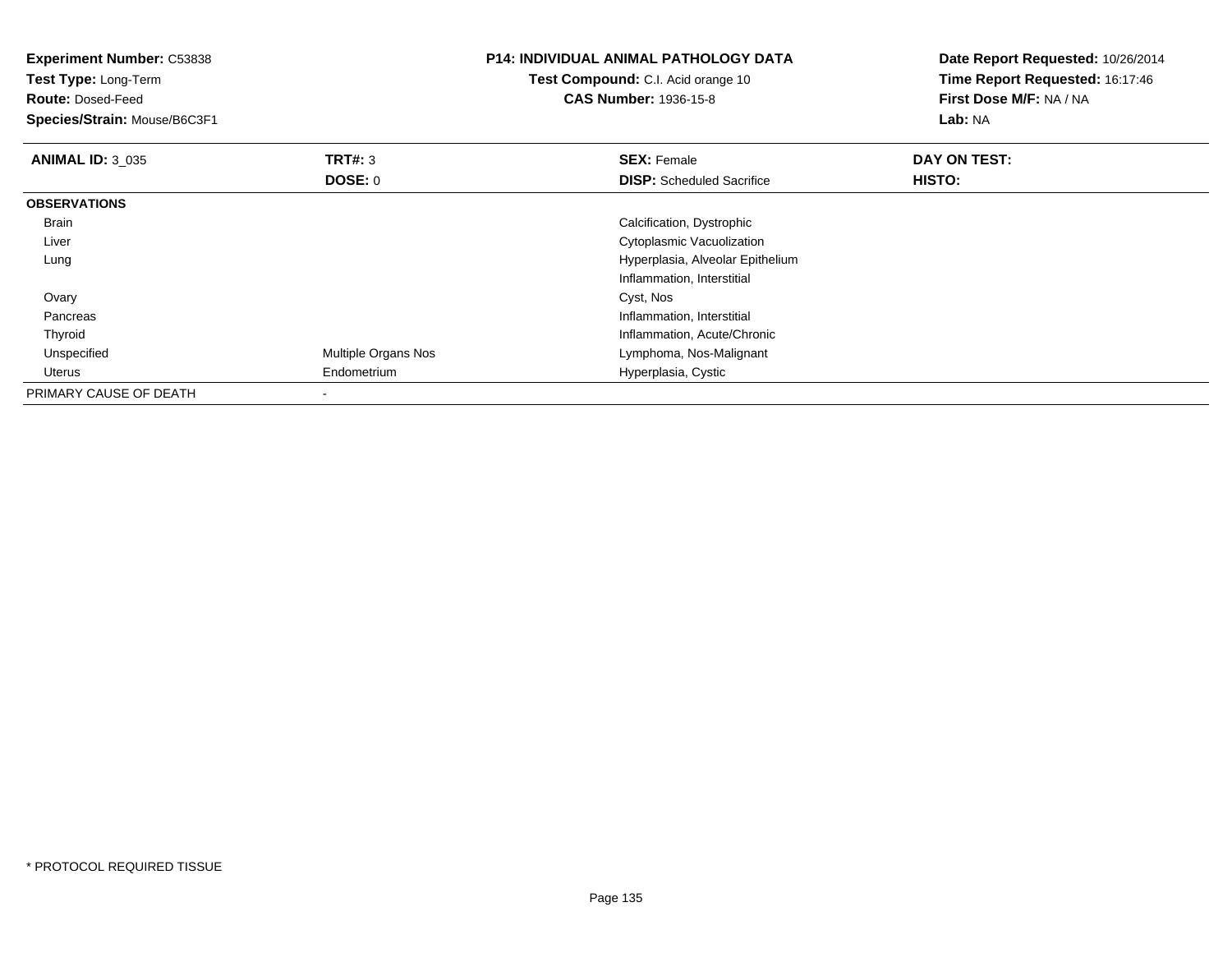**Experiment Number:** C53838
**Test Type:** Long-Term
**Route:** Dosed-Feed
**Species/Strain:** Mouse/B6C3F1

**P14: INDIVIDUAL ANIMAL PATHOLOGY DATA**
**Test Compound:** C.I. Acid orange 10
**CAS Number:** 1936-15-8

**Date Report Requested:** 10/26/2014
**Time Report Requested:** 16:17:46
**First Dose M/F:** NA / NA
**Lab:** NA

| **ANIMAL ID:** 3_035 | **TRT#:** 3 | **SEX:** Female | **DAY ON TEST:** |
|---|---|---|---|
| | **DOSE:** 0 | **DISP:** Scheduled Sacrifice | **HISTO:** |
| **OBSERVATIONS** | | | |
| Brain | | Calcification, Dystrophic | |
| Liver | | Cytoplasmic Vacuolization | |
| Lung | | Hyperplasia, Alveolar Epithelium | |
| | | Inflammation, Interstitial | |
| Ovary | | Cyst, Nos | |
| Pancreas | | Inflammation, Interstitial | |
| Thyroid | | Inflammation, Acute/Chronic | |
| Unspecified | Multiple Organs Nos | Lymphoma, Nos-Malignant | |
| Uterus | Endometrium | Hyperplasia, Cystic | |
| PRIMARY CAUSE OF DEATH | - | | |

* PROTOCOL REQUIRED TISSUE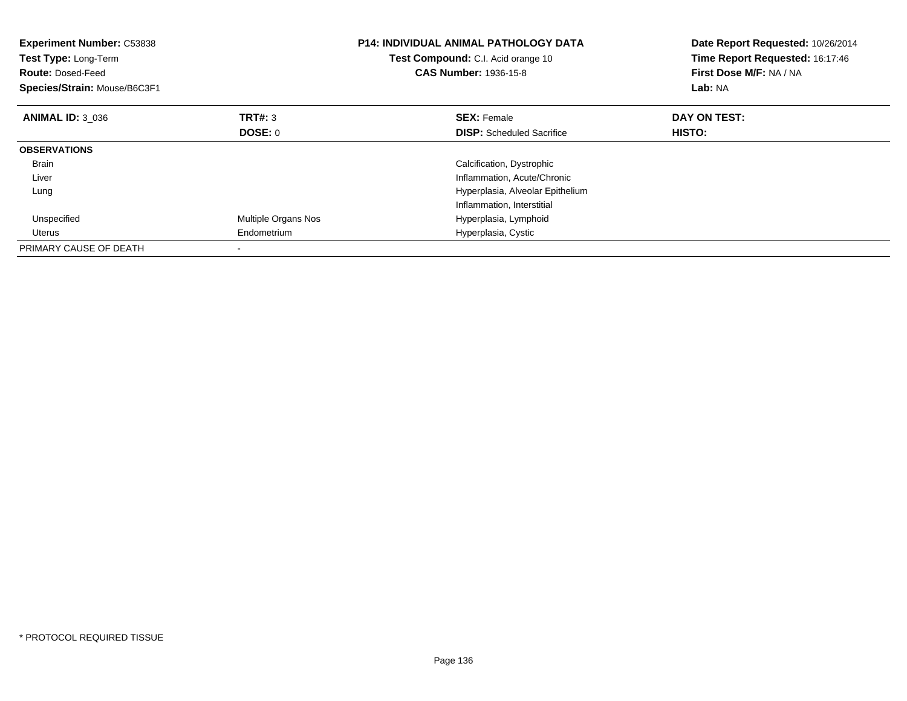**Experiment Number:** C53838
**Test Type:** Long-Term
**Route:** Dosed-Feed
**Species/Strain:** Mouse/B6C3F1

**P14: INDIVIDUAL ANIMAL PATHOLOGY DATA**
**Test Compound:** C.I. Acid orange 10
**CAS Number:** 1936-15-8

**Date Report Requested:** 10/26/2014
**Time Report Requested:** 16:17:46
**First Dose M/F:** NA / NA
**Lab:** NA

| **ANIMAL ID:** 3_036 | **TRT#:** 3 | **SEX:** Female | **DAY ON TEST:** |
|---|---|---|---|
| | **DOSE:** 0 | **DISP:** Scheduled Sacrifice | **HISTO:** |
| **OBSERVATIONS** | | | |
| Brain | | Calcification, Dystrophic | |
| Liver | | Inflammation, Acute/Chronic | |
| Lung | | Hyperplasia, Alveolar Epithelium | |
| | | Inflammation, Interstitial | |
| Unspecified | Multiple Organs Nos | Hyperplasia, Lymphoid | |
| Uterus | Endometrium | Hyperplasia, Cystic | |
| PRIMARY CAUSE OF DEATH | - | | |

* PROTOCOL REQUIRED TISSUE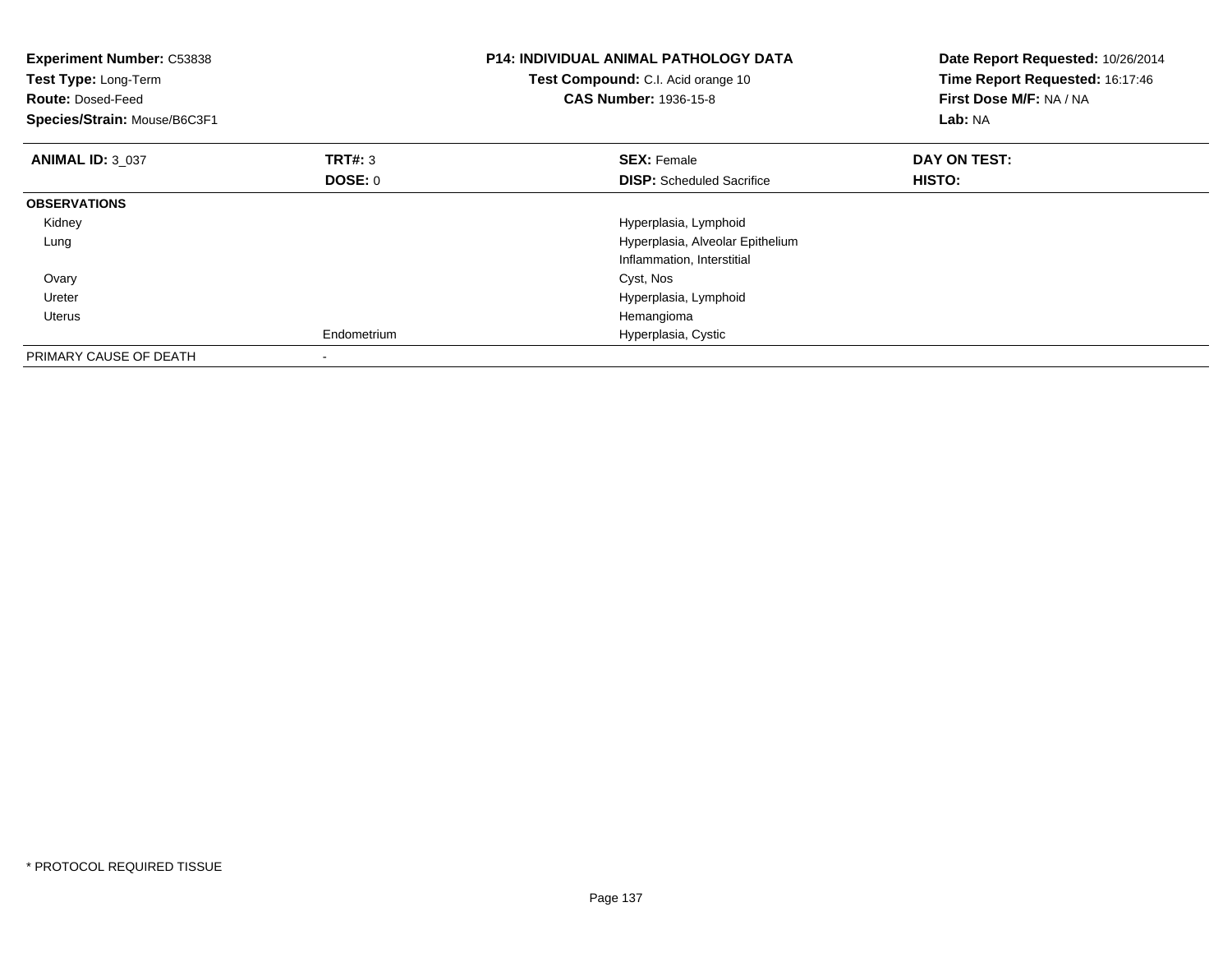**Experiment Number:** C53838
**Test Type:** Long-Term
**Route:** Dosed-Feed
**Species/Strain:** Mouse/B6C3F1

**P14: INDIVIDUAL ANIMAL PATHOLOGY DATA**
**Test Compound:** C.I. Acid orange 10
**CAS Number:** 1936-15-8

**Date Report Requested:** 10/26/2014
**Time Report Requested:** 16:17:46
**First Dose M/F:** NA / NA
**Lab:** NA

| **ANIMAL ID:** 3_037 | **TRT#:** 3 | **SEX:** Female | **DAY ON TEST:** |
|---|---|---|---|
| | **DOSE:** 0 | **DISP:** Scheduled Sacrifice | **HISTO:** |
| **OBSERVATIONS** | | | |
| Kidney | | Hyperplasia, Lymphoid | |
| Lung | | Hyperplasia, Alveolar Epithelium | |
| | | Inflammation, Interstitial | |
| Ovary | | Cyst, Nos | |
| Ureter | | Hyperplasia, Lymphoid | |
| Uterus | | Hemangioma | |
| | Endometrium | Hyperplasia, Cystic | |
| PRIMARY CAUSE OF DEATH | - | | |

* PROTOCOL REQUIRED TISSUE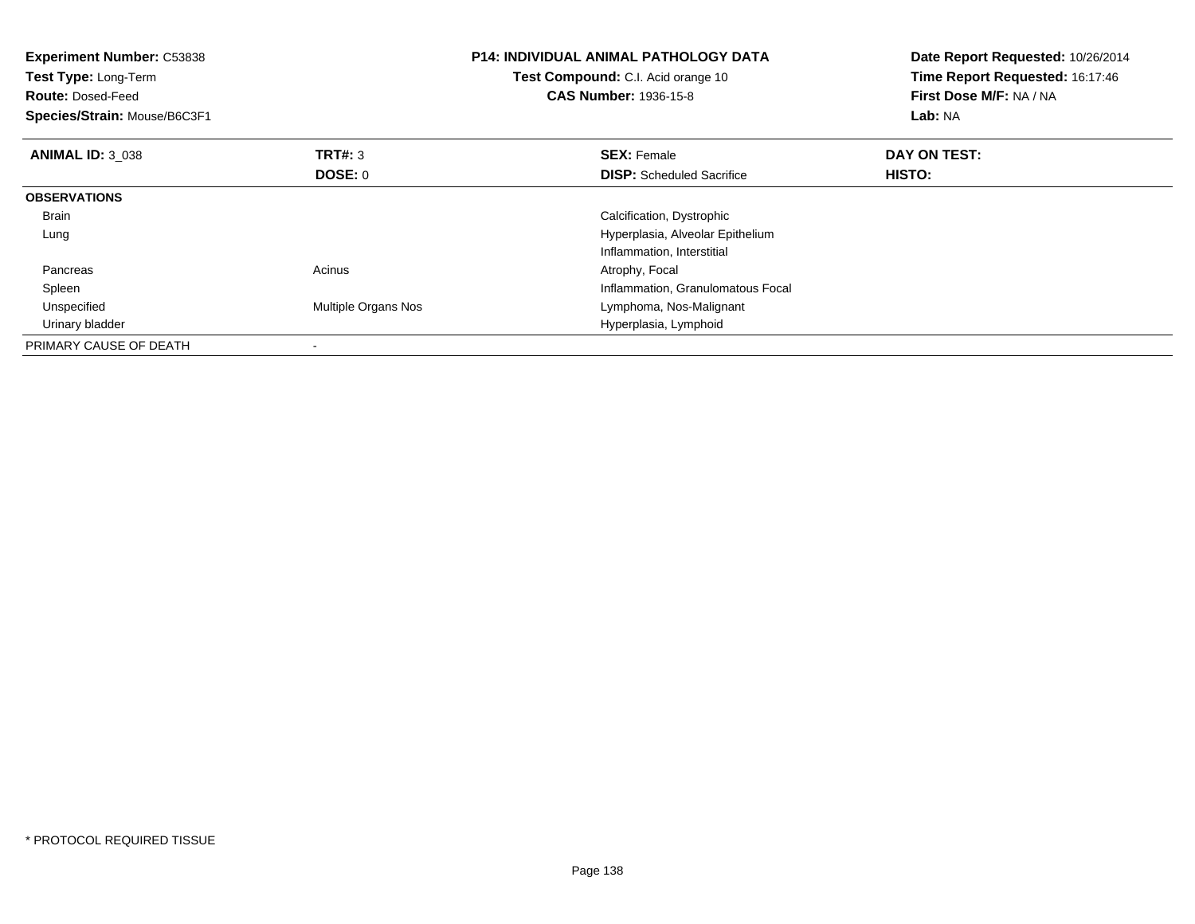**Experiment Number:** C53838
**Test Type:** Long-Term
**Route:** Dosed-Feed
**Species/Strain:** Mouse/B6C3F1

**P14: INDIVIDUAL ANIMAL PATHOLOGY DATA**
**Test Compound:** C.I. Acid orange 10
**CAS Number:** 1936-15-8

**Date Report Requested:** 10/26/2014
**Time Report Requested:** 16:17:46
**First Dose M/F:** NA / NA
**Lab:** NA

| **ANIMAL ID:** 3_038 | **TRT#:** 3 | **SEX:** Female | **DAY ON TEST:** |
|---|---|---|---|
| | **DOSE:** 0 | **DISP:** Scheduled Sacrifice | **HISTO:** |
| **OBSERVATIONS** | | | |
| Brain | | Calcification, Dystrophic | |
| Lung | | Hyperplasia, Alveolar Epithelium | |
| | | Inflammation, Interstitial | |
| Pancreas | Acinus | Atrophy, Focal | |
| Spleen | | Inflammation, Granulomatous Focal | |
| Unspecified | Multiple Organs Nos | Lymphoma, Nos-Malignant | |
| Urinary bladder | | Hyperplasia, Lymphoid | |
| PRIMARY CAUSE OF DEATH | - | | |

* PROTOCOL REQUIRED TISSUE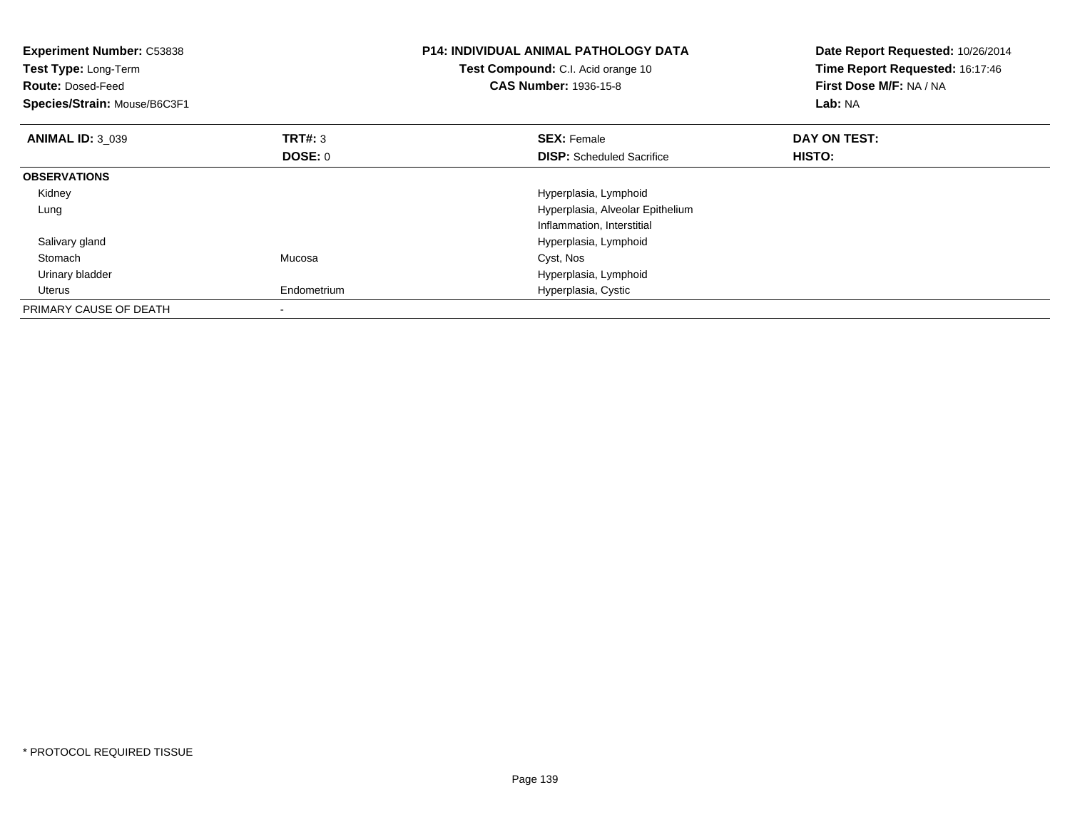**Experiment Number:** C53838
**Test Type:** Long-Term
**Route:** Dosed-Feed
**Species/Strain:** Mouse/B6C3F1

**P14: INDIVIDUAL ANIMAL PATHOLOGY DATA**
**Test Compound:** C.I. Acid orange 10
**CAS Number:** 1936-15-8

**Date Report Requested:** 10/26/2014
**Time Report Requested:** 16:17:46
**First Dose M/F:** NA / NA
**Lab:** NA

| **ANIMAL ID:** 3_039 | **TRT#:** 3 | **SEX:** Female | **DAY ON TEST:** |
|---|---|---|---|
| | **DOSE:** 0 | **DISP:** Scheduled Sacrifice | **HISTO:** |
| **OBSERVATIONS** | | | |
| Kidney | | Hyperplasia, Lymphoid | |
| Lung | | Hyperplasia, Alveolar Epithelium | |
| | | Inflammation, Interstitial | |
| Salivary gland | | Hyperplasia, Lymphoid | |
| Stomach | Mucosa | Cyst, Nos | |
| Urinary bladder | | Hyperplasia, Lymphoid | |
| Uterus | Endometrium | Hyperplasia, Cystic | |
| PRIMARY CAUSE OF DEATH | - | | |

* PROTOCOL REQUIRED TISSUE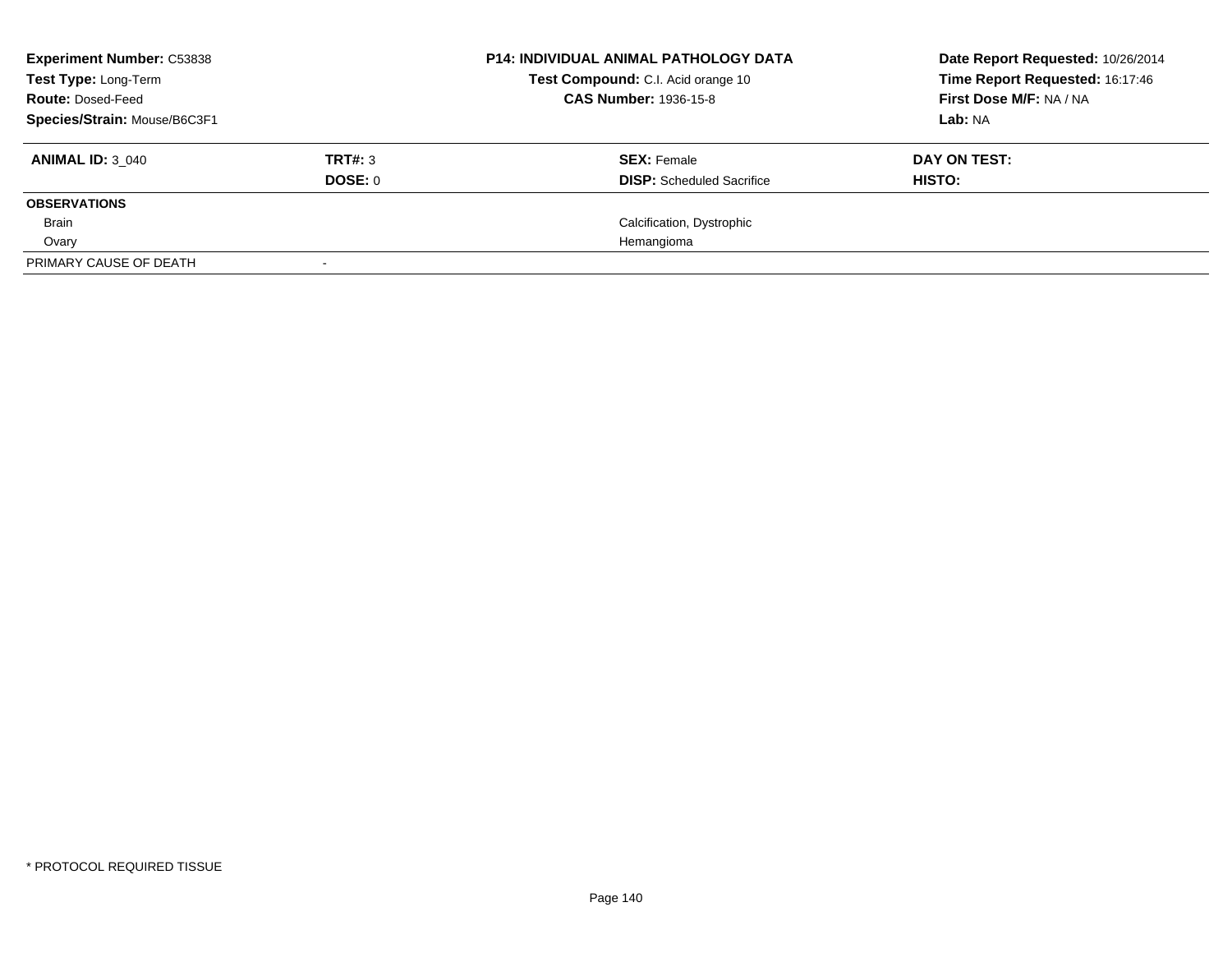**Experiment Number:** C53838
**Test Type:** Long-Term
**Route:** Dosed-Feed
**Species/Strain:** Mouse/B6C3F1

**P14: INDIVIDUAL ANIMAL PATHOLOGY DATA**
**Test Compound:** C.I. Acid orange 10
**CAS Number:** 1936-15-8

**Date Report Requested:** 10/26/2014
**Time Report Requested:** 16:17:46
**First Dose M/F:** NA / NA
**Lab:** NA

| **ANIMAL ID:** 3_040 | **TRT#:** 3 | **SEX:** Female | **DAY ON TEST:** |
|---|---|---|---|
| | **DOSE:** 0 | **DISP:** Scheduled Sacrifice | **HISTO:** |
| **OBSERVATIONS** | | | |
| Brain | | Calcification, Dystrophic | |
| Ovary | | Hemangioma | |
| PRIMARY CAUSE OF DEATH | - | | |

* PROTOCOL REQUIRED TISSUE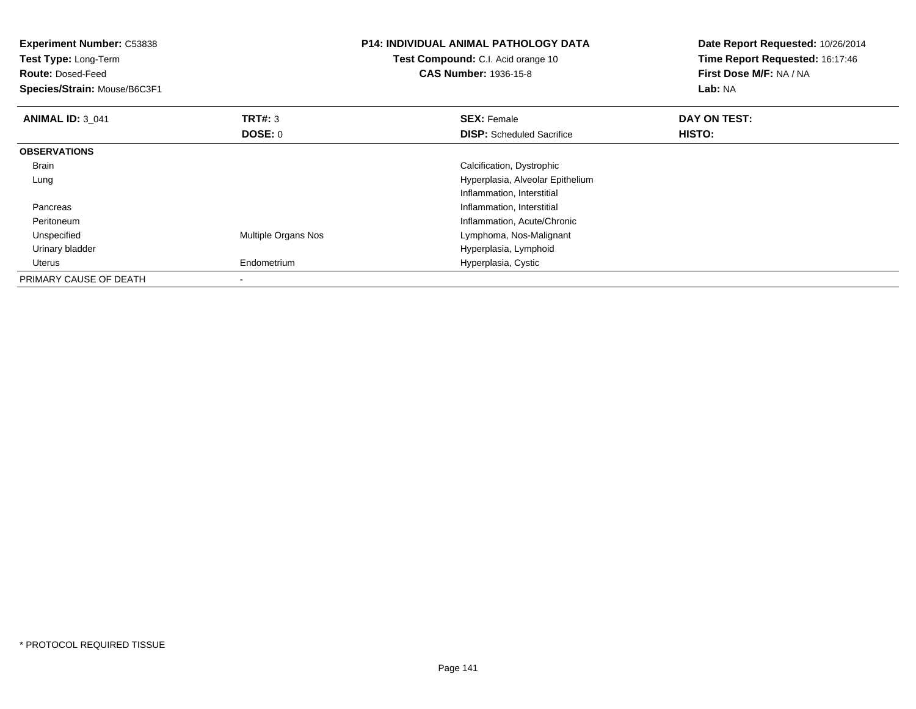**Experiment Number:** C53838
**Test Type:** Long-Term
**Route:** Dosed-Feed
**Species/Strain:** Mouse/B6C3F1

**P14: INDIVIDUAL ANIMAL PATHOLOGY DATA**
**Test Compound:** C.I. Acid orange 10
**CAS Number:** 1936-15-8

**Date Report Requested:** 10/26/2014
**Time Report Requested:** 16:17:46
**First Dose M/F:** NA / NA
**Lab:** NA

| **ANIMAL ID:** 3_041 | **TRT#:** 3 | **SEX:** Female | **DAY ON TEST:** |
|---|---|---|---|
| | **DOSE:** 0 | **DISP:** Scheduled Sacrifice | **HISTO:** |
| **OBSERVATIONS** | | | |
| Brain | | Calcification, Dystrophic | |
| Lung | | Hyperplasia, Alveolar Epithelium | |
| | | Inflammation, Interstitial | |
| Pancreas | | Inflammation, Interstitial | |
| Peritoneum | | Inflammation, Acute/Chronic | |
| Unspecified | Multiple Organs Nos | Lymphoma, Nos-Malignant | |
| Urinary bladder | | Hyperplasia, Lymphoid | |
| Uterus | Endometrium | Hyperplasia, Cystic | |
| PRIMARY CAUSE OF DEATH | - | | |

\* PROTOCOL REQUIRED TISSUE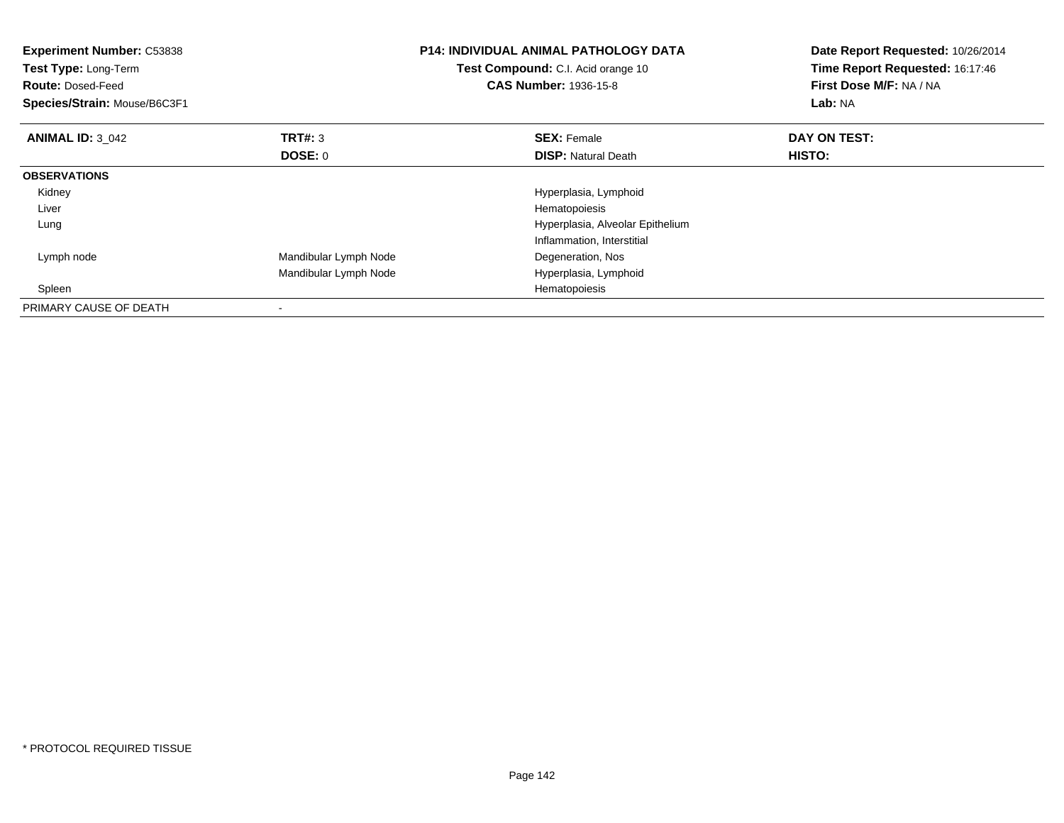**Experiment Number:** C53838
**Test Type:** Long-Term
**Route:** Dosed-Feed
**Species/Strain:** Mouse/B6C3F1

**P14: INDIVIDUAL ANIMAL PATHOLOGY DATA**
**Test Compound:** C.I. Acid orange 10
**CAS Number:** 1936-15-8

**Date Report Requested:** 10/26/2014
**Time Report Requested:** 16:17:46
**First Dose M/F:** NA / NA
**Lab:** NA

| **ANIMAL ID:** 3_042 | **TRT#:** 3 | **SEX:** Female | **DAY ON TEST:** |
|---|---|---|---|
| | **DOSE:** 0 | **DISP:** Natural Death | **HISTO:** |
| **OBSERVATIONS** | | | |
| Kidney | | Hyperplasia, Lymphoid | |
| Liver | | Hematopoiesis | |
| Lung | | Hyperplasia, Alveolar Epithelium | |
| | | Inflammation, Interstitial | |
| Lymph node | Mandibular Lymph Node | Degeneration, Nos | |
| | Mandibular Lymph Node | Hyperplasia, Lymphoid | |
| Spleen | | Hematopoiesis | |
| PRIMARY CAUSE OF DEATH | - | | |

* PROTOCOL REQUIRED TISSUE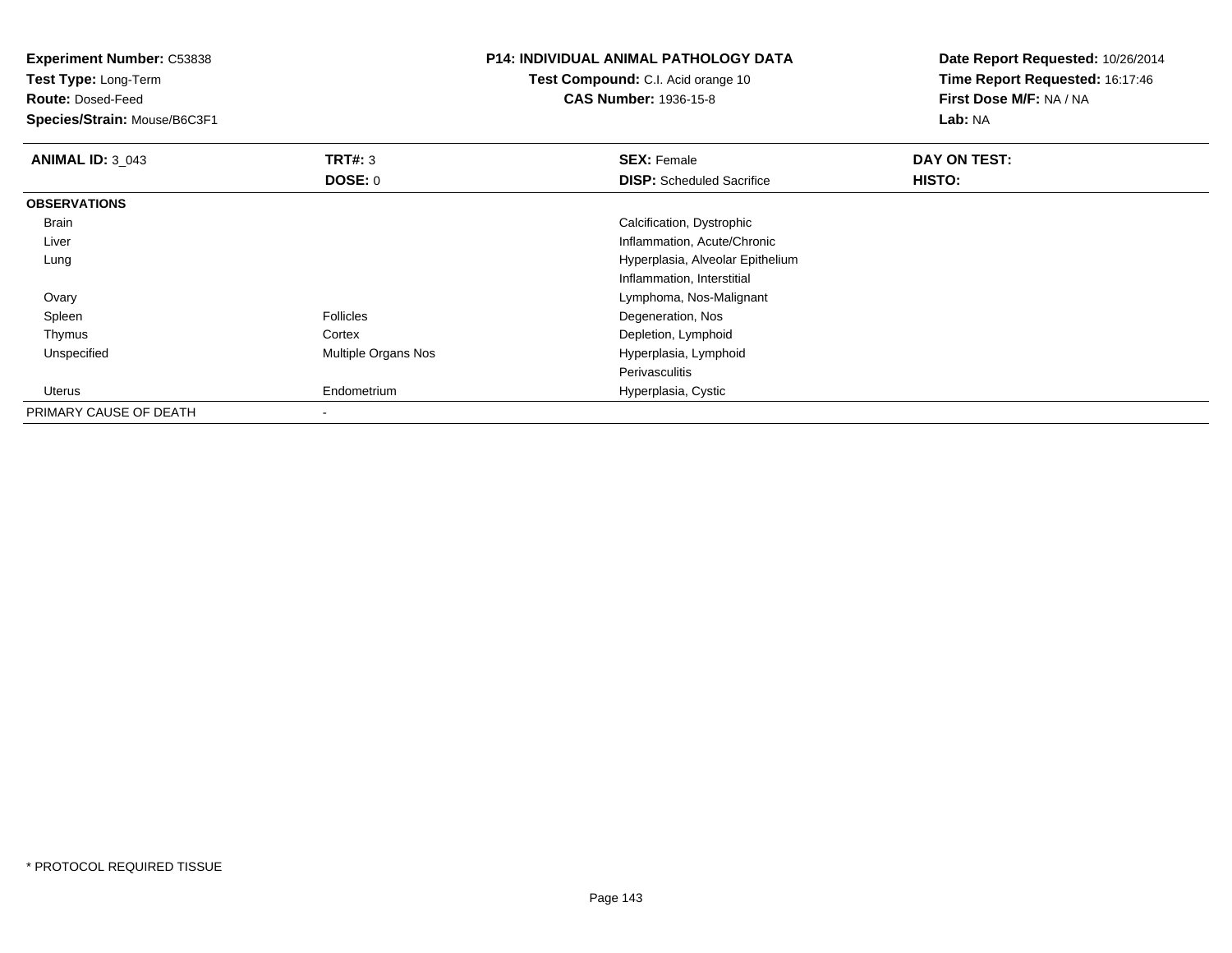**Experiment Number:** C53838
**Test Type:** Long-Term
**Route:** Dosed-Feed
**Species/Strain:** Mouse/B6C3F1

**P14: INDIVIDUAL ANIMAL PATHOLOGY DATA**
**Test Compound:** C.I. Acid orange 10
**CAS Number:** 1936-15-8

**Date Report Requested:** 10/26/2014
**Time Report Requested:** 16:17:46
**First Dose M/F:** NA / NA
**Lab:** NA

| **ANIMAL ID:** 3_043 | **TRT#:** 3 | **SEX:** Female | **DAY ON TEST:** |
|---|---|---|---|
| | **DOSE:** 0 | **DISP:** Scheduled Sacrifice | **HISTO:** |
| **OBSERVATIONS** | | | |
| Brain | | Calcification, Dystrophic | |
| Liver | | Inflammation, Acute/Chronic | |
| Lung | | Hyperplasia, Alveolar Epithelium | |
| | | Inflammation, Interstitial | |
| Ovary | | Lymphoma, Nos-Malignant | |
| Spleen | Follicles | Degeneration, Nos | |
| Thymus | Cortex | Depletion, Lymphoid | |
| Unspecified | Multiple Organs Nos | Hyperplasia, Lymphoid | |
| | | Perivasculitis | |
| Uterus | Endometrium | Hyperplasia, Cystic | |
| PRIMARY CAUSE OF DEATH | - | | |

* PROTOCOL REQUIRED TISSUE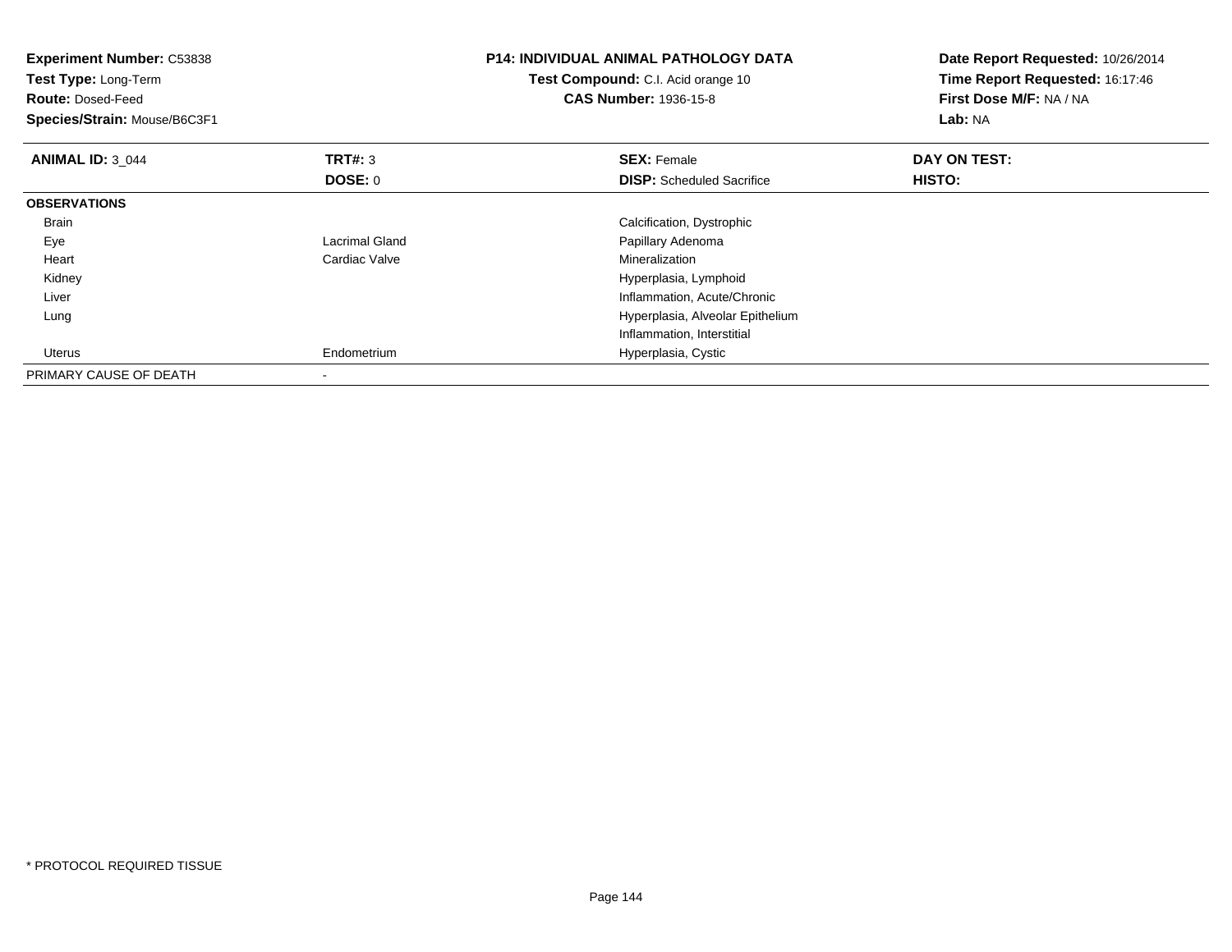**Experiment Number:** C53838
**Test Type:** Long-Term
**Route:** Dosed-Feed
**Species/Strain:** Mouse/B6C3F1

**P14: INDIVIDUAL ANIMAL PATHOLOGY DATA**
**Test Compound:** C.I. Acid orange 10
**CAS Number:** 1936-15-8

**Date Report Requested:** 10/26/2014
**Time Report Requested:** 16:17:46
**First Dose M/F:** NA / NA
**Lab:** NA

| **ANIMAL ID:** 3_044 | **TRT#:** 3 | **SEX:** Female | **DAY ON TEST:** |
|---|---|---|---|
| | **DOSE:** 0 | **DISP:** Scheduled Sacrifice | **HISTO:** |
| **OBSERVATIONS** | | | |
| Brain | | Calcification, Dystrophic | |
| Eye | Lacrimal Gland | Papillary Adenoma | |
| Heart | Cardiac Valve | Mineralization | |
| Kidney | | Hyperplasia, Lymphoid | |
| Liver | | Inflammation, Acute/Chronic | |
| Lung | | Hyperplasia, Alveolar Epithelium | |
| | | Inflammation, Interstitial | |
| Uterus | Endometrium | Hyperplasia, Cystic | |
| PRIMARY CAUSE OF DEATH | - | | |

* PROTOCOL REQUIRED TISSUE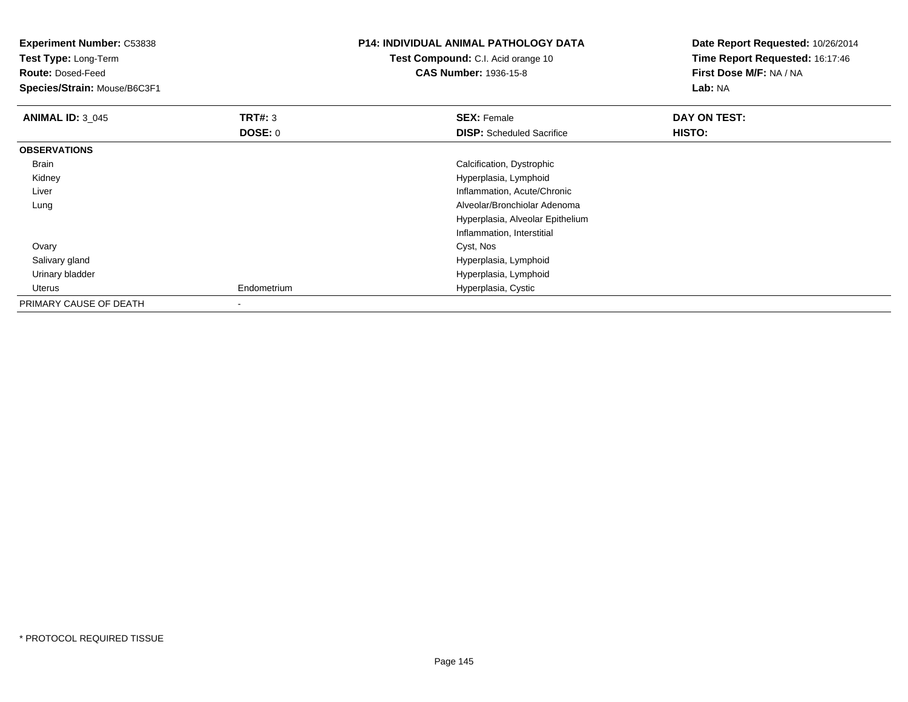**Experiment Number:** C53838
**Test Type:** Long-Term
**Route:** Dosed-Feed
**Species/Strain:** Mouse/B6C3F1

**P14: INDIVIDUAL ANIMAL PATHOLOGY DATA**
**Test Compound:** C.I. Acid orange 10
**CAS Number:** 1936-15-8

**Date Report Requested:** 10/26/2014
**Time Report Requested:** 16:17:46
**First Dose M/F:** NA / NA
**Lab:** NA

| **ANIMAL ID:** 3_045 | **TRT#:** 3 | **SEX:** Female | **DAY ON TEST:** |
|---|---|---|---|
| | **DOSE:** 0 | **DISP:** Scheduled Sacrifice | **HISTO:** |
| **OBSERVATIONS** | | | |
| Brain | | Calcification, Dystrophic | |
| Kidney | | Hyperplasia, Lymphoid | |
| Liver | | Inflammation, Acute/Chronic | |
| Lung | | Alveolar/Bronchiolar Adenoma | |
| | | Hyperplasia, Alveolar Epithelium | |
| | | Inflammation, Interstitial | |
| Ovary | | Cyst, Nos | |
| Salivary gland | | Hyperplasia, Lymphoid | |
| Urinary bladder | | Hyperplasia, Lymphoid | |
| Uterus | Endometrium | Hyperplasia, Cystic | |
| PRIMARY CAUSE OF DEATH | - | | |

* PROTOCOL REQUIRED TISSUE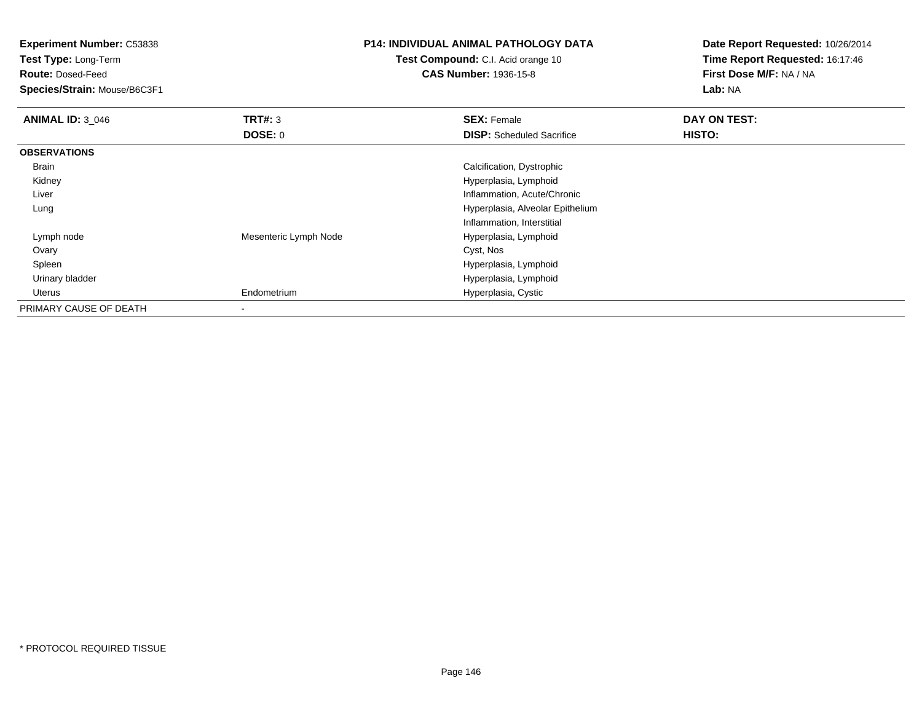**Experiment Number:** C53838
**Test Type:** Long-Term
**Route:** Dosed-Feed
**Species/Strain:** Mouse/B6C3F1

**P14: INDIVIDUAL ANIMAL PATHOLOGY DATA**
**Test Compound:** C.I. Acid orange 10
**CAS Number:** 1936-15-8

**Date Report Requested:** 10/26/2014
**Time Report Requested:** 16:17:46
**First Dose M/F:** NA / NA
**Lab:** NA

| **ANIMAL ID:** 3_046 | **TRT#:** 3 | **SEX:** Female | **DAY ON TEST:** |
|---|---|---|---|
| | **DOSE:** 0 | **DISP:** Scheduled Sacrifice | **HISTO:** |
| **OBSERVATIONS** | | | |
| Brain | | Calcification, Dystrophic | |
| Kidney | | Hyperplasia, Lymphoid | |
| Liver | | Inflammation, Acute/Chronic | |
| Lung | | Hyperplasia, Alveolar Epithelium | |
| | | Inflammation, Interstitial | |
| Lymph node | Mesenteric Lymph Node | Hyperplasia, Lymphoid | |
| Ovary | | Cyst, Nos | |
| Spleen | | Hyperplasia, Lymphoid | |
| Urinary bladder | | Hyperplasia, Lymphoid | |
| Uterus | Endometrium | Hyperplasia, Cystic | |
| PRIMARY CAUSE OF DEATH | - | | |

* PROTOCOL REQUIRED TISSUE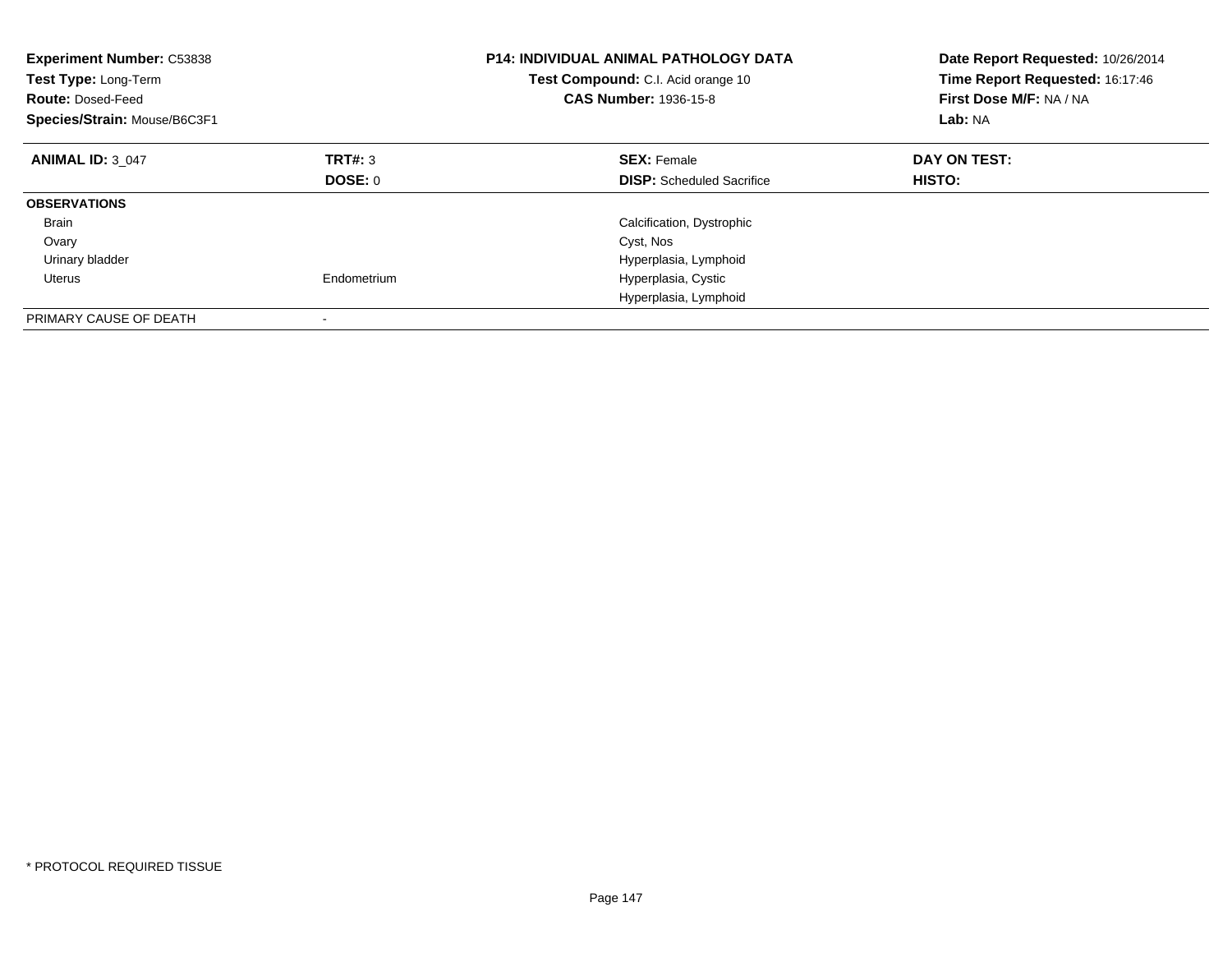**Experiment Number:** C53838
**Test Type:** Long-Term
**Route:** Dosed-Feed
**Species/Strain:** Mouse/B6C3F1

**P14: INDIVIDUAL ANIMAL PATHOLOGY DATA**
**Test Compound:** C.I. Acid orange 10
**CAS Number:** 1936-15-8

**Date Report Requested:** 10/26/2014
**Time Report Requested:** 16:17:46
**First Dose M/F:** NA / NA
**Lab:** NA

| **ANIMAL ID:** 3_047 | **TRT#:** 3 | **SEX:** Female | **DAY ON TEST:** |
|---|---|---|---|
| | **DOSE:** 0 | **DISP:** Scheduled Sacrifice | **HISTO:** |
| **OBSERVATIONS** | | | |
| Brain | | Calcification, Dystrophic | |
| Ovary | | Cyst, Nos | |
| Urinary bladder | | Hyperplasia, Lymphoid | |
| Uterus | Endometrium | Hyperplasia, Cystic | |
| | | Hyperplasia, Lymphoid | |
| PRIMARY CAUSE OF DEATH | - | | |

* PROTOCOL REQUIRED TISSUE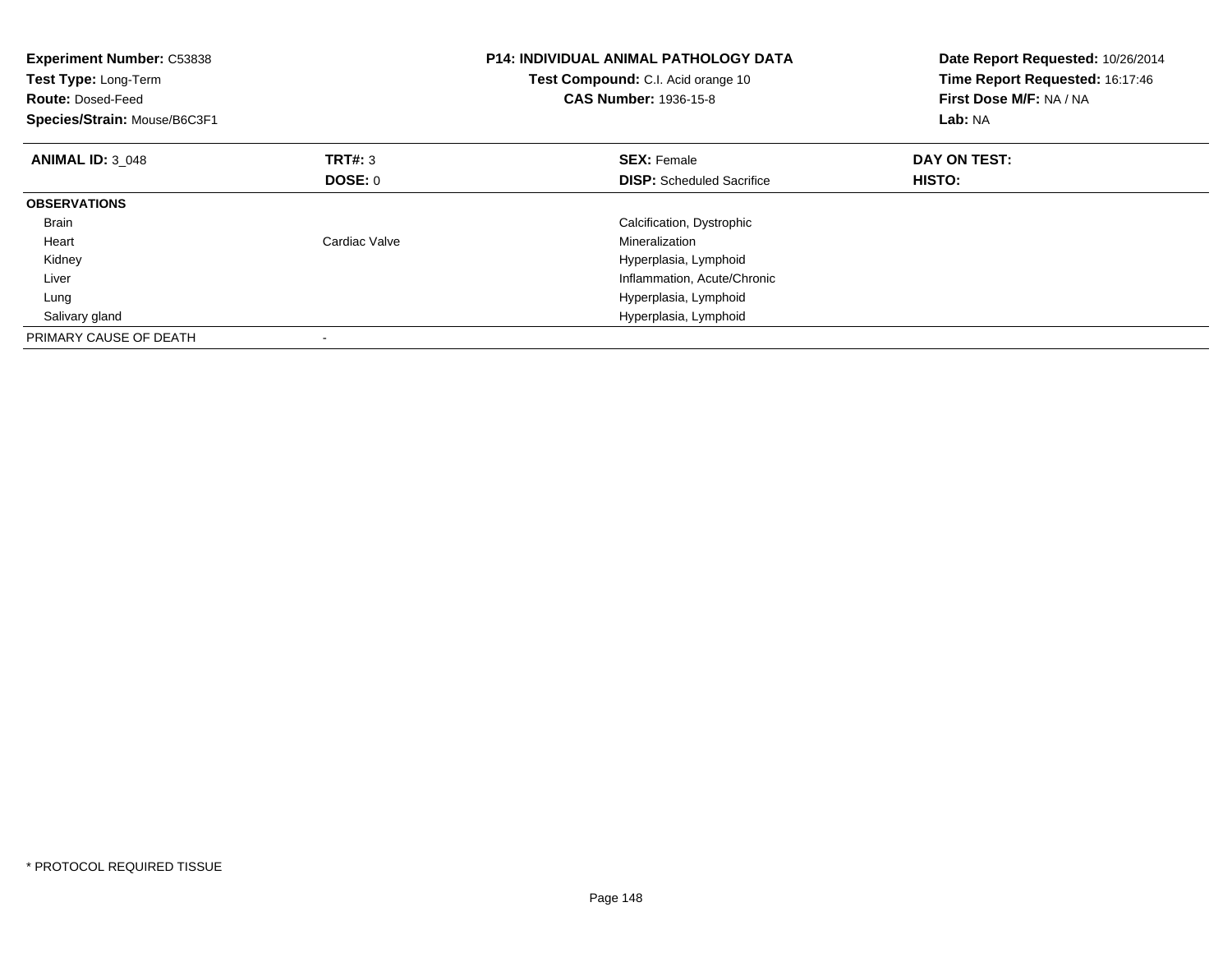**Experiment Number:** C53838
**Test Type:** Long-Term
**Route:** Dosed-Feed
**Species/Strain:** Mouse/B6C3F1

**P14: INDIVIDUAL ANIMAL PATHOLOGY DATA**
**Test Compound:** C.I. Acid orange 10
**CAS Number:** 1936-15-8

**Date Report Requested:** 10/26/2014
**Time Report Requested:** 16:17:46
**First Dose M/F:** NA / NA
**Lab:** NA

| **ANIMAL ID:** 3_048 | **TRT#:** 3 | **SEX:** Female | **DAY ON TEST:** |
|---|---|---|---|
| | **DOSE:** 0 | **DISP:** Scheduled Sacrifice | **HISTO:** |
| **OBSERVATIONS** | | | |
| Brain | | Calcification, Dystrophic | |
| Heart | Cardiac Valve | Mineralization | |
| Kidney | | Hyperplasia, Lymphoid | |
| Liver | | Inflammation, Acute/Chronic | |
| Lung | | Hyperplasia, Lymphoid | |
| Salivary gland | | Hyperplasia, Lymphoid | |
| PRIMARY CAUSE OF DEATH | - | | |

* PROTOCOL REQUIRED TISSUE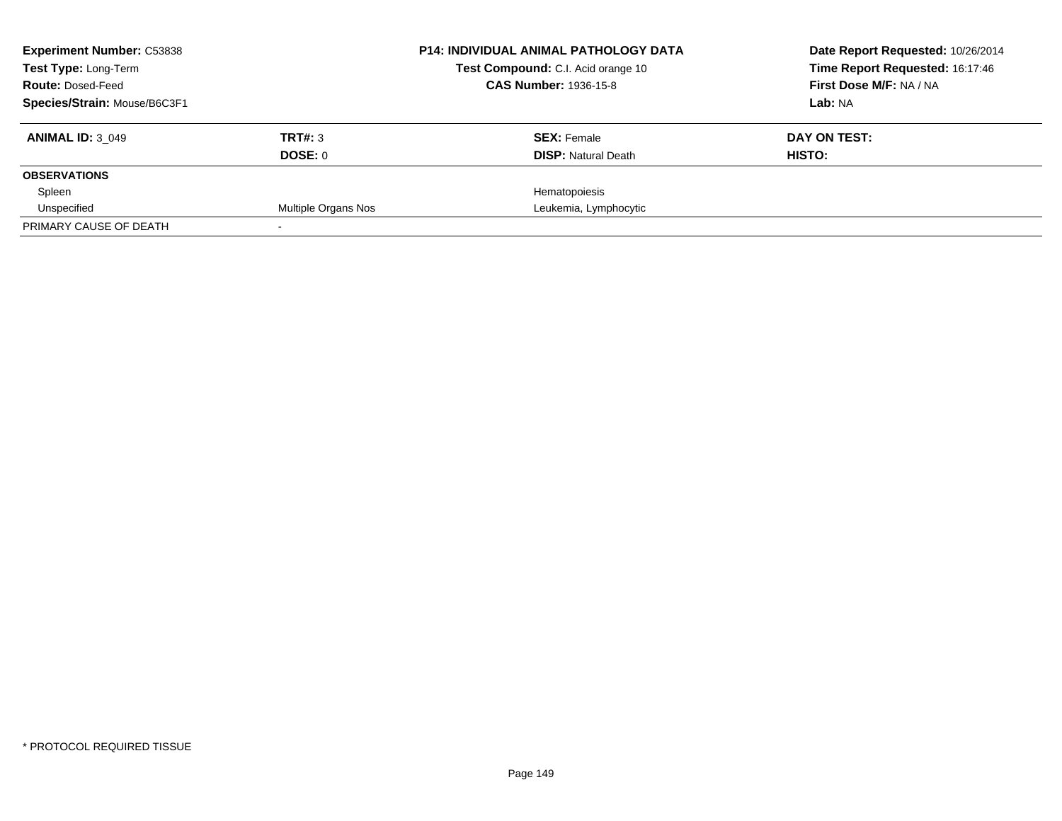**Experiment Number:** C53838
**Test Type:** Long-Term
**Route:** Dosed-Feed
**Species/Strain:** Mouse/B6C3F1

**P14: INDIVIDUAL ANIMAL PATHOLOGY DATA**
**Test Compound:** C.I. Acid orange 10
**CAS Number:** 1936-15-8

**Date Report Requested:** 10/26/2014
**Time Report Requested:** 16:17:46
**First Dose M/F:** NA / NA
**Lab:** NA

| **ANIMAL ID:** 3_049 | **TRT#:** 3 | **SEX:** Female | **DAY ON TEST:** |
|---|---|---|---|
| | **DOSE:** 0 | **DISP:** Natural Death | **HISTO:** |
| **OBSERVATIONS** | | | |
| Spleen | | Hematopoiesis | |
| Unspecified | Multiple Organs Nos | Leukemia, Lymphocytic | |
| PRIMARY CAUSE OF DEATH | - | | |

* PROTOCOL REQUIRED TISSUE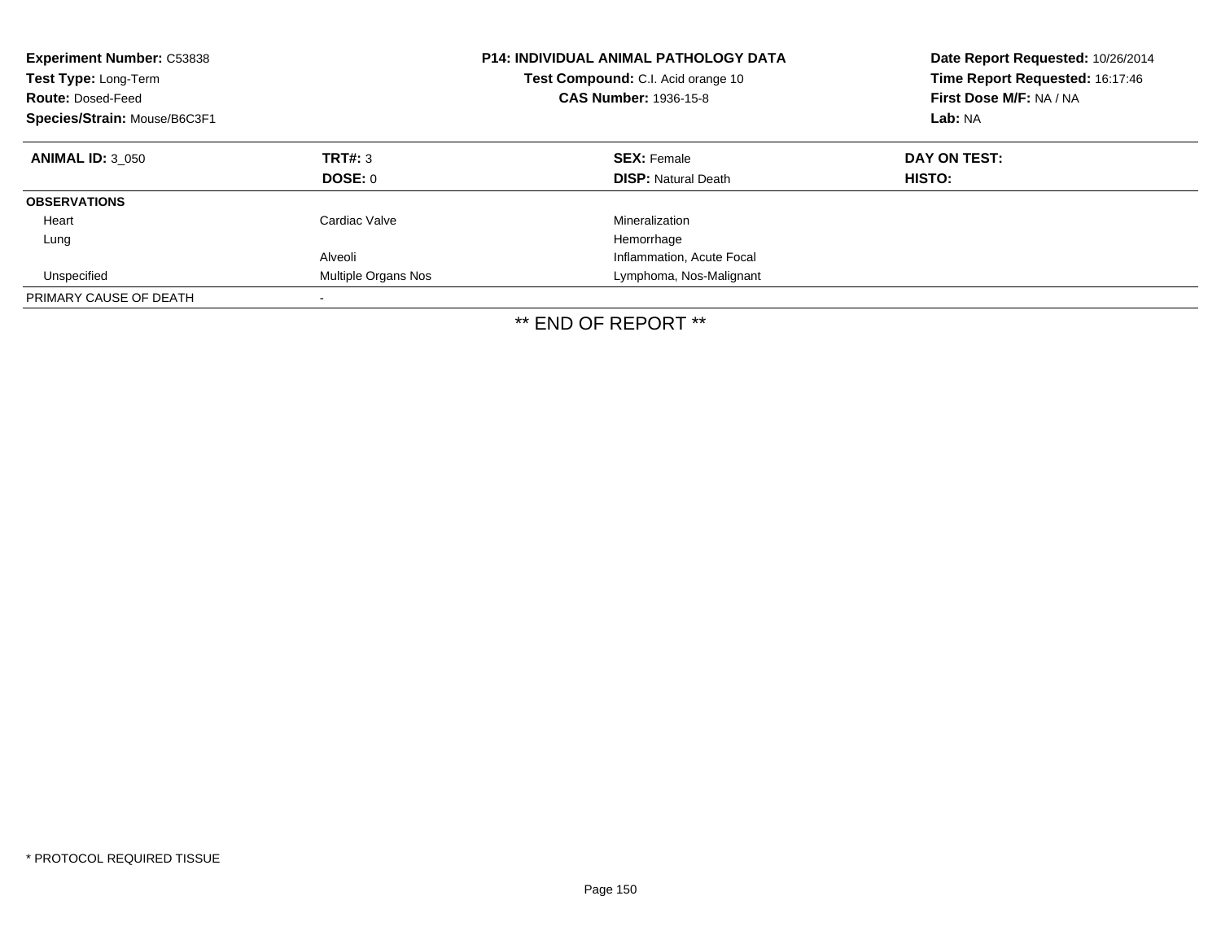**Experiment Number:** C53838
**Test Type:** Long-Term
**Route:** Dosed-Feed
**Species/Strain:** Mouse/B6C3F1

**P14: INDIVIDUAL ANIMAL PATHOLOGY DATA**
**Test Compound:** C.I. Acid orange 10
**CAS Number:** 1936-15-8

**Date Report Requested:** 10/26/2014
**Time Report Requested:** 16:17:46
**First Dose M/F:** NA / NA
**Lab:** NA

| **ANIMAL ID:** 3_050 | **TRT#:** 3 | **SEX:** Female | **DAY ON TEST:** |
|---|---|---|---|
| | **DOSE:** 0 | **DISP:** Natural Death | **HISTO:** |
| **OBSERVATIONS** | | | |
| Heart | Cardiac Valve | Mineralization | |
| Lung | | Hemorrhage | |
| | Alveoli | Inflammation, Acute Focal | |
| Unspecified | Multiple Organs Nos | Lymphoma, Nos-Malignant | |
| PRIMARY CAUSE OF DEATH | - | | |

** END OF REPORT **

* PROTOCOL REQUIRED TISSUE